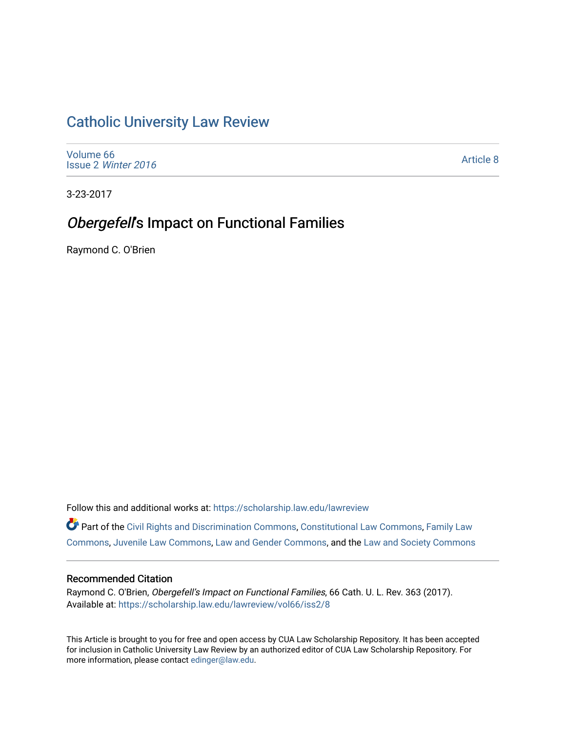# Catholic University Law Review

Volume 66
Issue 2 *Winter 2016*

Article 8

3-23-2017

## *Obergefell*'s Impact on Functional Families

Raymond C. O'Brien

Follow this and additional works at: https://scholarship.law.edu/lawreview

Part of the Civil Rights and Discrimination Commons, Constitutional Law Commons, Family Law Commons, Juvenile Law Commons, Law and Gender Commons, and the Law and Society Commons

### Recommended Citation

Raymond C. O'Brien, *Obergefell's Impact on Functional Families*, 66 Cath. U. L. Rev. 363 (2017).
Available at: https://scholarship.law.edu/lawreview/vol66/iss2/8

This Article is brought to you for free and open access by CUA Law Scholarship Repository. It has been accepted for inclusion in Catholic University Law Review by an authorized editor of CUA Law Scholarship Repository. For more information, please contact edinger@law.edu.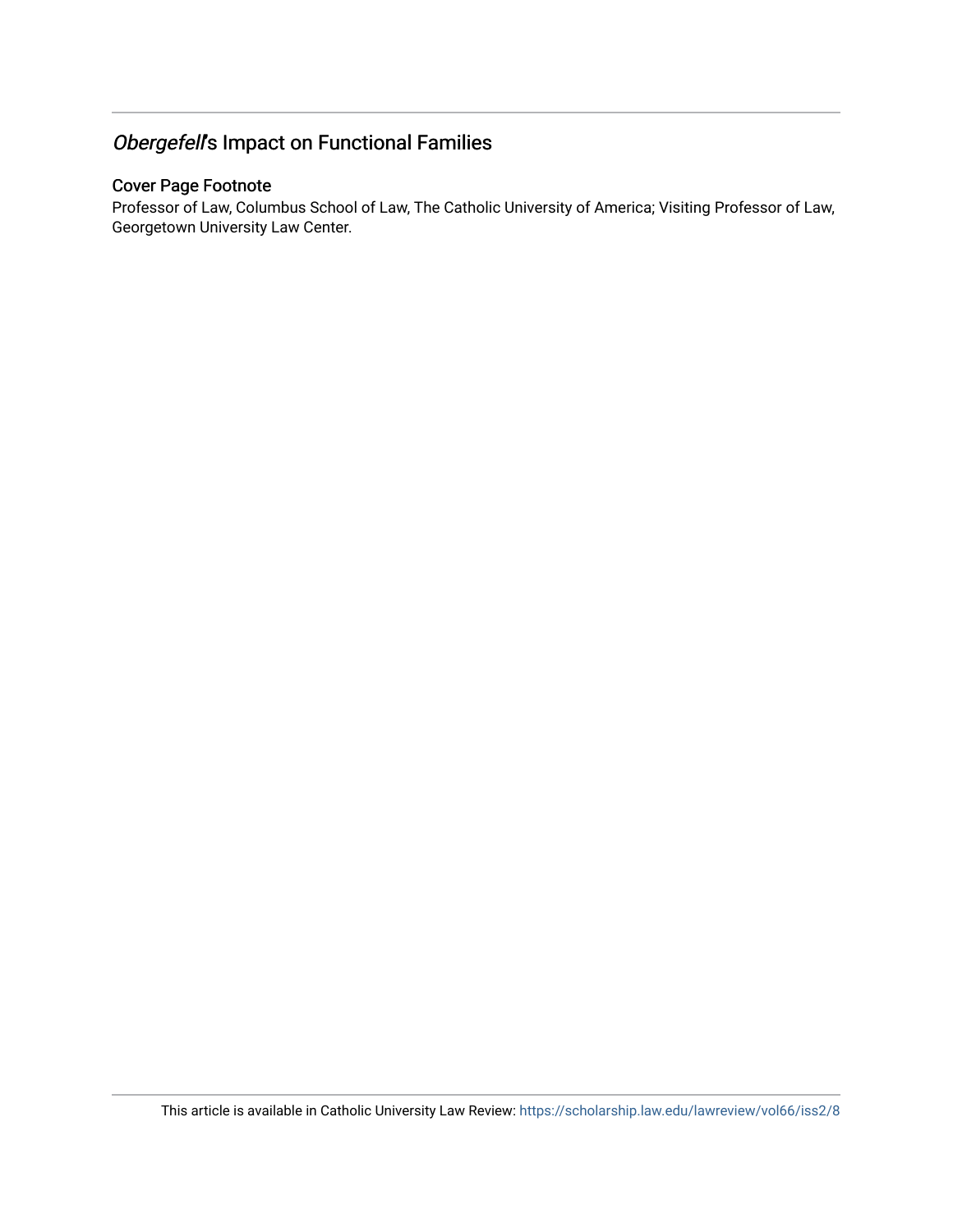## *Obergefell*'s Impact on Functional Families

### Cover Page Footnote

Professor of Law, Columbus School of Law, The Catholic University of America; Visiting Professor of Law, Georgetown University Law Center.

This article is available in Catholic University Law Review: https://scholarship.law.edu/lawreview/vol66/iss2/8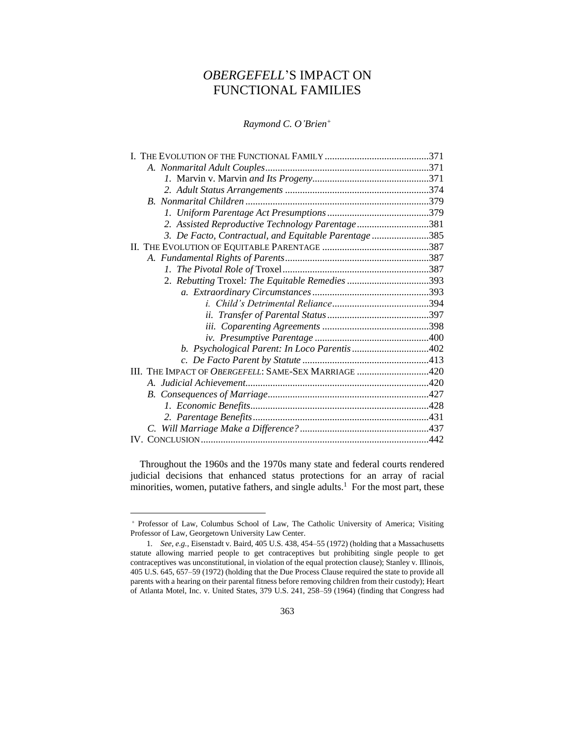# *OBERGEFELL*'S IMPACT ON FUNCTIONAL FAMILIES

*Raymond C. O'Brien*[+]

I. THE EVOLUTION OF THE FUNCTIONAL FAMILY .......................................... 371
- *A. Nonmarital Adult Couples* .................................................................. 371
  - *1.* Marvin v. Marvin *and Its Progeny* ............................................... 371
  - *2. Adult Status Arrangements* .......................................................... 374
- *B. Nonmarital Children* .......................................................................... 379
  - *1. Uniform Parentage Act Presumptions* ......................................... 379
  - *2. Assisted Reproductive Technology Parentage* ............................. 381
  - *3. De Facto, Contractual, and Equitable Parentage* ....................... 385

II. THE EVOLUTION OF EQUITABLE PARENTAGE ........................................... 387
- *A. Fundamental Rights of Parents* .......................................................... 387
  - *1. The Pivotal Role of* Troxel ........................................................... 387
  - 2. *Rebutting* Troxel*: The Equitable Remedies* ................................. 393
    - *a. Extraordinary Circumstances* ............................................... 393
      - *i. Child's Detrimental Reliance* ....................................... 394
      - *ii. Transfer of Parental Status* ......................................... 397
      - *iii. Coparenting Agreements* ........................................... 398
      - *iv. Presumptive Parentage* .............................................. 400
    - *b. Psychological Parent: In Loco Parentis* ............................... 402
    - *c. De Facto Parent by Statute* ................................................... 413

III. THE IMPACT OF *OBERGEFELL*: SAME-SEX MARRIAGE ............................. 420
- *A. Judicial Achievement* .......................................................................... 420
- *B. Consequences of Marriage* ................................................................. 427
  - *1. Economic Benefits* ........................................................................ 428
  - *2. Parentage Benefits* ....................................................................... 431
- *C. Will Marriage Make a Difference?* .................................................... 437

IV. CONCLUSION ........................................................................................... 442

Throughout the 1960s and the 1970s many state and federal courts rendered judicial decisions that enhanced status protections for an array of racial minorities, women, putative fathers, and single adults.[1] For the most part, these

---

[+] Professor of Law, Columbus School of Law, The Catholic University of America; Visiting Professor of Law, Georgetown University Law Center.

1. *See, e.g.*, Eisenstadt v. Baird, 405 U.S. 438, 454–55 (1972) (holding that a Massachusetts statute allowing married people to get contraceptives but prohibiting single people to get contraceptives was unconstitutional, in violation of the equal protection clause); Stanley v. Illinois, 405 U.S. 645, 657–59 (1972) (holding that the Due Process Clause required the state to provide all parents with a hearing on their parental fitness before removing children from their custody); Heart of Atlanta Motel, Inc. v. United States, 379 U.S. 241, 258–59 (1964) (finding that Congress had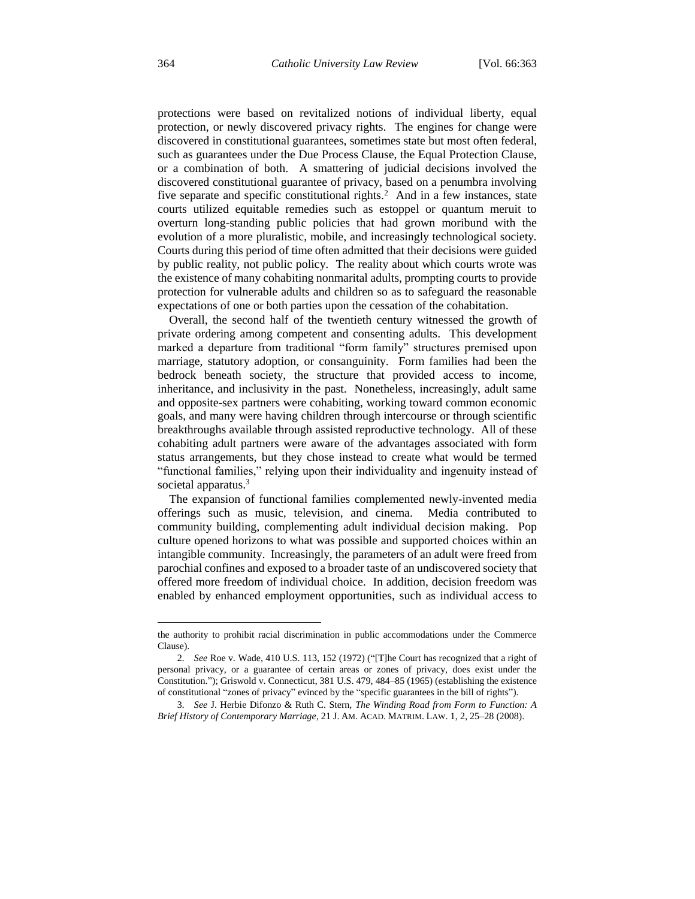protections were based on revitalized notions of individual liberty, equal protection, or newly discovered privacy rights. The engines for change were discovered in constitutional guarantees, sometimes state but most often federal, such as guarantees under the Due Process Clause, the Equal Protection Clause, or a combination of both. A smattering of judicial decisions involved the discovered constitutional guarantee of privacy, based on a penumbra involving five separate and specific constitutional rights.[2] And in a few instances, state courts utilized equitable remedies such as estoppel or quantum meruit to overturn long-standing public policies that had grown moribund with the evolution of a more pluralistic, mobile, and increasingly technological society. Courts during this period of time often admitted that their decisions were guided by public reality, not public policy. The reality about which courts wrote was the existence of many cohabiting nonmarital adults, prompting courts to provide protection for vulnerable adults and children so as to safeguard the reasonable expectations of one or both parties upon the cessation of the cohabitation.

Overall, the second half of the twentieth century witnessed the growth of private ordering among competent and consenting adults. This development marked a departure from traditional "form family" structures premised upon marriage, statutory adoption, or consanguinity. Form families had been the bedrock beneath society, the structure that provided access to income, inheritance, and inclusivity in the past. Nonetheless, increasingly, adult same and opposite-sex partners were cohabiting, working toward common economic goals, and many were having children through intercourse or through scientific breakthroughs available through assisted reproductive technology. All of these cohabiting adult partners were aware of the advantages associated with form status arrangements, but they chose instead to create what would be termed "functional families," relying upon their individuality and ingenuity instead of societal apparatus.[3]

The expansion of functional families complemented newly-invented media offerings such as music, television, and cinema. Media contributed to community building, complementing adult individual decision making. Pop culture opened horizons to what was possible and supported choices within an intangible community. Increasingly, the parameters of an adult were freed from parochial confines and exposed to a broader taste of an undiscovered society that offered more freedom of individual choice. In addition, decision freedom was enabled by enhanced employment opportunities, such as individual access to

---

the authority to prohibit racial discrimination in public accommodations under the Commerce Clause).

2. *See* Roe v. Wade, 410 U.S. 113, 152 (1972) ("[T]he Court has recognized that a right of personal privacy, or a guarantee of certain areas or zones of privacy, does exist under the Constitution."); Griswold v. Connecticut, 381 U.S. 479, 484–85 (1965) (establishing the existence of constitutional "zones of privacy" evinced by the "specific guarantees in the bill of rights").

3. *See* J. Herbie Difonzo & Ruth C. Stern, *The Winding Road from Form to Function: A Brief History of Contemporary Marriage*, 21 J. AM. ACAD. MATRIM. LAW. 1, 2, 25–28 (2008).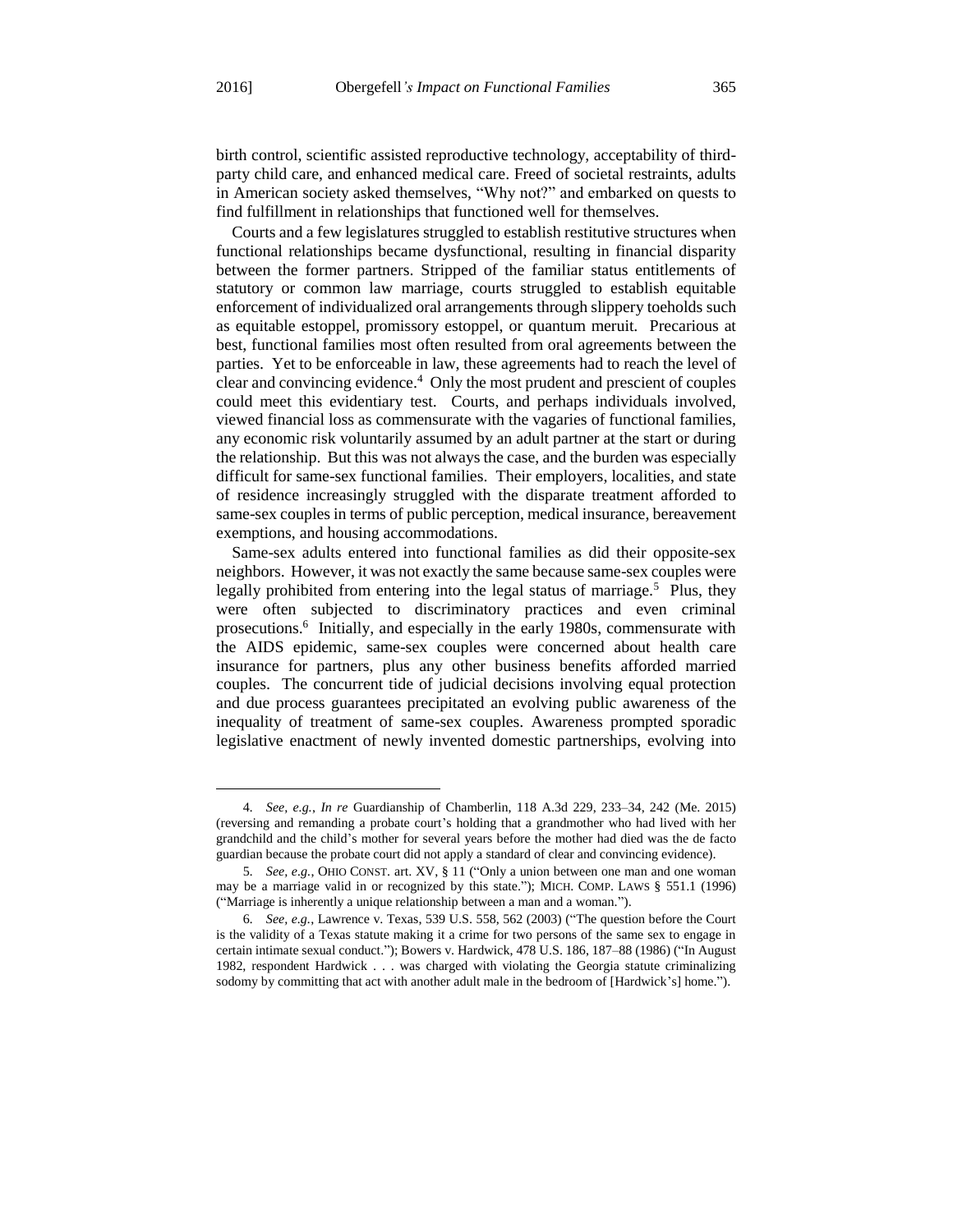birth control, scientific assisted reproductive technology, acceptability of third-party child care, and enhanced medical care. Freed of societal restraints, adults in American society asked themselves, "Why not?" and embarked on quests to find fulfillment in relationships that functioned well for themselves.

Courts and a few legislatures struggled to establish restitutive structures when functional relationships became dysfunctional, resulting in financial disparity between the former partners. Stripped of the familiar status entitlements of statutory or common law marriage, courts struggled to establish equitable enforcement of individualized oral arrangements through slippery toeholds such as equitable estoppel, promissory estoppel, or quantum meruit. Precarious at best, functional families most often resulted from oral agreements between the parties. Yet to be enforceable in law, these agreements had to reach the level of clear and convincing evidence.[4] Only the most prudent and prescient of couples could meet this evidentiary test. Courts, and perhaps individuals involved, viewed financial loss as commensurate with the vagaries of functional families, any economic risk voluntarily assumed by an adult partner at the start or during the relationship. But this was not always the case, and the burden was especially difficult for same-sex functional families. Their employers, localities, and state of residence increasingly struggled with the disparate treatment afforded to same-sex couples in terms of public perception, medical insurance, bereavement exemptions, and housing accommodations.

Same-sex adults entered into functional families as did their opposite-sex neighbors. However, it was not exactly the same because same-sex couples were legally prohibited from entering into the legal status of marriage.[5] Plus, they were often subjected to discriminatory practices and even criminal prosecutions.[6] Initially, and especially in the early 1980s, commensurate with the AIDS epidemic, same-sex couples were concerned about health care insurance for partners, plus any other business benefits afforded married couples. The concurrent tide of judicial decisions involving equal protection and due process guarantees precipitated an evolving public awareness of the inequality of treatment of same-sex couples. Awareness prompted sporadic legislative enactment of newly invented domestic partnerships, evolving into

---

4. *See, e.g.*, *In re* Guardianship of Chamberlin, 118 A.3d 229, 233–34, 242 (Me. 2015) (reversing and remanding a probate court's holding that a grandmother who had lived with her grandchild and the child's mother for several years before the mother had died was the de facto guardian because the probate court did not apply a standard of clear and convincing evidence).

5. *See, e.g.*, OHIO CONST. art. XV, § 11 ("Only a union between one man and one woman may be a marriage valid in or recognized by this state."); MICH. COMP. LAWS § 551.1 (1996) ("Marriage is inherently a unique relationship between a man and a woman.").

6. *See, e.g.*, Lawrence v. Texas, 539 U.S. 558, 562 (2003) ("The question before the Court is the validity of a Texas statute making it a crime for two persons of the same sex to engage in certain intimate sexual conduct."); Bowers v. Hardwick, 478 U.S. 186, 187–88 (1986) ("In August 1982, respondent Hardwick . . . was charged with violating the Georgia statute criminalizing sodomy by committing that act with another adult male in the bedroom of [Hardwick's] home.").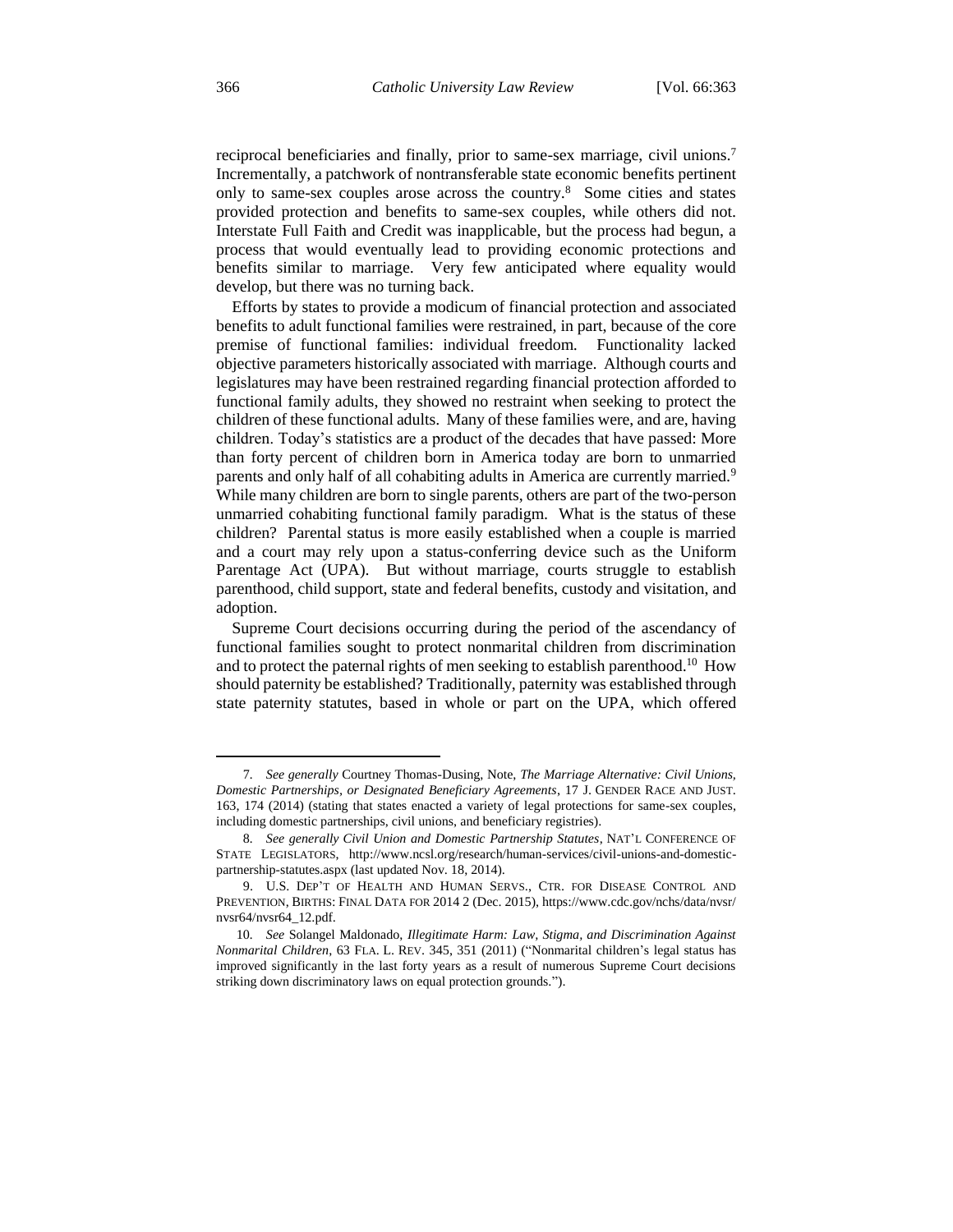reciprocal beneficiaries and finally, prior to same-sex marriage, civil unions.[7] Incrementally, a patchwork of nontransferable state economic benefits pertinent only to same-sex couples arose across the country.[8] Some cities and states provided protection and benefits to same-sex couples, while others did not. Interstate Full Faith and Credit was inapplicable, but the process had begun, a process that would eventually lead to providing economic protections and benefits similar to marriage. Very few anticipated where equality would develop, but there was no turning back.

Efforts by states to provide a modicum of financial protection and associated benefits to adult functional families were restrained, in part, because of the core premise of functional families: individual freedom. Functionality lacked objective parameters historically associated with marriage. Although courts and legislatures may have been restrained regarding financial protection afforded to functional family adults, they showed no restraint when seeking to protect the children of these functional adults. Many of these families were, and are, having children. Today's statistics are a product of the decades that have passed: More than forty percent of children born in America today are born to unmarried parents and only half of all cohabiting adults in America are currently married.[9] While many children are born to single parents, others are part of the two-person unmarried cohabiting functional family paradigm. What is the status of these children? Parental status is more easily established when a couple is married and a court may rely upon a status-conferring device such as the Uniform Parentage Act (UPA). But without marriage, courts struggle to establish parenthood, child support, state and federal benefits, custody and visitation, and adoption.

Supreme Court decisions occurring during the period of the ascendancy of functional families sought to protect nonmarital children from discrimination and to protect the paternal rights of men seeking to establish parenthood.[10] How should paternity be established? Traditionally, paternity was established through state paternity statutes, based in whole or part on the UPA, which offered

---

7. *See generally* Courtney Thomas-Dusing, Note, *The Marriage Alternative: Civil Unions, Domestic Partnerships, or Designated Beneficiary Agreements*, 17 J. GENDER RACE AND JUST. 163, 174 (2014) (stating that states enacted a variety of legal protections for same-sex couples, including domestic partnerships, civil unions, and beneficiary registries).

8. *See generally Civil Union and Domestic Partnership Statutes*, NAT'L CONFERENCE OF STATE LEGISLATORS, http://www.ncsl.org/research/human-services/civil-unions-and-domestic-partnership-statutes.aspx (last updated Nov. 18, 2014).

9. U.S. DEP'T OF HEALTH AND HUMAN SERVS., CTR. FOR DISEASE CONTROL AND PREVENTION, BIRTHS: FINAL DATA FOR 2014 2 (Dec. 2015), https://www.cdc.gov/nchs/data/nvsr/nvsr64/nvsr64_12.pdf.

10. *See* Solangel Maldonado, *Illegitimate Harm: Law, Stigma, and Discrimination Against Nonmarital Children*, 63 FLA. L. REV. 345, 351 (2011) ("Nonmarital children's legal status has improved significantly in the last forty years as a result of numerous Supreme Court decisions striking down discriminatory laws on equal protection grounds.").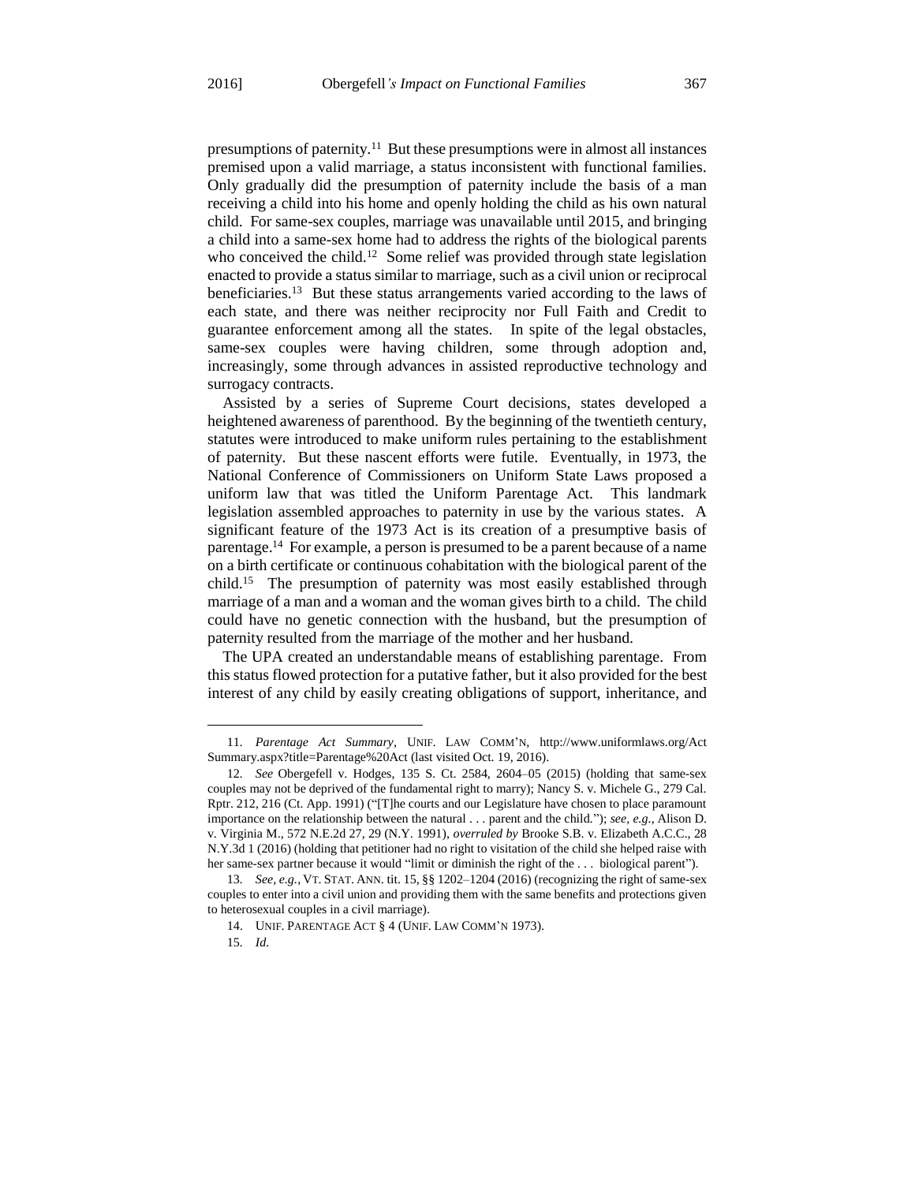presumptions of paternity.[11] But these presumptions were in almost all instances premised upon a valid marriage, a status inconsistent with functional families. Only gradually did the presumption of paternity include the basis of a man receiving a child into his home and openly holding the child as his own natural child. For same-sex couples, marriage was unavailable until 2015, and bringing a child into a same-sex home had to address the rights of the biological parents who conceived the child.[12] Some relief was provided through state legislation enacted to provide a status similar to marriage, such as a civil union or reciprocal beneficiaries.[13] But these status arrangements varied according to the laws of each state, and there was neither reciprocity nor Full Faith and Credit to guarantee enforcement among all the states. In spite of the legal obstacles, same-sex couples were having children, some through adoption and, increasingly, some through advances in assisted reproductive technology and surrogacy contracts.

Assisted by a series of Supreme Court decisions, states developed a heightened awareness of parenthood. By the beginning of the twentieth century, statutes were introduced to make uniform rules pertaining to the establishment of paternity. But these nascent efforts were futile. Eventually, in 1973, the National Conference of Commissioners on Uniform State Laws proposed a uniform law that was titled the Uniform Parentage Act. This landmark legislation assembled approaches to paternity in use by the various states. A significant feature of the 1973 Act is its creation of a presumptive basis of parentage.[14] For example, a person is presumed to be a parent because of a name on a birth certificate or continuous cohabitation with the biological parent of the child.[15] The presumption of paternity was most easily established through marriage of a man and a woman and the woman gives birth to a child. The child could have no genetic connection with the husband, but the presumption of paternity resulted from the marriage of the mother and her husband.

The UPA created an understandable means of establishing parentage. From this status flowed protection for a putative father, but it also provided for the best interest of any child by easily creating obligations of support, inheritance, and

---

11. *Parentage Act Summary*, UNIF. LAW COMM'N, http://www.uniformlaws.org/Act Summary.aspx?title=Parentage%20Act (last visited Oct. 19, 2016).

12. *See* Obergefell v. Hodges, 135 S. Ct. 2584, 2604–05 (2015) (holding that same-sex couples may not be deprived of the fundamental right to marry); Nancy S. v. Michele G., 279 Cal. Rptr. 212, 216 (Ct. App. 1991) ("[T]he courts and our Legislature have chosen to place paramount importance on the relationship between the natural . . . parent and the child."); *see, e.g.*, Alison D. v. Virginia M., 572 N.E.2d 27, 29 (N.Y. 1991), *overruled by* Brooke S.B. v. Elizabeth A.C.C., 28 N.Y.3d 1 (2016) (holding that petitioner had no right to visitation of the child she helped raise with her same-sex partner because it would "limit or diminish the right of the . . . biological parent").

13. *See, e.g.*, VT. STAT. ANN. tit. 15, §§ 1202–1204 (2016) (recognizing the right of same-sex couples to enter into a civil union and providing them with the same benefits and protections given to heterosexual couples in a civil marriage).

14. UNIF. PARENTAGE ACT § 4 (UNIF. LAW COMM'N 1973).

15. *Id.*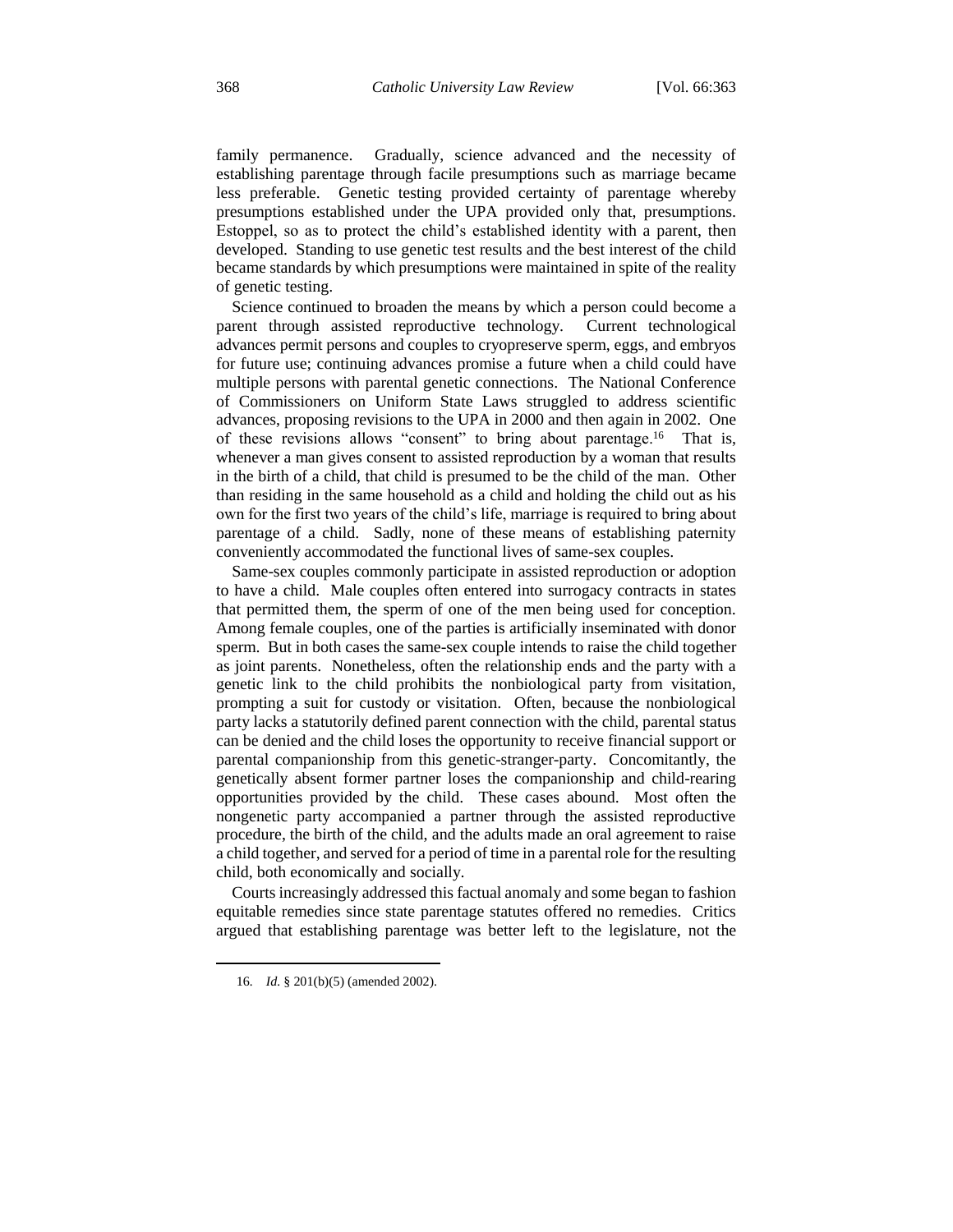family permanence. Gradually, science advanced and the necessity of establishing parentage through facile presumptions such as marriage became less preferable. Genetic testing provided certainty of parentage whereby presumptions established under the UPA provided only that, presumptions. Estoppel, so as to protect the child's established identity with a parent, then developed. Standing to use genetic test results and the best interest of the child became standards by which presumptions were maintained in spite of the reality of genetic testing.

Science continued to broaden the means by which a person could become a parent through assisted reproductive technology. Current technological advances permit persons and couples to cryopreserve sperm, eggs, and embryos for future use; continuing advances promise a future when a child could have multiple persons with parental genetic connections. The National Conference of Commissioners on Uniform State Laws struggled to address scientific advances, proposing revisions to the UPA in 2000 and then again in 2002. One of these revisions allows "consent" to bring about parentage.[16] That is, whenever a man gives consent to assisted reproduction by a woman that results in the birth of a child, that child is presumed to be the child of the man. Other than residing in the same household as a child and holding the child out as his own for the first two years of the child's life, marriage is required to bring about parentage of a child. Sadly, none of these means of establishing paternity conveniently accommodated the functional lives of same-sex couples.

Same-sex couples commonly participate in assisted reproduction or adoption to have a child. Male couples often entered into surrogacy contracts in states that permitted them, the sperm of one of the men being used for conception. Among female couples, one of the parties is artificially inseminated with donor sperm. But in both cases the same-sex couple intends to raise the child together as joint parents. Nonetheless, often the relationship ends and the party with a genetic link to the child prohibits the nonbiological party from visitation, prompting a suit for custody or visitation. Often, because the nonbiological party lacks a statutorily defined parent connection with the child, parental status can be denied and the child loses the opportunity to receive financial support or parental companionship from this genetic-stranger-party. Concomitantly, the genetically absent former partner loses the companionship and child-rearing opportunities provided by the child. These cases abound. Most often the nongenetic party accompanied a partner through the assisted reproductive procedure, the birth of the child, and the adults made an oral agreement to raise a child together, and served for a period of time in a parental role for the resulting child, both economically and socially.

Courts increasingly addressed this factual anomaly and some began to fashion equitable remedies since state parentage statutes offered no remedies. Critics argued that establishing parentage was better left to the legislature, not the

16. *Id.* § 201(b)(5) (amended 2002).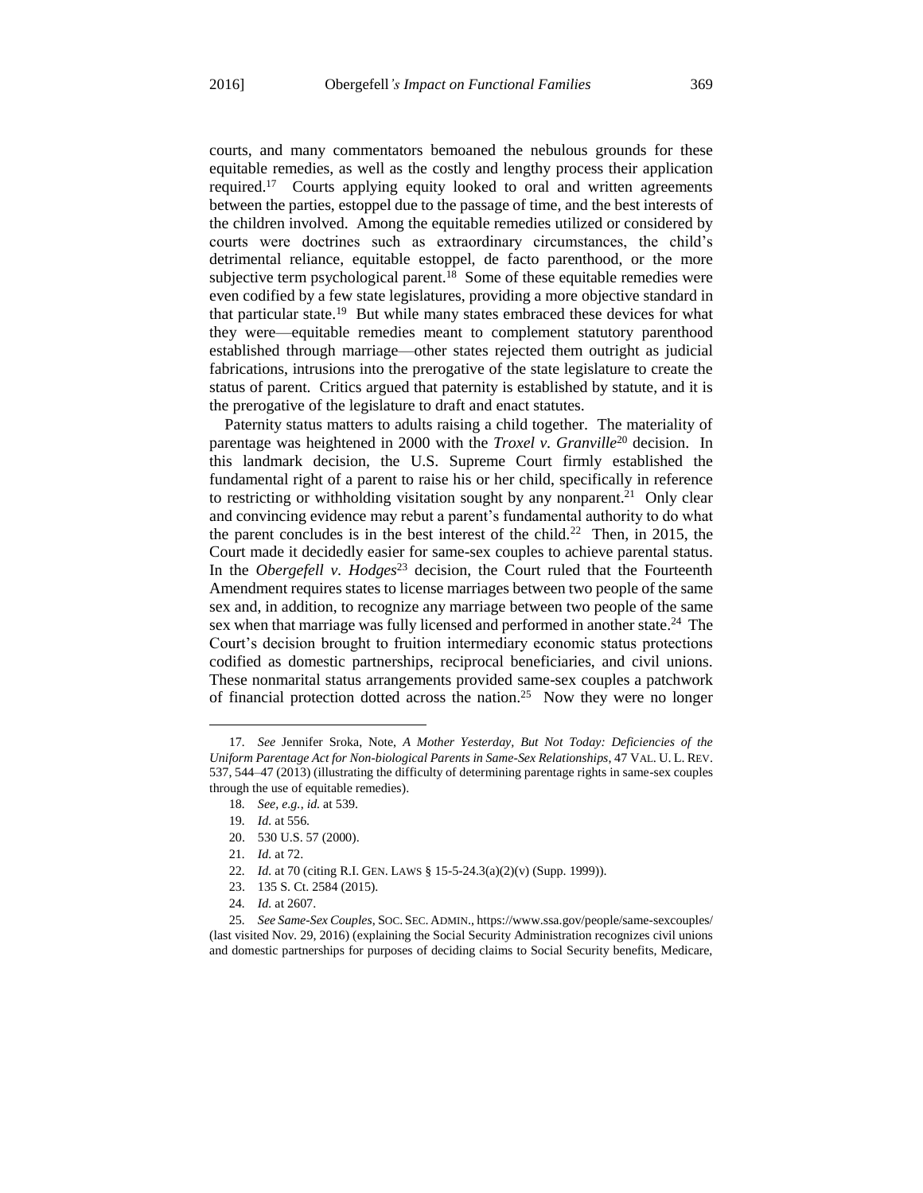courts, and many commentators bemoaned the nebulous grounds for these equitable remedies, as well as the costly and lengthy process their application required.[17] Courts applying equity looked to oral and written agreements between the parties, estoppel due to the passage of time, and the best interests of the children involved. Among the equitable remedies utilized or considered by courts were doctrines such as extraordinary circumstances, the child's detrimental reliance, equitable estoppel, de facto parenthood, or the more subjective term psychological parent.[18] Some of these equitable remedies were even codified by a few state legislatures, providing a more objective standard in that particular state.[19] But while many states embraced these devices for what they were—equitable remedies meant to complement statutory parenthood established through marriage—other states rejected them outright as judicial fabrications, intrusions into the prerogative of the state legislature to create the status of parent. Critics argued that paternity is established by statute, and it is the prerogative of the legislature to draft and enact statutes.

Paternity status matters to adults raising a child together. The materiality of parentage was heightened in 2000 with the *Troxel v. Granville*[20] decision. In this landmark decision, the U.S. Supreme Court firmly established the fundamental right of a parent to raise his or her child, specifically in reference to restricting or withholding visitation sought by any nonparent.[21] Only clear and convincing evidence may rebut a parent's fundamental authority to do what the parent concludes is in the best interest of the child.[22] Then, in 2015, the Court made it decidedly easier for same-sex couples to achieve parental status. In the *Obergefell v. Hodges*[23] decision, the Court ruled that the Fourteenth Amendment requires states to license marriages between two people of the same sex and, in addition, to recognize any marriage between two people of the same sex when that marriage was fully licensed and performed in another state.[24] The Court's decision brought to fruition intermediary economic status protections codified as domestic partnerships, reciprocal beneficiaries, and civil unions. These nonmarital status arrangements provided same-sex couples a patchwork of financial protection dotted across the nation.[25] Now they were no longer

---

17. *See* Jennifer Sroka, Note, *A Mother Yesterday, But Not Today: Deficiencies of the Uniform Parentage Act for Non-biological Parents in Same-Sex Relationships*, 47 VAL. U. L. REV. 537, 544–47 (2013) (illustrating the difficulty of determining parentage rights in same-sex couples through the use of equitable remedies).

18. *See, e.g.*, *id.* at 539.

19. *Id.* at 556.

20. 530 U.S. 57 (2000).

21. *Id.* at 72.

22. *Id.* at 70 (citing R.I. GEN. LAWS § 15-5-24.3(a)(2)(v) (Supp. 1999)).

23. 135 S. Ct. 2584 (2015).

24. *Id.* at 2607.

25. *See Same-Sex Couples*, SOC. SEC. ADMIN., https://www.ssa.gov/people/same-sexcouples/ (last visited Nov. 29, 2016) (explaining the Social Security Administration recognizes civil unions and domestic partnerships for purposes of deciding claims to Social Security benefits, Medicare,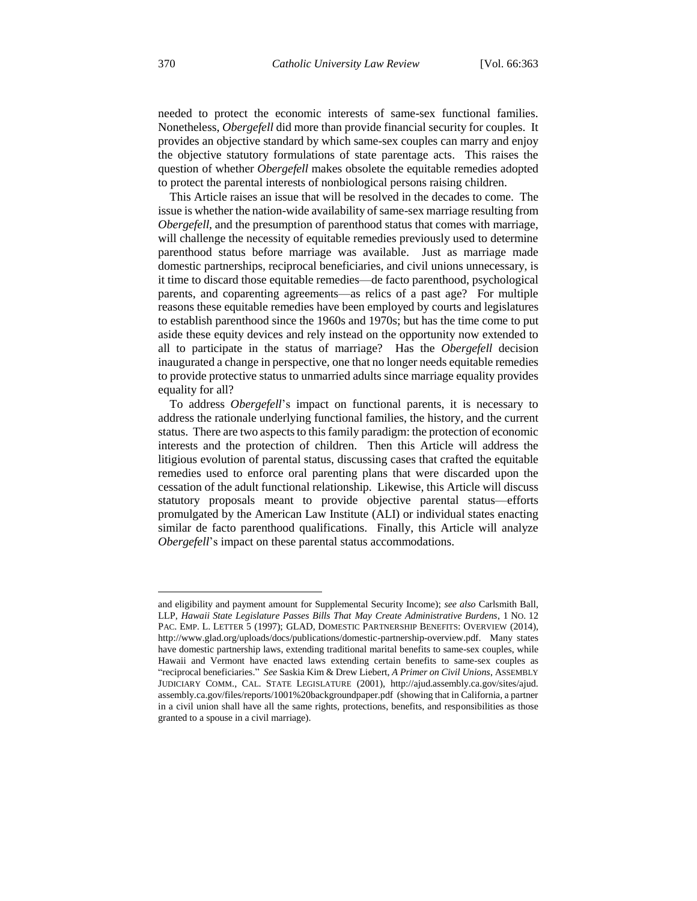needed to protect the economic interests of same-sex functional families. Nonetheless, *Obergefell* did more than provide financial security for couples. It provides an objective standard by which same-sex couples can marry and enjoy the objective statutory formulations of state parentage acts. This raises the question of whether *Obergefell* makes obsolete the equitable remedies adopted to protect the parental interests of nonbiological persons raising children.

This Article raises an issue that will be resolved in the decades to come. The issue is whether the nation-wide availability of same-sex marriage resulting from *Obergefell*, and the presumption of parenthood status that comes with marriage, will challenge the necessity of equitable remedies previously used to determine parenthood status before marriage was available. Just as marriage made domestic partnerships, reciprocal beneficiaries, and civil unions unnecessary, is it time to discard those equitable remedies—de facto parenthood, psychological parents, and coparenting agreements—as relics of a past age? For multiple reasons these equitable remedies have been employed by courts and legislatures to establish parenthood since the 1960s and 1970s; but has the time come to put aside these equity devices and rely instead on the opportunity now extended to all to participate in the status of marriage? Has the *Obergefell* decision inaugurated a change in perspective, one that no longer needs equitable remedies to provide protective status to unmarried adults since marriage equality provides equality for all?

To address *Obergefell*'s impact on functional parents, it is necessary to address the rationale underlying functional families, the history, and the current status. There are two aspects to this family paradigm: the protection of economic interests and the protection of children. Then this Article will address the litigious evolution of parental status, discussing cases that crafted the equitable remedies used to enforce oral parenting plans that were discarded upon the cessation of the adult functional relationship. Likewise, this Article will discuss statutory proposals meant to provide objective parental status—efforts promulgated by the American Law Institute (ALI) or individual states enacting similar de facto parenthood qualifications. Finally, this Article will analyze *Obergefell*'s impact on these parental status accommodations.

---

and eligibility and payment amount for Supplemental Security Income); *see also* Carlsmith Ball, LLP, *Hawaii State Legislature Passes Bills That May Create Administrative Burdens*, 1 NO. 12 PAC. EMP. L. LETTER 5 (1997); GLAD, DOMESTIC PARTNERSHIP BENEFITS: OVERVIEW (2014), http://www.glad.org/uploads/docs/publications/domestic-partnership-overview.pdf. Many states have domestic partnership laws, extending traditional marital benefits to same-sex couples, while Hawaii and Vermont have enacted laws extending certain benefits to same-sex couples as "reciprocal beneficiaries." *See* Saskia Kim & Drew Liebert, *A Primer on Civil Unions*, ASSEMBLY JUDICIARY COMM., CAL. STATE LEGISLATURE (2001), http://ajud.assembly.ca.gov/sites/ajud.assembly.ca.gov/files/reports/1001%20backgroundpaper.pdf (showing that in California, a partner in a civil union shall have all the same rights, protections, benefits, and responsibilities as those granted to a spouse in a civil marriage).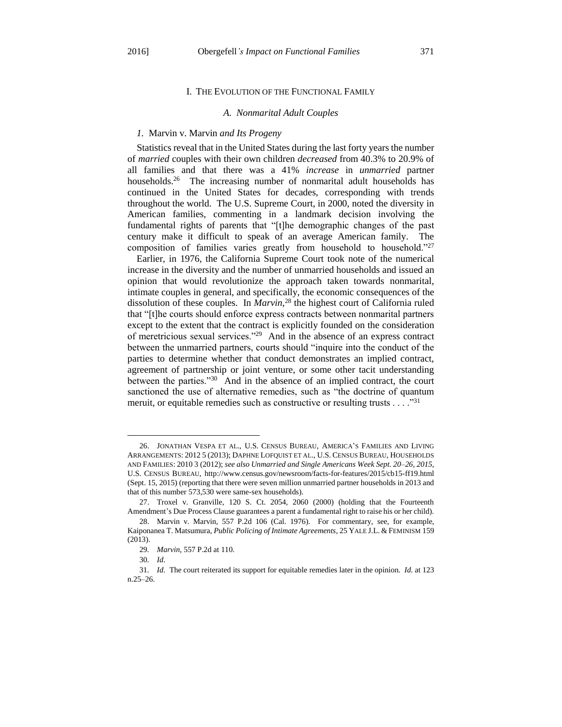## I. THE EVOLUTION OF THE FUNCTIONAL FAMILY

### *A. Nonmarital Adult Couples*

#### *1.* Marvin v. Marvin *and Its Progeny*

Statistics reveal that in the United States during the last forty years the number of *married* couples with their own children *decreased* from 40.3% to 20.9% of all families and that there was a 41% *increase* in *unmarried* partner households.[26] The increasing number of nonmarital adult households has continued in the United States for decades, corresponding with trends throughout the world. The U.S. Supreme Court, in 2000, noted the diversity in American families, commenting in a landmark decision involving the fundamental rights of parents that "[t]he demographic changes of the past century make it difficult to speak of an average American family. The composition of families varies greatly from household to household."[27]

Earlier, in 1976, the California Supreme Court took note of the numerical increase in the diversity and the number of unmarried households and issued an opinion that would revolutionize the approach taken towards nonmarital, intimate couples in general, and specifically, the economic consequences of the dissolution of these couples. In *Marvin*,[28] the highest court of California ruled that "[t]he courts should enforce express contracts between nonmarital partners except to the extent that the contract is explicitly founded on the consideration of meretricious sexual services."[29] And in the absence of an express contract between the unmarried partners, courts should "inquire into the conduct of the parties to determine whether that conduct demonstrates an implied contract, agreement of partnership or joint venture, or some other tacit understanding between the parties."[30] And in the absence of an implied contract, the court sanctioned the use of alternative remedies, such as "the doctrine of quantum meruit, or equitable remedies such as constructive or resulting trusts . . . ."[31]

---

26. JONATHAN VESPA ET AL., U.S. CENSUS BUREAU, AMERICA'S FAMILIES AND LIVING ARRANGEMENTS: 2012 5 (2013); DAPHNE LOFQUIST ET AL., U.S. CENSUS BUREAU, HOUSEHOLDS AND FAMILIES: 2010 3 (2012); *see also Unmarried and Single Americans Week Sept. 20–26, 2015*, U.S. CENSUS BUREAU, http://www.census.gov/newsroom/facts-for-features/2015/cb15-ff19.html (Sept. 15, 2015) (reporting that there were seven million unmarried partner households in 2013 and that of this number 573,530 were same-sex households).

27. Troxel v. Granville, 120 S. Ct. 2054, 2060 (2000) (holding that the Fourteenth Amendment's Due Process Clause guarantees a parent a fundamental right to raise his or her child).

28. Marvin v. Marvin, 557 P.2d 106 (Cal. 1976). For commentary, see, for example, Kaiponanea T. Matsumura, *Public Policing of Intimate Agreements*, 25 YALE J.L. & FEMINISM 159 (2013).

29. *Marvin*, 557 P.2d at 110.

30. *Id.*

31. *Id.* The court reiterated its support for equitable remedies later in the opinion. *Id.* at 123 n.25–26.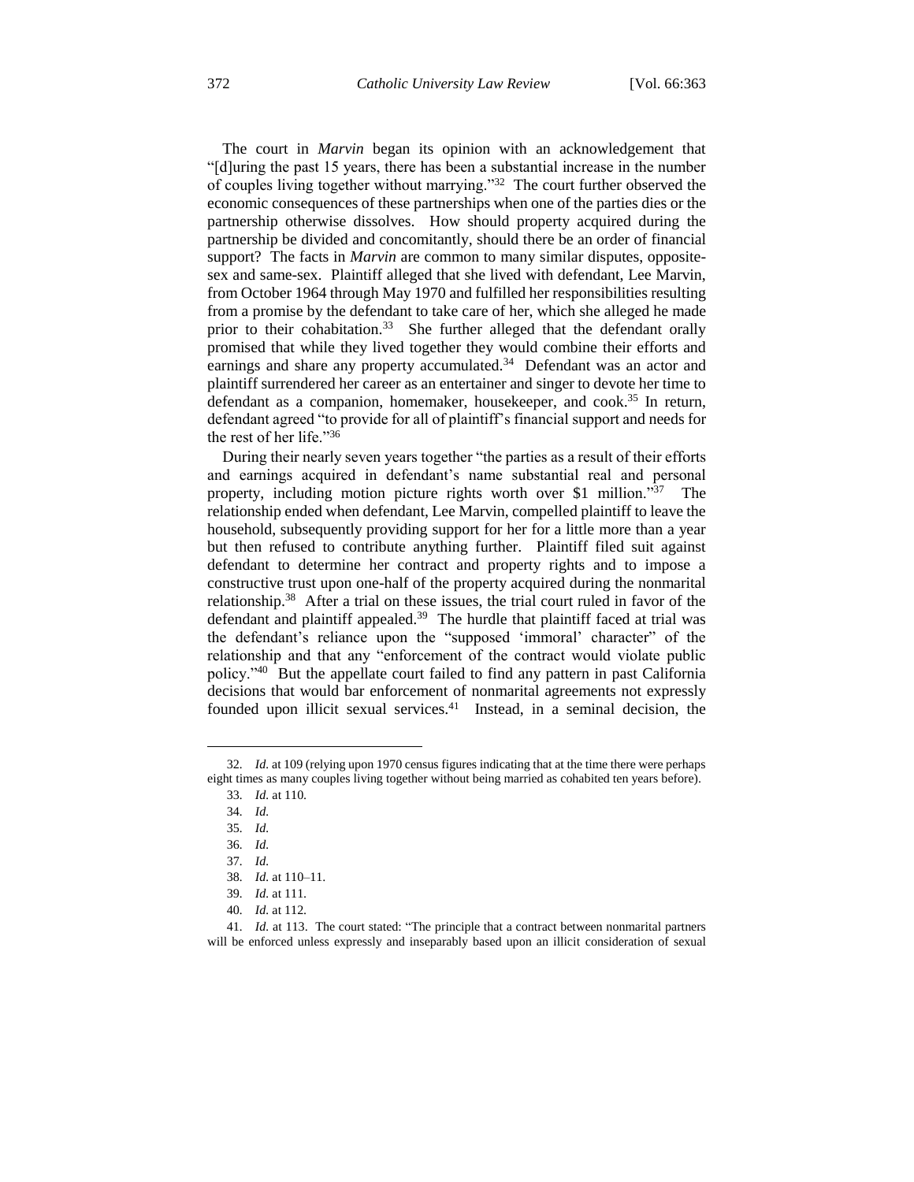The court in *Marvin* began its opinion with an acknowledgement that "[d]uring the past 15 years, there has been a substantial increase in the number of couples living together without marrying."[32] The court further observed the economic consequences of these partnerships when one of the parties dies or the partnership otherwise dissolves. How should property acquired during the partnership be divided and concomitantly, should there be an order of financial support? The facts in *Marvin* are common to many similar disputes, opposite-sex and same-sex. Plaintiff alleged that she lived with defendant, Lee Marvin, from October 1964 through May 1970 and fulfilled her responsibilities resulting from a promise by the defendant to take care of her, which she alleged he made prior to their cohabitation.[33] She further alleged that the defendant orally promised that while they lived together they would combine their efforts and earnings and share any property accumulated.[34] Defendant was an actor and plaintiff surrendered her career as an entertainer and singer to devote her time to defendant as a companion, homemaker, housekeeper, and cook.[35] In return, defendant agreed "to provide for all of plaintiff's financial support and needs for the rest of her life."[36]

During their nearly seven years together "the parties as a result of their efforts and earnings acquired in defendant's name substantial real and personal property, including motion picture rights worth over $1 million."[37] The relationship ended when defendant, Lee Marvin, compelled plaintiff to leave the household, subsequently providing support for her for a little more than a year but then refused to contribute anything further. Plaintiff filed suit against defendant to determine her contract and property rights and to impose a constructive trust upon one-half of the property acquired during the nonmarital relationship.[38] After a trial on these issues, the trial court ruled in favor of the defendant and plaintiff appealed.[39] The hurdle that plaintiff faced at trial was the defendant's reliance upon the "supposed 'immoral' character" of the relationship and that any "enforcement of the contract would violate public policy."[40] But the appellate court failed to find any pattern in past California decisions that would bar enforcement of nonmarital agreements not expressly founded upon illicit sexual services.[41] Instead, in a seminal decision, the

---

32. *Id.* at 109 (relying upon 1970 census figures indicating that at the time there were perhaps eight times as many couples living together without being married as cohabited ten years before).

33. *Id.* at 110.

34. *Id.*

35. *Id.*

36. *Id.*

37. *Id.*

38. *Id.* at 110–11.

39. *Id.* at 111.

40. *Id.* at 112.

41. *Id.* at 113. The court stated: "The principle that a contract between nonmarital partners will be enforced unless expressly and inseparably based upon an illicit consideration of sexual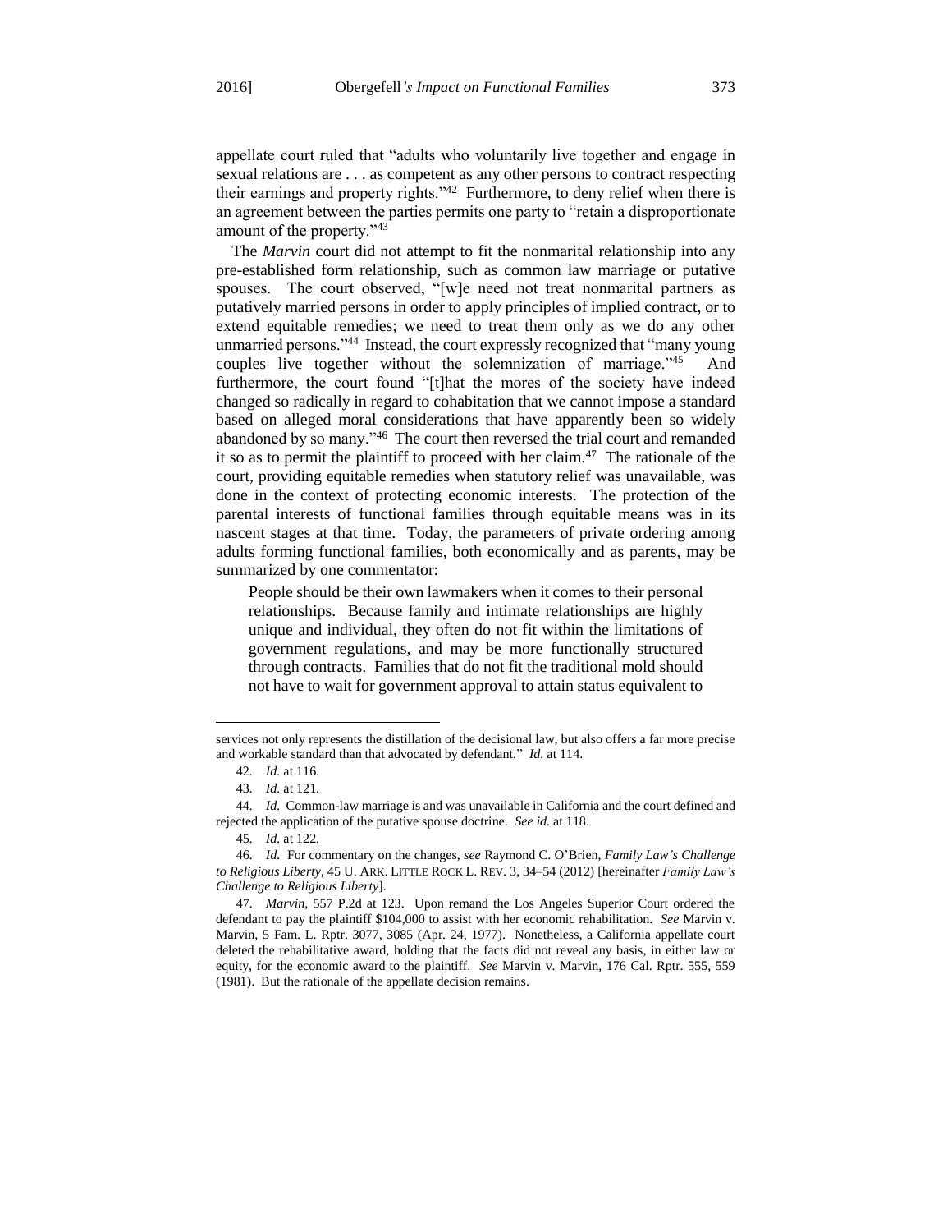appellate court ruled that "adults who voluntarily live together and engage in sexual relations are . . . as competent as any other persons to contract respecting their earnings and property rights."[42] Furthermore, to deny relief when there is an agreement between the parties permits one party to "retain a disproportionate amount of the property."[43]

The *Marvin* court did not attempt to fit the nonmarital relationship into any pre-established form relationship, such as common law marriage or putative spouses. The court observed, "[w]e need not treat nonmarital partners as putatively married persons in order to apply principles of implied contract, or to extend equitable remedies; we need to treat them only as we do any other unmarried persons."[44] Instead, the court expressly recognized that "many young couples live together without the solemnization of marriage."[45] And furthermore, the court found "[t]hat the mores of the society have indeed changed so radically in regard to cohabitation that we cannot impose a standard based on alleged moral considerations that have apparently been so widely abandoned by so many."[46] The court then reversed the trial court and remanded it so as to permit the plaintiff to proceed with her claim.[47] The rationale of the court, providing equitable remedies when statutory relief was unavailable, was done in the context of protecting economic interests. The protection of the parental interests of functional families through equitable means was in its nascent stages at that time. Today, the parameters of private ordering among adults forming functional families, both economically and as parents, may be summarized by one commentator:

> People should be their own lawmakers when it comes to their personal relationships. Because family and intimate relationships are highly unique and individual, they often do not fit within the limitations of government regulations, and may be more functionally structured through contracts. Families that do not fit the traditional mold should not have to wait for government approval to attain status equivalent to

---

services not only represents the distillation of the decisional law, but also offers a far more precise and workable standard than that advocated by defendant." *Id.* at 114.

42. *Id.* at 116.

43. *Id.* at 121.

44. *Id.* Common-law marriage is and was unavailable in California and the court defined and rejected the application of the putative spouse doctrine. *See id.* at 118.

45. *Id.* at 122.

46. *Id.* For commentary on the changes, *see* Raymond C. O'Brien, *Family Law's Challenge to Religious Liberty*, 45 U. ARK. LITTLE ROCK L. REV. 3, 34–54 (2012) [hereinafter *Family Law's Challenge to Religious Liberty*].

47. *Marvin*, 557 P.2d at 123. Upon remand the Los Angeles Superior Court ordered the defendant to pay the plaintiff $104,000 to assist with her economic rehabilitation. *See* Marvin v. Marvin, 5 Fam. L. Rptr. 3077, 3085 (Apr. 24, 1977). Nonetheless, a California appellate court deleted the rehabilitative award, holding that the facts did not reveal any basis, in either law or equity, for the economic award to the plaintiff. *See* Marvin v. Marvin, 176 Cal. Rptr. 555, 559 (1981). But the rationale of the appellate decision remains.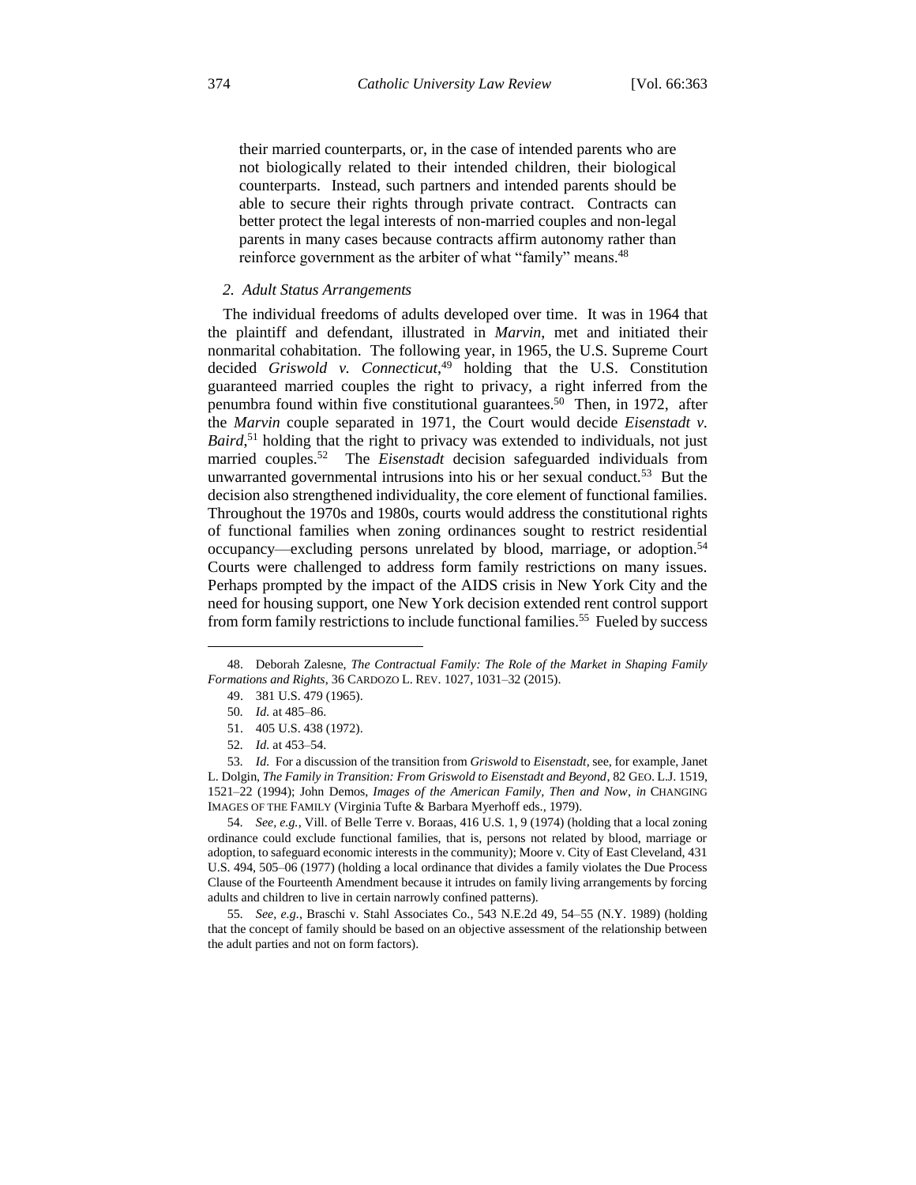their married counterparts, or, in the case of intended parents who are not biologically related to their intended children, their biological counterparts. Instead, such partners and intended parents should be able to secure their rights through private contract. Contracts can better protect the legal interests of non-married couples and non-legal parents in many cases because contracts affirm autonomy rather than reinforce government as the arbiter of what "family" means.[48]

### *2. Adult Status Arrangements*

The individual freedoms of adults developed over time. It was in 1964 that the plaintiff and defendant, illustrated in *Marvin*, met and initiated their nonmarital cohabitation. The following year, in 1965, the U.S. Supreme Court decided *Griswold v. Connecticut*,[49] holding that the U.S. Constitution guaranteed married couples the right to privacy, a right inferred from the penumbra found within five constitutional guarantees.[50] Then, in 1972, after the *Marvin* couple separated in 1971, the Court would decide *Eisenstadt v. Baird*,[51] holding that the right to privacy was extended to individuals, not just married couples.[52] The *Eisenstadt* decision safeguarded individuals from unwarranted governmental intrusions into his or her sexual conduct.[53] But the decision also strengthened individuality, the core element of functional families. Throughout the 1970s and 1980s, courts would address the constitutional rights of functional families when zoning ordinances sought to restrict residential occupancy—excluding persons unrelated by blood, marriage, or adoption.[54] Courts were challenged to address form family restrictions on many issues. Perhaps prompted by the impact of the AIDS crisis in New York City and the need for housing support, one New York decision extended rent control support from form family restrictions to include functional families.[55] Fueled by success

---

48. Deborah Zalesne, *The Contractual Family: The Role of the Market in Shaping Family Formations and Rights*, 36 CARDOZO L. REV. 1027, 1031–32 (2015).

49. 381 U.S. 479 (1965).

50. *Id.* at 485–86.

51. 405 U.S. 438 (1972).

52. *Id.* at 453–54.

53. *Id.* For a discussion of the transition from *Griswold* to *Eisenstadt*, see, for example, Janet L. Dolgin, *The Family in Transition: From Griswold to Eisenstadt and Beyond*, 82 GEO. L.J. 1519, 1521–22 (1994); John Demos, *Images of the American Family, Then and Now*, *in* CHANGING IMAGES OF THE FAMILY (Virginia Tufte & Barbara Myerhoff eds., 1979).

54. *See, e.g.*, Vill. of Belle Terre v. Boraas, 416 U.S. 1, 9 (1974) (holding that a local zoning ordinance could exclude functional families, that is, persons not related by blood, marriage or adoption, to safeguard economic interests in the community); Moore v. City of East Cleveland, 431 U.S. 494, 505–06 (1977) (holding a local ordinance that divides a family violates the Due Process Clause of the Fourteenth Amendment because it intrudes on family living arrangements by forcing adults and children to live in certain narrowly confined patterns).

55. *See, e.g.*, Braschi v. Stahl Associates Co., 543 N.E.2d 49, 54–55 (N.Y. 1989) (holding that the concept of family should be based on an objective assessment of the relationship between the adult parties and not on form factors).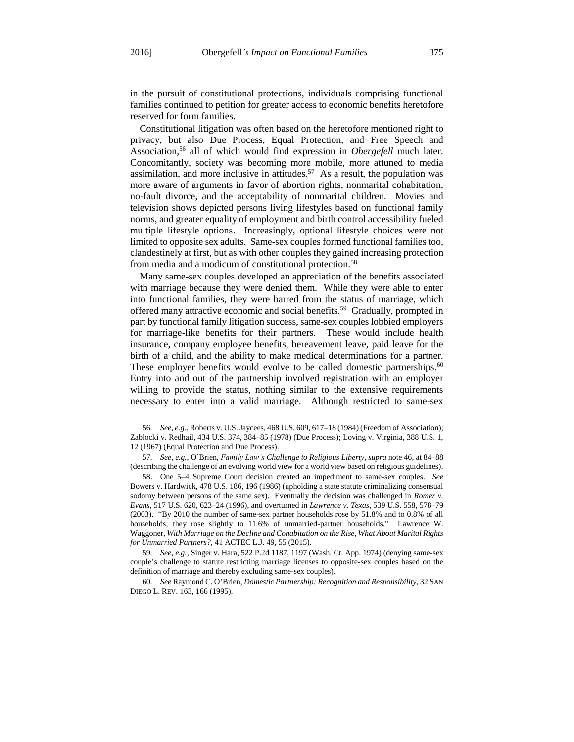in the pursuit of constitutional protections, individuals comprising functional families continued to petition for greater access to economic benefits heretofore reserved for form families.

Constitutional litigation was often based on the heretofore mentioned right to privacy, but also Due Process, Equal Protection, and Free Speech and Association,[56] all of which would find expression in *Obergefell* much later. Concomitantly, society was becoming more mobile, more attuned to media assimilation, and more inclusive in attitudes.[57] As a result, the population was more aware of arguments in favor of abortion rights, nonmarital cohabitation, no-fault divorce, and the acceptability of nonmarital children. Movies and television shows depicted persons living lifestyles based on functional family norms, and greater equality of employment and birth control accessibility fueled multiple lifestyle options. Increasingly, optional lifestyle choices were not limited to opposite sex adults. Same-sex couples formed functional families too, clandestinely at first, but as with other couples they gained increasing protection from media and a modicum of constitutional protection.[58]

Many same-sex couples developed an appreciation of the benefits associated with marriage because they were denied them. While they were able to enter into functional families, they were barred from the status of marriage, which offered many attractive economic and social benefits.[59] Gradually, prompted in part by functional family litigation success, same-sex couples lobbied employers for marriage-like benefits for their partners. These would include health insurance, company employee benefits, bereavement leave, paid leave for the birth of a child, and the ability to make medical determinations for a partner. These employer benefits would evolve to be called domestic partnerships.[60] Entry into and out of the partnership involved registration with an employer willing to provide the status, nothing similar to the extensive requirements necessary to enter into a valid marriage. Although restricted to same-sex

---

56. *See, e.g.*, Roberts v. U.S. Jaycees, 468 U.S. 609, 617–18 (1984) (Freedom of Association); Zablocki v. Redhail, 434 U.S. 374, 384–85 (1978) (Due Process); Loving v. Virginia, 388 U.S. 1, 12 (1967) (Equal Protection and Due Process).

57. *See, e.g.*, O'Brien, *Family Law's Challenge to Religious Liberty*, *supra* note 46, at 84–88 (describing the challenge of an evolving world view for a world view based on religious guidelines).

58. One 5–4 Supreme Court decision created an impediment to same-sex couples. *See* Bowers v. Hardwick, 478 U.S. 186, 196 (1986) (upholding a state statute criminalizing consensual sodomy between persons of the same sex). Eventually the decision was challenged in *Romer v. Evans*, 517 U.S. 620, 623–24 (1996), and overturned in *Lawrence v. Texas*, 539 U.S. 558, 578–79 (2003). "By 2010 the number of same-sex partner households rose by 51.8% and to 0.8% of all households; they rose slightly to 11.6% of unmarried-partner households." Lawrence W. Waggoner, *With Marriage on the Decline and Cohabitation on the Rise, What About Marital Rights for Unmarried Partners?*, 41 ACTEC L.J. 49, 55 (2015).

59. *See, e.g.*, Singer v. Hara, 522 P.2d 1187, 1197 (Wash. Ct. App. 1974) (denying same-sex couple's challenge to statute restricting marriage licenses to opposite-sex couples based on the definition of marriage and thereby excluding same-sex couples).

60. *See* Raymond C. O'Brien, *Domestic Partnership: Recognition and Responsibility*, 32 SAN DIEGO L. REV. 163, 166 (1995).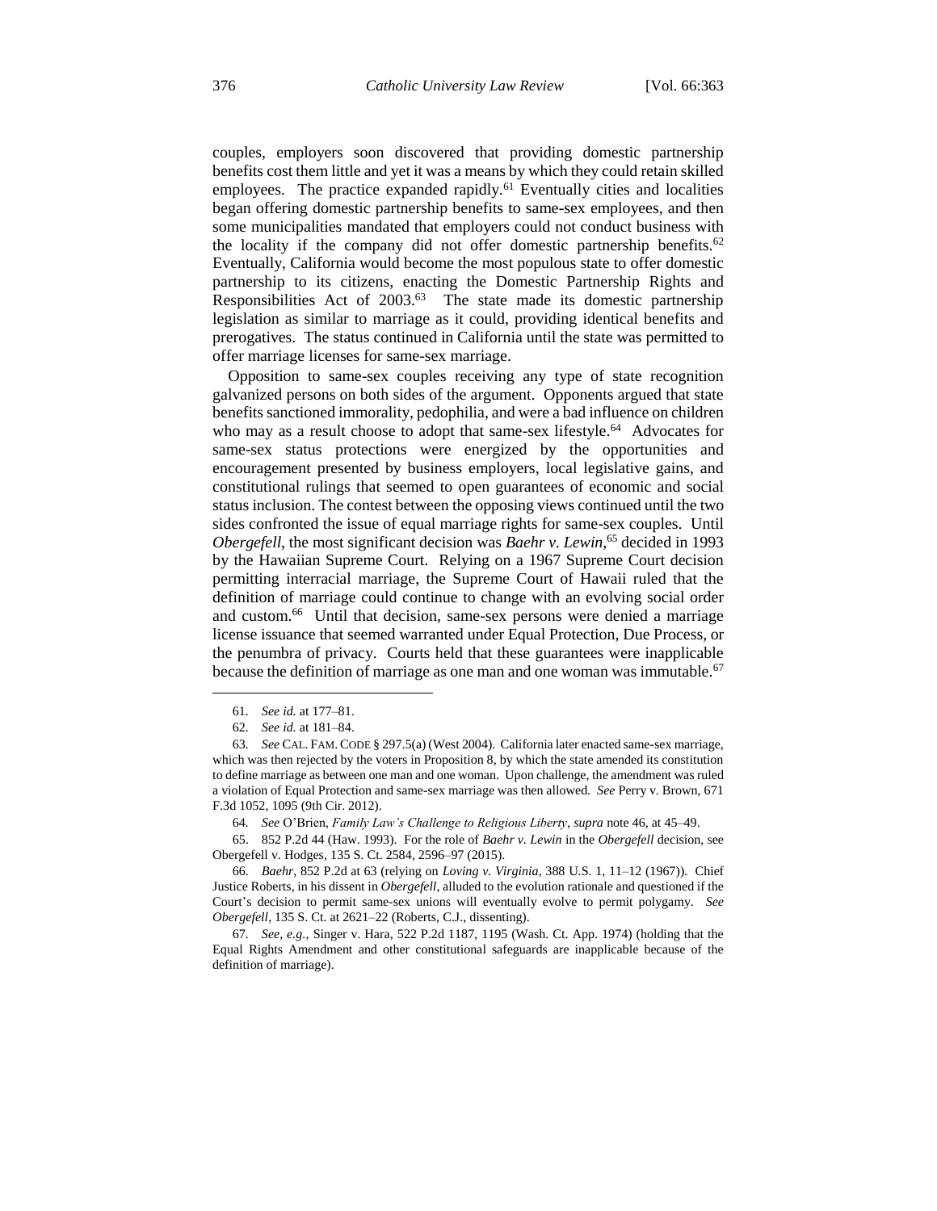couples, employers soon discovered that providing domestic partnership benefits cost them little and yet it was a means by which they could retain skilled employees. The practice expanded rapidly.[61] Eventually cities and localities began offering domestic partnership benefits to same-sex employees, and then some municipalities mandated that employers could not conduct business with the locality if the company did not offer domestic partnership benefits.[62] Eventually, California would become the most populous state to offer domestic partnership to its citizens, enacting the Domestic Partnership Rights and Responsibilities Act of 2003.[63] The state made its domestic partnership legislation as similar to marriage as it could, providing identical benefits and prerogatives. The status continued in California until the state was permitted to offer marriage licenses for same-sex marriage.

Opposition to same-sex couples receiving any type of state recognition galvanized persons on both sides of the argument. Opponents argued that state benefits sanctioned immorality, pedophilia, and were a bad influence on children who may as a result choose to adopt that same-sex lifestyle.[64] Advocates for same-sex status protections were energized by the opportunities and encouragement presented by business employers, local legislative gains, and constitutional rulings that seemed to open guarantees of economic and social status inclusion. The contest between the opposing views continued until the two sides confronted the issue of equal marriage rights for same-sex couples. Until *Obergefell*, the most significant decision was *Baehr v. Lewin*,[65] decided in 1993 by the Hawaiian Supreme Court. Relying on a 1967 Supreme Court decision permitting interracial marriage, the Supreme Court of Hawaii ruled that the definition of marriage could continue to change with an evolving social order and custom.[66] Until that decision, same-sex persons were denied a marriage license issuance that seemed warranted under Equal Protection, Due Process, or the penumbra of privacy. Courts held that these guarantees were inapplicable because the definition of marriage as one man and one woman was immutable.[67]

---

61. *See id.* at 177–81.

62. *See id.* at 181–84.

63. *See* CAL. FAM. CODE § 297.5(a) (West 2004). California later enacted same-sex marriage, which was then rejected by the voters in Proposition 8, by which the state amended its constitution to define marriage as between one man and one woman. Upon challenge, the amendment was ruled a violation of Equal Protection and same-sex marriage was then allowed. *See* Perry v. Brown, 671 F.3d 1052, 1095 (9th Cir. 2012).

64. *See* O'Brien, *Family Law's Challenge to Religious Liberty*, *supra* note 46, at 45–49.

65. 852 P.2d 44 (Haw. 1993). For the role of *Baehr v. Lewin* in the *Obergefell* decision, see Obergefell v. Hodges, 135 S. Ct. 2584, 2596–97 (2015).

66. *Baehr*, 852 P.2d at 63 (relying on *Loving v. Virginia*, 388 U.S. 1, 11–12 (1967)). Chief Justice Roberts, in his dissent in *Obergefell*, alluded to the evolution rationale and questioned if the Court's decision to permit same-sex unions will eventually evolve to permit polygamy. *See Obergefell*, 135 S. Ct. at 2621–22 (Roberts, C.J., dissenting).

67. *See, e.g.*, Singer v. Hara, 522 P.2d 1187, 1195 (Wash. Ct. App. 1974) (holding that the Equal Rights Amendment and other constitutional safeguards are inapplicable because of the definition of marriage).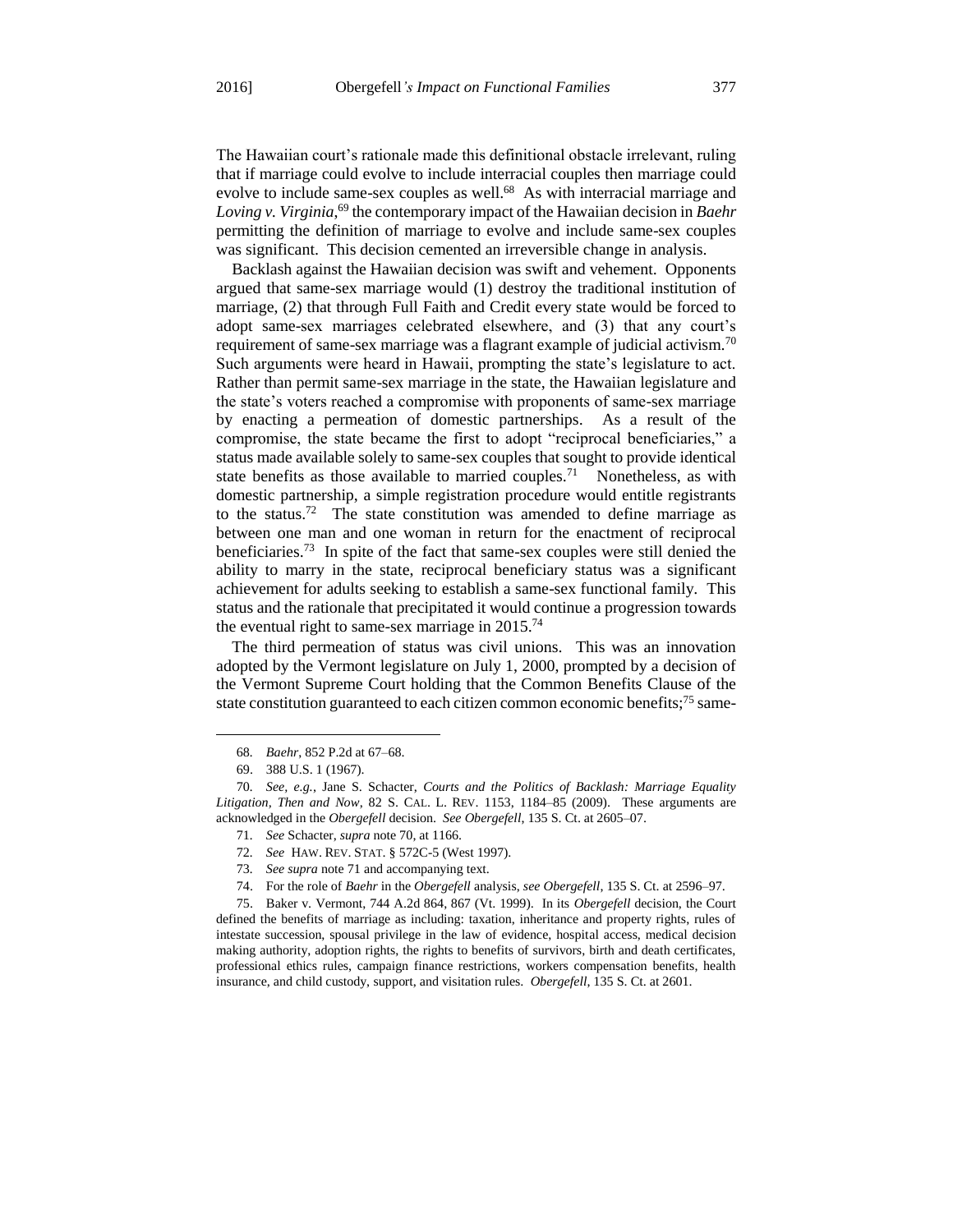The Hawaiian court's rationale made this definitional obstacle irrelevant, ruling that if marriage could evolve to include interracial couples then marriage could evolve to include same-sex couples as well.[68] As with interracial marriage and *Loving v. Virginia*,[69] the contemporary impact of the Hawaiian decision in *Baehr* permitting the definition of marriage to evolve and include same-sex couples was significant. This decision cemented an irreversible change in analysis.

Backlash against the Hawaiian decision was swift and vehement. Opponents argued that same-sex marriage would (1) destroy the traditional institution of marriage, (2) that through Full Faith and Credit every state would be forced to adopt same-sex marriages celebrated elsewhere, and (3) that any court's requirement of same-sex marriage was a flagrant example of judicial activism.[70] Such arguments were heard in Hawaii, prompting the state's legislature to act. Rather than permit same-sex marriage in the state, the Hawaiian legislature and the state's voters reached a compromise with proponents of same-sex marriage by enacting a permeation of domestic partnerships. As a result of the compromise, the state became the first to adopt "reciprocal beneficiaries," a status made available solely to same-sex couples that sought to provide identical state benefits as those available to married couples.[71] Nonetheless, as with domestic partnership, a simple registration procedure would entitle registrants to the status.[72] The state constitution was amended to define marriage as between one man and one woman in return for the enactment of reciprocal beneficiaries.[73] In spite of the fact that same-sex couples were still denied the ability to marry in the state, reciprocal beneficiary status was a significant achievement for adults seeking to establish a same-sex functional family. This status and the rationale that precipitated it would continue a progression towards the eventual right to same-sex marriage in 2015.[74]

The third permeation of status was civil unions. This was an innovation adopted by the Vermont legislature on July 1, 2000, prompted by a decision of the Vermont Supreme Court holding that the Common Benefits Clause of the state constitution guaranteed to each citizen common economic benefits;[75] same-

---

68. *Baehr*, 852 P.2d at 67–68.

69. 388 U.S. 1 (1967).

70. *See, e.g.*, Jane S. Schacter, *Courts and the Politics of Backlash: Marriage Equality Litigation, Then and Now*, 82 S. CAL. L. REV. 1153, 1184–85 (2009). These arguments are acknowledged in the *Obergefell* decision. *See Obergefell*, 135 S. Ct. at 2605–07.

71. *See* Schacter, *supra* note 70, at 1166.

72. *See* HAW. REV. STAT. § 572C-5 (West 1997).

73. *See supra* note 71 and accompanying text.

74. For the role of *Baehr* in the *Obergefell* analysis, *see Obergefell*, 135 S. Ct. at 2596–97.

75. Baker v. Vermont, 744 A.2d 864, 867 (Vt. 1999). In its *Obergefell* decision, the Court defined the benefits of marriage as including: taxation, inheritance and property rights, rules of intestate succession, spousal privilege in the law of evidence, hospital access, medical decision making authority, adoption rights, the rights to benefits of survivors, birth and death certificates, professional ethics rules, campaign finance restrictions, workers compensation benefits, health insurance, and child custody, support, and visitation rules. *Obergefell*, 135 S. Ct. at 2601.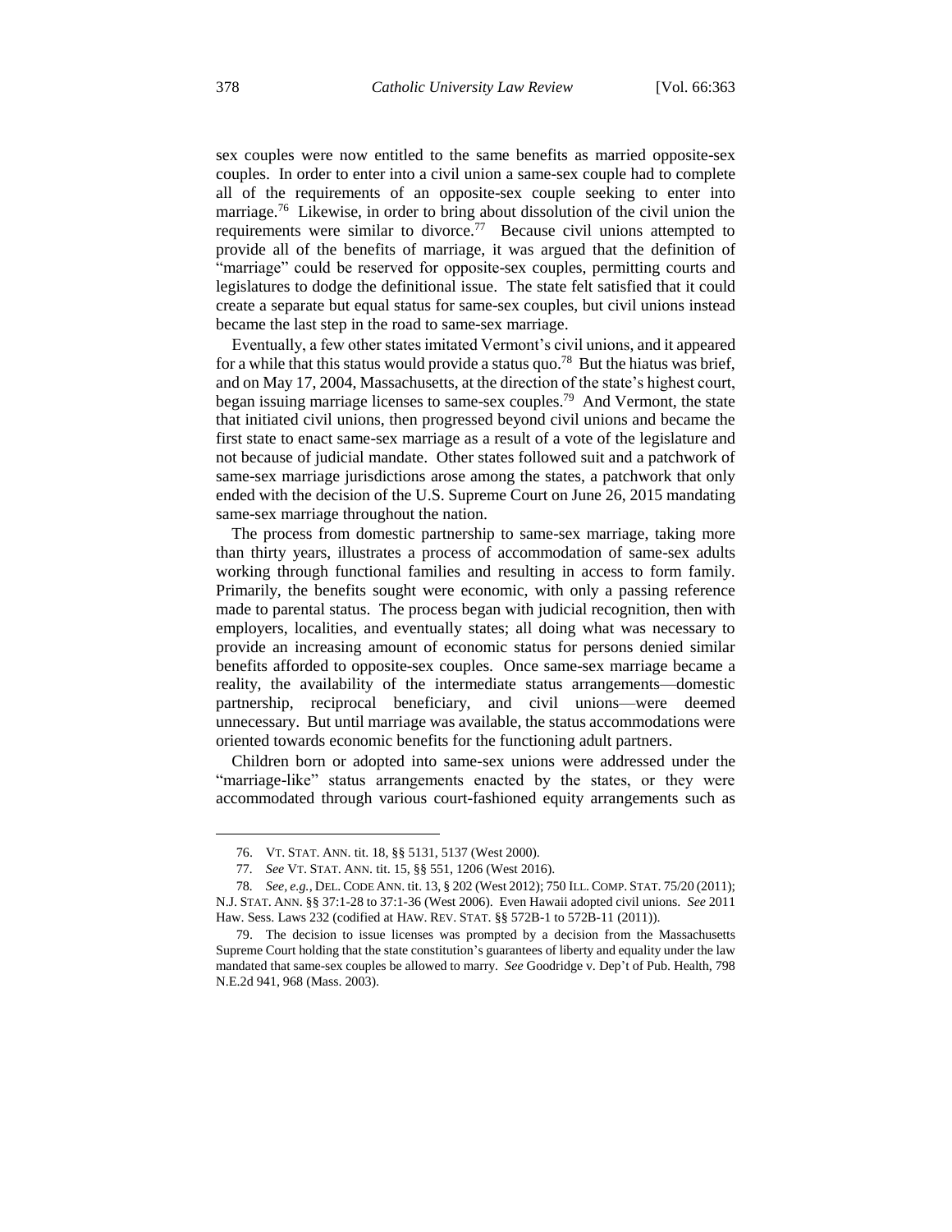sex couples were now entitled to the same benefits as married opposite-sex couples. In order to enter into a civil union a same-sex couple had to complete all of the requirements of an opposite-sex couple seeking to enter into marriage.[76] Likewise, in order to bring about dissolution of the civil union the requirements were similar to divorce.[77] Because civil unions attempted to provide all of the benefits of marriage, it was argued that the definition of "marriage" could be reserved for opposite-sex couples, permitting courts and legislatures to dodge the definitional issue. The state felt satisfied that it could create a separate but equal status for same-sex couples, but civil unions instead became the last step in the road to same-sex marriage.

Eventually, a few other states imitated Vermont's civil unions, and it appeared for a while that this status would provide a status quo.[78] But the hiatus was brief, and on May 17, 2004, Massachusetts, at the direction of the state's highest court, began issuing marriage licenses to same-sex couples.[79] And Vermont, the state that initiated civil unions, then progressed beyond civil unions and became the first state to enact same-sex marriage as a result of a vote of the legislature and not because of judicial mandate. Other states followed suit and a patchwork of same-sex marriage jurisdictions arose among the states, a patchwork that only ended with the decision of the U.S. Supreme Court on June 26, 2015 mandating same-sex marriage throughout the nation.

The process from domestic partnership to same-sex marriage, taking more than thirty years, illustrates a process of accommodation of same-sex adults working through functional families and resulting in access to form family. Primarily, the benefits sought were economic, with only a passing reference made to parental status. The process began with judicial recognition, then with employers, localities, and eventually states; all doing what was necessary to provide an increasing amount of economic status for persons denied similar benefits afforded to opposite-sex couples. Once same-sex marriage became a reality, the availability of the intermediate status arrangements—domestic partnership, reciprocal beneficiary, and civil unions—were deemed unnecessary. But until marriage was available, the status accommodations were oriented towards economic benefits for the functioning adult partners.

Children born or adopted into same-sex unions were addressed under the "marriage-like" status arrangements enacted by the states, or they were accommodated through various court-fashioned equity arrangements such as

---

76. VT. STAT. ANN. tit. 18, §§ 5131, 5137 (West 2000).

77. *See* VT. STAT. ANN. tit. 15, §§ 551, 1206 (West 2016).

78. *See, e.g.*, DEL. CODE ANN. tit. 13, § 202 (West 2012); 750 ILL. COMP. STAT. 75/20 (2011); N.J. STAT. ANN. §§ 37:1-28 to 37:1-36 (West 2006). Even Hawaii adopted civil unions. *See* 2011 Haw. Sess. Laws 232 (codified at HAW. REV. STAT. §§ 572B-1 to 572B-11 (2011)).

79. The decision to issue licenses was prompted by a decision from the Massachusetts Supreme Court holding that the state constitution's guarantees of liberty and equality under the law mandated that same-sex couples be allowed to marry. *See* Goodridge v. Dep't of Pub. Health, 798 N.E.2d 941, 968 (Mass. 2003).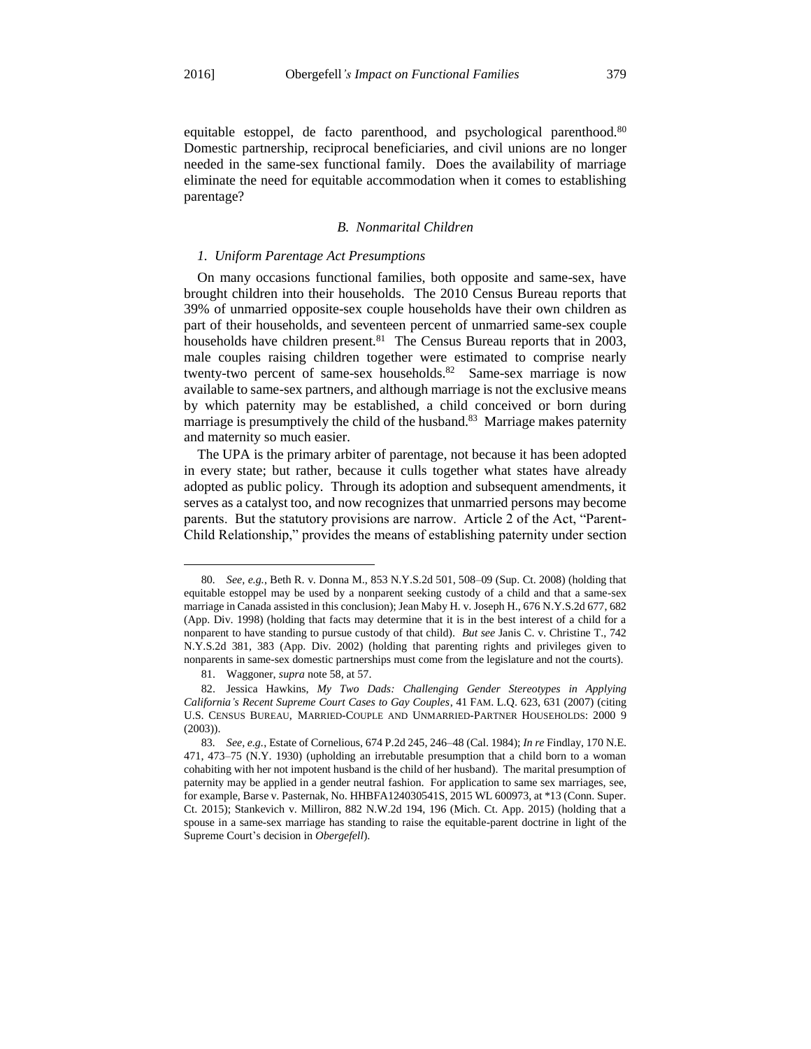equitable estoppel, de facto parenthood, and psychological parenthood.[80] Domestic partnership, reciprocal beneficiaries, and civil unions are no longer needed in the same-sex functional family. Does the availability of marriage eliminate the need for equitable accommodation when it comes to establishing parentage?

### *B. Nonmarital Children*

#### *1. Uniform Parentage Act Presumptions*

On many occasions functional families, both opposite and same-sex, have brought children into their households. The 2010 Census Bureau reports that 39% of unmarried opposite-sex couple households have their own children as part of their households, and seventeen percent of unmarried same-sex couple households have children present.[81] The Census Bureau reports that in 2003, male couples raising children together were estimated to comprise nearly twenty-two percent of same-sex households.[82] Same-sex marriage is now available to same-sex partners, and although marriage is not the exclusive means by which paternity may be established, a child conceived or born during marriage is presumptively the child of the husband.[83] Marriage makes paternity and maternity so much easier.

The UPA is the primary arbiter of parentage, not because it has been adopted in every state; but rather, because it culls together what states have already adopted as public policy. Through its adoption and subsequent amendments, it serves as a catalyst too, and now recognizes that unmarried persons may become parents. But the statutory provisions are narrow. Article 2 of the Act, "Parent-Child Relationship," provides the means of establishing paternity under section

---

80. *See, e.g.*, Beth R. v. Donna M., 853 N.Y.S.2d 501, 508–09 (Sup. Ct. 2008) (holding that equitable estoppel may be used by a nonparent seeking custody of a child and that a same-sex marriage in Canada assisted in this conclusion); Jean Maby H. v. Joseph H., 676 N.Y.S.2d 677, 682 (App. Div. 1998) (holding that facts may determine that it is in the best interest of a child for a nonparent to have standing to pursue custody of that child). *But see* Janis C. v. Christine T., 742 N.Y.S.2d 381, 383 (App. Div. 2002) (holding that parenting rights and privileges given to nonparents in same-sex domestic partnerships must come from the legislature and not the courts).

81. Waggoner, *supra* note 58, at 57.

82. Jessica Hawkins, *My Two Dads: Challenging Gender Stereotypes in Applying California's Recent Supreme Court Cases to Gay Couples*, 41 FAM. L.Q. 623, 631 (2007) (citing U.S. CENSUS BUREAU, MARRIED-COUPLE AND UNMARRIED-PARTNER HOUSEHOLDS: 2000 9 (2003)).

83. *See, e.g.*, Estate of Cornelious, 674 P.2d 245, 246–48 (Cal. 1984); *In re* Findlay, 170 N.E. 471, 473–75 (N.Y. 1930) (upholding an irrebutable presumption that a child born to a woman cohabiting with her not impotent husband is the child of her husband). The marital presumption of paternity may be applied in a gender neutral fashion. For application to same sex marriages, see, for example, Barse v. Pasternak, No. HHBFA124030541S, 2015 WL 600973, at *13 (Conn. Super. Ct. 2015); Stankevich v. Milliron, 882 N.W.2d 194, 196 (Mich. Ct. App. 2015) (holding that a spouse in a same-sex marriage has standing to raise the equitable-parent doctrine in light of the Supreme Court's decision in *Obergefell*).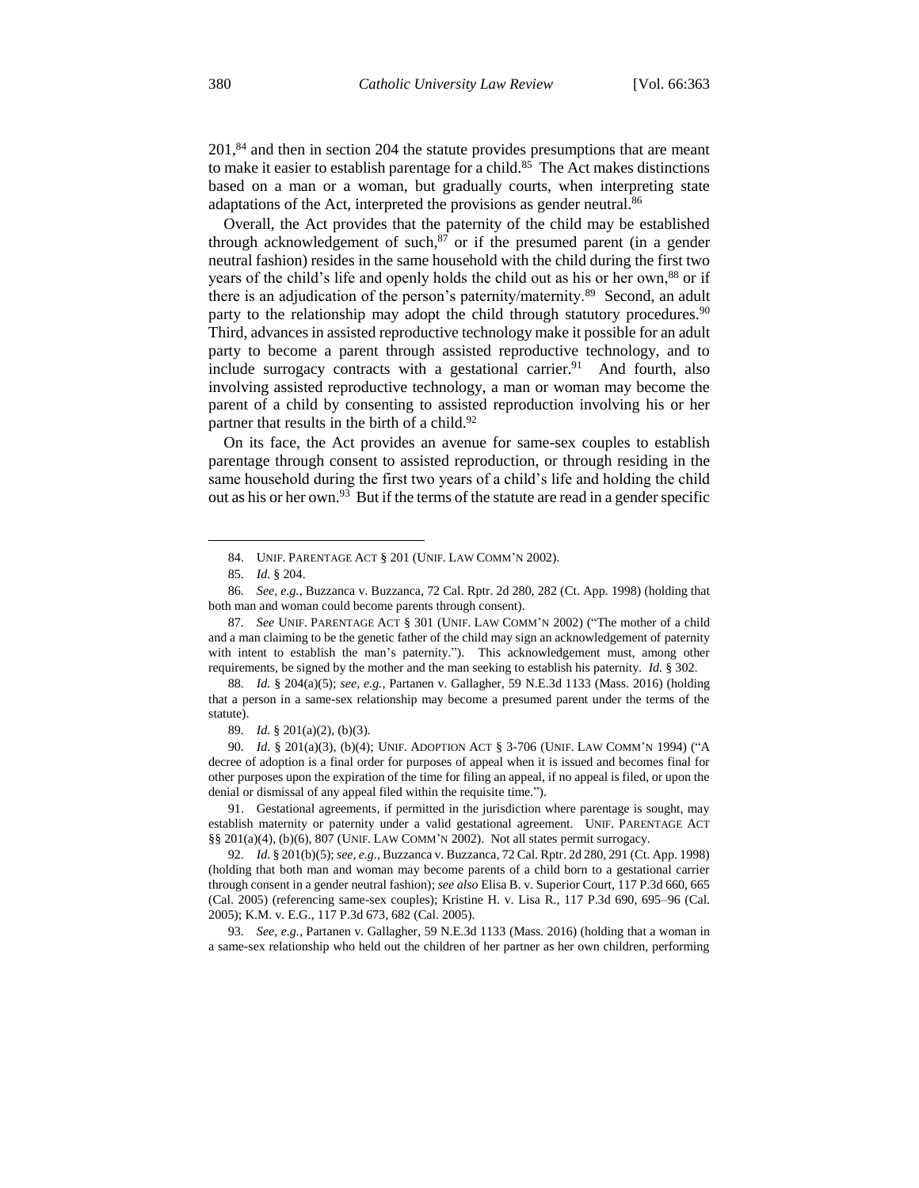201,[84] and then in section 204 the statute provides presumptions that are meant to make it easier to establish parentage for a child.[85] The Act makes distinctions based on a man or a woman, but gradually courts, when interpreting state adaptations of the Act, interpreted the provisions as gender neutral.[86]

Overall, the Act provides that the paternity of the child may be established through acknowledgement of such,[87] or if the presumed parent (in a gender neutral fashion) resides in the same household with the child during the first two years of the child's life and openly holds the child out as his or her own,[88] or if there is an adjudication of the person's paternity/maternity.[89] Second, an adult party to the relationship may adopt the child through statutory procedures.[90] Third, advances in assisted reproductive technology make it possible for an adult party to become a parent through assisted reproductive technology, and to include surrogacy contracts with a gestational carrier.[91] And fourth, also involving assisted reproductive technology, a man or woman may become the parent of a child by consenting to assisted reproduction involving his or her partner that results in the birth of a child.[92]

On its face, the Act provides an avenue for same-sex couples to establish parentage through consent to assisted reproduction, or through residing in the same household during the first two years of a child's life and holding the child out as his or her own.[93] But if the terms of the statute are read in a gender specific

---

84. UNIF. PARENTAGE ACT § 201 (UNIF. LAW COMM'N 2002).

85. *Id.* § 204.

86. *See, e.g.*, Buzzanca v. Buzzanca, 72 Cal. Rptr. 2d 280, 282 (Ct. App. 1998) (holding that both man and woman could become parents through consent).

87. *See* UNIF. PARENTAGE ACT § 301 (UNIF. LAW COMM'N 2002) ("The mother of a child and a man claiming to be the genetic father of the child may sign an acknowledgement of paternity with intent to establish the man's paternity."). This acknowledgement must, among other requirements, be signed by the mother and the man seeking to establish his paternity. *Id.* § 302.

88. *Id.* § 204(a)(5); *see, e.g.*, Partanen v. Gallagher, 59 N.E.3d 1133 (Mass. 2016) (holding that a person in a same-sex relationship may become a presumed parent under the terms of the statute).

89. *Id.* § 201(a)(2), (b)(3).

90. *Id.* § 201(a)(3), (b)(4); UNIF. ADOPTION ACT § 3-706 (UNIF. LAW COMM'N 1994) ("A decree of adoption is a final order for purposes of appeal when it is issued and becomes final for other purposes upon the expiration of the time for filing an appeal, if no appeal is filed, or upon the denial or dismissal of any appeal filed within the requisite time.").

91. Gestational agreements, if permitted in the jurisdiction where parentage is sought, may establish maternity or paternity under a valid gestational agreement. UNIF. PARENTAGE ACT §§ 201(a)(4), (b)(6), 807 (UNIF. LAW COMM'N 2002). Not all states permit surrogacy.

92. *Id.* § 201(b)(5); *see, e.g.*, Buzzanca v. Buzzanca, 72 Cal. Rptr. 2d 280, 291 (Ct. App. 1998) (holding that both man and woman may become parents of a child born to a gestational carrier through consent in a gender neutral fashion); *see also* Elisa B. v. Superior Court, 117 P.3d 660, 665 (Cal. 2005) (referencing same-sex couples); Kristine H. v. Lisa R., 117 P.3d 690, 695–96 (Cal. 2005); K.M. v. E.G., 117 P.3d 673, 682 (Cal. 2005).

93. *See, e.g.*, Partanen v. Gallagher, 59 N.E.3d 1133 (Mass. 2016) (holding that a woman in a same-sex relationship who held out the children of her partner as her own children, performing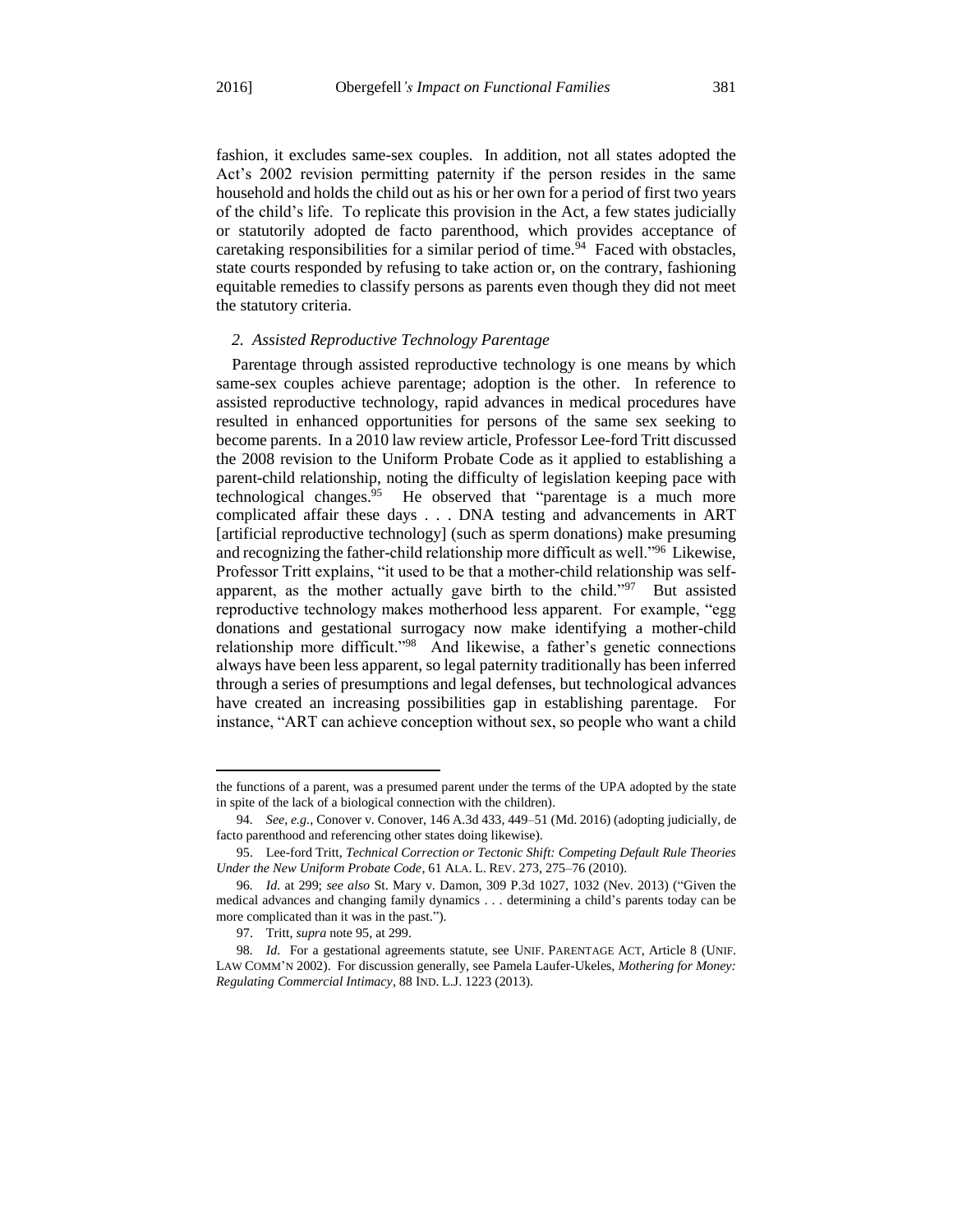fashion, it excludes same-sex couples. In addition, not all states adopted the Act's 2002 revision permitting paternity if the person resides in the same household and holds the child out as his or her own for a period of first two years of the child's life. To replicate this provision in the Act, a few states judicially or statutorily adopted de facto parenthood, which provides acceptance of caretaking responsibilities for a similar period of time.[94] Faced with obstacles, state courts responded by refusing to take action or, on the contrary, fashioning equitable remedies to classify persons as parents even though they did not meet the statutory criteria.

### *2. Assisted Reproductive Technology Parentage*

Parentage through assisted reproductive technology is one means by which same-sex couples achieve parentage; adoption is the other. In reference to assisted reproductive technology, rapid advances in medical procedures have resulted in enhanced opportunities for persons of the same sex seeking to become parents. In a 2010 law review article, Professor Lee-ford Tritt discussed the 2008 revision to the Uniform Probate Code as it applied to establishing a parent-child relationship, noting the difficulty of legislation keeping pace with technological changes.[95] He observed that "parentage is a much more complicated affair these days . . . DNA testing and advancements in ART [artificial reproductive technology] (such as sperm donations) make presuming and recognizing the father-child relationship more difficult as well."[96] Likewise, Professor Tritt explains, "it used to be that a mother-child relationship was self-apparent, as the mother actually gave birth to the child."[97] But assisted reproductive technology makes motherhood less apparent. For example, "egg donations and gestational surrogacy now make identifying a mother-child relationship more difficult."[98] And likewise, a father's genetic connections always have been less apparent, so legal paternity traditionally has been inferred through a series of presumptions and legal defenses, but technological advances have created an increasing possibilities gap in establishing parentage. For instance, "ART can achieve conception without sex, so people who want a child

---

the functions of a parent, was a presumed parent under the terms of the UPA adopted by the state in spite of the lack of a biological connection with the children).

94. *See, e.g.*, Conover v. Conover, 146 A.3d 433, 449–51 (Md. 2016) (adopting judicially, de facto parenthood and referencing other states doing likewise).

95. Lee-ford Tritt, *Technical Correction or Tectonic Shift: Competing Default Rule Theories Under the New Uniform Probate Code*, 61 ALA. L. REV. 273, 275–76 (2010).

96. *Id.* at 299; *see also* St. Mary v. Damon, 309 P.3d 1027, 1032 (Nev. 2013) ("Given the medical advances and changing family dynamics . . . determining a child's parents today can be more complicated than it was in the past.").

97. Tritt, *supra* note 95, at 299.

98. *Id.* For a gestational agreements statute, see UNIF. PARENTAGE ACT, Article 8 (UNIF. LAW COMM'N 2002). For discussion generally, see Pamela Laufer-Ukeles, *Mothering for Money: Regulating Commercial Intimacy*, 88 IND. L.J. 1223 (2013).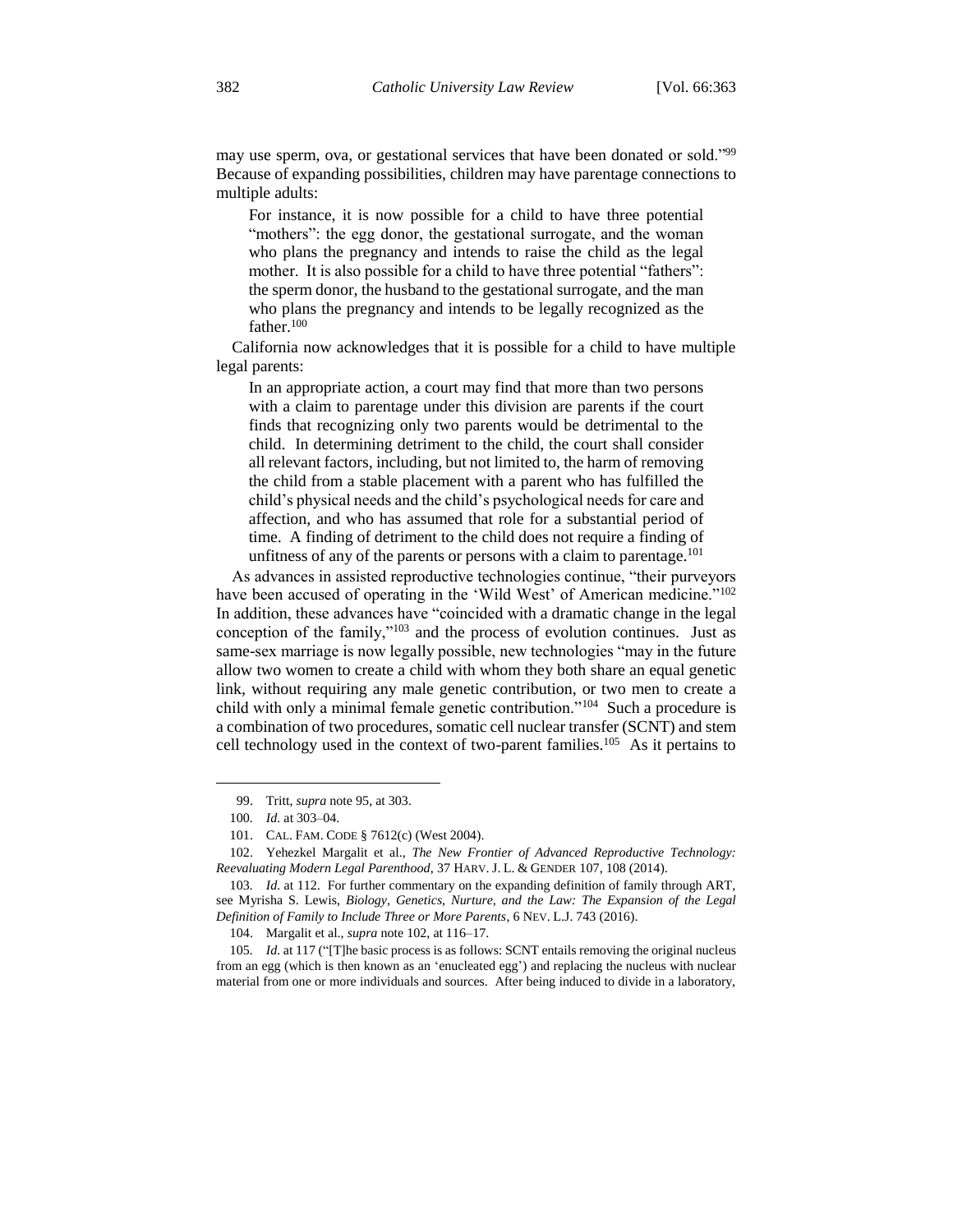may use sperm, ova, or gestational services that have been donated or sold."[99] Because of expanding possibilities, children may have parentage connections to multiple adults:

> For instance, it is now possible for a child to have three potential "mothers": the egg donor, the gestational surrogate, and the woman who plans the pregnancy and intends to raise the child as the legal mother. It is also possible for a child to have three potential "fathers": the sperm donor, the husband to the gestational surrogate, and the man who plans the pregnancy and intends to be legally recognized as the father.[100]

California now acknowledges that it is possible for a child to have multiple legal parents:

> In an appropriate action, a court may find that more than two persons with a claim to parentage under this division are parents if the court finds that recognizing only two parents would be detrimental to the child. In determining detriment to the child, the court shall consider all relevant factors, including, but not limited to, the harm of removing the child from a stable placement with a parent who has fulfilled the child's physical needs and the child's psychological needs for care and affection, and who has assumed that role for a substantial period of time. A finding of detriment to the child does not require a finding of unfitness of any of the parents or persons with a claim to parentage.[101]

As advances in assisted reproductive technologies continue, "their purveyors have been accused of operating in the 'Wild West' of American medicine."[102] In addition, these advances have "coincided with a dramatic change in the legal conception of the family,"[103] and the process of evolution continues. Just as same-sex marriage is now legally possible, new technologies "may in the future allow two women to create a child with whom they both share an equal genetic link, without requiring any male genetic contribution, or two men to create a child with only a minimal female genetic contribution."[104] Such a procedure is a combination of two procedures, somatic cell nuclear transfer (SCNT) and stem cell technology used in the context of two-parent families.[105] As it pertains to

---

99. Tritt, *supra* note 95, at 303.

100. *Id.* at 303–04.

101. CAL. FAM. CODE § 7612(c) (West 2004).

102. Yehezkel Margalit et al., *The New Frontier of Advanced Reproductive Technology: Reevaluating Modern Legal Parenthood*, 37 HARV. J. L. & GENDER 107, 108 (2014).

103. *Id.* at 112. For further commentary on the expanding definition of family through ART, see Myrisha S. Lewis, *Biology, Genetics, Nurture, and the Law: The Expansion of the Legal Definition of Family to Include Three or More Parents*, 6 NEV. L.J. 743 (2016).

104. Margalit et al., *supra* note 102, at 116–17.

105. *Id.* at 117 ("[T]he basic process is as follows: SCNT entails removing the original nucleus from an egg (which is then known as an 'enucleated egg') and replacing the nucleus with nuclear material from one or more individuals and sources. After being induced to divide in a laboratory,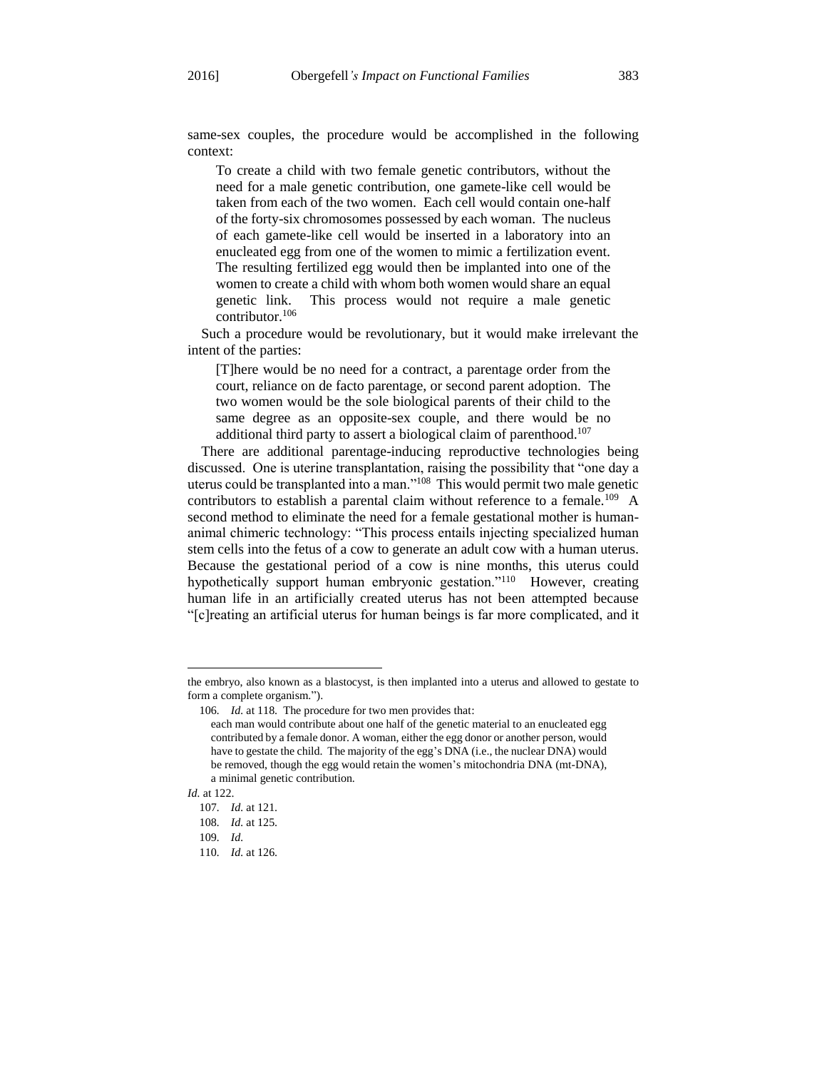same-sex couples, the procedure would be accomplished in the following context:

> To create a child with two female genetic contributors, without the need for a male genetic contribution, one gamete-like cell would be taken from each of the two women. Each cell would contain one-half of the forty-six chromosomes possessed by each woman. The nucleus of each gamete-like cell would be inserted in a laboratory into an enucleated egg from one of the women to mimic a fertilization event. The resulting fertilized egg would then be implanted into one of the women to create a child with whom both women would share an equal genetic link. This process would not require a male genetic contributor.[106]

Such a procedure would be revolutionary, but it would make irrelevant the intent of the parties:

> [T]here would be no need for a contract, a parentage order from the court, reliance on de facto parentage, or second parent adoption. The two women would be the sole biological parents of their child to the same degree as an opposite-sex couple, and there would be no additional third party to assert a biological claim of parenthood.[107]

There are additional parentage-inducing reproductive technologies being discussed. One is uterine transplantation, raising the possibility that "one day a uterus could be transplanted into a man."[108] This would permit two male genetic contributors to establish a parental claim without reference to a female.[109] A second method to eliminate the need for a female gestational mother is human-animal chimeric technology: "This process entails injecting specialized human stem cells into the fetus of a cow to generate an adult cow with a human uterus. Because the gestational period of a cow is nine months, this uterus could hypothetically support human embryonic gestation."[110] However, creating human life in an artificially created uterus has not been attempted because "[c]reating an artificial uterus for human beings is far more complicated, and it

---

the embryo, also known as a blastocyst, is then implanted into a uterus and allowed to gestate to form a complete organism.").

106. *Id.* at 118. The procedure for two men provides that:

> each man would contribute about one half of the genetic material to an enucleated egg contributed by a female donor. A woman, either the egg donor or another person, would have to gestate the child. The majority of the egg's DNA (i.e., the nuclear DNA) would be removed, though the egg would retain the women's mitochondria DNA (mt-DNA), a minimal genetic contribution.

*Id.* at 122.

107. *Id.* at 121.

108. *Id.* at 125.

109. *Id.*

110. *Id.* at 126.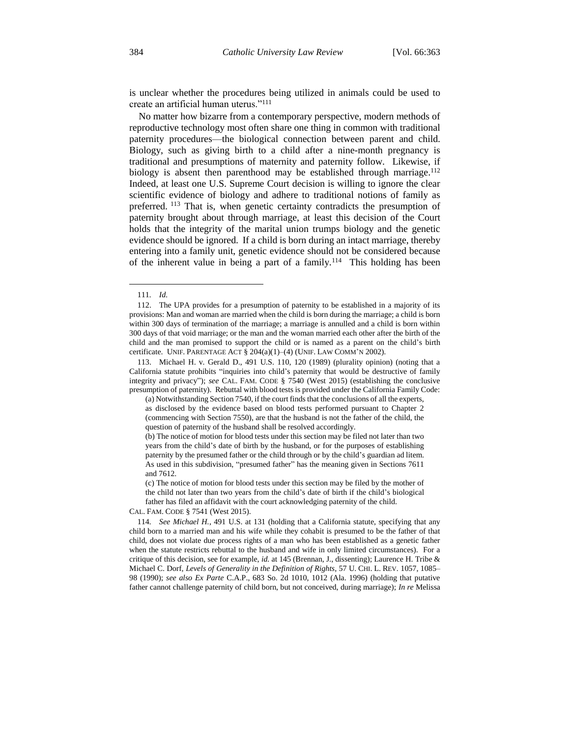is unclear whether the procedures being utilized in animals could be used to create an artificial human uterus."[111]

No matter how bizarre from a contemporary perspective, modern methods of reproductive technology most often share one thing in common with traditional paternity procedures—the biological connection between parent and child. Biology, such as giving birth to a child after a nine-month pregnancy is traditional and presumptions of maternity and paternity follow. Likewise, if biology is absent then parenthood may be established through marriage.[112] Indeed, at least one U.S. Supreme Court decision is willing to ignore the clear scientific evidence of biology and adhere to traditional notions of family as preferred.[113] That is, when genetic certainty contradicts the presumption of paternity brought about through marriage, at least this decision of the Court holds that the integrity of the marital union trumps biology and the genetic evidence should be ignored. If a child is born during an intact marriage, thereby entering into a family unit, genetic evidence should not be considered because of the inherent value in being a part of a family.[114] This holding has been

---

111. *Id.*

112. The UPA provides for a presumption of paternity to be established in a majority of its provisions: Man and woman are married when the child is born during the marriage; a child is born within 300 days of termination of the marriage; a marriage is annulled and a child is born within 300 days of that void marriage; or the man and the woman married each other after the birth of the child and the man promised to support the child or is named as a parent on the child's birth certificate. UNIF. PARENTAGE ACT § 204(a)(1)–(4) (UNIF. LAW COMM'N 2002).

113. Michael H. v. Gerald D., 491 U.S. 110, 120 (1989) (plurality opinion) (noting that a California statute prohibits "inquiries into child's paternity that would be destructive of family integrity and privacy"); *see* CAL. FAM. CODE § 7540 (West 2015) (establishing the conclusive presumption of paternity). Rebuttal with blood tests is provided under the California Family Code:

> (a) Notwithstanding Section 7540, if the court finds that the conclusions of all the experts, as disclosed by the evidence based on blood tests performed pursuant to Chapter 2 (commencing with Section 7550), are that the husband is not the father of the child, the question of paternity of the husband shall be resolved accordingly.
>
> (b) The notice of motion for blood tests under this section may be filed not later than two years from the child's date of birth by the husband, or for the purposes of establishing paternity by the presumed father or the child through or by the child's guardian ad litem. As used in this subdivision, "presumed father" has the meaning given in Sections 7611 and 7612.
>
> (c) The notice of motion for blood tests under this section may be filed by the mother of the child not later than two years from the child's date of birth if the child's biological father has filed an affidavit with the court acknowledging paternity of the child.

CAL. FAM. CODE § 7541 (West 2015).

114. *See Michael H.*, 491 U.S. at 131 (holding that a California statute, specifying that any child born to a married man and his wife while they cohabit is presumed to be the father of that child, does not violate due process rights of a man who has been established as a genetic father when the statute restricts rebuttal to the husband and wife in only limited circumstances). For a critique of this decision, see for example, *id.* at 145 (Brennan, J., dissenting); Laurence H. Tribe & Michael C. Dorf, *Levels of Generality in the Definition of Rights*, 57 U. CHI. L. REV. 1057, 1085–98 (1990); *see also Ex Parte* C.A.P., 683 So. 2d 1010, 1012 (Ala. 1996) (holding that putative father cannot challenge paternity of child born, but not conceived, during marriage); *In re* Melissa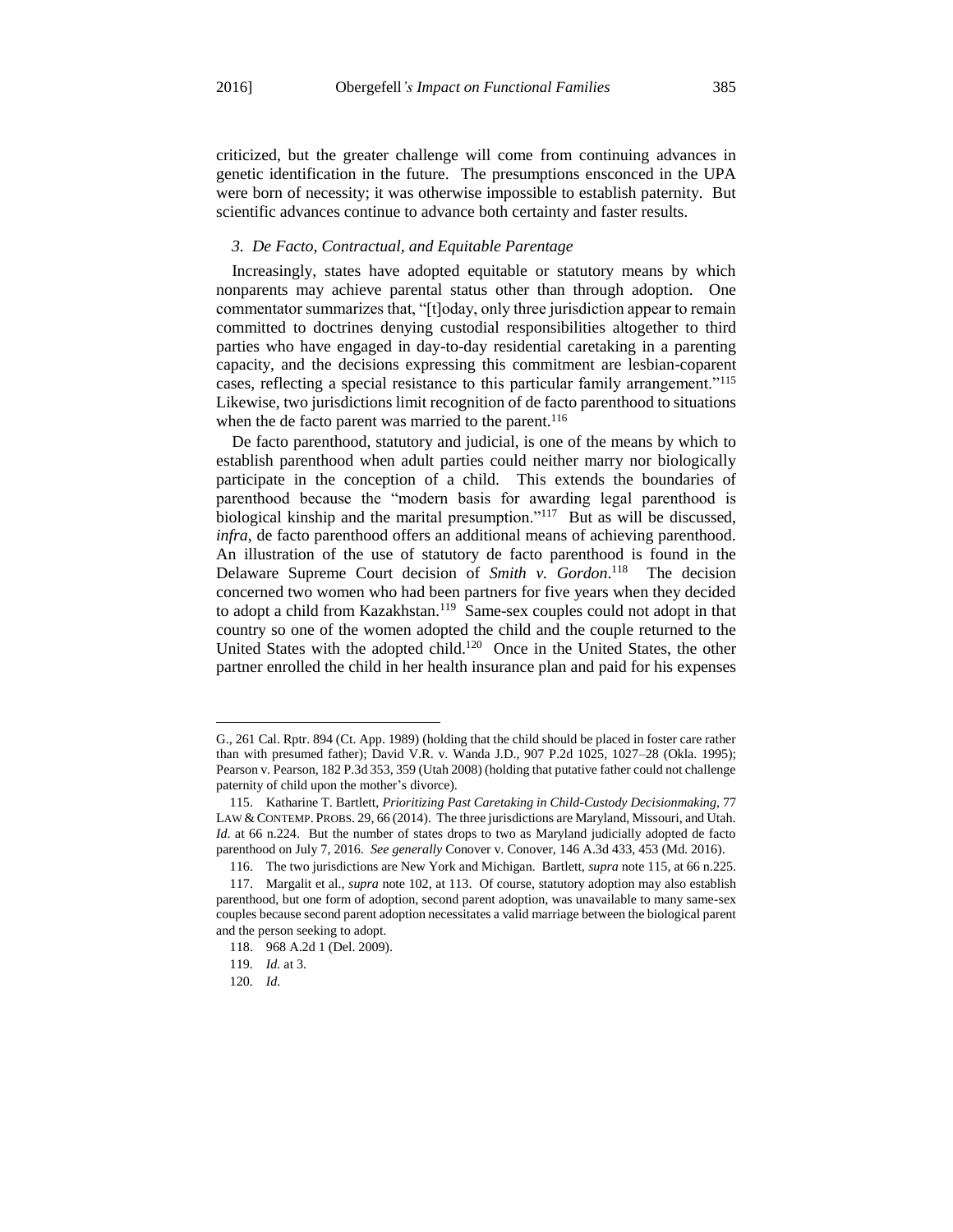criticized, but the greater challenge will come from continuing advances in genetic identification in the future. The presumptions ensconced in the UPA were born of necessity; it was otherwise impossible to establish paternity. But scientific advances continue to advance both certainty and faster results.

### *3. De Facto, Contractual, and Equitable Parentage*

Increasingly, states have adopted equitable or statutory means by which nonparents may achieve parental status other than through adoption. One commentator summarizes that, "[t]oday, only three jurisdiction appear to remain committed to doctrines denying custodial responsibilities altogether to third parties who have engaged in day-to-day residential caretaking in a parenting capacity, and the decisions expressing this commitment are lesbian-coparent cases, reflecting a special resistance to this particular family arrangement."[115] Likewise, two jurisdictions limit recognition of de facto parenthood to situations when the de facto parent was married to the parent.[116]

De facto parenthood, statutory and judicial, is one of the means by which to establish parenthood when adult parties could neither marry nor biologically participate in the conception of a child. This extends the boundaries of parenthood because the "modern basis for awarding legal parenthood is biological kinship and the marital presumption."[117] But as will be discussed, *infra*, de facto parenthood offers an additional means of achieving parenthood. An illustration of the use of statutory de facto parenthood is found in the Delaware Supreme Court decision of *Smith v. Gordon*.[118] The decision concerned two women who had been partners for five years when they decided to adopt a child from Kazakhstan.[119] Same-sex couples could not adopt in that country so one of the women adopted the child and the couple returned to the United States with the adopted child.[120] Once in the United States, the other partner enrolled the child in her health insurance plan and paid for his expenses

---

G., 261 Cal. Rptr. 894 (Ct. App. 1989) (holding that the child should be placed in foster care rather than with presumed father); David V.R. v. Wanda J.D., 907 P.2d 1025, 1027–28 (Okla. 1995); Pearson v. Pearson, 182 P.3d 353, 359 (Utah 2008) (holding that putative father could not challenge paternity of child upon the mother's divorce).

115. Katharine T. Bartlett, *Prioritizing Past Caretaking in Child-Custody Decisionmaking*, 77 LAW & CONTEMP. PROBS. 29, 66 (2014). The three jurisdictions are Maryland, Missouri, and Utah. *Id.* at 66 n.224. But the number of states drops to two as Maryland judicially adopted de facto parenthood on July 7, 2016. *See generally* Conover v. Conover, 146 A.3d 433, 453 (Md. 2016).

116. The two jurisdictions are New York and Michigan. Bartlett, *supra* note 115, at 66 n.225.

117. Margalit et al., *supra* note 102, at 113. Of course, statutory adoption may also establish parenthood, but one form of adoption, second parent adoption, was unavailable to many same-sex couples because second parent adoption necessitates a valid marriage between the biological parent and the person seeking to adopt.

118. 968 A.2d 1 (Del. 2009).

119. *Id.* at 3.

120. *Id.*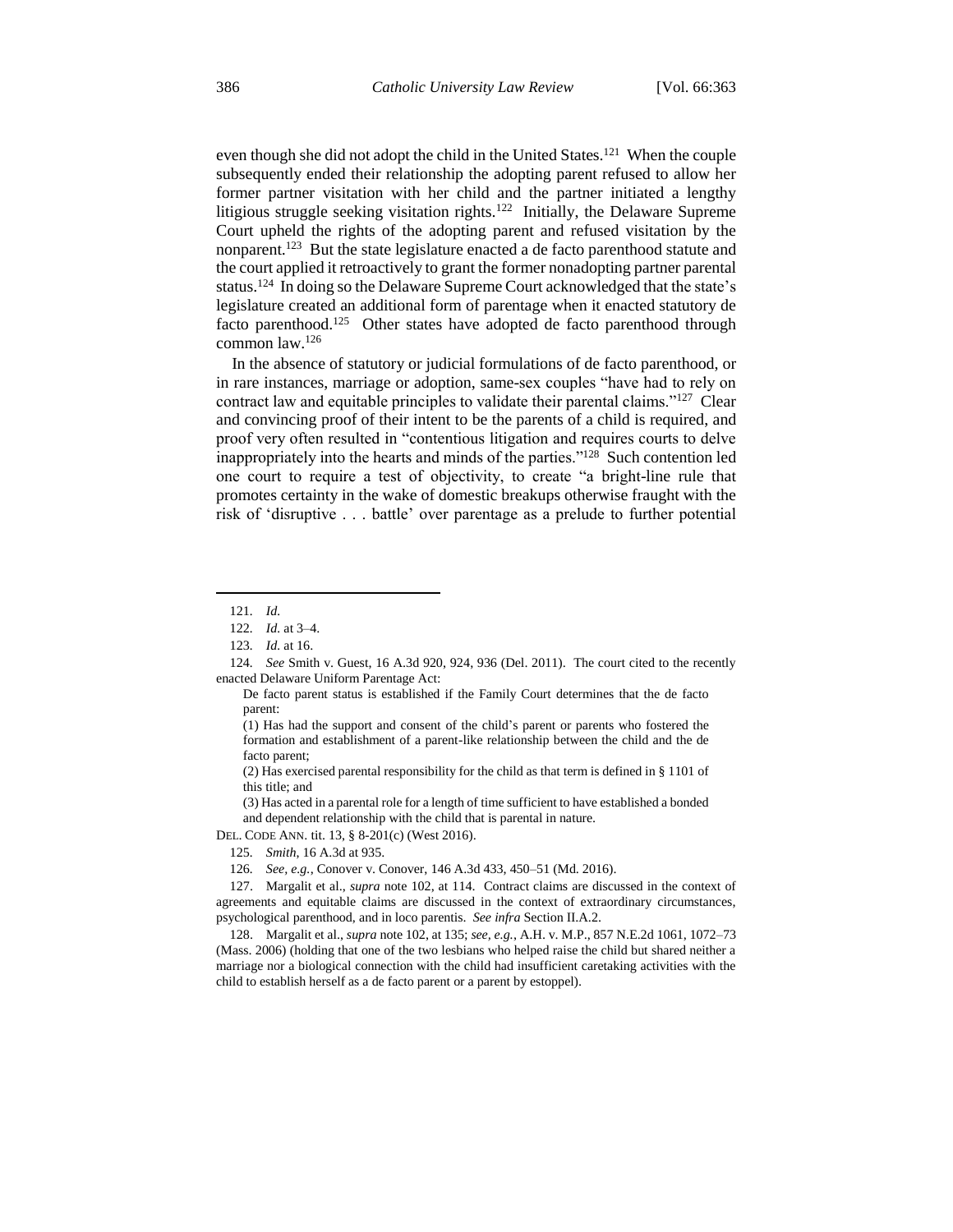even though she did not adopt the child in the United States.[121] When the couple subsequently ended their relationship the adopting parent refused to allow her former partner visitation with her child and the partner initiated a lengthy litigious struggle seeking visitation rights.[122] Initially, the Delaware Supreme Court upheld the rights of the adopting parent and refused visitation by the nonparent.[123] But the state legislature enacted a de facto parenthood statute and the court applied it retroactively to grant the former nonadopting partner parental status.[124] In doing so the Delaware Supreme Court acknowledged that the state's legislature created an additional form of parentage when it enacted statutory de facto parenthood.[125] Other states have adopted de facto parenthood through common law.[126]

In the absence of statutory or judicial formulations of de facto parenthood, or in rare instances, marriage or adoption, same-sex couples "have had to rely on contract law and equitable principles to validate their parental claims."[127] Clear and convincing proof of their intent to be the parents of a child is required, and proof very often resulted in "contentious litigation and requires courts to delve inappropriately into the hearts and minds of the parties."[128] Such contention led one court to require a test of objectivity, to create "a bright-line rule that promotes certainty in the wake of domestic breakups otherwise fraught with the risk of 'disruptive . . . battle' over parentage as a prelude to further potential

---

121. *Id.*

122. *Id.* at 3–4.

123. *Id.* at 16.

124. *See* Smith v. Guest, 16 A.3d 920, 924, 936 (Del. 2011). The court cited to the recently enacted Delaware Uniform Parentage Act:

> De facto parent status is established if the Family Court determines that the de facto parent:
>
> (1) Has had the support and consent of the child's parent or parents who fostered the formation and establishment of a parent-like relationship between the child and the de facto parent;
>
> (2) Has exercised parental responsibility for the child as that term is defined in § 1101 of this title; and
>
> (3) Has acted in a parental role for a length of time sufficient to have established a bonded and dependent relationship with the child that is parental in nature.

DEL. CODE ANN. tit. 13, § 8-201(c) (West 2016).

125. *Smith*, 16 A.3d at 935.

126. *See, e.g.*, Conover v. Conover, 146 A.3d 433, 450–51 (Md. 2016).

127. Margalit et al., *supra* note 102, at 114. Contract claims are discussed in the context of agreements and equitable claims are discussed in the context of extraordinary circumstances, psychological parenthood, and in loco parentis. *See infra* Section II.A.2.

128. Margalit et al., *supra* note 102, at 135; *see, e.g.*, A.H. v. M.P., 857 N.E.2d 1061, 1072–73 (Mass. 2006) (holding that one of the two lesbians who helped raise the child but shared neither a marriage nor a biological connection with the child had insufficient caretaking activities with the child to establish herself as a de facto parent or a parent by estoppel).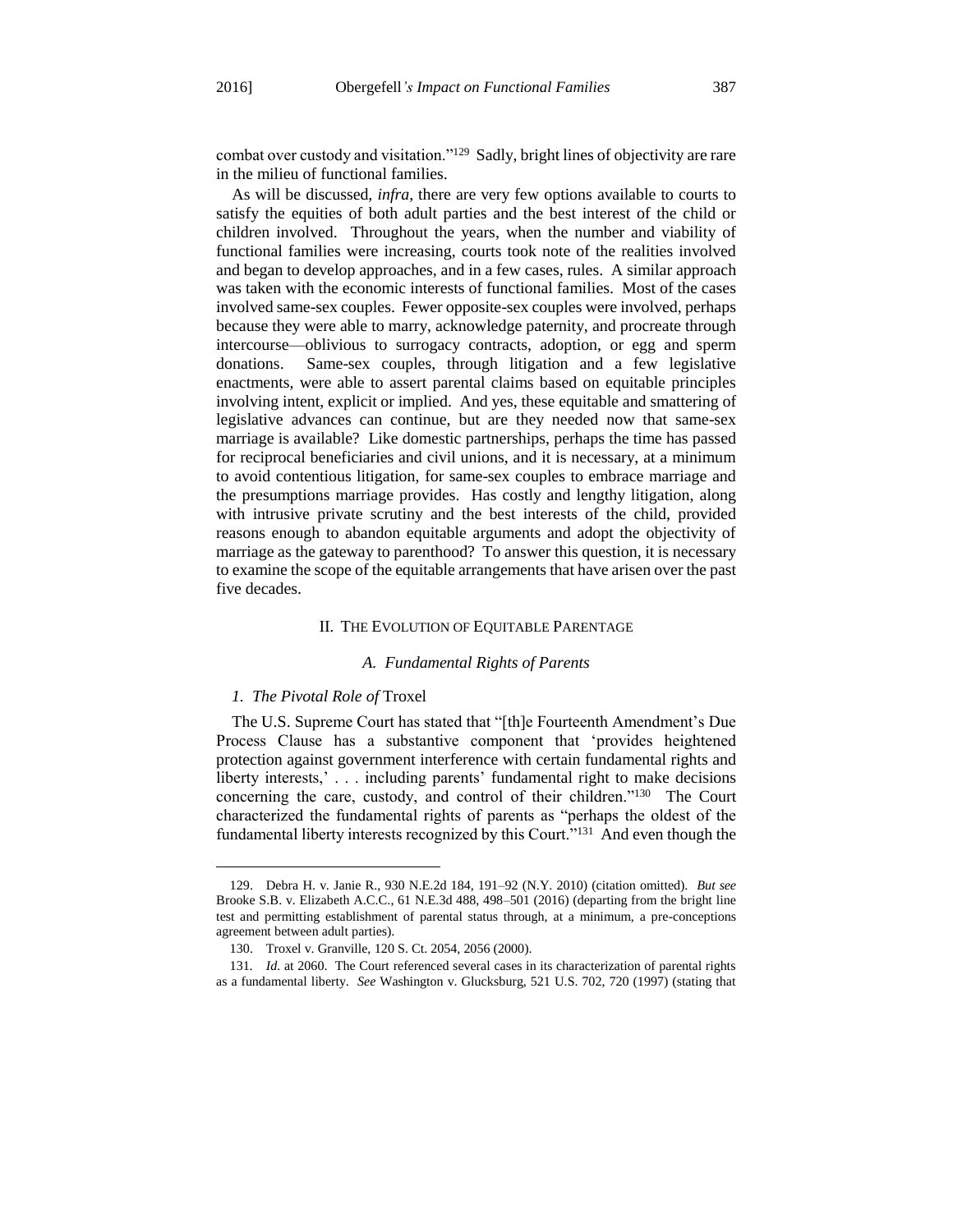combat over custody and visitation."[129] Sadly, bright lines of objectivity are rare in the milieu of functional families.

As will be discussed, *infra*, there are very few options available to courts to satisfy the equities of both adult parties and the best interest of the child or children involved. Throughout the years, when the number and viability of functional families were increasing, courts took note of the realities involved and began to develop approaches, and in a few cases, rules. A similar approach was taken with the economic interests of functional families. Most of the cases involved same-sex couples. Fewer opposite-sex couples were involved, perhaps because they were able to marry, acknowledge paternity, and procreate through intercourse—oblivious to surrogacy contracts, adoption, or egg and sperm donations. Same-sex couples, through litigation and a few legislative enactments, were able to assert parental claims based on equitable principles involving intent, explicit or implied. And yes, these equitable and smattering of legislative advances can continue, but are they needed now that same-sex marriage is available? Like domestic partnerships, perhaps the time has passed for reciprocal beneficiaries and civil unions, and it is necessary, at a minimum to avoid contentious litigation, for same-sex couples to embrace marriage and the presumptions marriage provides. Has costly and lengthy litigation, along with intrusive private scrutiny and the best interests of the child, provided reasons enough to abandon equitable arguments and adopt the objectivity of marriage as the gateway to parenthood? To answer this question, it is necessary to examine the scope of the equitable arrangements that have arisen over the past five decades.

## II. The Evolution of Equitable Parentage

### *A. Fundamental Rights of Parents*

#### *1. The Pivotal Role of* Troxel

The U.S. Supreme Court has stated that "[th]e Fourteenth Amendment's Due Process Clause has a substantive component that 'provides heightened protection against government interference with certain fundamental rights and liberty interests,' . . . including parents' fundamental right to make decisions concerning the care, custody, and control of their children."[130] The Court characterized the fundamental rights of parents as "perhaps the oldest of the fundamental liberty interests recognized by this Court."[131] And even though the

---

129. Debra H. v. Janie R., 930 N.E.2d 184, 191–92 (N.Y. 2010) (citation omitted). *But see* Brooke S.B. v. Elizabeth A.C.C., 61 N.E.3d 488, 498–501 (2016) (departing from the bright line test and permitting establishment of parental status through, at a minimum, a pre-conceptions agreement between adult parties).

130. Troxel v. Granville, 120 S. Ct. 2054, 2056 (2000).

131. *Id.* at 2060. The Court referenced several cases in its characterization of parental rights as a fundamental liberty. *See* Washington v. Glucksburg, 521 U.S. 702, 720 (1997) (stating that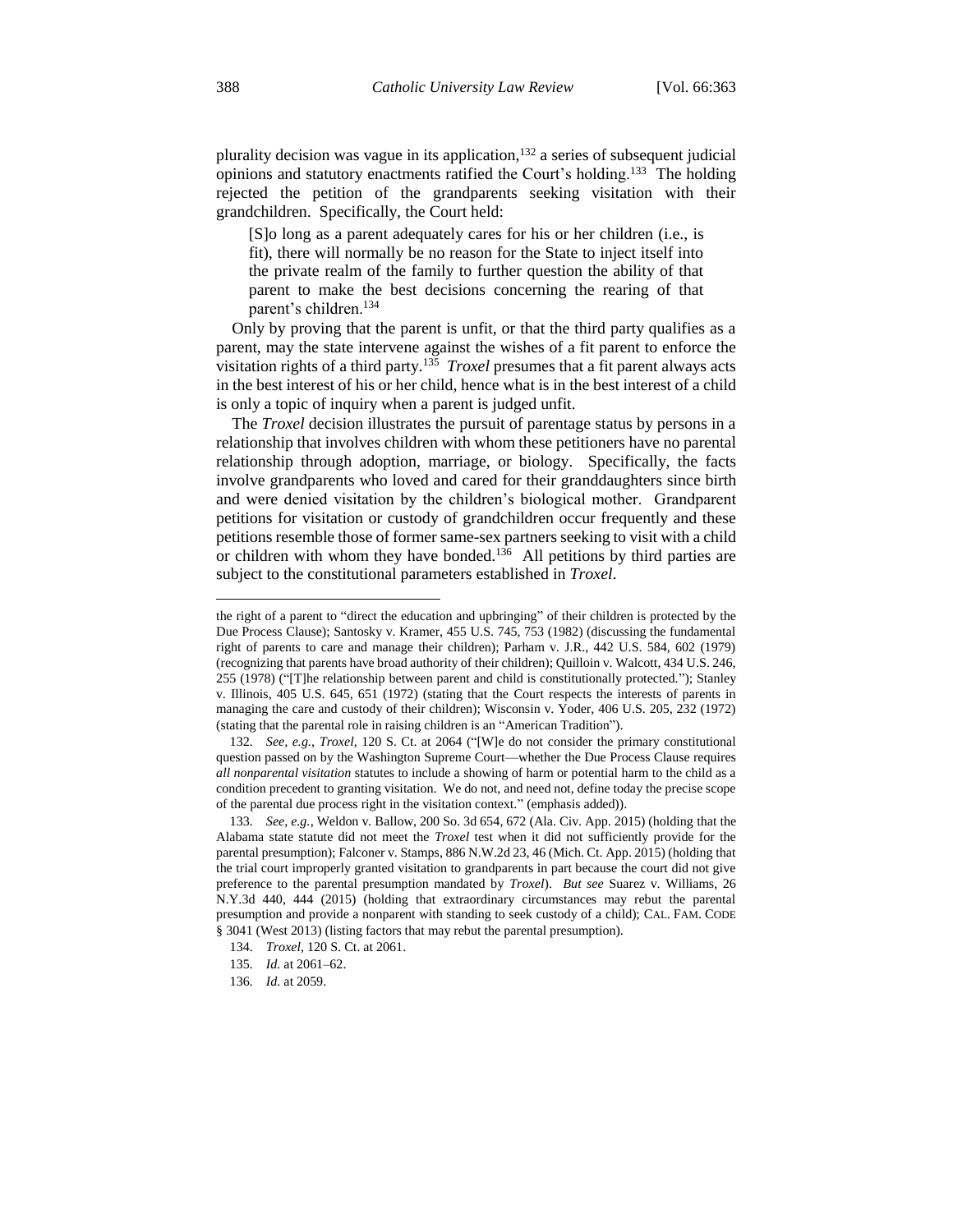plurality decision was vague in its application,[132] a series of subsequent judicial opinions and statutory enactments ratified the Court's holding.[133] The holding rejected the petition of the grandparents seeking visitation with their grandchildren. Specifically, the Court held:

> [S]o long as a parent adequately cares for his or her children (i.e., is fit), there will normally be no reason for the State to inject itself into the private realm of the family to further question the ability of that parent to make the best decisions concerning the rearing of that parent's children.[134]

Only by proving that the parent is unfit, or that the third party qualifies as a parent, may the state intervene against the wishes of a fit parent to enforce the visitation rights of a third party.[135] *Troxel* presumes that a fit parent always acts in the best interest of his or her child, hence what is in the best interest of a child is only a topic of inquiry when a parent is judged unfit.

The *Troxel* decision illustrates the pursuit of parentage status by persons in a relationship that involves children with whom these petitioners have no parental relationship through adoption, marriage, or biology. Specifically, the facts involve grandparents who loved and cared for their granddaughters since birth and were denied visitation by the children's biological mother. Grandparent petitions for visitation or custody of grandchildren occur frequently and these petitions resemble those of former same-sex partners seeking to visit with a child or children with whom they have bonded.[136] All petitions by third parties are subject to the constitutional parameters established in *Troxel*.

---

the right of a parent to "direct the education and upbringing" of their children is protected by the Due Process Clause); Santosky v. Kramer, 455 U.S. 745, 753 (1982) (discussing the fundamental right of parents to care and manage their children); Parham v. J.R., 442 U.S. 584, 602 (1979) (recognizing that parents have broad authority of their children); Quilloin v. Walcott, 434 U.S. 246, 255 (1978) ("[T]he relationship between parent and child is constitutionally protected."); Stanley v. Illinois, 405 U.S. 645, 651 (1972) (stating that the Court respects the interests of parents in managing the care and custody of their children); Wisconsin v. Yoder, 406 U.S. 205, 232 (1972) (stating that the parental role in raising children is an "American Tradition").

132. *See, e.g.*, *Troxel*, 120 S. Ct. at 2064 ("[W]e do not consider the primary constitutional question passed on by the Washington Supreme Court—whether the Due Process Clause requires *all nonparental visitation* statutes to include a showing of harm or potential harm to the child as a condition precedent to granting visitation. We do not, and need not, define today the precise scope of the parental due process right in the visitation context." (emphasis added)).

133. *See, e.g.*, Weldon v. Ballow, 200 So. 3d 654, 672 (Ala. Civ. App. 2015) (holding that the Alabama state statute did not meet the *Troxel* test when it did not sufficiently provide for the parental presumption); Falconer v. Stamps, 886 N.W.2d 23, 46 (Mich. Ct. App. 2015) (holding that the trial court improperly granted visitation to grandparents in part because the court did not give preference to the parental presumption mandated by *Troxel*). *But see* Suarez v. Williams, 26 N.Y.3d 440, 444 (2015) (holding that extraordinary circumstances may rebut the parental presumption and provide a nonparent with standing to seek custody of a child); CAL. FAM. CODE § 3041 (West 2013) (listing factors that may rebut the parental presumption).

134. *Troxel*, 120 S. Ct. at 2061.

135. *Id.* at 2061–62.

136. *Id.* at 2059.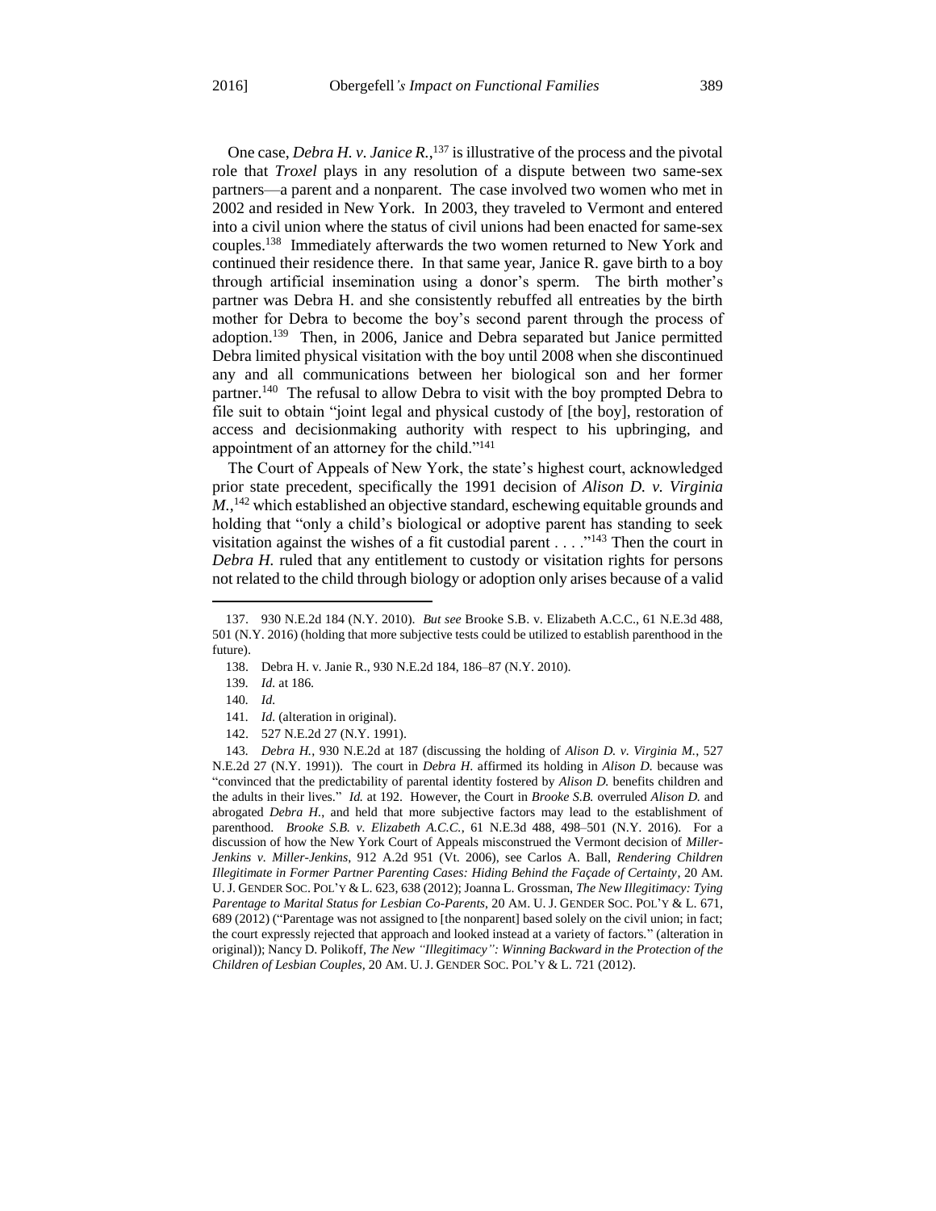One case, *Debra H. v. Janice R.*,[137] is illustrative of the process and the pivotal role that *Troxel* plays in any resolution of a dispute between two same-sex partners—a parent and a nonparent. The case involved two women who met in 2002 and resided in New York. In 2003, they traveled to Vermont and entered into a civil union where the status of civil unions had been enacted for same-sex couples.[138] Immediately afterwards the two women returned to New York and continued their residence there. In that same year, Janice R. gave birth to a boy through artificial insemination using a donor's sperm. The birth mother's partner was Debra H. and she consistently rebuffed all entreaties by the birth mother for Debra to become the boy's second parent through the process of adoption.[139] Then, in 2006, Janice and Debra separated but Janice permitted Debra limited physical visitation with the boy until 2008 when she discontinued any and all communications between her biological son and her former partner.[140] The refusal to allow Debra to visit with the boy prompted Debra to file suit to obtain "joint legal and physical custody of [the boy], restoration of access and decisionmaking authority with respect to his upbringing, and appointment of an attorney for the child."[141]

The Court of Appeals of New York, the state's highest court, acknowledged prior state precedent, specifically the 1991 decision of *Alison D. v. Virginia M.*,[142] which established an objective standard, eschewing equitable grounds and holding that "only a child's biological or adoptive parent has standing to seek visitation against the wishes of a fit custodial parent . . . ."[143] Then the court in *Debra H.* ruled that any entitlement to custody or visitation rights for persons not related to the child through biology or adoption only arises because of a valid

---

137. 930 N.E.2d 184 (N.Y. 2010). *But see* Brooke S.B. v. Elizabeth A.C.C., 61 N.E.3d 488, 501 (N.Y. 2016) (holding that more subjective tests could be utilized to establish parenthood in the future).

138. Debra H. v. Janie R., 930 N.E.2d 184, 186–87 (N.Y. 2010).

139. *Id.* at 186.

140. *Id.*

141. *Id.* (alteration in original).

142. 527 N.E.2d 27 (N.Y. 1991).

143. *Debra H.*, 930 N.E.2d at 187 (discussing the holding of *Alison D. v. Virginia M.*, 527 N.E.2d 27 (N.Y. 1991)). The court in *Debra H.* affirmed its holding in *Alison D.* because was "convinced that the predictability of parental identity fostered by *Alison D.* benefits children and the adults in their lives." *Id.* at 192. However, the Court in *Brooke S.B.* overruled *Alison D.* and abrogated *Debra H.*, and held that more subjective factors may lead to the establishment of parenthood. *Brooke S.B. v. Elizabeth A.C.C.*, 61 N.E.3d 488, 498–501 (N.Y. 2016). For a discussion of how the New York Court of Appeals misconstrued the Vermont decision of *Miller-Jenkins v. Miller-Jenkins*, 912 A.2d 951 (Vt. 2006), see Carlos A. Ball, *Rendering Children Illegitimate in Former Partner Parenting Cases: Hiding Behind the Façade of Certainty*, 20 AM. U. J. GENDER SOC. POL'Y & L. 623, 638 (2012); Joanna L. Grossman, *The New Illegitimacy: Tying Parentage to Marital Status for Lesbian Co-Parents*, 20 AM. U. J. GENDER SOC. POL'Y & L. 671, 689 (2012) ("Parentage was not assigned to [the nonparent] based solely on the civil union; in fact; the court expressly rejected that approach and looked instead at a variety of factors." (alteration in original)); Nancy D. Polikoff, *The New "Illegitimacy": Winning Backward in the Protection of the Children of Lesbian Couples*, 20 AM. U. J. GENDER SOC. POL'Y & L. 721 (2012).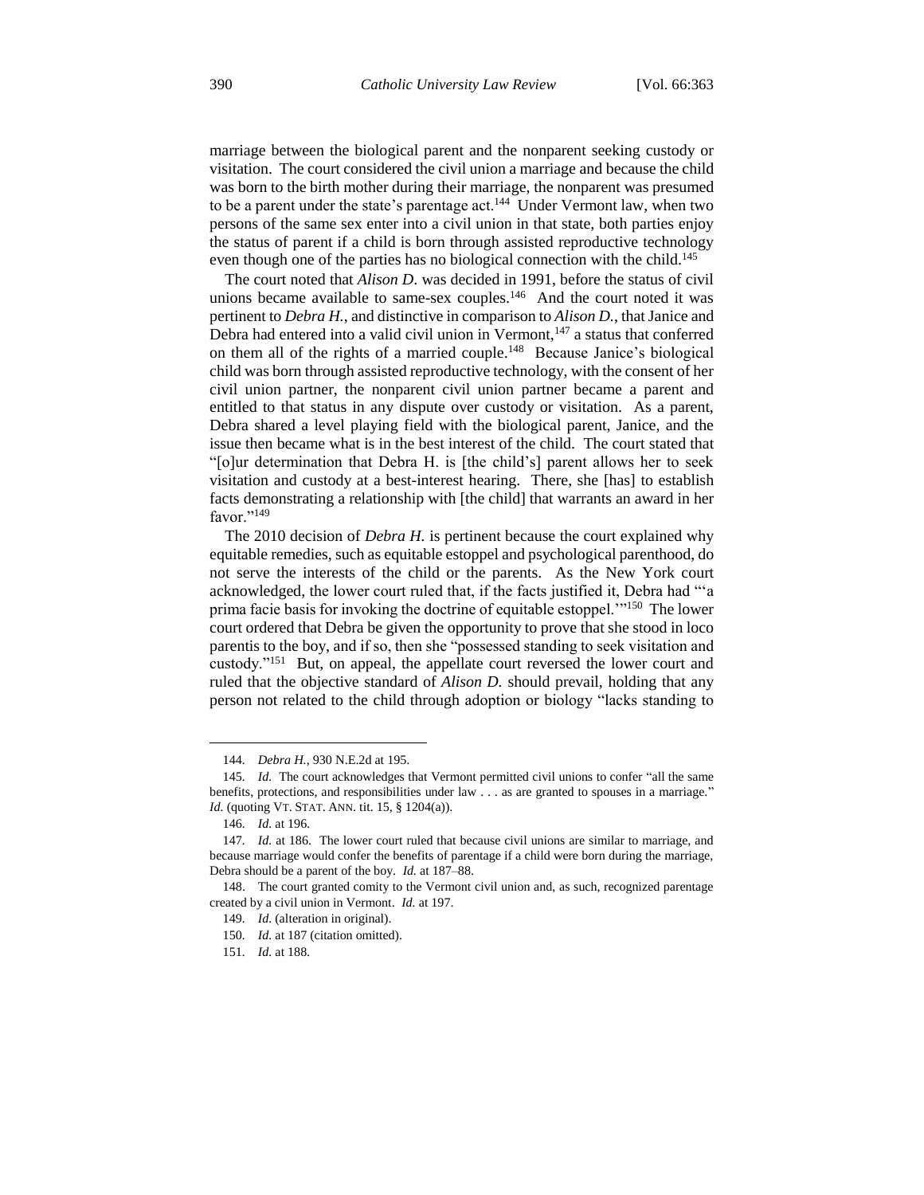marriage between the biological parent and the nonparent seeking custody or visitation. The court considered the civil union a marriage and because the child was born to the birth mother during their marriage, the nonparent was presumed to be a parent under the state's parentage act.[144] Under Vermont law, when two persons of the same sex enter into a civil union in that state, both parties enjoy the status of parent if a child is born through assisted reproductive technology even though one of the parties has no biological connection with the child.[145]

The court noted that *Alison D*. was decided in 1991, before the status of civil unions became available to same-sex couples.[146] And the court noted it was pertinent to *Debra H.*, and distinctive in comparison to *Alison D.*, that Janice and Debra had entered into a valid civil union in Vermont,[147] a status that conferred on them all of the rights of a married couple.[148] Because Janice's biological child was born through assisted reproductive technology, with the consent of her civil union partner, the nonparent civil union partner became a parent and entitled to that status in any dispute over custody or visitation. As a parent, Debra shared a level playing field with the biological parent, Janice, and the issue then became what is in the best interest of the child. The court stated that "[o]ur determination that Debra H. is [the child's] parent allows her to seek visitation and custody at a best-interest hearing. There, she [has] to establish facts demonstrating a relationship with [the child] that warrants an award in her favor."[149]

The 2010 decision of *Debra H.* is pertinent because the court explained why equitable remedies, such as equitable estoppel and psychological parenthood, do not serve the interests of the child or the parents. As the New York court acknowledged, the lower court ruled that, if the facts justified it, Debra had "'a prima facie basis for invoking the doctrine of equitable estoppel.'"[150] The lower court ordered that Debra be given the opportunity to prove that she stood in loco parentis to the boy, and if so, then she "possessed standing to seek visitation and custody."[151] But, on appeal, the appellate court reversed the lower court and ruled that the objective standard of *Alison D.* should prevail, holding that any person not related to the child through adoption or biology "lacks standing to

---

144. *Debra H.*, 930 N.E.2d at 195.

145. *Id.* The court acknowledges that Vermont permitted civil unions to confer "all the same benefits, protections, and responsibilities under law . . . as are granted to spouses in a marriage." *Id.* (quoting VT. STAT. ANN. tit. 15, § 1204(a)).

146. *Id.* at 196.

147. *Id.* at 186. The lower court ruled that because civil unions are similar to marriage, and because marriage would confer the benefits of parentage if a child were born during the marriage, Debra should be a parent of the boy. *Id.* at 187–88.

148. The court granted comity to the Vermont civil union and, as such, recognized parentage created by a civil union in Vermont. *Id.* at 197.

149. *Id.* (alteration in original).

150. *Id.* at 187 (citation omitted).

151. *Id.* at 188.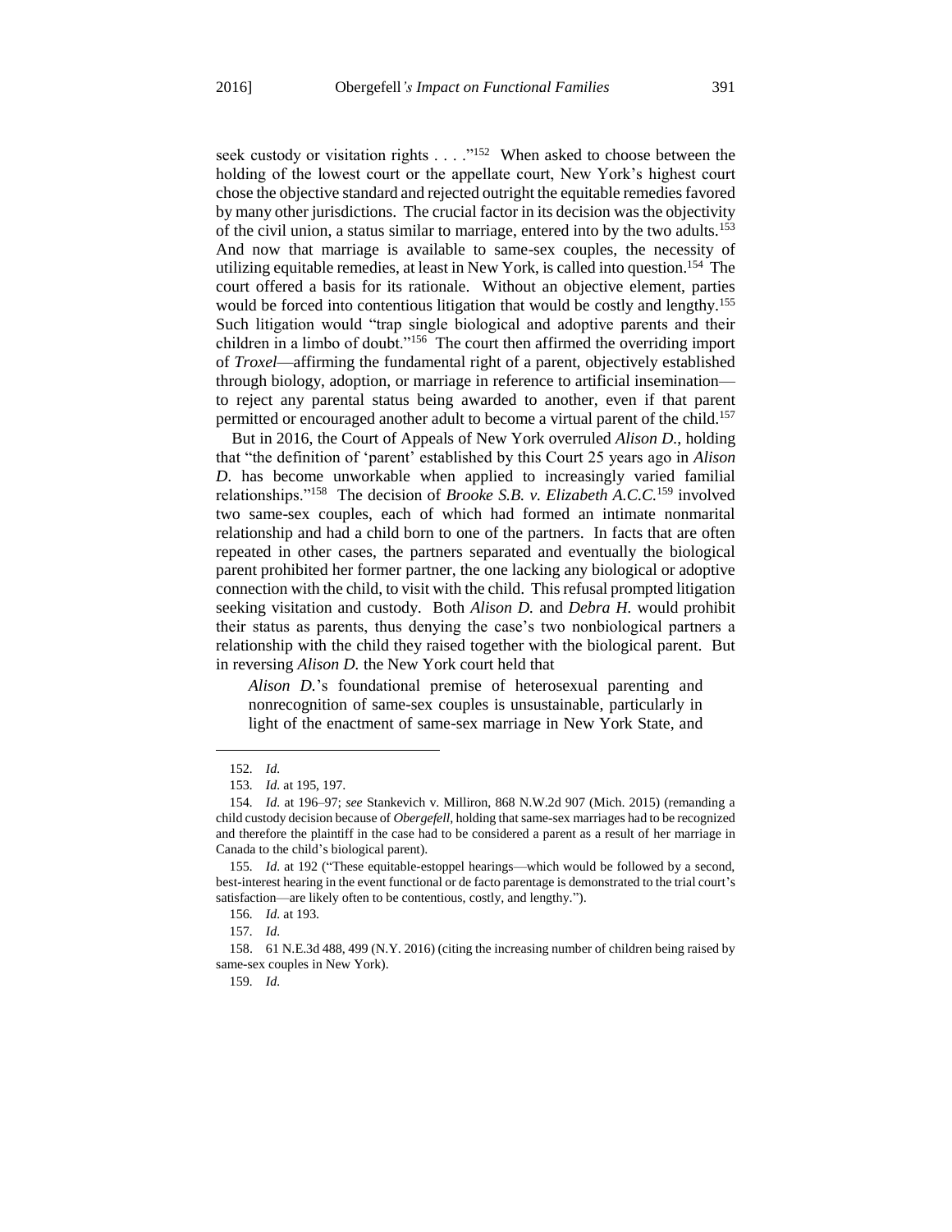seek custody or visitation rights . . . ."[152] When asked to choose between the holding of the lowest court or the appellate court, New York's highest court chose the objective standard and rejected outright the equitable remedies favored by many other jurisdictions. The crucial factor in its decision was the objectivity of the civil union, a status similar to marriage, entered into by the two adults.[153] And now that marriage is available to same-sex couples, the necessity of utilizing equitable remedies, at least in New York, is called into question.[154] The court offered a basis for its rationale. Without an objective element, parties would be forced into contentious litigation that would be costly and lengthy.[155] Such litigation would "trap single biological and adoptive parents and their children in a limbo of doubt."[156] The court then affirmed the overriding import of *Troxel*—affirming the fundamental right of a parent, objectively established through biology, adoption, or marriage in reference to artificial insemination—to reject any parental status being awarded to another, even if that parent permitted or encouraged another adult to become a virtual parent of the child.[157]

But in 2016, the Court of Appeals of New York overruled *Alison D.*, holding that "the definition of 'parent' established by this Court 25 years ago in *Alison D.* has become unworkable when applied to increasingly varied familial relationships."[158] The decision of *Brooke S.B. v. Elizabeth A.C.C.*[159] involved two same-sex couples, each of which had formed an intimate nonmarital relationship and had a child born to one of the partners. In facts that are often repeated in other cases, the partners separated and eventually the biological parent prohibited her former partner, the one lacking any biological or adoptive connection with the child, to visit with the child. This refusal prompted litigation seeking visitation and custody. Both *Alison D.* and *Debra H.* would prohibit their status as parents, thus denying the case's two nonbiological partners a relationship with the child they raised together with the biological parent. But in reversing *Alison D.* the New York court held that

> *Alison D.*'s foundational premise of heterosexual parenting and nonrecognition of same-sex couples is unsustainable, particularly in light of the enactment of same-sex marriage in New York State, and

---

152. *Id.*

153. *Id.* at 195, 197.

154. *Id.* at 196–97; *see* Stankevich v. Milliron, 868 N.W.2d 907 (Mich. 2015) (remanding a child custody decision because of *Obergefell*, holding that same-sex marriages had to be recognized and therefore the plaintiff in the case had to be considered a parent as a result of her marriage in Canada to the child's biological parent).

155. *Id.* at 192 ("These equitable-estoppel hearings—which would be followed by a second, best-interest hearing in the event functional or de facto parentage is demonstrated to the trial court's satisfaction—are likely often to be contentious, costly, and lengthy.").

156. *Id.* at 193.

157. *Id.*

158. 61 N.E.3d 488, 499 (N.Y. 2016) (citing the increasing number of children being raised by same-sex couples in New York).

159. *Id.*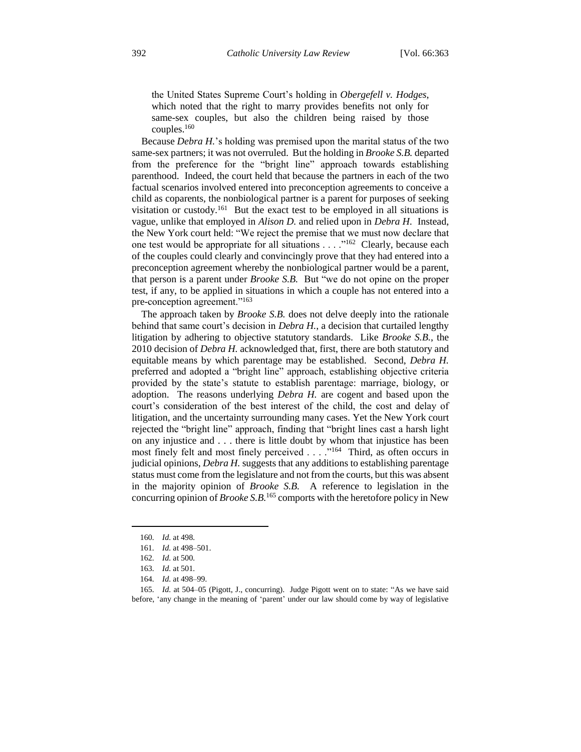the United States Supreme Court's holding in *Obergefell v. Hodges*, which noted that the right to marry provides benefits not only for same-sex couples, but also the children being raised by those couples.[160]

Because *Debra H.*'s holding was premised upon the marital status of the two same-sex partners; it was not overruled. But the holding in *Brooke S.B.* departed from the preference for the "bright line" approach towards establishing parenthood. Indeed, the court held that because the partners in each of the two factual scenarios involved entered into preconception agreements to conceive a child as coparents, the nonbiological partner is a parent for purposes of seeking visitation or custody.[161] But the exact test to be employed in all situations is vague, unlike that employed in *Alison D.* and relied upon in *Debra H.* Instead, the New York court held: "We reject the premise that we must now declare that one test would be appropriate for all situations . . . ."[162] Clearly, because each of the couples could clearly and convincingly prove that they had entered into a preconception agreement whereby the nonbiological partner would be a parent, that person is a parent under *Brooke S.B.* But "we do not opine on the proper test, if any, to be applied in situations in which a couple has not entered into a pre-conception agreement."[163]

The approach taken by *Brooke S.B.* does not delve deeply into the rationale behind that same court's decision in *Debra H.*, a decision that curtailed lengthy litigation by adhering to objective statutory standards. Like *Brooke S.B.*, the 2010 decision of *Debra H.* acknowledged that, first, there are both statutory and equitable means by which parentage may be established. Second, *Debra H.* preferred and adopted a "bright line" approach, establishing objective criteria provided by the state's statute to establish parentage: marriage, biology, or adoption. The reasons underlying *Debra H.* are cogent and based upon the court's consideration of the best interest of the child, the cost and delay of litigation, and the uncertainty surrounding many cases. Yet the New York court rejected the "bright line" approach, finding that "bright lines cast a harsh light on any injustice and . . . there is little doubt by whom that injustice has been most finely felt and most finely perceived . . . ."[164] Third, as often occurs in judicial opinions, *Debra H.* suggests that any additions to establishing parentage status must come from the legislature and not from the courts, but this was absent in the majority opinion of *Brooke S.B.* A reference to legislation in the concurring opinion of *Brooke S.B.*[165] comports with the heretofore policy in New

160. *Id.* at 498.

161. *Id.* at 498–501.

162. *Id.* at 500.

163. *Id.* at 501.

164. *Id.* at 498–99.

165. *Id.* at 504–05 (Pigott, J., concurring). Judge Pigott went on to state: "As we have said before, 'any change in the meaning of 'parent' under our law should come by way of legislative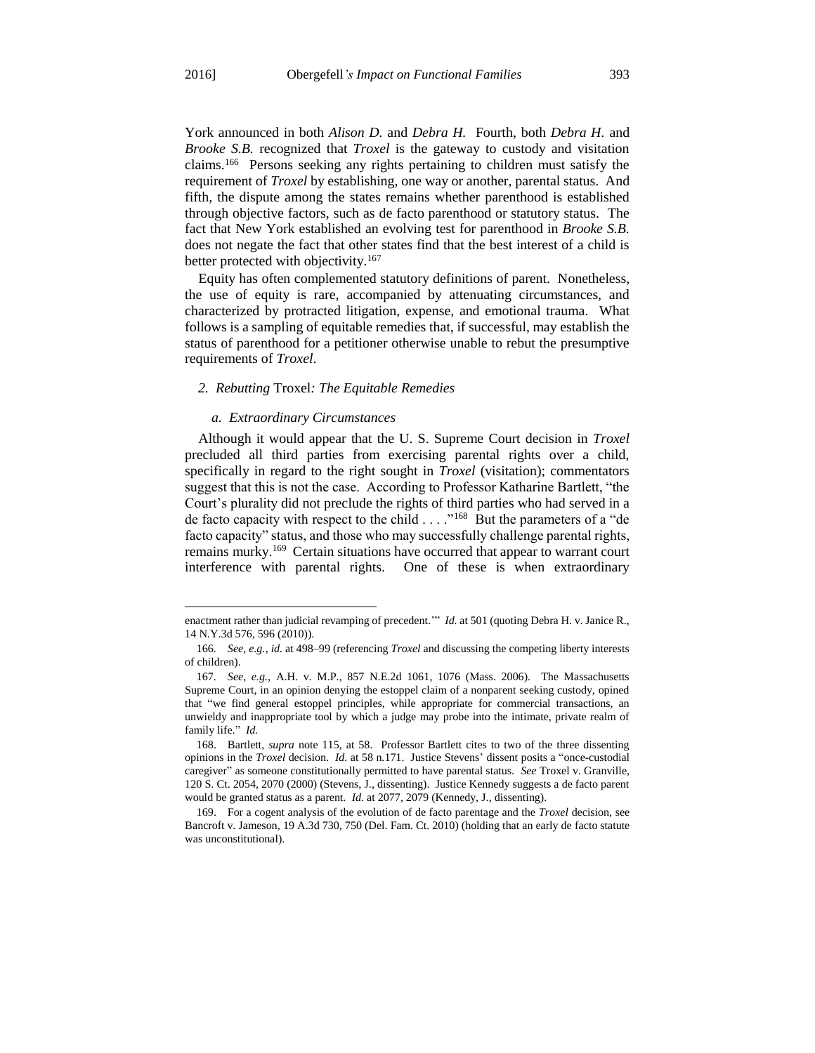York announced in both *Alison D.* and *Debra H.* Fourth, both *Debra H.* and *Brooke S.B.* recognized that *Troxel* is the gateway to custody and visitation claims.[166] Persons seeking any rights pertaining to children must satisfy the requirement of *Troxel* by establishing, one way or another, parental status. And fifth, the dispute among the states remains whether parenthood is established through objective factors, such as de facto parenthood or statutory status. The fact that New York established an evolving test for parenthood in *Brooke S.B.* does not negate the fact that other states find that the best interest of a child is better protected with objectivity.[167]

Equity has often complemented statutory definitions of parent. Nonetheless, the use of equity is rare, accompanied by attenuating circumstances, and characterized by protracted litigation, expense, and emotional trauma. What follows is a sampling of equitable remedies that, if successful, may establish the status of parenthood for a petitioner otherwise unable to rebut the presumptive requirements of *Troxel*.

### *2. Rebutting* Troxel*: The Equitable Remedies*

#### *a. Extraordinary Circumstances*

Although it would appear that the U. S. Supreme Court decision in *Troxel* precluded all third parties from exercising parental rights over a child, specifically in regard to the right sought in *Troxel* (visitation); commentators suggest that this is not the case. According to Professor Katharine Bartlett, "the Court's plurality did not preclude the rights of third parties who had served in a de facto capacity with respect to the child . . . ."[168] But the parameters of a "de facto capacity" status, and those who may successfully challenge parental rights, remains murky.[169] Certain situations have occurred that appear to warrant court interference with parental rights. One of these is when extraordinary

---

enactment rather than judicial revamping of precedent.'" *Id.* at 501 (quoting Debra H. v. Janice R., 14 N.Y.3d 576, 596 (2010)).

166. *See, e.g.*, *id.* at 498–99 (referencing *Troxel* and discussing the competing liberty interests of children).

167. *See, e.g.*, A.H. v. M.P., 857 N.E.2d 1061, 1076 (Mass. 2006). The Massachusetts Supreme Court, in an opinion denying the estoppel claim of a nonparent seeking custody, opined that "we find general estoppel principles, while appropriate for commercial transactions, an unwieldy and inappropriate tool by which a judge may probe into the intimate, private realm of family life." *Id.*

168. Bartlett, *supra* note 115, at 58. Professor Bartlett cites to two of the three dissenting opinions in the *Troxel* decision. *Id.* at 58 n.171. Justice Stevens' dissent posits a "once-custodial caregiver" as someone constitutionally permitted to have parental status. *See* Troxel v. Granville, 120 S. Ct. 2054, 2070 (2000) (Stevens, J., dissenting). Justice Kennedy suggests a de facto parent would be granted status as a parent. *Id.* at 2077, 2079 (Kennedy, J., dissenting).

169. For a cogent analysis of the evolution of de facto parentage and the *Troxel* decision, see Bancroft v. Jameson, 19 A.3d 730, 750 (Del. Fam. Ct. 2010) (holding that an early de facto statute was unconstitutional).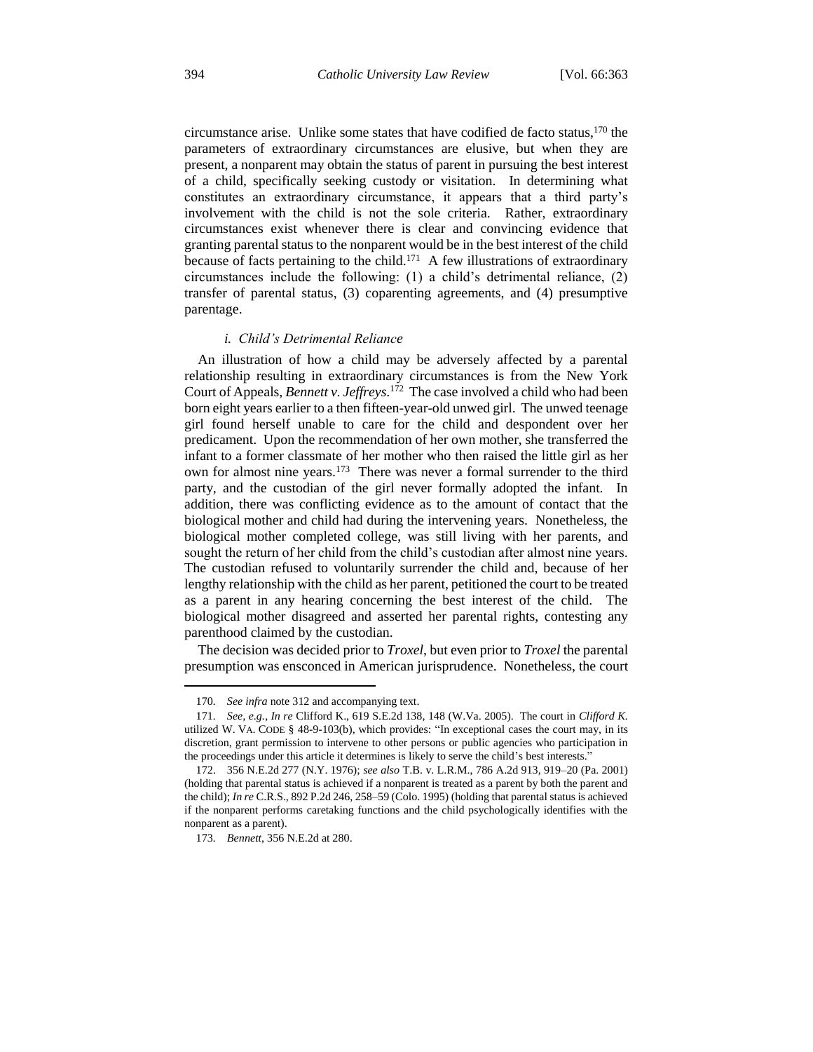circumstance arise. Unlike some states that have codified de facto status,[170] the parameters of extraordinary circumstances are elusive, but when they are present, a nonparent may obtain the status of parent in pursuing the best interest of a child, specifically seeking custody or visitation. In determining what constitutes an extraordinary circumstance, it appears that a third party's involvement with the child is not the sole criteria. Rather, extraordinary circumstances exist whenever there is clear and convincing evidence that granting parental status to the nonparent would be in the best interest of the child because of facts pertaining to the child.[171] A few illustrations of extraordinary circumstances include the following: (1) a child's detrimental reliance, (2) transfer of parental status, (3) coparenting agreements, and (4) presumptive parentage.

#### *i. Child's Detrimental Reliance*

An illustration of how a child may be adversely affected by a parental relationship resulting in extraordinary circumstances is from the New York Court of Appeals, *Bennett v. Jeffreys*.[172] The case involved a child who had been born eight years earlier to a then fifteen-year-old unwed girl. The unwed teenage girl found herself unable to care for the child and despondent over her predicament. Upon the recommendation of her own mother, she transferred the infant to a former classmate of her mother who then raised the little girl as her own for almost nine years.[173] There was never a formal surrender to the third party, and the custodian of the girl never formally adopted the infant. In addition, there was conflicting evidence as to the amount of contact that the biological mother and child had during the intervening years. Nonetheless, the biological mother completed college, was still living with her parents, and sought the return of her child from the child's custodian after almost nine years. The custodian refused to voluntarily surrender the child and, because of her lengthy relationship with the child as her parent, petitioned the court to be treated as a parent in any hearing concerning the best interest of the child. The biological mother disagreed and asserted her parental rights, contesting any parenthood claimed by the custodian.

The decision was decided prior to *Troxel*, but even prior to *Troxel* the parental presumption was ensconced in American jurisprudence. Nonetheless, the court

---

170. *See infra* note 312 and accompanying text.

171. *See, e.g.*, *In re* Clifford K., 619 S.E.2d 138, 148 (W.Va. 2005). The court in *Clifford K.* utilized W. VA. CODE § 48-9-103(b), which provides: "In exceptional cases the court may, in its discretion, grant permission to intervene to other persons or public agencies who participation in the proceedings under this article it determines is likely to serve the child's best interests."

172. 356 N.E.2d 277 (N.Y. 1976); *see also* T.B. v. L.R.M., 786 A.2d 913, 919–20 (Pa. 2001) (holding that parental status is achieved if a nonparent is treated as a parent by both the parent and the child); *In re* C.R.S., 892 P.2d 246, 258–59 (Colo. 1995) (holding that parental status is achieved if the nonparent performs caretaking functions and the child psychologically identifies with the nonparent as a parent).

173. *Bennett*, 356 N.E.2d at 280.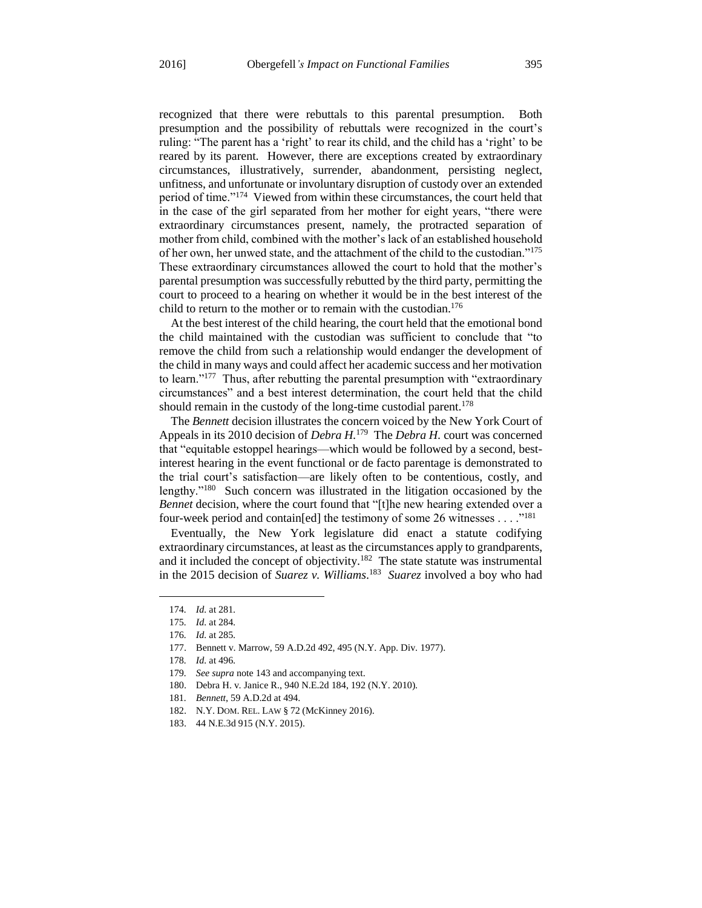recognized that there were rebuttals to this parental presumption. Both presumption and the possibility of rebuttals were recognized in the court's ruling: "The parent has a 'right' to rear its child, and the child has a 'right' to be reared by its parent. However, there are exceptions created by extraordinary circumstances, illustratively, surrender, abandonment, persisting neglect, unfitness, and unfortunate or involuntary disruption of custody over an extended period of time."[174] Viewed from within these circumstances, the court held that in the case of the girl separated from her mother for eight years, "there were extraordinary circumstances present, namely, the protracted separation of mother from child, combined with the mother's lack of an established household of her own, her unwed state, and the attachment of the child to the custodian."[175] These extraordinary circumstances allowed the court to hold that the mother's parental presumption was successfully rebutted by the third party, permitting the court to proceed to a hearing on whether it would be in the best interest of the child to return to the mother or to remain with the custodian.[176]

At the best interest of the child hearing, the court held that the emotional bond the child maintained with the custodian was sufficient to conclude that "to remove the child from such a relationship would endanger the development of the child in many ways and could affect her academic success and her motivation to learn."[177] Thus, after rebutting the parental presumption with "extraordinary circumstances" and a best interest determination, the court held that the child should remain in the custody of the long-time custodial parent.[178]

The *Bennett* decision illustrates the concern voiced by the New York Court of Appeals in its 2010 decision of *Debra H.*[179] The *Debra H.* court was concerned that "equitable estoppel hearings—which would be followed by a second, best-interest hearing in the event functional or de facto parentage is demonstrated to the trial court's satisfaction—are likely often to be contentious, costly, and lengthy."[180] Such concern was illustrated in the litigation occasioned by the *Bennet* decision, where the court found that "[t]he new hearing extended over a four-week period and contain[ed] the testimony of some 26 witnesses . . . ."[181]

Eventually, the New York legislature did enact a statute codifying extraordinary circumstances, at least as the circumstances apply to grandparents, and it included the concept of objectivity.[182] The state statute was instrumental in the 2015 decision of *Suarez v. Williams*.[183] *Suarez* involved a boy who had

---

174. *Id.* at 281.
175. *Id.* at 284.
176. *Id.* at 285.
177. Bennett v. Marrow, 59 A.D.2d 492, 495 (N.Y. App. Div. 1977).
178. *Id.* at 496.
179. *See supra* note 143 and accompanying text.
180. Debra H. v. Janice R., 940 N.E.2d 184, 192 (N.Y. 2010).
181. *Bennett*, 59 A.D.2d at 494.
182. N.Y. DOM. REL. LAW § 72 (McKinney 2016).
183. 44 N.E.3d 915 (N.Y. 2015).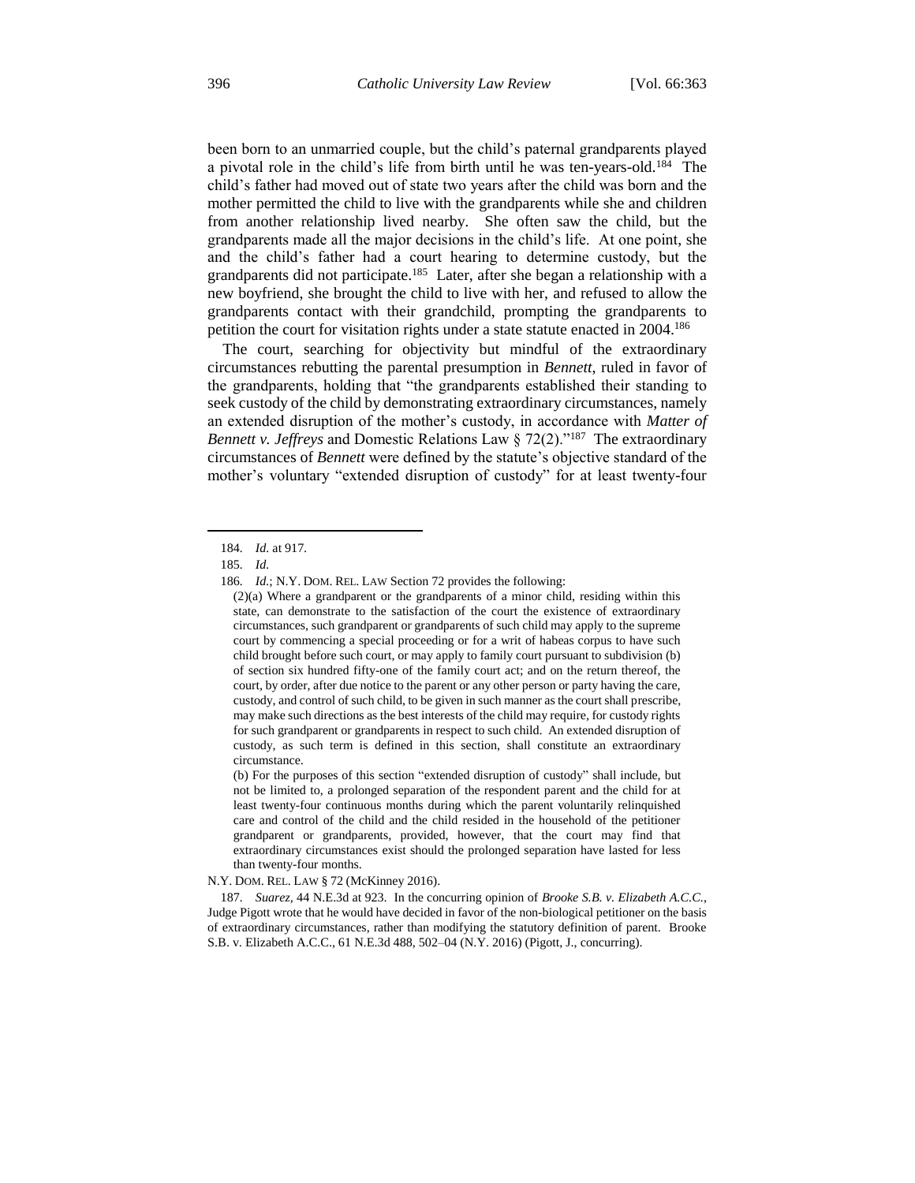been born to an unmarried couple, but the child's paternal grandparents played a pivotal role in the child's life from birth until he was ten-years-old.[184] The child's father had moved out of state two years after the child was born and the mother permitted the child to live with the grandparents while she and children from another relationship lived nearby. She often saw the child, but the grandparents made all the major decisions in the child's life. At one point, she and the child's father had a court hearing to determine custody, but the grandparents did not participate.[185] Later, after she began a relationship with a new boyfriend, she brought the child to live with her, and refused to allow the grandparents contact with their grandchild, prompting the grandparents to petition the court for visitation rights under a state statute enacted in 2004.[186]

The court, searching for objectivity but mindful of the extraordinary circumstances rebutting the parental presumption in *Bennett*, ruled in favor of the grandparents, holding that "the grandparents established their standing to seek custody of the child by demonstrating extraordinary circumstances, namely an extended disruption of the mother's custody, in accordance with *Matter of Bennett v. Jeffreys* and Domestic Relations Law § 72(2)."[187] The extraordinary circumstances of *Bennett* were defined by the statute's objective standard of the mother's voluntary "extended disruption of custody" for at least twenty-four

---

184. *Id.* at 917.

185. *Id.*

186. *Id.*; N.Y. DOM. REL. LAW Section 72 provides the following:

> (2)(a) Where a grandparent or the grandparents of a minor child, residing within this state, can demonstrate to the satisfaction of the court the existence of extraordinary circumstances, such grandparent or grandparents of such child may apply to the supreme court by commencing a special proceeding or for a writ of habeas corpus to have such child brought before such court, or may apply to family court pursuant to subdivision (b) of section six hundred fifty-one of the family court act; and on the return thereof, the court, by order, after due notice to the parent or any other person or party having the care, custody, and control of such child, to be given in such manner as the court shall prescribe, may make such directions as the best interests of the child may require, for custody rights for such grandparent or grandparents in respect to such child. An extended disruption of custody, as such term is defined in this section, shall constitute an extraordinary circumstance.
>
> (b) For the purposes of this section "extended disruption of custody" shall include, but not be limited to, a prolonged separation of the respondent parent and the child for at least twenty-four continuous months during which the parent voluntarily relinquished care and control of the child and the child resided in the household of the petitioner grandparent or grandparents, provided, however, that the court may find that extraordinary circumstances exist should the prolonged separation have lasted for less than twenty-four months.

N.Y. DOM. REL. LAW § 72 (McKinney 2016).

187. *Suarez*, 44 N.E.3d at 923. In the concurring opinion of *Brooke S.B. v. Elizabeth A.C.C.*, Judge Pigott wrote that he would have decided in favor of the non-biological petitioner on the basis of extraordinary circumstances, rather than modifying the statutory definition of parent. Brooke S.B. v. Elizabeth A.C.C., 61 N.E.3d 488, 502–04 (N.Y. 2016) (Pigott, J., concurring).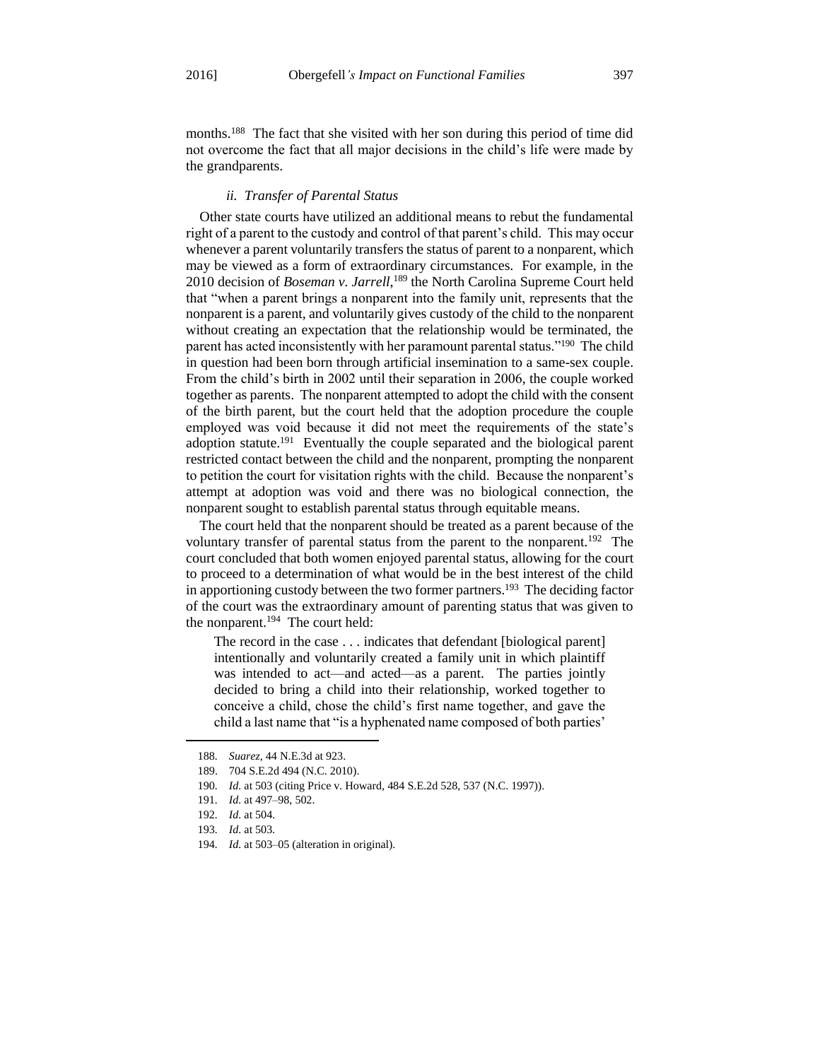months.[188] The fact that she visited with her son during this period of time did not overcome the fact that all major decisions in the child's life were made by the grandparents.

### *ii. Transfer of Parental Status*

Other state courts have utilized an additional means to rebut the fundamental right of a parent to the custody and control of that parent's child. This may occur whenever a parent voluntarily transfers the status of parent to a nonparent, which may be viewed as a form of extraordinary circumstances. For example, in the 2010 decision of *Boseman v. Jarrell*,[189] the North Carolina Supreme Court held that "when a parent brings a nonparent into the family unit, represents that the nonparent is a parent, and voluntarily gives custody of the child to the nonparent without creating an expectation that the relationship would be terminated, the parent has acted inconsistently with her paramount parental status."[190] The child in question had been born through artificial insemination to a same-sex couple. From the child's birth in 2002 until their separation in 2006, the couple worked together as parents. The nonparent attempted to adopt the child with the consent of the birth parent, but the court held that the adoption procedure the couple employed was void because it did not meet the requirements of the state's adoption statute.[191] Eventually the couple separated and the biological parent restricted contact between the child and the nonparent, prompting the nonparent to petition the court for visitation rights with the child. Because the nonparent's attempt at adoption was void and there was no biological connection, the nonparent sought to establish parental status through equitable means.

The court held that the nonparent should be treated as a parent because of the voluntary transfer of parental status from the parent to the nonparent.[192] The court concluded that both women enjoyed parental status, allowing for the court to proceed to a determination of what would be in the best interest of the child in apportioning custody between the two former partners.[193] The deciding factor of the court was the extraordinary amount of parenting status that was given to the nonparent.[194] The court held:

> The record in the case . . . indicates that defendant [biological parent] intentionally and voluntarily created a family unit in which plaintiff was intended to act—and acted—as a parent. The parties jointly decided to bring a child into their relationship, worked together to conceive a child, chose the child's first name together, and gave the child a last name that "is a hyphenated name composed of both parties'

---

188. *Suarez*, 44 N.E.3d at 923.

189. 704 S.E.2d 494 (N.C. 2010).

190. *Id.* at 503 (citing Price v. Howard, 484 S.E.2d 528, 537 (N.C. 1997)).

191. *Id.* at 497–98, 502.

192. *Id.* at 504.

193. *Id.* at 503.

194. *Id.* at 503–05 (alteration in original).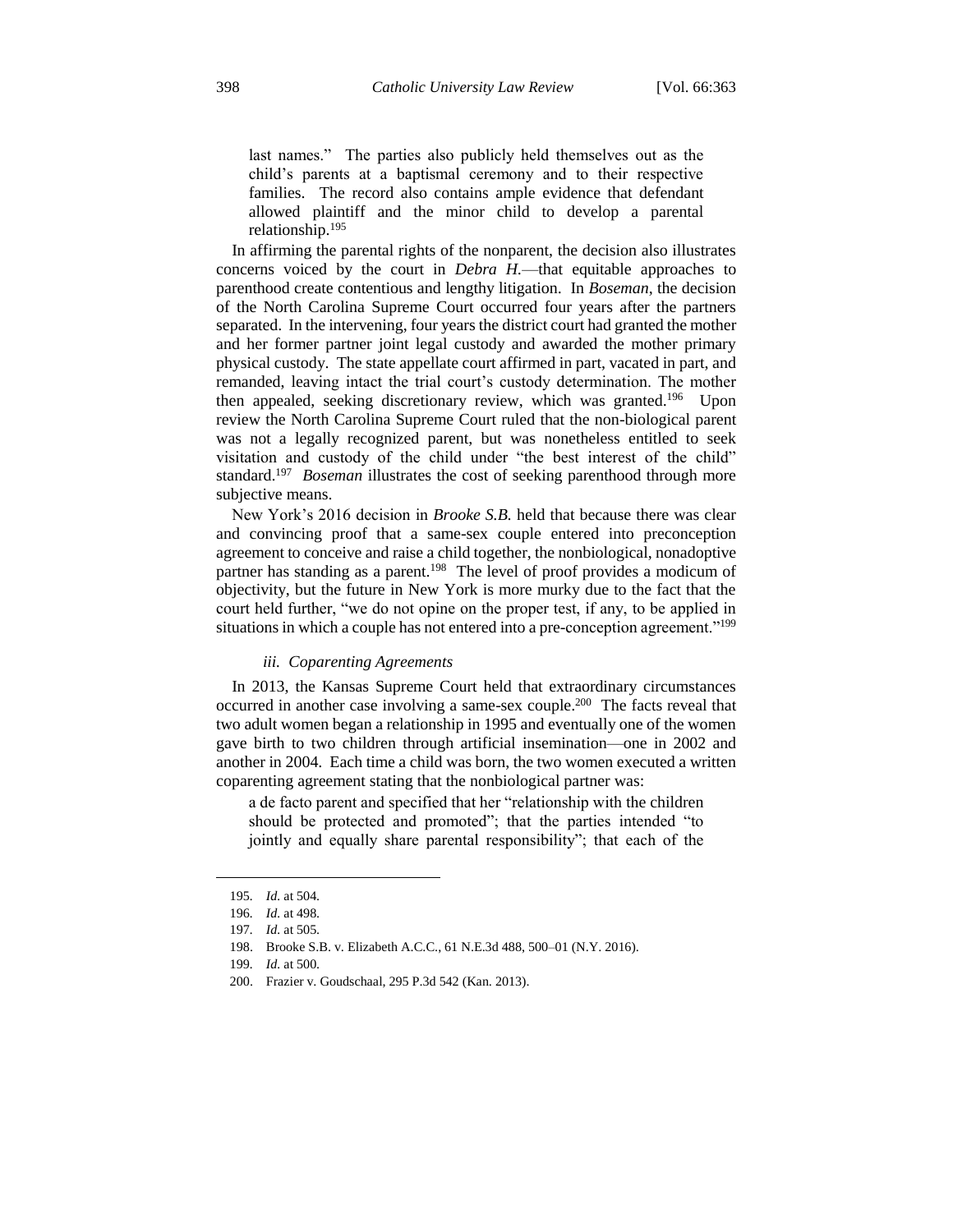> last names." The parties also publicly held themselves out as the child's parents at a baptismal ceremony and to their respective families. The record also contains ample evidence that defendant allowed plaintiff and the minor child to develop a parental relationship.[195]

In affirming the parental rights of the nonparent, the decision also illustrates concerns voiced by the court in *Debra H.*—that equitable approaches to parenthood create contentious and lengthy litigation. In *Boseman*, the decision of the North Carolina Supreme Court occurred four years after the partners separated. In the intervening, four years the district court had granted the mother and her former partner joint legal custody and awarded the mother primary physical custody. The state appellate court affirmed in part, vacated in part, and remanded, leaving intact the trial court's custody determination. The mother then appealed, seeking discretionary review, which was granted.[196] Upon review the North Carolina Supreme Court ruled that the non-biological parent was not a legally recognized parent, but was nonetheless entitled to seek visitation and custody of the child under "the best interest of the child" standard.[197] *Boseman* illustrates the cost of seeking parenthood through more subjective means.

New York's 2016 decision in *Brooke S.B.* held that because there was clear and convincing proof that a same-sex couple entered into preconception agreement to conceive and raise a child together, the nonbiological, nonadoptive partner has standing as a parent.[198] The level of proof provides a modicum of objectivity, but the future in New York is more murky due to the fact that the court held further, "we do not opine on the proper test, if any, to be applied in situations in which a couple has not entered into a pre-conception agreement."[199]

#### *iii. Coparenting Agreements*

In 2013, the Kansas Supreme Court held that extraordinary circumstances occurred in another case involving a same-sex couple.[200] The facts reveal that two adult women began a relationship in 1995 and eventually one of the women gave birth to two children through artificial insemination—one in 2002 and another in 2004. Each time a child was born, the two women executed a written coparenting agreement stating that the nonbiological partner was:

> a de facto parent and specified that her "relationship with the children should be protected and promoted"; that the parties intended "to jointly and equally share parental responsibility"; that each of the

---

195. *Id.* at 504.

196. *Id.* at 498.

197. *Id.* at 505.

198. Brooke S.B. v. Elizabeth A.C.C., 61 N.E.3d 488, 500–01 (N.Y. 2016).

199. *Id.* at 500.

200. Frazier v. Goudschaal, 295 P.3d 542 (Kan. 2013).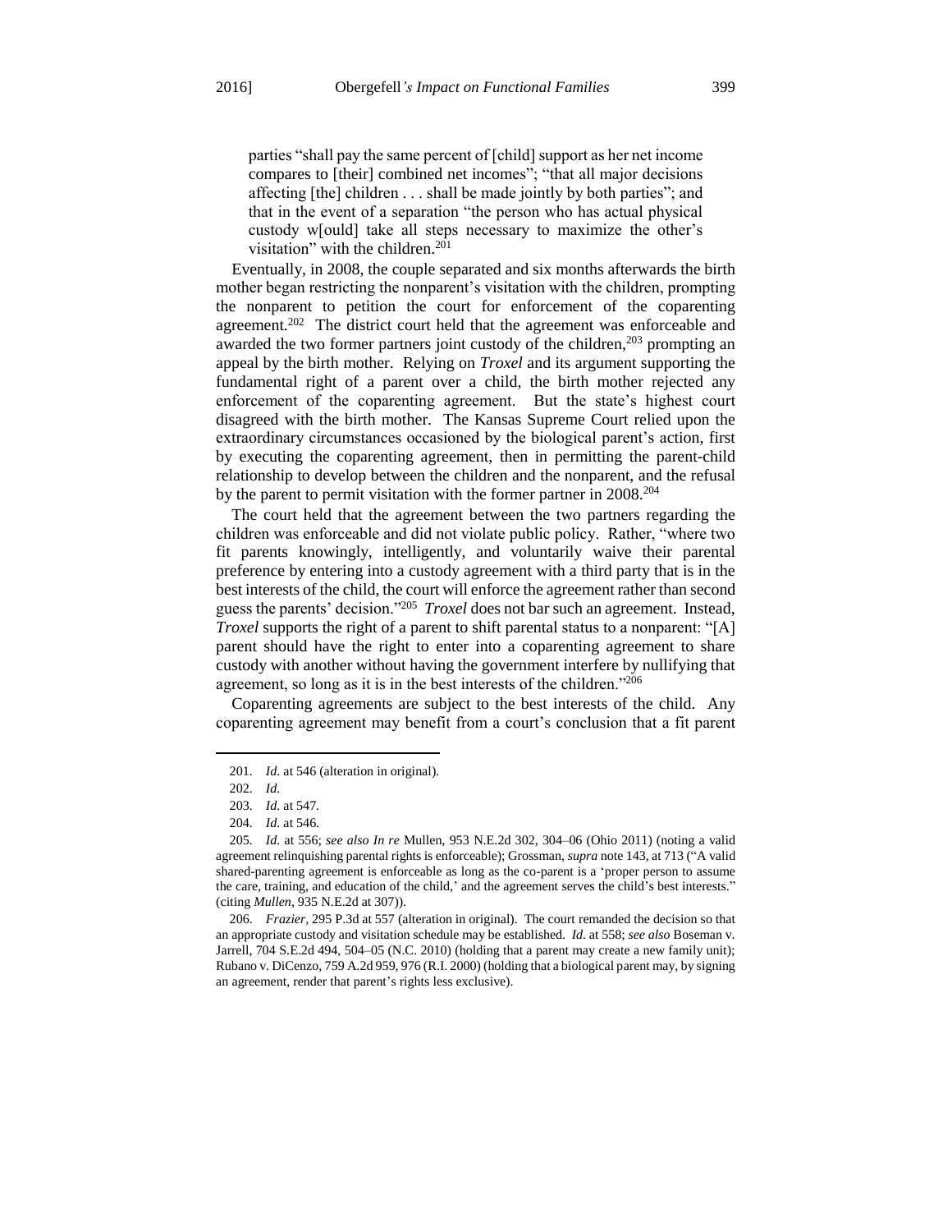> parties "shall pay the same percent of [child] support as her net income compares to [their] combined net incomes"; "that all major decisions affecting [the] children . . . shall be made jointly by both parties"; and that in the event of a separation "the person who has actual physical custody w[ould] take all steps necessary to maximize the other's visitation" with the children.[201]

Eventually, in 2008, the couple separated and six months afterwards the birth mother began restricting the nonparent's visitation with the children, prompting the nonparent to petition the court for enforcement of the coparenting agreement.[202] The district court held that the agreement was enforceable and awarded the two former partners joint custody of the children,[203] prompting an appeal by the birth mother. Relying on *Troxel* and its argument supporting the fundamental right of a parent over a child, the birth mother rejected any enforcement of the coparenting agreement. But the state's highest court disagreed with the birth mother. The Kansas Supreme Court relied upon the extraordinary circumstances occasioned by the biological parent's action, first by executing the coparenting agreement, then in permitting the parent-child relationship to develop between the children and the nonparent, and the refusal by the parent to permit visitation with the former partner in 2008.[204]

The court held that the agreement between the two partners regarding the children was enforceable and did not violate public policy. Rather, "where two fit parents knowingly, intelligently, and voluntarily waive their parental preference by entering into a custody agreement with a third party that is in the best interests of the child, the court will enforce the agreement rather than second guess the parents' decision."[205] *Troxel* does not bar such an agreement. Instead, *Troxel* supports the right of a parent to shift parental status to a nonparent: "[A] parent should have the right to enter into a coparenting agreement to share custody with another without having the government interfere by nullifying that agreement, so long as it is in the best interests of the children."[206]

Coparenting agreements are subject to the best interests of the child. Any coparenting agreement may benefit from a court's conclusion that a fit parent

---

201. *Id.* at 546 (alteration in original).

202. *Id.*

203. *Id.* at 547.

204. *Id.* at 546.

205. *Id.* at 556; *see also In re* Mullen, 953 N.E.2d 302, 304–06 (Ohio 2011) (noting a valid agreement relinquishing parental rights is enforceable); Grossman, *supra* note 143, at 713 ("A valid shared-parenting agreement is enforceable as long as the co-parent is a 'proper person to assume the care, training, and education of the child,' and the agreement serves the child's best interests." (citing *Mullen*, 935 N.E.2d at 307)).

206. *Frazier*, 295 P.3d at 557 (alteration in original). The court remanded the decision so that an appropriate custody and visitation schedule may be established. *Id.* at 558; *see also* Boseman v. Jarrell, 704 S.E.2d 494, 504–05 (N.C. 2010) (holding that a parent may create a new family unit); Rubano v. DiCenzo, 759 A.2d 959, 976 (R.I. 2000) (holding that a biological parent may, by signing an agreement, render that parent's rights less exclusive).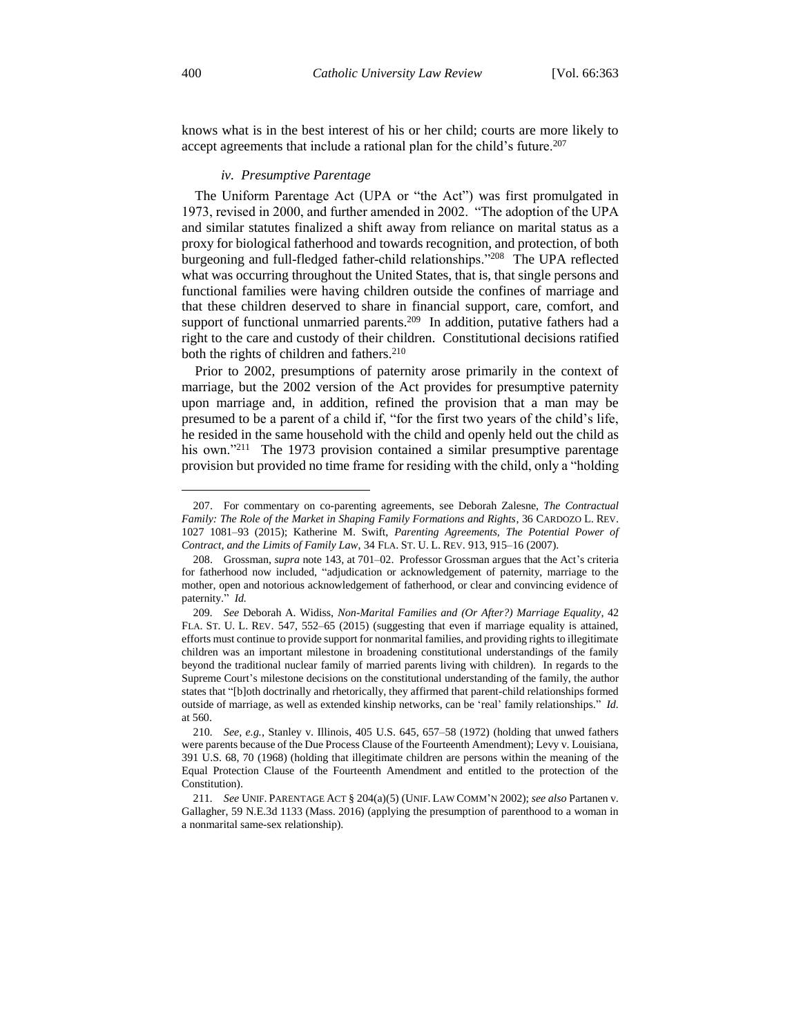knows what is in the best interest of his or her child; courts are more likely to accept agreements that include a rational plan for the child's future.[207]

#### *iv. Presumptive Parentage*

The Uniform Parentage Act (UPA or "the Act") was first promulgated in 1973, revised in 2000, and further amended in 2002. "The adoption of the UPA and similar statutes finalized a shift away from reliance on marital status as a proxy for biological fatherhood and towards recognition, and protection, of both burgeoning and full-fledged father-child relationships."[208] The UPA reflected what was occurring throughout the United States, that is, that single persons and functional families were having children outside the confines of marriage and that these children deserved to share in financial support, care, comfort, and support of functional unmarried parents.[209] In addition, putative fathers had a right to the care and custody of their children. Constitutional decisions ratified both the rights of children and fathers.[210]

Prior to 2002, presumptions of paternity arose primarily in the context of marriage, but the 2002 version of the Act provides for presumptive paternity upon marriage and, in addition, refined the provision that a man may be presumed to be a parent of a child if, "for the first two years of the child's life, he resided in the same household with the child and openly held out the child as his own."[211] The 1973 provision contained a similar presumptive parentage provision but provided no time frame for residing with the child, only a "holding

---

207. For commentary on co-parenting agreements, see Deborah Zalesne, *The Contractual Family: The Role of the Market in Shaping Family Formations and Rights*, 36 CARDOZO L. REV. 1027 1081–93 (2015); Katherine M. Swift, *Parenting Agreements, The Potential Power of Contract, and the Limits of Family Law*, 34 FLA. ST. U. L. REV. 913, 915–16 (2007).

208. Grossman, *supra* note 143, at 701–02. Professor Grossman argues that the Act's criteria for fatherhood now included, "adjudication or acknowledgement of paternity, marriage to the mother, open and notorious acknowledgement of fatherhood, or clear and convincing evidence of paternity." *Id.*

209. *See* Deborah A. Widiss, *Non-Marital Families and (Or After?) Marriage Equality*, 42 FLA. ST. U. L. REV. 547, 552–65 (2015) (suggesting that even if marriage equality is attained, efforts must continue to provide support for nonmarital families, and providing rights to illegitimate children was an important milestone in broadening constitutional understandings of the family beyond the traditional nuclear family of married parents living with children). In regards to the Supreme Court's milestone decisions on the constitutional understanding of the family, the author states that "[b]oth doctrinally and rhetorically, they affirmed that parent-child relationships formed outside of marriage, as well as extended kinship networks, can be 'real' family relationships." *Id.* at 560.

210. *See, e.g.*, Stanley v. Illinois, 405 U.S. 645, 657–58 (1972) (holding that unwed fathers were parents because of the Due Process Clause of the Fourteenth Amendment); Levy v. Louisiana, 391 U.S. 68, 70 (1968) (holding that illegitimate children are persons within the meaning of the Equal Protection Clause of the Fourteenth Amendment and entitled to the protection of the Constitution).

211. *See* UNIF. PARENTAGE ACT § 204(a)(5) (UNIF. LAW COMM'N 2002); *see also* Partanen v. Gallagher, 59 N.E.3d 1133 (Mass. 2016) (applying the presumption of parenthood to a woman in a nonmarital same-sex relationship).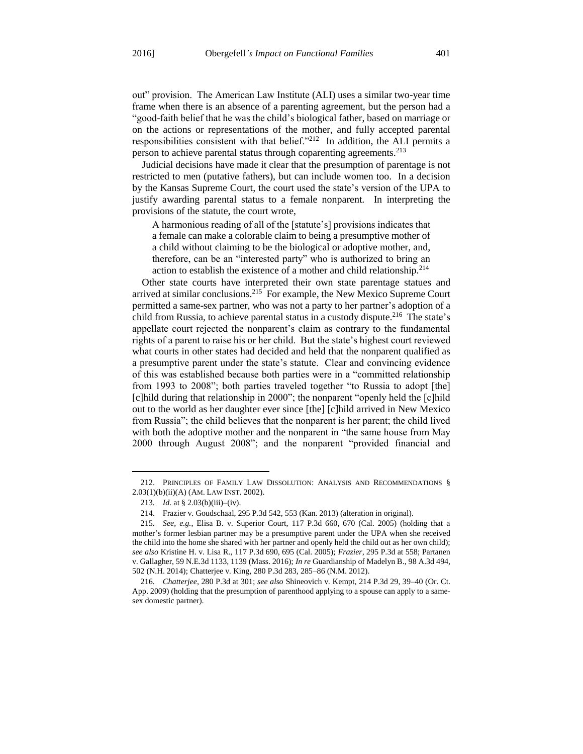out" provision. The American Law Institute (ALI) uses a similar two-year time frame when there is an absence of a parenting agreement, but the person had a "good-faith belief that he was the child's biological father, based on marriage or on the actions or representations of the mother, and fully accepted parental responsibilities consistent with that belief."[212] In addition, the ALI permits a person to achieve parental status through coparenting agreements.[213]

Judicial decisions have made it clear that the presumption of parentage is not restricted to men (putative fathers), but can include women too. In a decision by the Kansas Supreme Court, the court used the state's version of the UPA to justify awarding parental status to a female nonparent. In interpreting the provisions of the statute, the court wrote,

> A harmonious reading of all of the [statute's] provisions indicates that a female can make a colorable claim to being a presumptive mother of a child without claiming to be the biological or adoptive mother, and, therefore, can be an "interested party" who is authorized to bring an action to establish the existence of a mother and child relationship.[214]

Other state courts have interpreted their own state parentage statues and arrived at similar conclusions.[215] For example, the New Mexico Supreme Court permitted a same-sex partner, who was not a party to her partner's adoption of a child from Russia, to achieve parental status in a custody dispute.[216] The state's appellate court rejected the nonparent's claim as contrary to the fundamental rights of a parent to raise his or her child. But the state's highest court reviewed what courts in other states had decided and held that the nonparent qualified as a presumptive parent under the state's statute. Clear and convincing evidence of this was established because both parties were in a "committed relationship from 1993 to 2008"; both parties traveled together "to Russia to adopt [the] [c]hild during that relationship in 2000"; the nonparent "openly held the [c]hild out to the world as her daughter ever since [the] [c]hild arrived in New Mexico from Russia"; the child believes that the nonparent is her parent; the child lived with both the adoptive mother and the nonparent in "the same house from May 2000 through August 2008"; and the nonparent "provided financial and

---

212. PRINCIPLES OF FAMILY LAW DISSOLUTION: ANALYSIS AND RECOMMENDATIONS § 2.03(1)(b)(ii)(A) (AM. LAW INST. 2002).

213. *Id.* at § 2.03(b)(iii)–(iv).

214. Frazier v. Goudschaal, 295 P.3d 542, 553 (Kan. 2013) (alteration in original).

215. *See, e.g.*, Elisa B. v. Superior Court, 117 P.3d 660, 670 (Cal. 2005) (holding that a mother's former lesbian partner may be a presumptive parent under the UPA when she received the child into the home she shared with her partner and openly held the child out as her own child); *see also* Kristine H. v. Lisa R., 117 P.3d 690, 695 (Cal. 2005); *Frazier*, 295 P.3d at 558; Partanen v. Gallagher, 59 N.E.3d 1133, 1139 (Mass. 2016); *In re* Guardianship of Madelyn B., 98 A.3d 494, 502 (N.H. 2014); Chatterjee v. King, 280 P.3d 283, 285–86 (N.M. 2012).

216. *Chatterjee*, 280 P.3d at 301; *see also* Shineovich v. Kempt, 214 P.3d 29, 39–40 (Or. Ct. App. 2009) (holding that the presumption of parenthood applying to a spouse can apply to a same-sex domestic partner).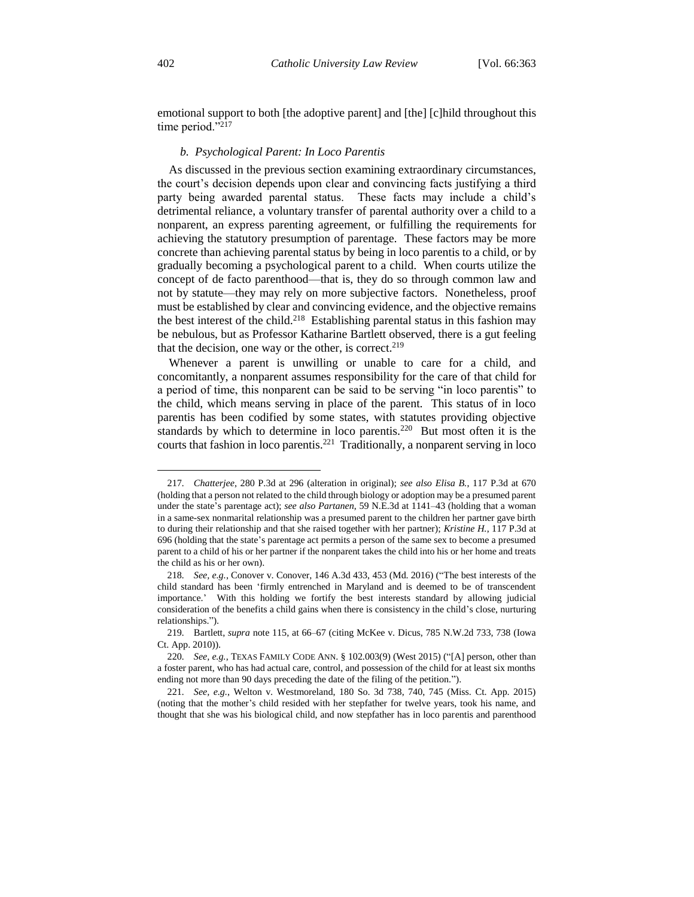emotional support to both [the adoptive parent] and [the] [c]hild throughout this time period."[217]

### *b. Psychological Parent: In Loco Parentis*

As discussed in the previous section examining extraordinary circumstances, the court's decision depends upon clear and convincing facts justifying a third party being awarded parental status. These facts may include a child's detrimental reliance, a voluntary transfer of parental authority over a child to a nonparent, an express parenting agreement, or fulfilling the requirements for achieving the statutory presumption of parentage. These factors may be more concrete than achieving parental status by being in loco parentis to a child, or by gradually becoming a psychological parent to a child. When courts utilize the concept of de facto parenthood—that is, they do so through common law and not by statute—they may rely on more subjective factors. Nonetheless, proof must be established by clear and convincing evidence, and the objective remains the best interest of the child.[218] Establishing parental status in this fashion may be nebulous, but as Professor Katharine Bartlett observed, there is a gut feeling that the decision, one way or the other, is correct.[219]

Whenever a parent is unwilling or unable to care for a child, and concomitantly, a nonparent assumes responsibility for the care of that child for a period of time, this nonparent can be said to be serving "in loco parentis" to the child, which means serving in place of the parent. This status of in loco parentis has been codified by some states, with statutes providing objective standards by which to determine in loco parentis.[220] But most often it is the courts that fashion in loco parentis.[221] Traditionally, a nonparent serving in loco

---

217. *Chatterjee*, 280 P.3d at 296 (alteration in original); *see also Elisa B.*, 117 P.3d at 670 (holding that a person not related to the child through biology or adoption may be a presumed parent under the state's parentage act); *see also Partanen*, 59 N.E.3d at 1141–43 (holding that a woman in a same-sex nonmarital relationship was a presumed parent to the children her partner gave birth to during their relationship and that she raised together with her partner); *Kristine H.*, 117 P.3d at 696 (holding that the state's parentage act permits a person of the same sex to become a presumed parent to a child of his or her partner if the nonparent takes the child into his or her home and treats the child as his or her own).

218. *See, e.g.*, Conover v. Conover, 146 A.3d 433, 453 (Md. 2016) ("The best interests of the child standard has been 'firmly entrenched in Maryland and is deemed to be of transcendent importance.' With this holding we fortify the best interests standard by allowing judicial consideration of the benefits a child gains when there is consistency in the child's close, nurturing relationships.").

219. Bartlett, *supra* note 115, at 66–67 (citing McKee v. Dicus, 785 N.W.2d 733, 738 (Iowa Ct. App. 2010)).

220. *See, e.g.*, TEXAS FAMILY CODE ANN. § 102.003(9) (West 2015) ("[A] person, other than a foster parent, who has had actual care, control, and possession of the child for at least six months ending not more than 90 days preceding the date of the filing of the petition.").

221. *See, e.g.*, Welton v. Westmoreland, 180 So. 3d 738, 740, 745 (Miss. Ct. App. 2015) (noting that the mother's child resided with her stepfather for twelve years, took his name, and thought that she was his biological child, and now stepfather has in loco parentis and parenthood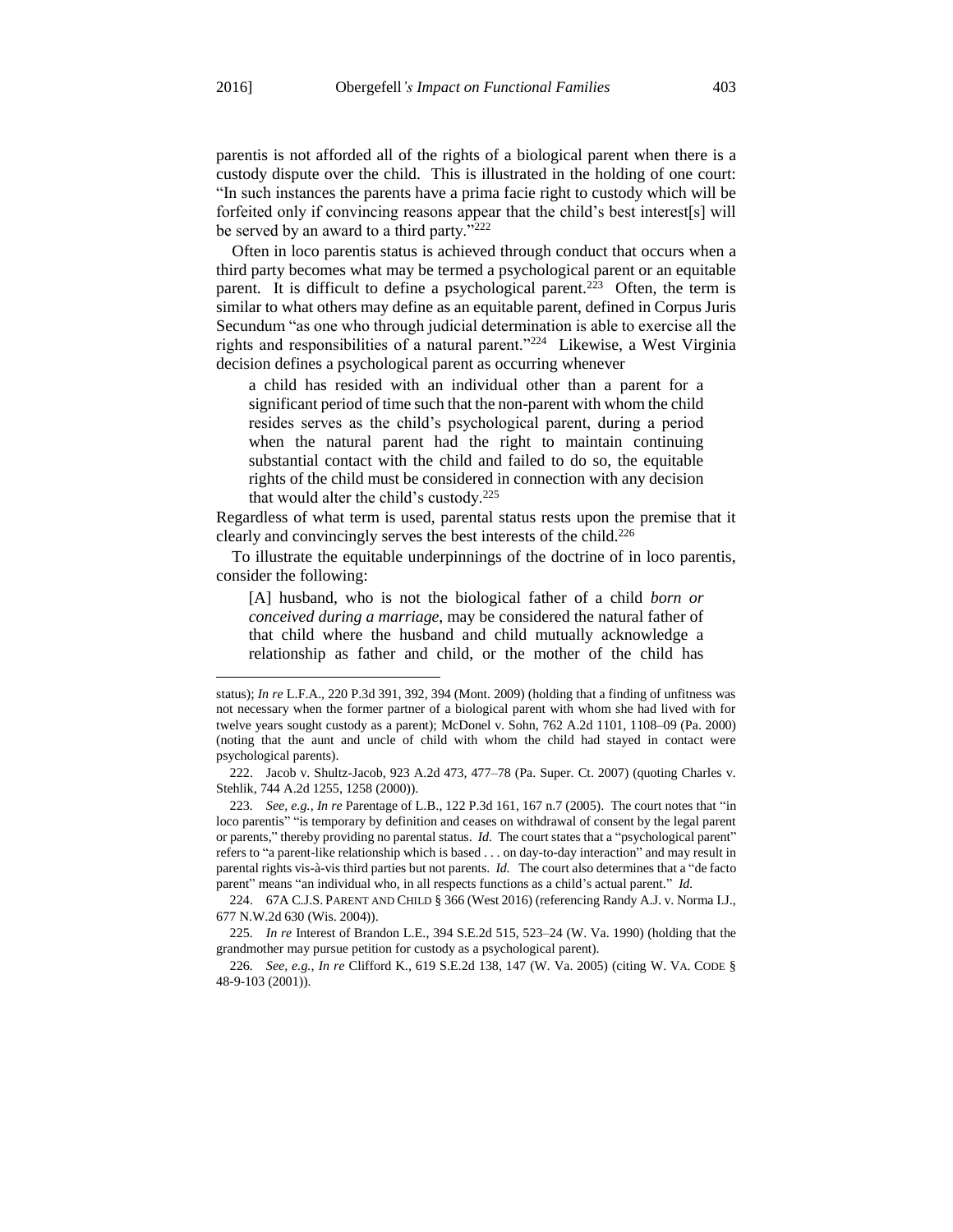parentis is not afforded all of the rights of a biological parent when there is a custody dispute over the child. This is illustrated in the holding of one court: "In such instances the parents have a prima facie right to custody which will be forfeited only if convincing reasons appear that the child's best interest[s] will be served by an award to a third party."[222]

Often in loco parentis status is achieved through conduct that occurs when a third party becomes what may be termed a psychological parent or an equitable parent. It is difficult to define a psychological parent.[223] Often, the term is similar to what others may define as an equitable parent, defined in Corpus Juris Secundum "as one who through judicial determination is able to exercise all the rights and responsibilities of a natural parent."[224] Likewise, a West Virginia decision defines a psychological parent as occurring whenever

> a child has resided with an individual other than a parent for a significant period of time such that the non-parent with whom the child resides serves as the child's psychological parent, during a period when the natural parent had the right to maintain continuing substantial contact with the child and failed to do so, the equitable rights of the child must be considered in connection with any decision that would alter the child's custody.[225]

Regardless of what term is used, parental status rests upon the premise that it clearly and convincingly serves the best interests of the child.[226]

To illustrate the equitable underpinnings of the doctrine of in loco parentis, consider the following:

> [A] husband, who is not the biological father of a child *born or conceived during a marriage*, may be considered the natural father of that child where the husband and child mutually acknowledge a relationship as father and child, or the mother of the child has

---

status); *In re* L.F.A., 220 P.3d 391, 392, 394 (Mont. 2009) (holding that a finding of unfitness was not necessary when the former partner of a biological parent with whom she had lived with for twelve years sought custody as a parent); McDonel v. Sohn, 762 A.2d 1101, 1108–09 (Pa. 2000) (noting that the aunt and uncle of child with whom the child had stayed in contact were psychological parents).

222. Jacob v. Shultz-Jacob, 923 A.2d 473, 477–78 (Pa. Super. Ct. 2007) (quoting Charles v. Stehlik, 744 A.2d 1255, 1258 (2000)).

223. *See, e.g.*, *In re* Parentage of L.B., 122 P.3d 161, 167 n.7 (2005). The court notes that "in loco parentis" "is temporary by definition and ceases on withdrawal of consent by the legal parent or parents," thereby providing no parental status. *Id.* The court states that a "psychological parent" refers to "a parent-like relationship which is based . . . on day-to-day interaction" and may result in parental rights vis-à-vis third parties but not parents. *Id.* The court also determines that a "de facto parent" means "an individual who, in all respects functions as a child's actual parent." *Id.*

224. 67A C.J.S. PARENT AND CHILD § 366 (West 2016) (referencing Randy A.J. v. Norma I.J., 677 N.W.2d 630 (Wis. 2004)).

225. *In re* Interest of Brandon L.E., 394 S.E.2d 515, 523–24 (W. Va. 1990) (holding that the grandmother may pursue petition for custody as a psychological parent).

226. *See, e.g.*, *In re* Clifford K., 619 S.E.2d 138, 147 (W. Va. 2005) (citing W. VA. CODE § 48-9-103 (2001)).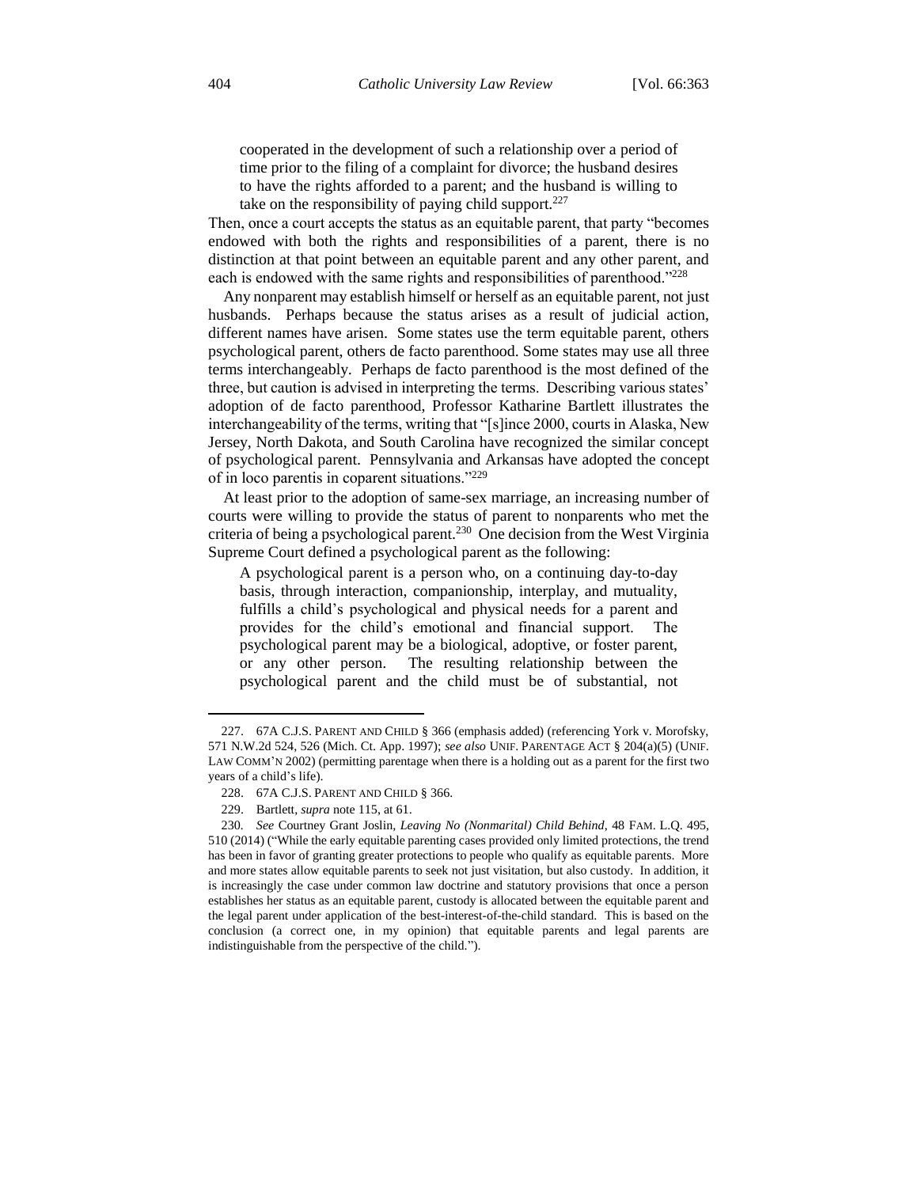> cooperated in the development of such a relationship over a period of time prior to the filing of a complaint for divorce; the husband desires to have the rights afforded to a parent; and the husband is willing to take on the responsibility of paying child support.[227]

Then, once a court accepts the status as an equitable parent, that party "becomes endowed with both the rights and responsibilities of a parent, there is no distinction at that point between an equitable parent and any other parent, and each is endowed with the same rights and responsibilities of parenthood."[228]

Any nonparent may establish himself or herself as an equitable parent, not just husbands. Perhaps because the status arises as a result of judicial action, different names have arisen. Some states use the term equitable parent, others psychological parent, others de facto parenthood. Some states may use all three terms interchangeably. Perhaps de facto parenthood is the most defined of the three, but caution is advised in interpreting the terms. Describing various states' adoption of de facto parenthood, Professor Katharine Bartlett illustrates the interchangeability of the terms, writing that "[s]ince 2000, courts in Alaska, New Jersey, North Dakota, and South Carolina have recognized the similar concept of psychological parent. Pennsylvania and Arkansas have adopted the concept of in loco parentis in coparent situations."[229]

At least prior to the adoption of same-sex marriage, an increasing number of courts were willing to provide the status of parent to nonparents who met the criteria of being a psychological parent.[230] One decision from the West Virginia Supreme Court defined a psychological parent as the following:

> A psychological parent is a person who, on a continuing day-to-day basis, through interaction, companionship, interplay, and mutuality, fulfills a child's psychological and physical needs for a parent and provides for the child's emotional and financial support. The psychological parent may be a biological, adoptive, or foster parent, or any other person. The resulting relationship between the psychological parent and the child must be of substantial, not

---

227. 67A C.J.S. PARENT AND CHILD § 366 (emphasis added) (referencing York v. Morofsky, 571 N.W.2d 524, 526 (Mich. Ct. App. 1997); *see also* UNIF. PARENTAGE ACT § 204(a)(5) (UNIF. LAW COMM'N 2002) (permitting parentage when there is a holding out as a parent for the first two years of a child's life).

228. 67A C.J.S. PARENT AND CHILD § 366.

229. Bartlett, *supra* note 115, at 61.

230. *See* Courtney Grant Joslin, *Leaving No (Nonmarital) Child Behind*, 48 FAM. L.Q. 495, 510 (2014) ("While the early equitable parenting cases provided only limited protections, the trend has been in favor of granting greater protections to people who qualify as equitable parents. More and more states allow equitable parents to seek not just visitation, but also custody. In addition, it is increasingly the case under common law doctrine and statutory provisions that once a person establishes her status as an equitable parent, custody is allocated between the equitable parent and the legal parent under application of the best-interest-of-the-child standard. This is based on the conclusion (a correct one, in my opinion) that equitable parents and legal parents are indistinguishable from the perspective of the child.").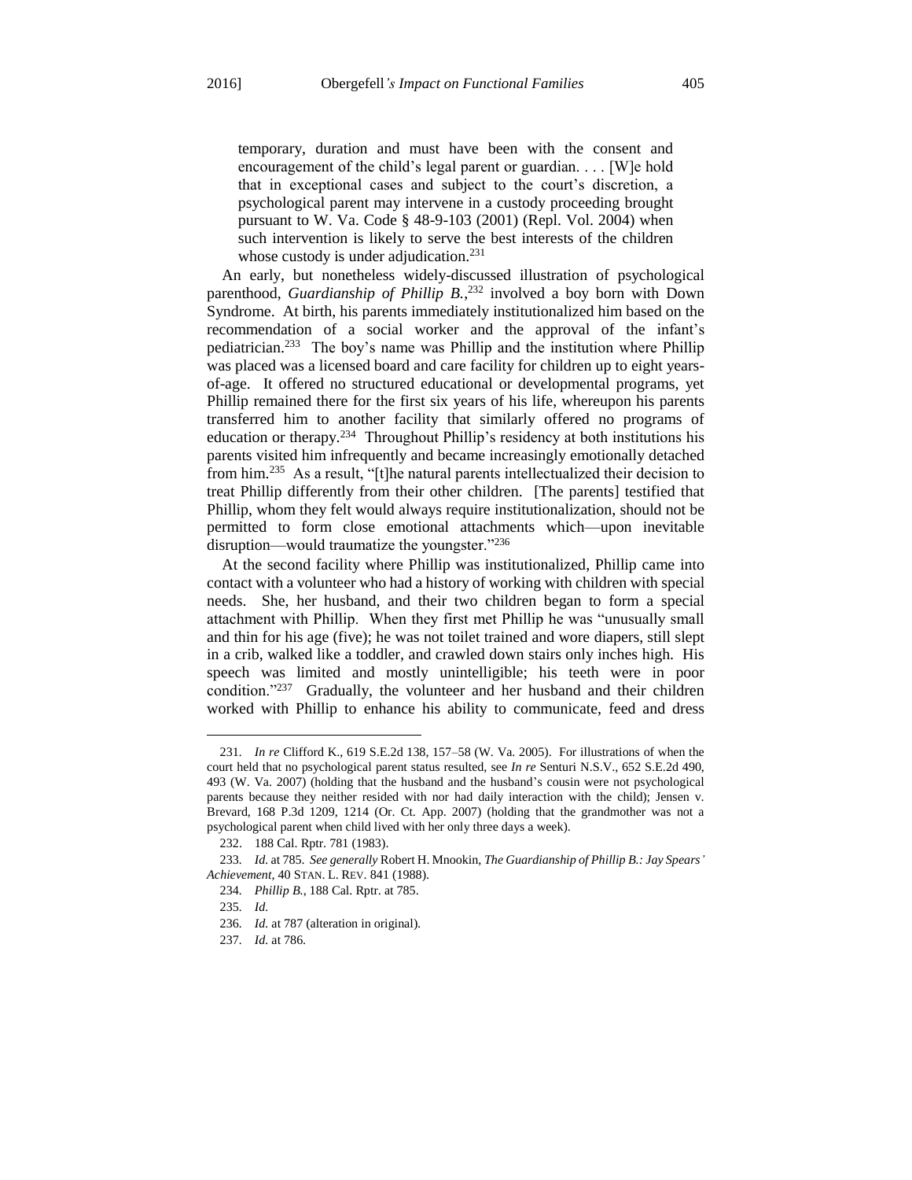> temporary, duration and must have been with the consent and encouragement of the child's legal parent or guardian. . . . [W]e hold that in exceptional cases and subject to the court's discretion, a psychological parent may intervene in a custody proceeding brought pursuant to W. Va. Code § 48-9-103 (2001) (Repl. Vol. 2004) when such intervention is likely to serve the best interests of the children whose custody is under adjudication.[231]

An early, but nonetheless widely-discussed illustration of psychological parenthood, *Guardianship of Phillip B.*,[232] involved a boy born with Down Syndrome. At birth, his parents immediately institutionalized him based on the recommendation of a social worker and the approval of the infant's pediatrician.[233] The boy's name was Phillip and the institution where Phillip was placed was a licensed board and care facility for children up to eight years-of-age. It offered no structured educational or developmental programs, yet Phillip remained there for the first six years of his life, whereupon his parents transferred him to another facility that similarly offered no programs of education or therapy.[234] Throughout Phillip's residency at both institutions his parents visited him infrequently and became increasingly emotionally detached from him.[235] As a result, "[t]he natural parents intellectualized their decision to treat Phillip differently from their other children. [The parents] testified that Phillip, whom they felt would always require institutionalization, should not be permitted to form close emotional attachments which—upon inevitable disruption—would traumatize the youngster."[236]

At the second facility where Phillip was institutionalized, Phillip came into contact with a volunteer who had a history of working with children with special needs. She, her husband, and their two children began to form a special attachment with Phillip. When they first met Phillip he was "unusually small and thin for his age (five); he was not toilet trained and wore diapers, still slept in a crib, walked like a toddler, and crawled down stairs only inches high. His speech was limited and mostly unintelligible; his teeth were in poor condition."[237] Gradually, the volunteer and her husband and their children worked with Phillip to enhance his ability to communicate, feed and dress

---

231. *In re* Clifford K., 619 S.E.2d 138, 157–58 (W. Va. 2005). For illustrations of when the court held that no psychological parent status resulted, see *In re* Senturi N.S.V., 652 S.E.2d 490, 493 (W. Va. 2007) (holding that the husband and the husband's cousin were not psychological parents because they neither resided with nor had daily interaction with the child); Jensen v. Brevard, 168 P.3d 1209, 1214 (Or. Ct. App. 2007) (holding that the grandmother was not a psychological parent when child lived with her only three days a week).

232. 188 Cal. Rptr. 781 (1983).

233. *Id.* at 785. *See generally* Robert H. Mnookin, *The Guardianship of Phillip B.: Jay Spears' Achievement*, 40 STAN. L. REV. 841 (1988).

234. *Phillip B.*, 188 Cal. Rptr. at 785.

235. *Id.*

236. *Id.* at 787 (alteration in original).

237. *Id.* at 786.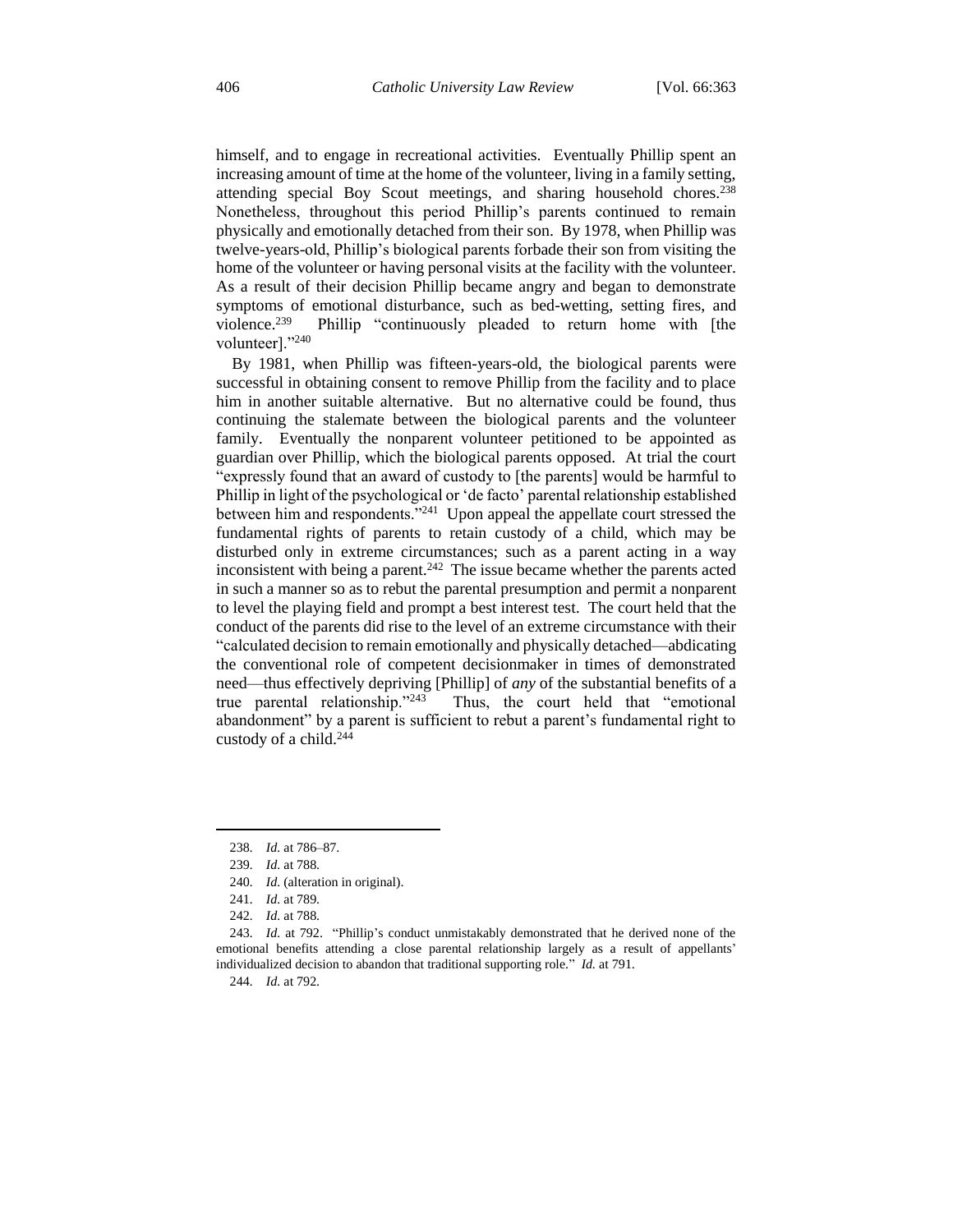himself, and to engage in recreational activities. Eventually Phillip spent an increasing amount of time at the home of the volunteer, living in a family setting, attending special Boy Scout meetings, and sharing household chores.[238] Nonetheless, throughout this period Phillip's parents continued to remain physically and emotionally detached from their son. By 1978, when Phillip was twelve-years-old, Phillip's biological parents forbade their son from visiting the home of the volunteer or having personal visits at the facility with the volunteer. As a result of their decision Phillip became angry and began to demonstrate symptoms of emotional disturbance, such as bed-wetting, setting fires, and violence.[239] Phillip "continuously pleaded to return home with [the volunteer]."[240]

By 1981, when Phillip was fifteen-years-old, the biological parents were successful in obtaining consent to remove Phillip from the facility and to place him in another suitable alternative. But no alternative could be found, thus continuing the stalemate between the biological parents and the volunteer family. Eventually the nonparent volunteer petitioned to be appointed as guardian over Phillip, which the biological parents opposed. At trial the court "expressly found that an award of custody to [the parents] would be harmful to Phillip in light of the psychological or 'de facto' parental relationship established between him and respondents."[241] Upon appeal the appellate court stressed the fundamental rights of parents to retain custody of a child, which may be disturbed only in extreme circumstances; such as a parent acting in a way inconsistent with being a parent.[242] The issue became whether the parents acted in such a manner so as to rebut the parental presumption and permit a nonparent to level the playing field and prompt a best interest test. The court held that the conduct of the parents did rise to the level of an extreme circumstance with their "calculated decision to remain emotionally and physically detached—abdicating the conventional role of competent decisionmaker in times of demonstrated need—thus effectively depriving [Phillip] of *any* of the substantial benefits of a true parental relationship."[243] Thus, the court held that "emotional abandonment" by a parent is sufficient to rebut a parent's fundamental right to custody of a child.[244]

---

238. *Id.* at 786–87.

239. *Id.* at 788.

240. *Id.* (alteration in original).

241. *Id.* at 789.

242. *Id.* at 788.

243. *Id.* at 792. "Phillip's conduct unmistakably demonstrated that he derived none of the emotional benefits attending a close parental relationship largely as a result of appellants' individualized decision to abandon that traditional supporting role." *Id.* at 791.

244. *Id.* at 792.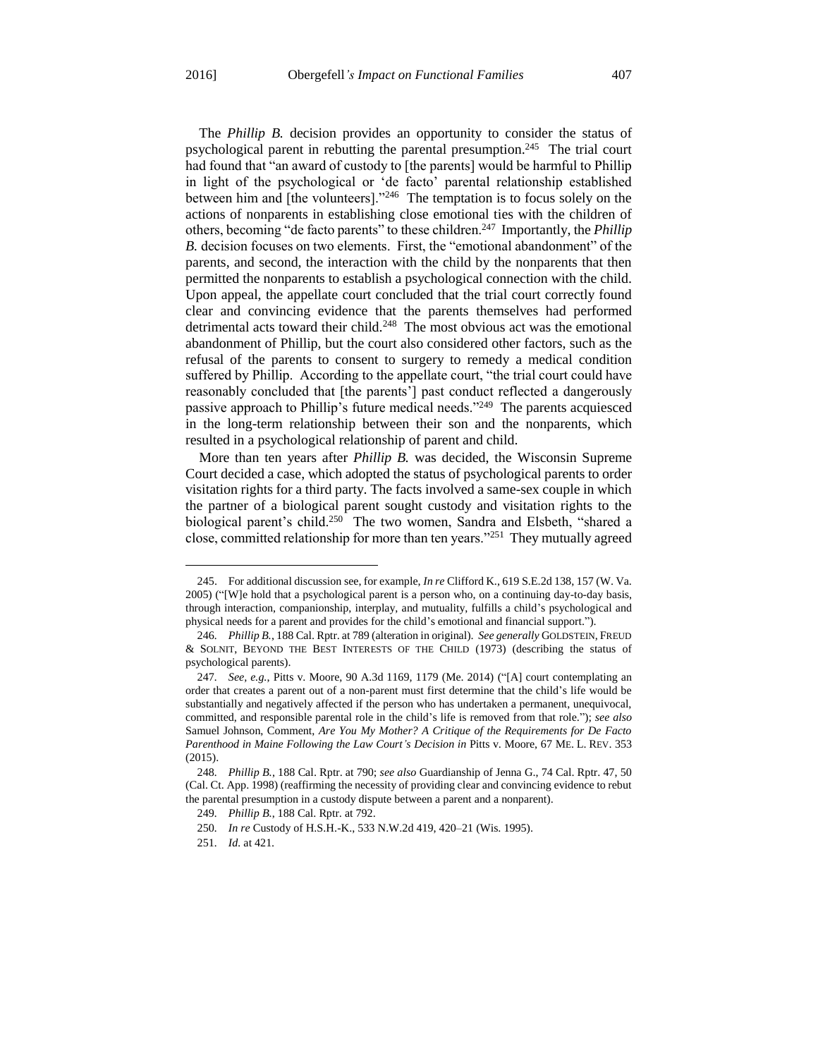The *Phillip B.* decision provides an opportunity to consider the status of psychological parent in rebutting the parental presumption.[245] The trial court had found that "an award of custody to [the parents] would be harmful to Phillip in light of the psychological or 'de facto' parental relationship established between him and [the volunteers]."[246] The temptation is to focus solely on the actions of nonparents in establishing close emotional ties with the children of others, becoming "de facto parents" to these children.[247] Importantly, the *Phillip B.* decision focuses on two elements. First, the "emotional abandonment" of the parents, and second, the interaction with the child by the nonparents that then permitted the nonparents to establish a psychological connection with the child. Upon appeal, the appellate court concluded that the trial court correctly found clear and convincing evidence that the parents themselves had performed detrimental acts toward their child.[248] The most obvious act was the emotional abandonment of Phillip, but the court also considered other factors, such as the refusal of the parents to consent to surgery to remedy a medical condition suffered by Phillip. According to the appellate court, "the trial court could have reasonably concluded that [the parents'] past conduct reflected a dangerously passive approach to Phillip's future medical needs."[249] The parents acquiesced in the long-term relationship between their son and the nonparents, which resulted in a psychological relationship of parent and child.

More than ten years after *Phillip B.* was decided, the Wisconsin Supreme Court decided a case, which adopted the status of psychological parents to order visitation rights for a third party. The facts involved a same-sex couple in which the partner of a biological parent sought custody and visitation rights to the biological parent's child.[250] The two women, Sandra and Elsbeth, "shared a close, committed relationship for more than ten years."[251] They mutually agreed

---

245. For additional discussion see, for example, *In re* Clifford K., 619 S.E.2d 138, 157 (W. Va. 2005) ("[W]e hold that a psychological parent is a person who, on a continuing day-to-day basis, through interaction, companionship, interplay, and mutuality, fulfills a child's psychological and physical needs for a parent and provides for the child's emotional and financial support.").

246. *Phillip B.*, 188 Cal. Rptr. at 789 (alteration in original). *See generally* GOLDSTEIN, FREUD & SOLNIT, BEYOND THE BEST INTERESTS OF THE CHILD (1973) (describing the status of psychological parents).

247. *See, e.g.*, Pitts v. Moore, 90 A.3d 1169, 1179 (Me. 2014) ("[A] court contemplating an order that creates a parent out of a non-parent must first determine that the child's life would be substantially and negatively affected if the person who has undertaken a permanent, unequivocal, committed, and responsible parental role in the child's life is removed from that role."); *see also* Samuel Johnson, Comment, *Are You My Mother? A Critique of the Requirements for De Facto Parenthood in Maine Following the Law Court's Decision in* Pitts v. Moore, 67 ME. L. REV. 353 (2015).

248. *Phillip B.*, 188 Cal. Rptr. at 790; *see also* Guardianship of Jenna G., 74 Cal. Rptr. 47, 50 (Cal. Ct. App. 1998) (reaffirming the necessity of providing clear and convincing evidence to rebut the parental presumption in a custody dispute between a parent and a nonparent).

249. *Phillip B.*, 188 Cal. Rptr. at 792.

250. *In re* Custody of H.S.H.-K., 533 N.W.2d 419, 420–21 (Wis. 1995).

251. *Id.* at 421.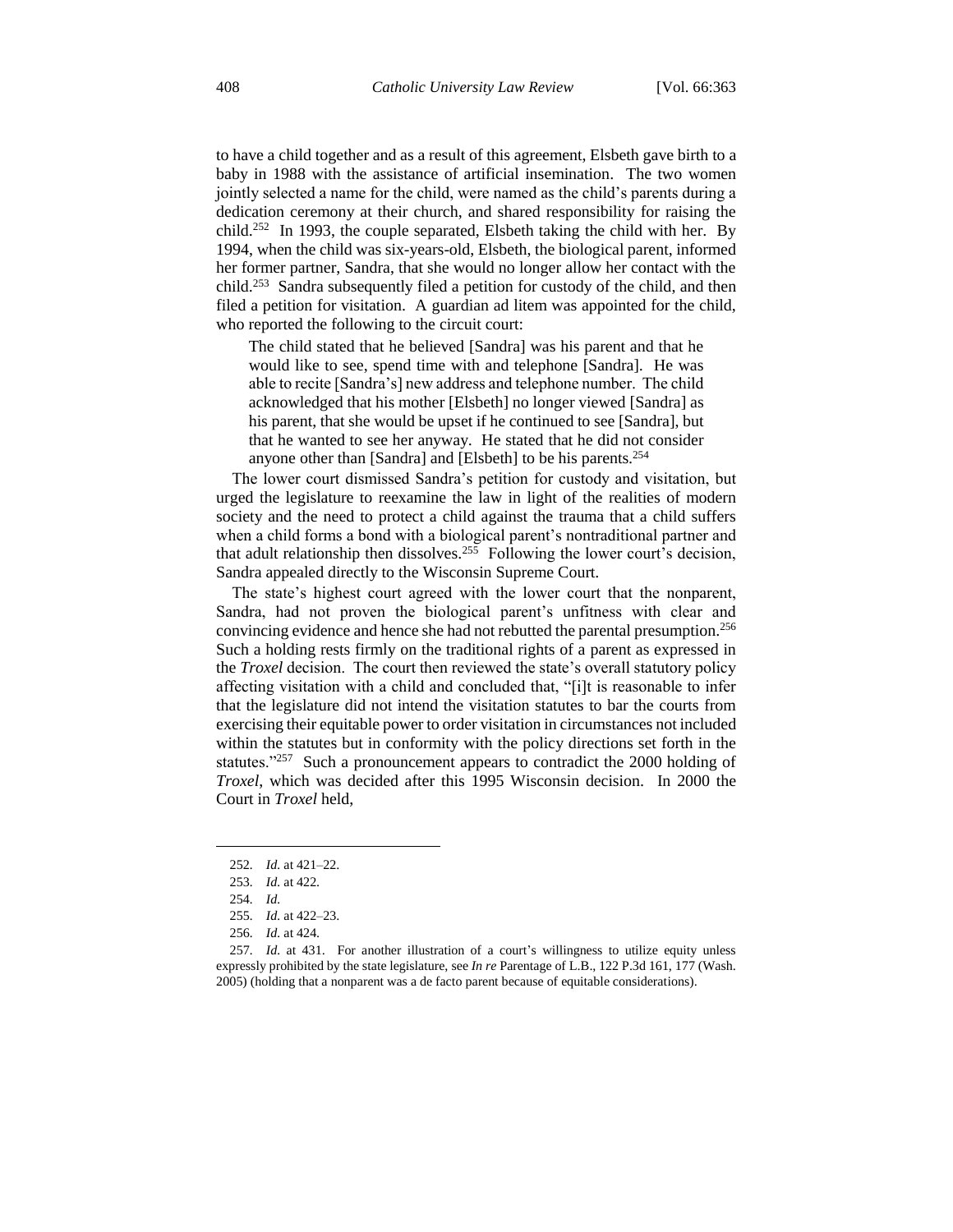to have a child together and as a result of this agreement, Elsbeth gave birth to a baby in 1988 with the assistance of artificial insemination. The two women jointly selected a name for the child, were named as the child's parents during a dedication ceremony at their church, and shared responsibility for raising the child.[252] In 1993, the couple separated, Elsbeth taking the child with her. By 1994, when the child was six-years-old, Elsbeth, the biological parent, informed her former partner, Sandra, that she would no longer allow her contact with the child.[253] Sandra subsequently filed a petition for custody of the child, and then filed a petition for visitation. A guardian ad litem was appointed for the child, who reported the following to the circuit court:

> The child stated that he believed [Sandra] was his parent and that he would like to see, spend time with and telephone [Sandra]. He was able to recite [Sandra's] new address and telephone number. The child acknowledged that his mother [Elsbeth] no longer viewed [Sandra] as his parent, that she would be upset if he continued to see [Sandra], but that he wanted to see her anyway. He stated that he did not consider anyone other than [Sandra] and [Elsbeth] to be his parents.[254]

The lower court dismissed Sandra's petition for custody and visitation, but urged the legislature to reexamine the law in light of the realities of modern society and the need to protect a child against the trauma that a child suffers when a child forms a bond with a biological parent's nontraditional partner and that adult relationship then dissolves.[255] Following the lower court's decision, Sandra appealed directly to the Wisconsin Supreme Court.

The state's highest court agreed with the lower court that the nonparent, Sandra, had not proven the biological parent's unfitness with clear and convincing evidence and hence she had not rebutted the parental presumption.[256] Such a holding rests firmly on the traditional rights of a parent as expressed in the *Troxel* decision. The court then reviewed the state's overall statutory policy affecting visitation with a child and concluded that, "[i]t is reasonable to infer that the legislature did not intend the visitation statutes to bar the courts from exercising their equitable power to order visitation in circumstances not included within the statutes but in conformity with the policy directions set forth in the statutes."[257] Such a pronouncement appears to contradict the 2000 holding of *Troxel*, which was decided after this 1995 Wisconsin decision. In 2000 the Court in *Troxel* held,

---

252. *Id.* at 421–22.

253. *Id.* at 422.

254. *Id.*

255. *Id.* at 422–23.

256. *Id.* at 424.

257. *Id.* at 431. For another illustration of a court's willingness to utilize equity unless expressly prohibited by the state legislature, see *In re* Parentage of L.B., 122 P.3d 161, 177 (Wash. 2005) (holding that a nonparent was a de facto parent because of equitable considerations).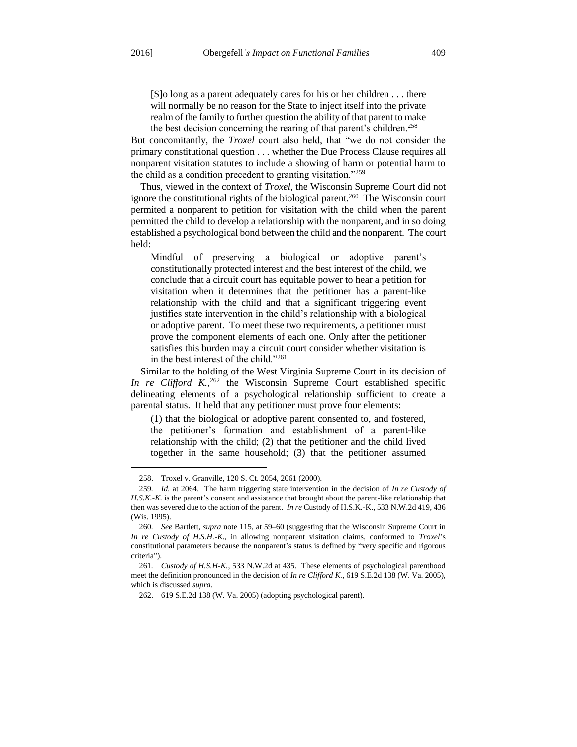> [S]o long as a parent adequately cares for his or her children . . . there will normally be no reason for the State to inject itself into the private realm of the family to further question the ability of that parent to make the best decision concerning the rearing of that parent's children.[258]

But concomitantly, the *Troxel* court also held, that "we do not consider the primary constitutional question . . . whether the Due Process Clause requires all nonparent visitation statutes to include a showing of harm or potential harm to the child as a condition precedent to granting visitation."[259]

Thus, viewed in the context of *Troxel*, the Wisconsin Supreme Court did not ignore the constitutional rights of the biological parent.[260] The Wisconsin court permited a nonparent to petition for visitation with the child when the parent permitted the child to develop a relationship with the nonparent, and in so doing established a psychological bond between the child and the nonparent. The court held:

> Mindful of preserving a biological or adoptive parent's constitutionally protected interest and the best interest of the child, we conclude that a circuit court has equitable power to hear a petition for visitation when it determines that the petitioner has a parent-like relationship with the child and that a significant triggering event justifies state intervention in the child's relationship with a biological or adoptive parent. To meet these two requirements, a petitioner must prove the component elements of each one. Only after the petitioner satisfies this burden may a circuit court consider whether visitation is in the best interest of the child."[261]

Similar to the holding of the West Virginia Supreme Court in its decision of *In re Clifford K.*,[262] the Wisconsin Supreme Court established specific delineating elements of a psychological relationship sufficient to create a parental status. It held that any petitioner must prove four elements:

> (1) that the biological or adoptive parent consented to, and fostered, the petitioner's formation and establishment of a parent-like relationship with the child; (2) that the petitioner and the child lived together in the same household; (3) that the petitioner assumed

---

258. Troxel v. Granville, 120 S. Ct. 2054, 2061 (2000).

259. *Id.* at 2064. The harm triggering state intervention in the decision of *In re Custody of H.S.K.-K.* is the parent's consent and assistance that brought about the parent-like relationship that then was severed due to the action of the parent. *In re* Custody of H.S.K.-K., 533 N.W.2d 419, 436 (Wis. 1995).

260. *See* Bartlett, *supra* note 115, at 59–60 (suggesting that the Wisconsin Supreme Court in *In re Custody of H.S.H.-K.*, in allowing nonparent visitation claims, conformed to *Troxel*'s constitutional parameters because the nonparent's status is defined by "very specific and rigorous criteria").

261. *Custody of H.S.H-K.*, 533 N.W.2d at 435. These elements of psychological parenthood meet the definition pronounced in the decision of *In re Clifford K.*, 619 S.E.2d 138 (W. Va. 2005), which is discussed *supra*.

262. 619 S.E.2d 138 (W. Va. 2005) (adopting psychological parent).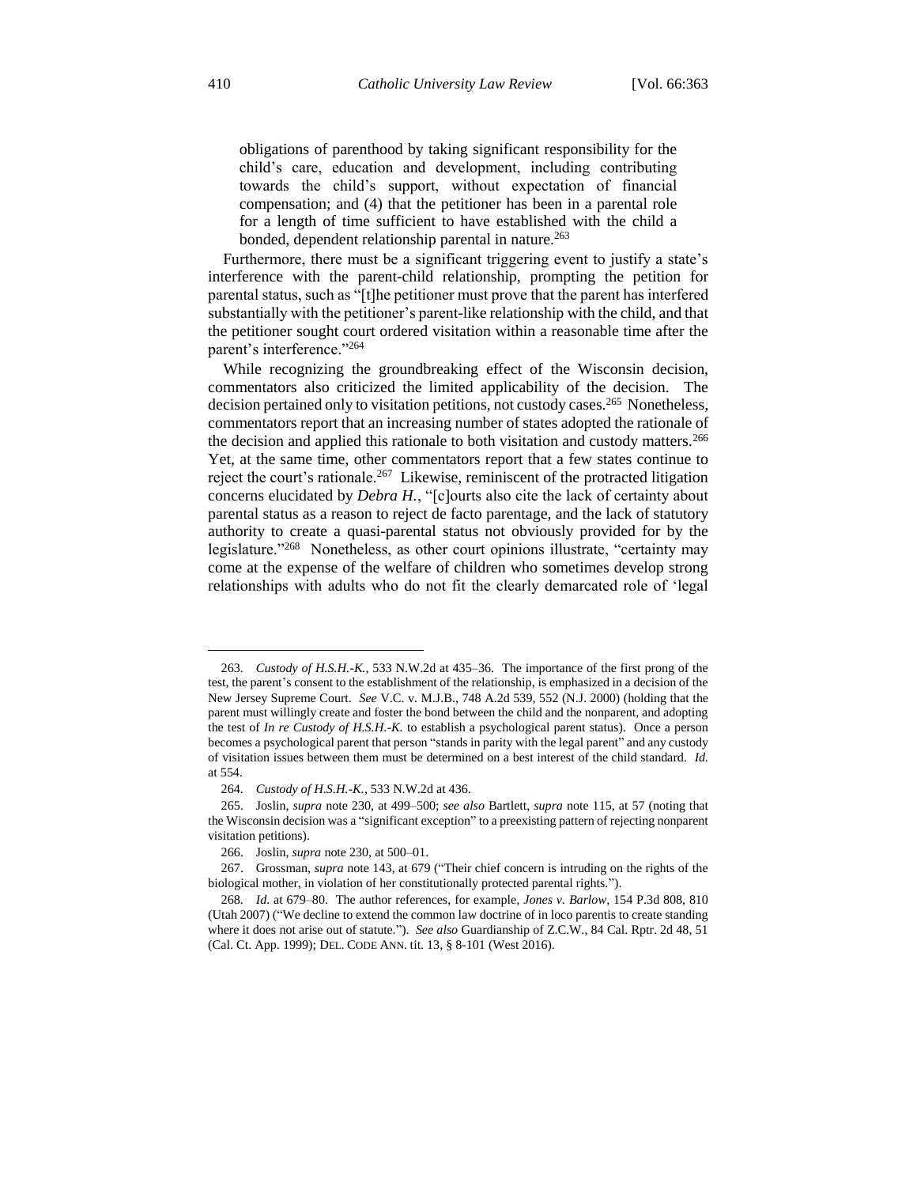> obligations of parenthood by taking significant responsibility for the child's care, education and development, including contributing towards the child's support, without expectation of financial compensation; and (4) that the petitioner has been in a parental role for a length of time sufficient to have established with the child a bonded, dependent relationship parental in nature.[263]

Furthermore, there must be a significant triggering event to justify a state's interference with the parent-child relationship, prompting the petition for parental status, such as "[t]he petitioner must prove that the parent has interfered substantially with the petitioner's parent-like relationship with the child, and that the petitioner sought court ordered visitation within a reasonable time after the parent's interference."[264]

While recognizing the groundbreaking effect of the Wisconsin decision, commentators also criticized the limited applicability of the decision. The decision pertained only to visitation petitions, not custody cases.[265] Nonetheless, commentators report that an increasing number of states adopted the rationale of the decision and applied this rationale to both visitation and custody matters.[266] Yet, at the same time, other commentators report that a few states continue to reject the court's rationale.[267] Likewise, reminiscent of the protracted litigation concerns elucidated by ***Debra H.***, "[c]ourts also cite the lack of certainty about parental status as a reason to reject de facto parentage, and the lack of statutory authority to create a quasi-parental status not obviously provided for by the legislature."[268] Nonetheless, as other court opinions illustrate, "certainty may come at the expense of the welfare of children who sometimes develop strong relationships with adults who do not fit the clearly demarcated role of 'legal

---

263. *Custody of H.S.H.-K.*, 533 N.W.2d at 435–36. The importance of the first prong of the test, the parent's consent to the establishment of the relationship, is emphasized in a decision of the New Jersey Supreme Court. *See* V.C. v. M.J.B., 748 A.2d 539, 552 (N.J. 2000) (holding that the parent must willingly create and foster the bond between the child and the nonparent, and adopting the test of *In re Custody of H.S.H.-K.* to establish a psychological parent status). Once a person becomes a psychological parent that person "stands in parity with the legal parent" and any custody of visitation issues between them must be determined on a best interest of the child standard. *Id.* at 554.

264. *Custody of H.S.H.-K.*, 533 N.W.2d at 436.

265. Joslin, *supra* note 230, at 499–500; *see also* Bartlett, *supra* note 115, at 57 (noting that the Wisconsin decision was a "significant exception" to a preexisting pattern of rejecting nonparent visitation petitions).

266. Joslin, *supra* note 230, at 500–01.

267. Grossman, *supra* note 143, at 679 ("Their chief concern is intruding on the rights of the biological mother, in violation of her constitutionally protected parental rights.").

268. *Id.* at 679–80. The author references, for example, *Jones v. Barlow*, 154 P.3d 808, 810 (Utah 2007) ("We decline to extend the common law doctrine of in loco parentis to create standing where it does not arise out of statute."). *See also* Guardianship of Z.C.W., 84 Cal. Rptr. 2d 48, 51 (Cal. Ct. App. 1999); DEL. CODE ANN. tit. 13, § 8-101 (West 2016).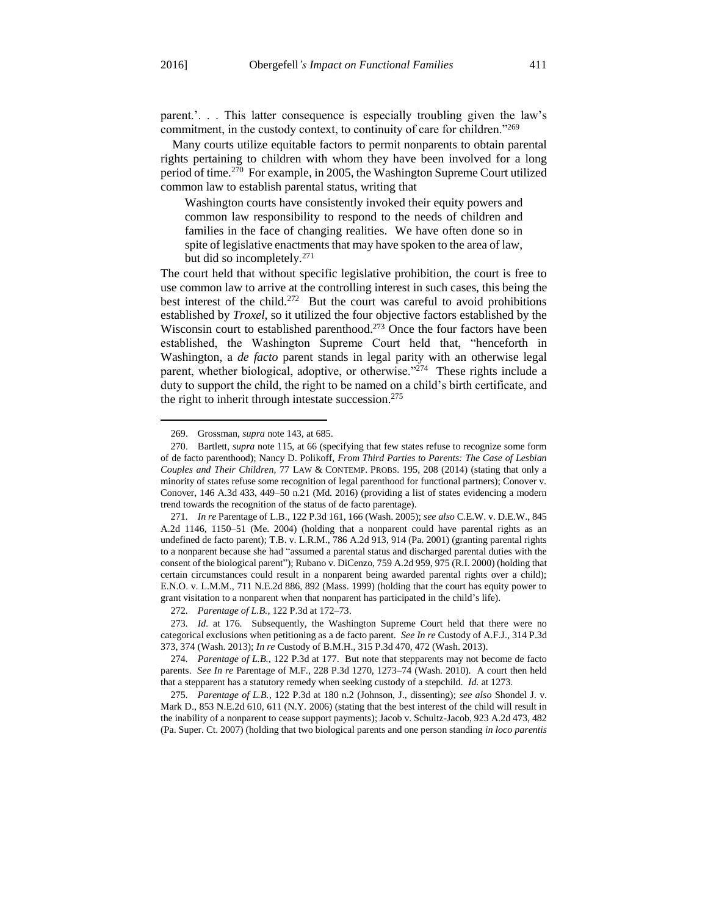parent.'. . . This latter consequence is especially troubling given the law's commitment, in the custody context, to continuity of care for children."[269]

Many courts utilize equitable factors to permit nonparents to obtain parental rights pertaining to children with whom they have been involved for a long period of time.[270] For example, in 2005, the Washington Supreme Court utilized common law to establish parental status, writing that

> Washington courts have consistently invoked their equity powers and common law responsibility to respond to the needs of children and families in the face of changing realities. We have often done so in spite of legislative enactments that may have spoken to the area of law, but did so incompletely.[271]

The court held that without specific legislative prohibition, the court is free to use common law to arrive at the controlling interest in such cases, this being the best interest of the child.[272] But the court was careful to avoid prohibitions established by *Troxel*, so it utilized the four objective factors established by the Wisconsin court to established parenthood.[273] Once the four factors have been established, the Washington Supreme Court held that, "henceforth in Washington, a *de facto* parent stands in legal parity with an otherwise legal parent, whether biological, adoptive, or otherwise."[274] These rights include a duty to support the child, the right to be named on a child's birth certificate, and the right to inherit through intestate succession.[275]

---

269. Grossman, *supra* note 143, at 685.

270. Bartlett, *supra* note 115, at 66 (specifying that few states refuse to recognize some form of de facto parenthood); Nancy D. Polikoff, *From Third Parties to Parents: The Case of Lesbian Couples and Their Children*, 77 LAW & CONTEMP. PROBS. 195, 208 (2014) (stating that only a minority of states refuse some recognition of legal parenthood for functional partners); Conover v. Conover, 146 A.3d 433, 449–50 n.21 (Md. 2016) (providing a list of states evidencing a modern trend towards the recognition of the status of de facto parentage).

271. *In re* Parentage of L.B., 122 P.3d 161, 166 (Wash. 2005); *see also* C.E.W. v. D.E.W., 845 A.2d 1146, 1150–51 (Me. 2004) (holding that a nonparent could have parental rights as an undefined de facto parent); T.B. v. L.R.M., 786 A.2d 913, 914 (Pa. 2001) (granting parental rights to a nonparent because she had "assumed a parental status and discharged parental duties with the consent of the biological parent"); Rubano v. DiCenzo, 759 A.2d 959, 975 (R.I. 2000) (holding that certain circumstances could result in a nonparent being awarded parental rights over a child); E.N.O. v. L.M.M., 711 N.E.2d 886, 892 (Mass. 1999) (holding that the court has equity power to grant visitation to a nonparent when that nonparent has participated in the child's life).

272. *Parentage of L.B.*, 122 P.3d at 172–73.

273. *Id.* at 176. Subsequently, the Washington Supreme Court held that there were no categorical exclusions when petitioning as a de facto parent. *See In re* Custody of A.F.J., 314 P.3d 373, 374 (Wash. 2013); *In re* Custody of B.M.H., 315 P.3d 470, 472 (Wash. 2013).

274. *Parentage of L.B.*, 122 P.3d at 177. But note that stepparents may not become de facto parents. *See In re* Parentage of M.F., 228 P.3d 1270, 1273–74 (Wash. 2010). A court then held that a stepparent has a statutory remedy when seeking custody of a stepchild. *Id.* at 1273.

275. *Parentage of L.B.*, 122 P.3d at 180 n.2 (Johnson, J., dissenting); *see also* Shondel J. v. Mark D., 853 N.E.2d 610, 611 (N.Y. 2006) (stating that the best interest of the child will result in the inability of a nonparent to cease support payments); Jacob v. Schultz-Jacob, 923 A.2d 473, 482 (Pa. Super. Ct. 2007) (holding that two biological parents and one person standing *in loco parentis*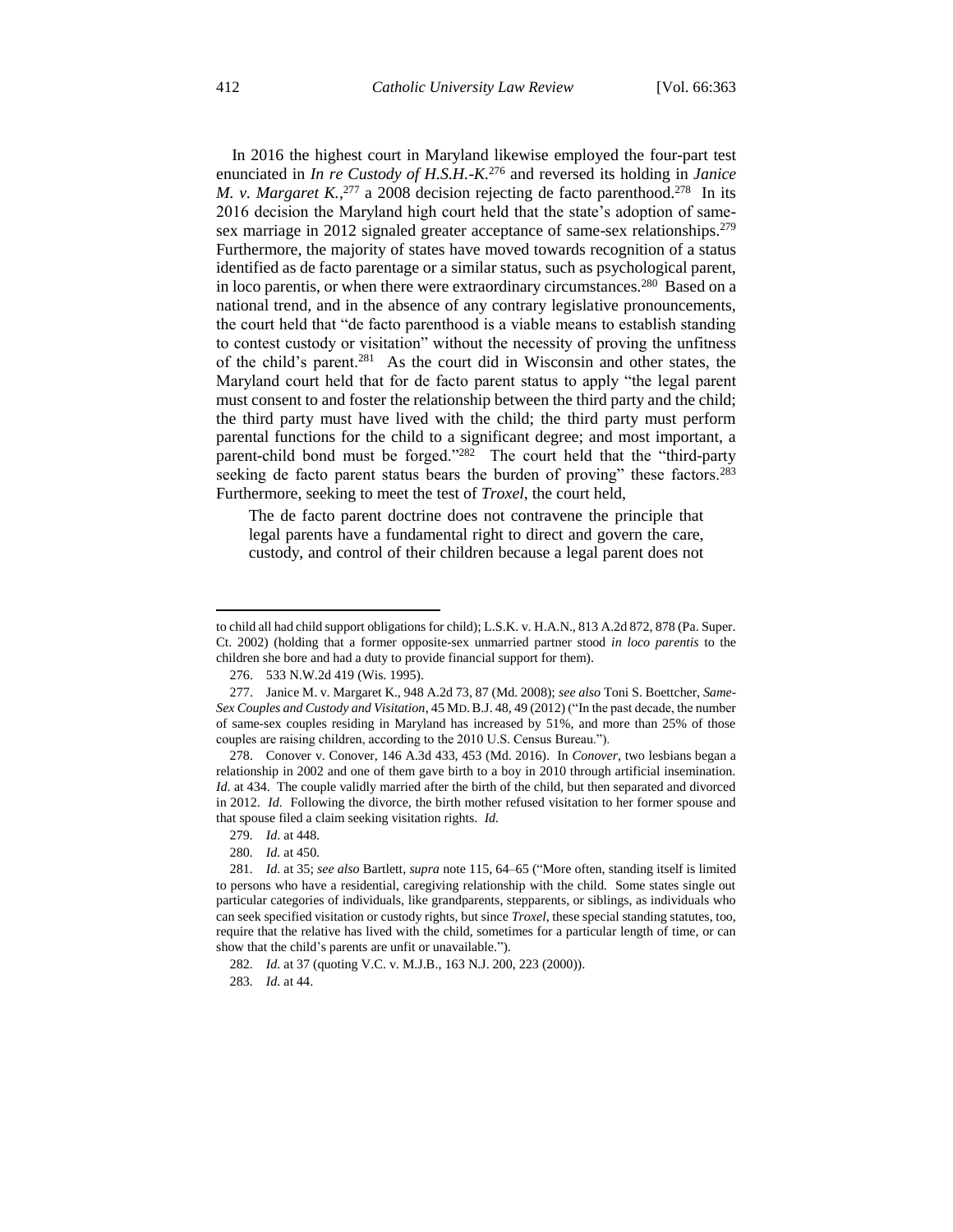In 2016 the highest court in Maryland likewise employed the four-part test enunciated in *In re Custody of H.S.H.-K.*[276] and reversed its holding in *Janice M. v. Margaret K.*,[277] a 2008 decision rejecting de facto parenthood.[278] In its 2016 decision the Maryland high court held that the state's adoption of same-sex marriage in 2012 signaled greater acceptance of same-sex relationships.[279] Furthermore, the majority of states have moved towards recognition of a status identified as de facto parentage or a similar status, such as psychological parent, in loco parentis, or when there were extraordinary circumstances.[280] Based on a national trend, and in the absence of any contrary legislative pronouncements, the court held that "de facto parenthood is a viable means to establish standing to contest custody or visitation" without the necessity of proving the unfitness of the child's parent.[281] As the court did in Wisconsin and other states, the Maryland court held that for de facto parent status to apply "the legal parent must consent to and foster the relationship between the third party and the child; the third party must have lived with the child; the third party must perform parental functions for the child to a significant degree; and most important, a parent-child bond must be forged."[282] The court held that the "third-party seeking de facto parent status bears the burden of proving" these factors.[283] Furthermore, seeking to meet the test of *Troxel*, the court held,

> The de facto parent doctrine does not contravene the principle that legal parents have a fundamental right to direct and govern the care, custody, and control of their children because a legal parent does not

---

to child all had child support obligations for child); L.S.K. v. H.A.N., 813 A.2d 872, 878 (Pa. Super. Ct. 2002) (holding that a former opposite-sex unmarried partner stood *in loco parentis* to the children she bore and had a duty to provide financial support for them).

276. 533 N.W.2d 419 (Wis. 1995).

277. Janice M. v. Margaret K., 948 A.2d 73, 87 (Md. 2008); *see also* Toni S. Boettcher, *Same-Sex Couples and Custody and Visitation*, 45 MD. B.J. 48, 49 (2012) ("In the past decade, the number of same-sex couples residing in Maryland has increased by 51%, and more than 25% of those couples are raising children, according to the 2010 U.S. Census Bureau.").

278. Conover v. Conover, 146 A.3d 433, 453 (Md. 2016). In *Conover*, two lesbians began a relationship in 2002 and one of them gave birth to a boy in 2010 through artificial insemination. *Id.* at 434. The couple validly married after the birth of the child, but then separated and divorced in 2012. *Id.* Following the divorce, the birth mother refused visitation to her former spouse and that spouse filed a claim seeking visitation rights. *Id.*

279. *Id.* at 448.

280. *Id.* at 450.

281. *Id.* at 35; *see also* Bartlett, *supra* note 115, 64–65 ("More often, standing itself is limited to persons who have a residential, caregiving relationship with the child. Some states single out particular categories of individuals, like grandparents, stepparents, or siblings, as individuals who can seek specified visitation or custody rights, but since *Troxel*, these special standing statutes, too, require that the relative has lived with the child, sometimes for a particular length of time, or can show that the child's parents are unfit or unavailable.").

282. *Id.* at 37 (quoting V.C. v. M.J.B., 163 N.J. 200, 223 (2000)).

283. *Id.* at 44.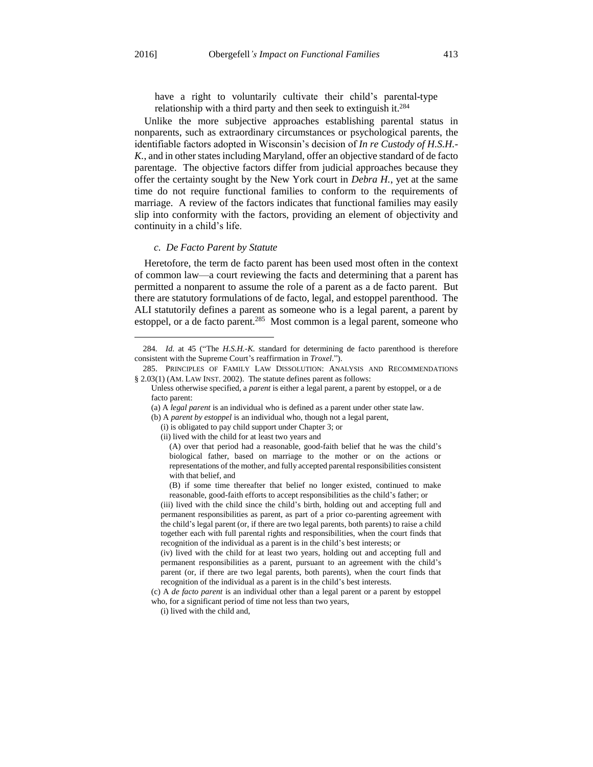have a right to voluntarily cultivate their child's parental-type relationship with a third party and then seek to extinguish it.[284]

Unlike the more subjective approaches establishing parental status in nonparents, such as extraordinary circumstances or psychological parents, the identifiable factors adopted in Wisconsin's decision of *In re Custody of H.S.H.-K.*, and in other states including Maryland, offer an objective standard of de facto parentage. The objective factors differ from judicial approaches because they offer the certainty sought by the New York court in *Debra H.*, yet at the same time do not require functional families to conform to the requirements of marriage. A review of the factors indicates that functional families may easily slip into conformity with the factors, providing an element of objectivity and continuity in a child's life.

### *c. De Facto Parent by Statute*

Heretofore, the term de facto parent has been used most often in the context of common law—a court reviewing the facts and determining that a parent has permitted a nonparent to assume the role of a parent as a de facto parent. But there are statutory formulations of de facto, legal, and estoppel parenthood. The ALI statutorily defines a parent as someone who is a legal parent, a parent by estoppel, or a de facto parent.[285] Most common is a legal parent, someone who

---

284. *Id.* at 45 ("The *H.S.H.-K.* standard for determining de facto parenthood is therefore consistent with the Supreme Court's reaffirmation in *Troxel*.").

285. PRINCIPLES OF FAMILY LAW DISSOLUTION: ANALYSIS AND RECOMMENDATIONS § 2.03(1) (AM. LAW INST. 2002). The statute defines parent as follows:

> Unless otherwise specified, a *parent* is either a legal parent, a parent by estoppel, or a de facto parent:
>
> (a) A *legal parent* is an individual who is defined as a parent under other state law.
>
> (b) A *parent by estoppel* is an individual who, though not a legal parent,
>
> (i) is obligated to pay child support under Chapter 3; or
>
> (ii) lived with the child for at least two years and
>
> (A) over that period had a reasonable, good-faith belief that he was the child's biological father, based on marriage to the mother or on the actions or representations of the mother, and fully accepted parental responsibilities consistent with that belief, and
>
> (B) if some time thereafter that belief no longer existed, continued to make reasonable, good-faith efforts to accept responsibilities as the child's father; or
>
> (iii) lived with the child since the child's birth, holding out and accepting full and permanent responsibilities as parent, as part of a prior co-parenting agreement with the child's legal parent (or, if there are two legal parents, both parents) to raise a child together each with full parental rights and responsibilities, when the court finds that recognition of the individual as a parent is in the child's best interests; or
>
> (iv) lived with the child for at least two years, holding out and accepting full and permanent responsibilities as a parent, pursuant to an agreement with the child's parent (or, if there are two legal parents, both parents), when the court finds that recognition of the individual as a parent is in the child's best interests.
>
> (c) A *de facto parent* is an individual other than a legal parent or a parent by estoppel who, for a significant period of time not less than two years,
>
> (i) lived with the child and,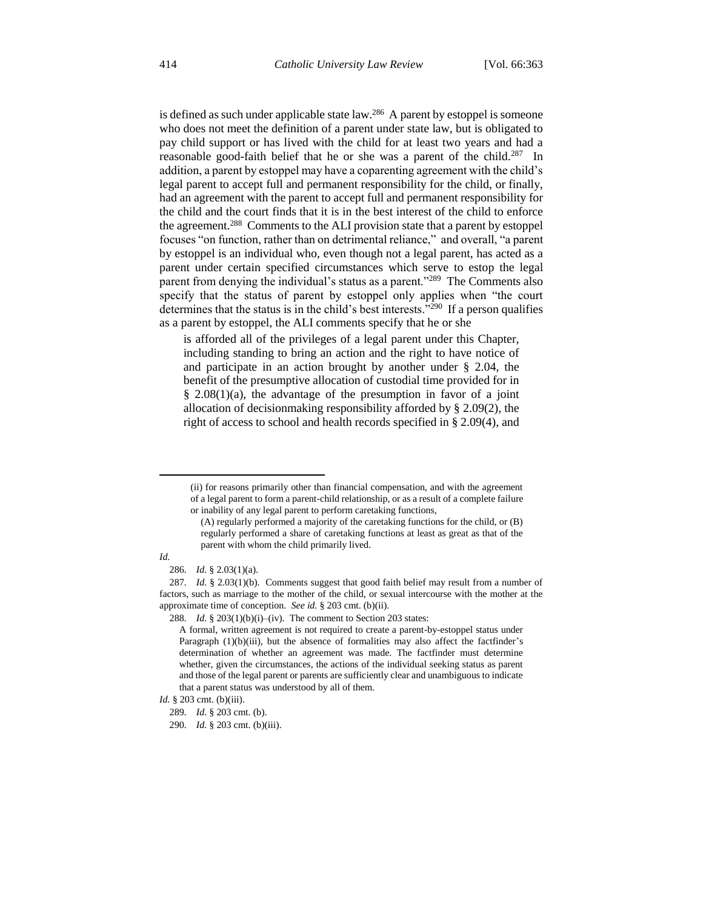is defined as such under applicable state law.[286] A parent by estoppel is someone who does not meet the definition of a parent under state law, but is obligated to pay child support or has lived with the child for at least two years and had a reasonable good-faith belief that he or she was a parent of the child.[287] In addition, a parent by estoppel may have a coparenting agreement with the child's legal parent to accept full and permanent responsibility for the child, or finally, had an agreement with the parent to accept full and permanent responsibility for the child and the court finds that it is in the best interest of the child to enforce the agreement.[288] Comments to the ALI provision state that a parent by estoppel focuses "on function, rather than on detrimental reliance," and overall, "a parent by estoppel is an individual who, even though not a legal parent, has acted as a parent under certain specified circumstances which serve to estop the legal parent from denying the individual's status as a parent."[289] The Comments also specify that the status of parent by estoppel only applies when "the court determines that the status is in the child's best interests."[290] If a person qualifies as a parent by estoppel, the ALI comments specify that he or she

> is afforded all of the privileges of a legal parent under this Chapter, including standing to bring an action and the right to have notice of and participate in an action brought by another under § 2.04, the benefit of the presumptive allocation of custodial time provided for in § 2.08(1)(a), the advantage of the presumption in favor of a joint allocation of decisionmaking responsibility afforded by § 2.09(2), the right of access to school and health records specified in § 2.09(4), and

---

> (ii) for reasons primarily other than financial compensation, and with the agreement of a legal parent to form a parent-child relationship, or as a result of a complete failure or inability of any legal parent to perform caretaking functions,
>
> (A) regularly performed a majority of the caretaking functions for the child, or (B) regularly performed a share of caretaking functions at least as great as that of the parent with whom the child primarily lived.

*Id.*

286. *Id.* § 2.03(1)(a).

287. *Id.* § 2.03(1)(b). Comments suggest that good faith belief may result from a number of factors, such as marriage to the mother of the child, or sexual intercourse with the mother at the approximate time of conception. *See id.* § 203 cmt. (b)(ii).

288. *Id.* § 203(1)(b)(i)–(iv). The comment to Section 203 states:

> A formal, written agreement is not required to create a parent-by-estoppel status under Paragraph (1)(b)(iii), but the absence of formalities may also affect the factfinder's determination of whether an agreement was made. The factfinder must determine whether, given the circumstances, the actions of the individual seeking status as parent and those of the legal parent or parents are sufficiently clear and unambiguous to indicate that a parent status was understood by all of them.

*Id.* § 203 cmt. (b)(iii).

289. *Id.* § 203 cmt. (b).

290. *Id.* § 203 cmt. (b)(iii).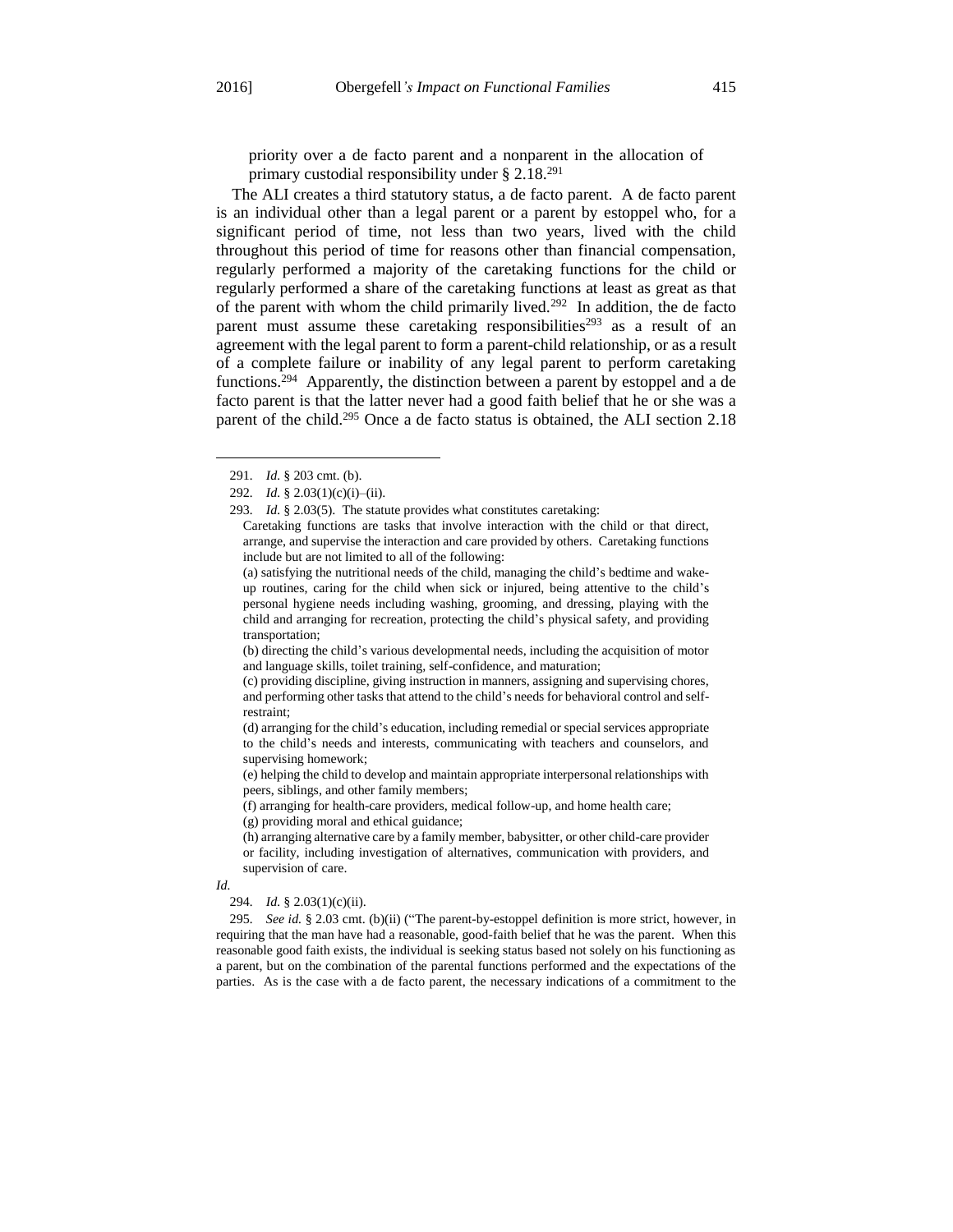> priority over a de facto parent and a nonparent in the allocation of primary custodial responsibility under § 2.18.[291]

The ALI creates a third statutory status, a de facto parent. A de facto parent is an individual other than a legal parent or a parent by estoppel who, for a significant period of time, not less than two years, lived with the child throughout this period of time for reasons other than financial compensation, regularly performed a majority of the caretaking functions for the child or regularly performed a share of the caretaking functions at least as great as that of the parent with whom the child primarily lived.[292] In addition, the de facto parent must assume these caretaking responsibilities[293] as a result of an agreement with the legal parent to form a parent-child relationship, or as a result of a complete failure or inability of any legal parent to perform caretaking functions.[294] Apparently, the distinction between a parent by estoppel and a de facto parent is that the latter never had a good faith belief that he or she was a parent of the child.[295] Once a de facto status is obtained, the ALI section 2.18

---

291. *Id.* § 203 cmt. (b).

292. *Id.* § 2.03(1)(c)(i)–(ii).

293. *Id.* § 2.03(5). The statute provides what constitutes caretaking:

> Caretaking functions are tasks that involve interaction with the child or that direct, arrange, and supervise the interaction and care provided by others. Caretaking functions include but are not limited to all of the following:
>
> (a) satisfying the nutritional needs of the child, managing the child's bedtime and wake-up routines, caring for the child when sick or injured, being attentive to the child's personal hygiene needs including washing, grooming, and dressing, playing with the child and arranging for recreation, protecting the child's physical safety, and providing transportation;
>
> (b) directing the child's various developmental needs, including the acquisition of motor and language skills, toilet training, self-confidence, and maturation;
>
> (c) providing discipline, giving instruction in manners, assigning and supervising chores, and performing other tasks that attend to the child's needs for behavioral control and self-restraint;
>
> (d) arranging for the child's education, including remedial or special services appropriate to the child's needs and interests, communicating with teachers and counselors, and supervising homework;
>
> (e) helping the child to develop and maintain appropriate interpersonal relationships with peers, siblings, and other family members;
>
> (f) arranging for health-care providers, medical follow-up, and home health care;
>
> (g) providing moral and ethical guidance;
>
> (h) arranging alternative care by a family member, babysitter, or other child-care provider or facility, including investigation of alternatives, communication with providers, and supervision of care.

*Id.*

294. *Id.* § 2.03(1)(c)(ii).

295. *See id.* § 2.03 cmt. (b)(ii) ("The parent-by-estoppel definition is more strict, however, in requiring that the man have had a reasonable, good-faith belief that he was the parent. When this reasonable good faith exists, the individual is seeking status based not solely on his functioning as a parent, but on the combination of the parental functions performed and the expectations of the parties. As is the case with a de facto parent, the necessary indications of a commitment to the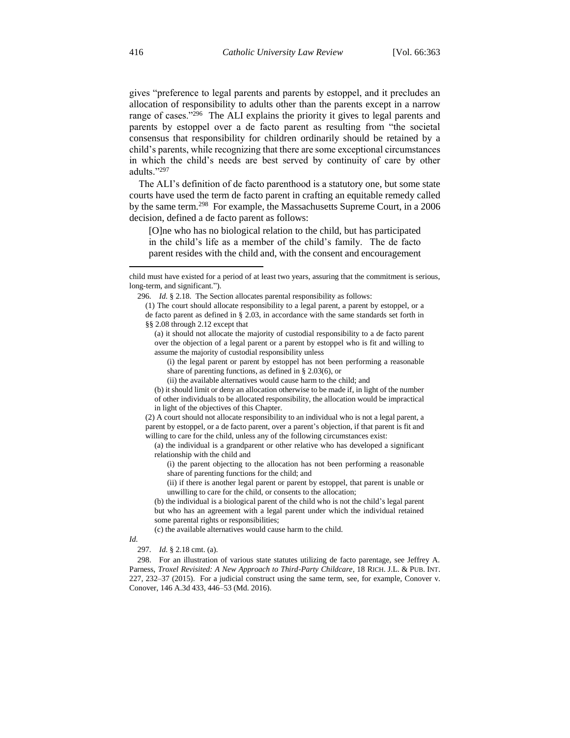gives "preference to legal parents and parents by estoppel, and it precludes an allocation of responsibility to adults other than the parents except in a narrow range of cases."[296] The ALI explains the priority it gives to legal parents and parents by estoppel over a de facto parent as resulting from "the societal consensus that responsibility for children ordinarily should be retained by a child's parents, while recognizing that there are some exceptional circumstances in which the child's needs are best served by continuity of care by other adults."[297]

The ALI's definition of de facto parenthood is a statutory one, but some state courts have used the term de facto parent in crafting an equitable remedy called by the same term.[298] For example, the Massachusetts Supreme Court, in a 2006 decision, defined a de facto parent as follows:

> [O]ne who has no biological relation to the child, but has participated in the child's life as a member of the child's family. The de facto parent resides with the child and, with the consent and encouragement

---

child must have existed for a period of at least two years, assuring that the commitment is serious, long-term, and significant.").

296. *Id.* § 2.18. The Section allocates parental responsibility as follows:

> (1) The court should allocate responsibility to a legal parent, a parent by estoppel, or a de facto parent as defined in § 2.03, in accordance with the same standards set forth in §§ 2.08 through 2.12 except that
>
> (a) it should not allocate the majority of custodial responsibility to a de facto parent over the objection of a legal parent or a parent by estoppel who is fit and willing to assume the majority of custodial responsibility unless
>
> (i) the legal parent or parent by estoppel has not been performing a reasonable share of parenting functions, as defined in § 2.03(6), or
>
> (ii) the available alternatives would cause harm to the child; and
>
> (b) it should limit or deny an allocation otherwise to be made if, in light of the number of other individuals to be allocated responsibility, the allocation would be impractical in light of the objectives of this Chapter.
>
> (2) A court should not allocate responsibility to an individual who is not a legal parent, a parent by estoppel, or a de facto parent, over a parent's objection, if that parent is fit and willing to care for the child, unless any of the following circumstances exist:
>
> (a) the individual is a grandparent or other relative who has developed a significant relationship with the child and
>
> (i) the parent objecting to the allocation has not been performing a reasonable share of parenting functions for the child; and
>
> (ii) if there is another legal parent or parent by estoppel, that parent is unable or unwilling to care for the child, or consents to the allocation;
>
> (b) the individual is a biological parent of the child who is not the child's legal parent but who has an agreement with a legal parent under which the individual retained some parental rights or responsibilities;
>
> (c) the available alternatives would cause harm to the child.

*Id.*

297. *Id.* § 2.18 cmt. (a).

298. For an illustration of various state statutes utilizing de facto parentage, see Jeffrey A. Parness, *Troxel Revisited: A New Approach to Third-Party Childcare*, 18 RICH. J.L. & PUB. INT. 227, 232–37 (2015). For a judicial construct using the same term, see, for example, Conover v. Conover, 146 A.3d 433, 446–53 (Md. 2016).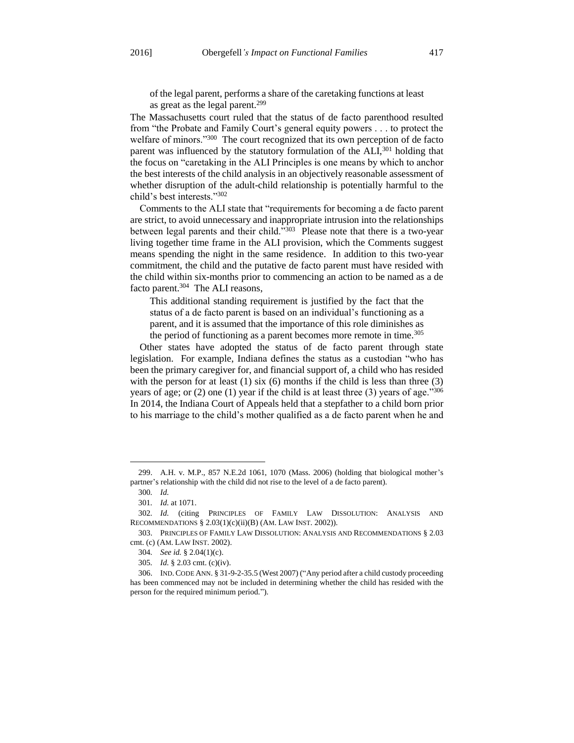> of the legal parent, performs a share of the caretaking functions at least as great as the legal parent.[299]

The Massachusetts court ruled that the status of de facto parenthood resulted from "the Probate and Family Court's general equity powers . . . to protect the welfare of minors."[300] The court recognized that its own perception of de facto parent was influenced by the statutory formulation of the ALI,[301] holding that the focus on "caretaking in the ALI Principles is one means by which to anchor the best interests of the child analysis in an objectively reasonable assessment of whether disruption of the adult-child relationship is potentially harmful to the child's best interests."[302]

Comments to the ALI state that "requirements for becoming a de facto parent are strict, to avoid unnecessary and inappropriate intrusion into the relationships between legal parents and their child."[303] Please note that there is a two-year living together time frame in the ALI provision, which the Comments suggest means spending the night in the same residence. In addition to this two-year commitment, the child and the putative de facto parent must have resided with the child within six-months prior to commencing an action to be named as a de facto parent.[304] The ALI reasons,

> This additional standing requirement is justified by the fact that the status of a de facto parent is based on an individual's functioning as a parent, and it is assumed that the importance of this role diminishes as the period of functioning as a parent becomes more remote in time.[305]

Other states have adopted the status of de facto parent through state legislation. For example, Indiana defines the status as a custodian "who has been the primary caregiver for, and financial support of, a child who has resided with the person for at least (1) six (6) months if the child is less than three (3) years of age; or (2) one (1) year if the child is at least three (3) years of age."[306] In 2014, the Indiana Court of Appeals held that a stepfather to a child born prior to his marriage to the child's mother qualified as a de facto parent when he and

---

299. A.H. v. M.P., 857 N.E.2d 1061, 1070 (Mass. 2006) (holding that biological mother's partner's relationship with the child did not rise to the level of a de facto parent).

300. *Id.*

301. *Id.* at 1071.

302. *Id.* (citing PRINCIPLES OF FAMILY LAW DISSOLUTION: ANALYSIS AND RECOMMENDATIONS § 2.03(1)(c)(ii)(B) (AM. LAW INST. 2002)).

303. PRINCIPLES OF FAMILY LAW DISSOLUTION: ANALYSIS AND RECOMMENDATIONS § 2.03 cmt. (c) (AM. LAW INST. 2002).

304. *See id.* § 2.04(1)(c).

305. *Id.* § 2.03 cmt. (c)(iv).

306. IND. CODE ANN. § 31-9-2-35.5 (West 2007) ("Any period after a child custody proceeding has been commenced may not be included in determining whether the child has resided with the person for the required minimum period.").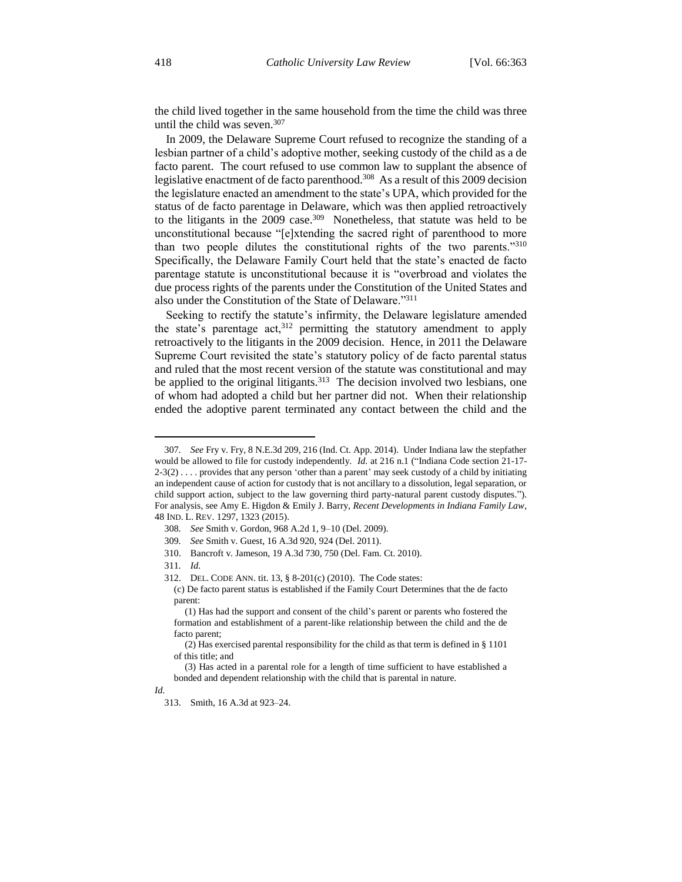the child lived together in the same household from the time the child was three until the child was seven.[307]

In 2009, the Delaware Supreme Court refused to recognize the standing of a lesbian partner of a child's adoptive mother, seeking custody of the child as a de facto parent. The court refused to use common law to supplant the absence of legislative enactment of de facto parenthood.[308] As a result of this 2009 decision the legislature enacted an amendment to the state's UPA, which provided for the status of de facto parentage in Delaware, which was then applied retroactively to the litigants in the 2009 case.[309] Nonetheless, that statute was held to be unconstitutional because "[e]xtending the sacred right of parenthood to more than two people dilutes the constitutional rights of the two parents."[310] Specifically, the Delaware Family Court held that the state's enacted de facto parentage statute is unconstitutional because it is "overbroad and violates the due process rights of the parents under the Constitution of the United States and also under the Constitution of the State of Delaware."[311]

Seeking to rectify the statute's infirmity, the Delaware legislature amended the state's parentage act,[312] permitting the statutory amendment to apply retroactively to the litigants in the 2009 decision. Hence, in 2011 the Delaware Supreme Court revisited the state's statutory policy of de facto parental status and ruled that the most recent version of the statute was constitutional and may be applied to the original litigants.[313] The decision involved two lesbians, one of whom had adopted a child but her partner did not. When their relationship ended the adoptive parent terminated any contact between the child and the

---

307. *See* Fry v. Fry, 8 N.E.3d 209, 216 (Ind. Ct. App. 2014). Under Indiana law the stepfather would be allowed to file for custody independently. *Id.* at 216 n.1 ("Indiana Code section 21-17-2-3(2) . . . . provides that any person 'other than a parent' may seek custody of a child by initiating an independent cause of action for custody that is not ancillary to a dissolution, legal separation, or child support action, subject to the law governing third party-natural parent custody disputes."). For analysis, see Amy E. Higdon & Emily J. Barry, *Recent Developments in Indiana Family Law*, 48 IND. L. REV. 1297, 1323 (2015).

308. *See* Smith v. Gordon, 968 A.2d 1, 9–10 (Del. 2009).

309. *See* Smith v. Guest, 16 A.3d 920, 924 (Del. 2011).

310. Bancroft v. Jameson, 19 A.3d 730, 750 (Del. Fam. Ct. 2010).

311. *Id.*

312. DEL. CODE ANN. tit. 13, § 8-201(c) (2010). The Code states:

> (c) De facto parent status is established if the Family Court Determines that the de facto parent:
>
> (1) Has had the support and consent of the child's parent or parents who fostered the formation and establishment of a parent-like relationship between the child and the de facto parent;
>
> (2) Has exercised parental responsibility for the child as that term is defined in § 1101 of this title; and
>
> (3) Has acted in a parental role for a length of time sufficient to have established a bonded and dependent relationship with the child that is parental in nature.

*Id.*

313. Smith, 16 A.3d at 923–24.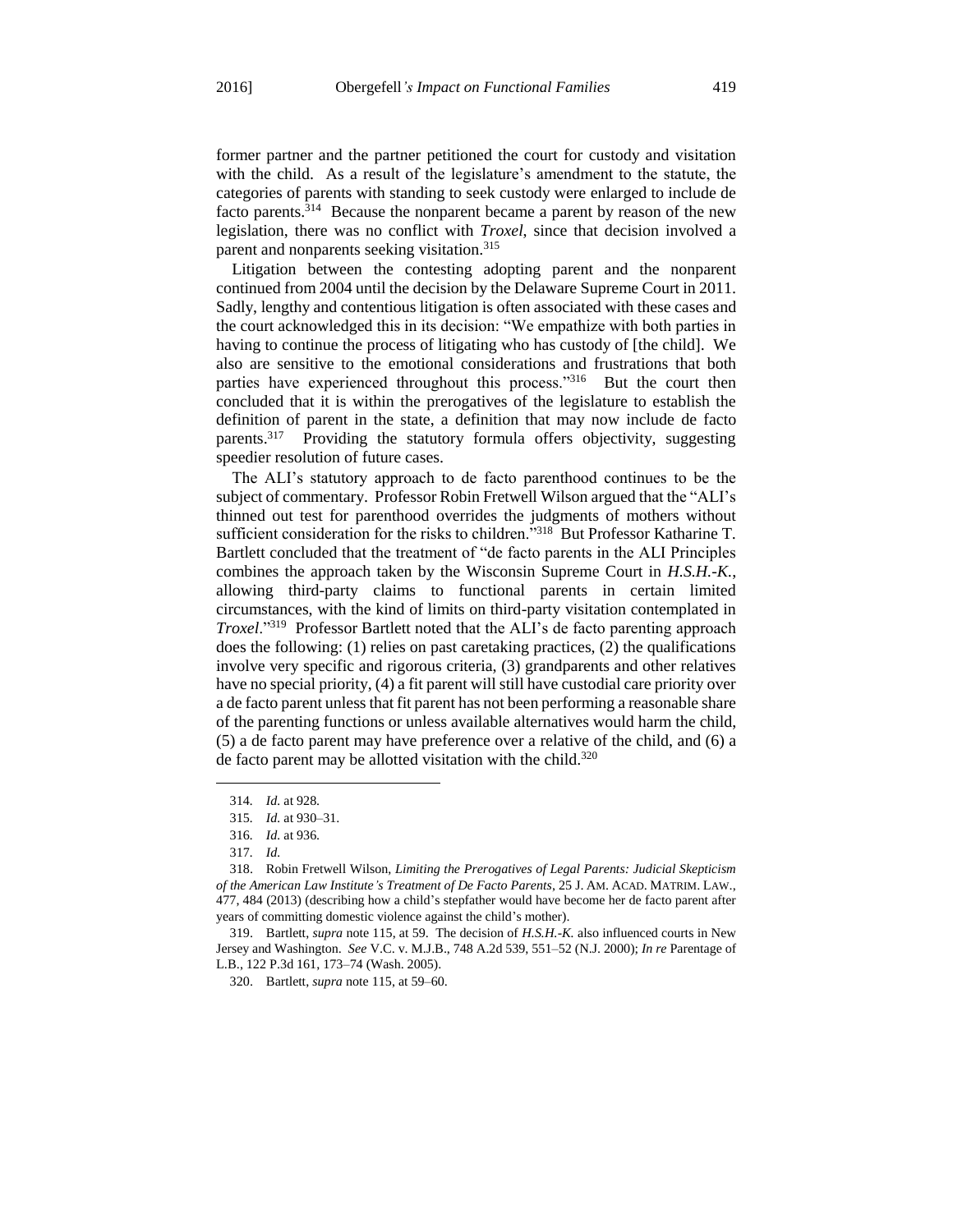former partner and the partner petitioned the court for custody and visitation with the child. As a result of the legislature's amendment to the statute, the categories of parents with standing to seek custody were enlarged to include de facto parents.[314] Because the nonparent became a parent by reason of the new legislation, there was no conflict with *Troxel*, since that decision involved a parent and nonparents seeking visitation.[315]

Litigation between the contesting adopting parent and the nonparent continued from 2004 until the decision by the Delaware Supreme Court in 2011. Sadly, lengthy and contentious litigation is often associated with these cases and the court acknowledged this in its decision: "We empathize with both parties in having to continue the process of litigating who has custody of [the child]. We also are sensitive to the emotional considerations and frustrations that both parties have experienced throughout this process."[316] But the court then concluded that it is within the prerogatives of the legislature to establish the definition of parent in the state, a definition that may now include de facto parents.[317] Providing the statutory formula offers objectivity, suggesting speedier resolution of future cases.

The ALI's statutory approach to de facto parenthood continues to be the subject of commentary. Professor Robin Fretwell Wilson argued that the "ALI's thinned out test for parenthood overrides the judgments of mothers without sufficient consideration for the risks to children."[318] But Professor Katharine T. Bartlett concluded that the treatment of "de facto parents in the ALI Principles combines the approach taken by the Wisconsin Supreme Court in *H.S.H.-K.*, allowing third-party claims to functional parents in certain limited circumstances, with the kind of limits on third-party visitation contemplated in *Troxel*."[319] Professor Bartlett noted that the ALI's de facto parenting approach does the following: (1) relies on past caretaking practices, (2) the qualifications involve very specific and rigorous criteria, (3) grandparents and other relatives have no special priority, (4) a fit parent will still have custodial care priority over a de facto parent unless that fit parent has not been performing a reasonable share of the parenting functions or unless available alternatives would harm the child, (5) a de facto parent may have preference over a relative of the child, and (6) a de facto parent may be allotted visitation with the child.[320]

---

314. *Id.* at 928.

315. *Id.* at 930–31.

316. *Id.* at 936.

317. *Id.*

318. Robin Fretwell Wilson, *Limiting the Prerogatives of Legal Parents: Judicial Skepticism of the American Law Institute's Treatment of De Facto Parents*, 25 J. AM. ACAD. MATRIM. LAW., 477, 484 (2013) (describing how a child's stepfather would have become her de facto parent after years of committing domestic violence against the child's mother).

319. Bartlett, *supra* note 115, at 59. The decision of *H.S.H.-K.* also influenced courts in New Jersey and Washington. *See* V.C. v. M.J.B., 748 A.2d 539, 551–52 (N.J. 2000); *In re* Parentage of L.B., 122 P.3d 161, 173–74 (Wash. 2005).

320. Bartlett, *supra* note 115, at 59–60.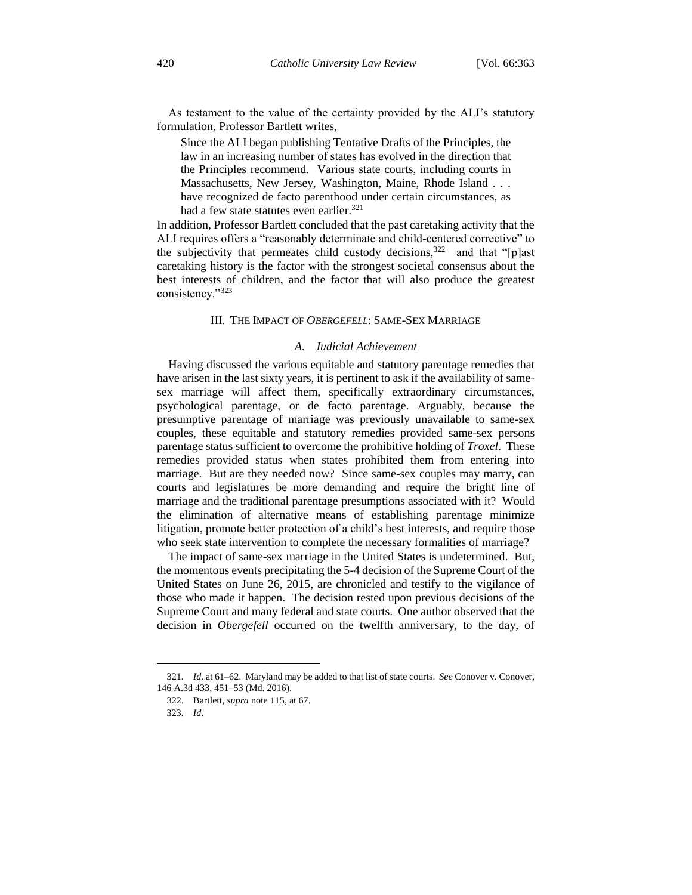As testament to the value of the certainty provided by the ALI's statutory formulation, Professor Bartlett writes,

> Since the ALI began publishing Tentative Drafts of the Principles, the law in an increasing number of states has evolved in the direction that the Principles recommend. Various state courts, including courts in Massachusetts, New Jersey, Washington, Maine, Rhode Island . . . have recognized de facto parenthood under certain circumstances, as had a few state statutes even earlier.[321]

In addition, Professor Bartlett concluded that the past caretaking activity that the ALI requires offers a "reasonably determinate and child-centered corrective" to the subjectivity that permeates child custody decisions,[322] and that "[p]ast caretaking history is the factor with the strongest societal consensus about the best interests of children, and the factor that will also produce the greatest consistency."[323]

## III. The Impact of *Obergefell*: Same-Sex Marriage

### *A. Judicial Achievement*

Having discussed the various equitable and statutory parentage remedies that have arisen in the last sixty years, it is pertinent to ask if the availability of same-sex marriage will affect them, specifically extraordinary circumstances, psychological parentage, or de facto parentage. Arguably, because the presumptive parentage of marriage was previously unavailable to same-sex couples, these equitable and statutory remedies provided same-sex persons parentage status sufficient to overcome the prohibitive holding of *Troxel*. These remedies provided status when states prohibited them from entering into marriage. But are they needed now? Since same-sex couples may marry, can courts and legislatures be more demanding and require the bright line of marriage and the traditional parentage presumptions associated with it? Would the elimination of alternative means of establishing parentage minimize litigation, promote better protection of a child's best interests, and require those who seek state intervention to complete the necessary formalities of marriage?

The impact of same-sex marriage in the United States is undetermined. But, the momentous events precipitating the 5-4 decision of the Supreme Court of the United States on June 26, 2015, are chronicled and testify to the vigilance of those who made it happen. The decision rested upon previous decisions of the Supreme Court and many federal and state courts. One author observed that the decision in *Obergefell* occurred on the twelfth anniversary, to the day, of

---

321. *Id.* at 61–62. Maryland may be added to that list of state courts. *See* Conover v. Conover, 146 A.3d 433, 451–53 (Md. 2016).

322. Bartlett, *supra* note 115, at 67.

323. *Id.*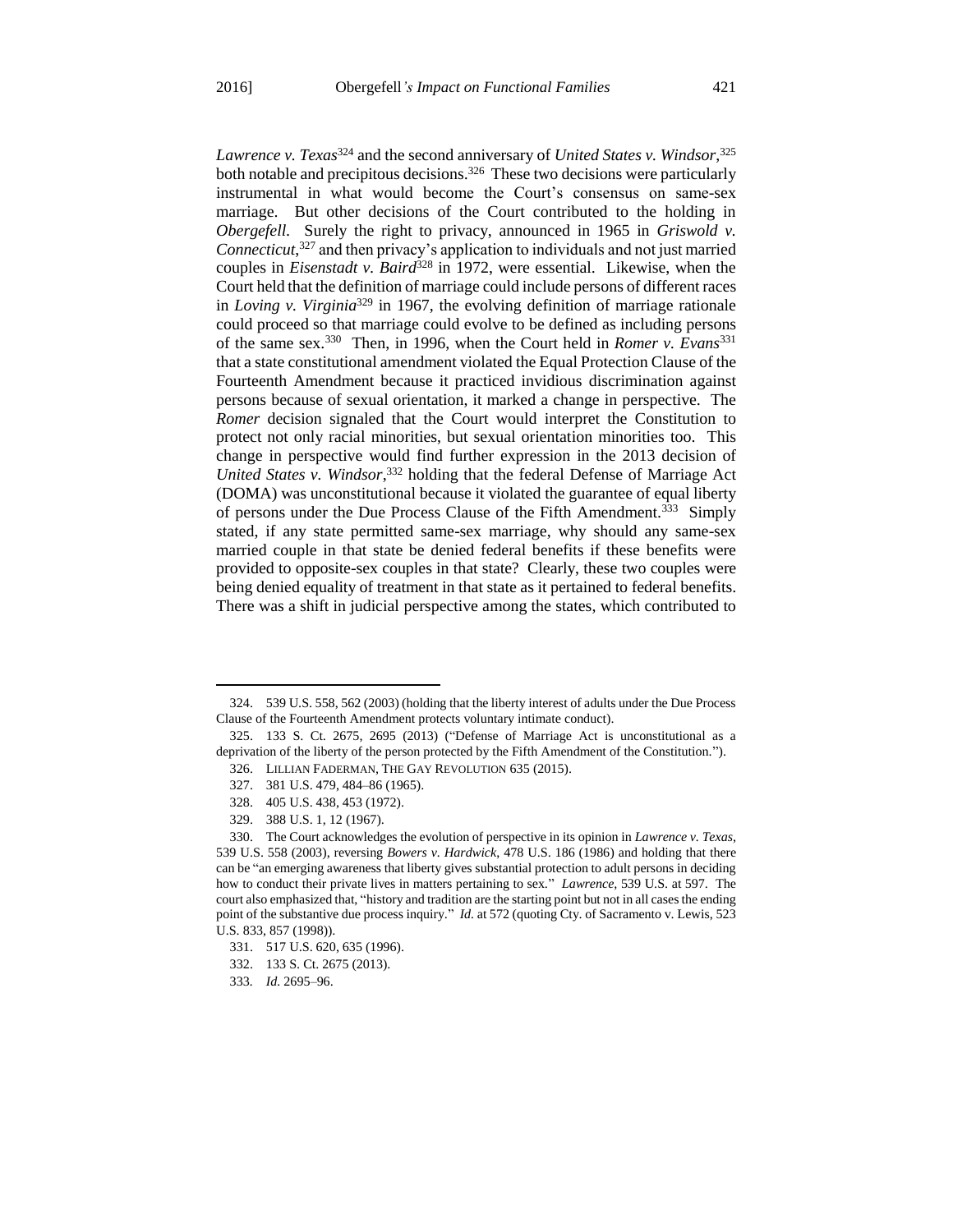*Lawrence v. Texas*[324] and the second anniversary of *United States v. Windsor*,[325] both notable and precipitous decisions.[326] These two decisions were particularly instrumental in what would become the Court's consensus on same-sex marriage. But other decisions of the Court contributed to the holding in *Obergefell*. Surely the right to privacy, announced in 1965 in *Griswold v. Connecticut*,[327] and then privacy's application to individuals and not just married couples in *Eisenstadt v. Baird*[328] in 1972, were essential. Likewise, when the Court held that the definition of marriage could include persons of different races in *Loving v. Virginia*[329] in 1967, the evolving definition of marriage rationale could proceed so that marriage could evolve to be defined as including persons of the same sex.[330] Then, in 1996, when the Court held in *Romer v. Evans*[331] that a state constitutional amendment violated the Equal Protection Clause of the Fourteenth Amendment because it practiced invidious discrimination against persons because of sexual orientation, it marked a change in perspective. The *Romer* decision signaled that the Court would interpret the Constitution to protect not only racial minorities, but sexual orientation minorities too. This change in perspective would find further expression in the 2013 decision of *United States v. Windsor*,[332] holding that the federal Defense of Marriage Act (DOMA) was unconstitutional because it violated the guarantee of equal liberty of persons under the Due Process Clause of the Fifth Amendment.[333] Simply stated, if any state permitted same-sex marriage, why should any same-sex married couple in that state be denied federal benefits if these benefits were provided to opposite-sex couples in that state? Clearly, these two couples were being denied equality of treatment in that state as it pertained to federal benefits. There was a shift in judicial perspective among the states, which contributed to

---

324. 539 U.S. 558, 562 (2003) (holding that the liberty interest of adults under the Due Process Clause of the Fourteenth Amendment protects voluntary intimate conduct).

325. 133 S. Ct. 2675, 2695 (2013) ("Defense of Marriage Act is unconstitutional as a deprivation of the liberty of the person protected by the Fifth Amendment of the Constitution.").

326. LILLIAN FADERMAN, THE GAY REVOLUTION 635 (2015).

327. 381 U.S. 479, 484–86 (1965).

328. 405 U.S. 438, 453 (1972).

329. 388 U.S. 1, 12 (1967).

330. The Court acknowledges the evolution of perspective in its opinion in *Lawrence v. Texas*, 539 U.S. 558 (2003), reversing *Bowers v. Hardwick*, 478 U.S. 186 (1986) and holding that there can be "an emerging awareness that liberty gives substantial protection to adult persons in deciding how to conduct their private lives in matters pertaining to sex." *Lawrence*, 539 U.S. at 597. The court also emphasized that, "history and tradition are the starting point but not in all cases the ending point of the substantive due process inquiry." *Id.* at 572 (quoting Cty. of Sacramento v. Lewis, 523 U.S. 833, 857 (1998)).

331. 517 U.S. 620, 635 (1996).

332. 133 S. Ct. 2675 (2013).

333. *Id.* 2695–96.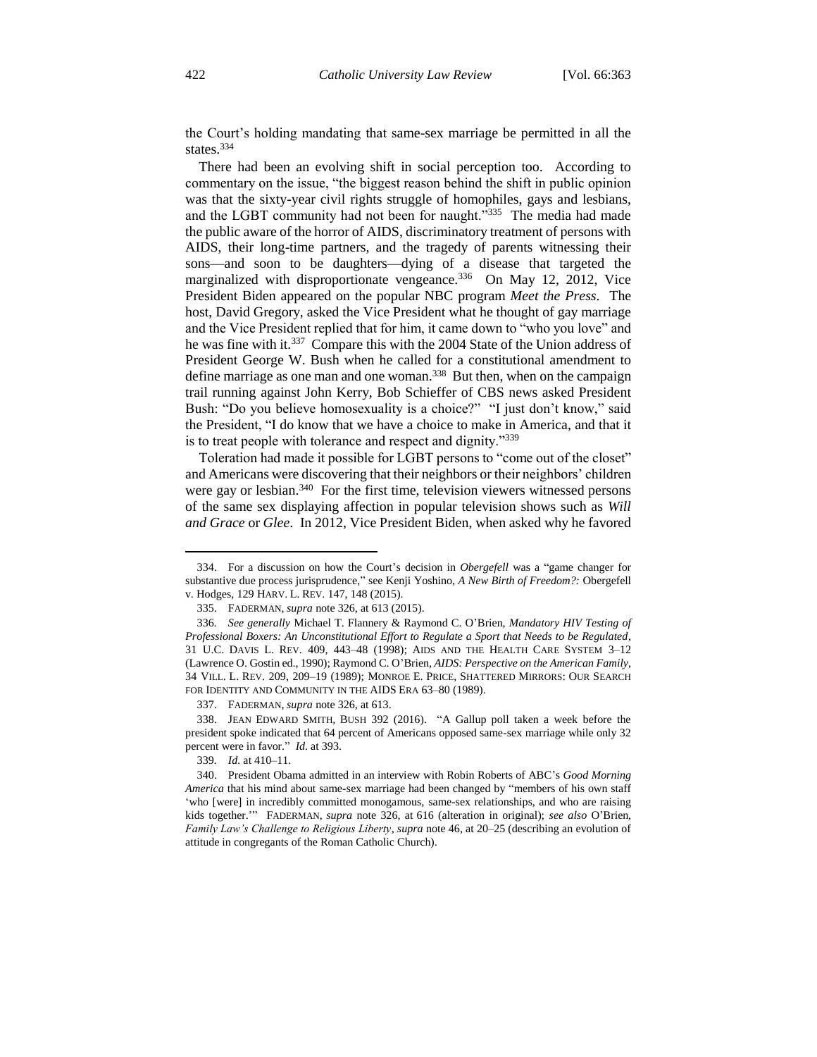the Court's holding mandating that same-sex marriage be permitted in all the states.[334]

There had been an evolving shift in social perception too. According to commentary on the issue, "the biggest reason behind the shift in public opinion was that the sixty-year civil rights struggle of homophiles, gays and lesbians, and the LGBT community had not been for naught."[335] The media had made the public aware of the horror of AIDS, discriminatory treatment of persons with AIDS, their long-time partners, and the tragedy of parents witnessing their sons—and soon to be daughters—dying of a disease that targeted the marginalized with disproportionate vengeance.[336] On May 12, 2012, Vice President Biden appeared on the popular NBC program *Meet the Press*. The host, David Gregory, asked the Vice President what he thought of gay marriage and the Vice President replied that for him, it came down to "who you love" and he was fine with it.[337] Compare this with the 2004 State of the Union address of President George W. Bush when he called for a constitutional amendment to define marriage as one man and one woman.[338] But then, when on the campaign trail running against John Kerry, Bob Schieffer of CBS news asked President Bush: "Do you believe homosexuality is a choice?" "I just don't know," said the President, "I do know that we have a choice to make in America, and that it is to treat people with tolerance and respect and dignity."[339]

Toleration had made it possible for LGBT persons to "come out of the closet" and Americans were discovering that their neighbors or their neighbors' children were gay or lesbian.[340] For the first time, television viewers witnessed persons of the same sex displaying affection in popular television shows such as *Will and Grace* or *Glee*. In 2012, Vice President Biden, when asked why he favored

---

334. For a discussion on how the Court's decision in *Obergefell* was a "game changer for substantive due process jurisprudence," see Kenji Yoshino, *A New Birth of Freedom?:* Obergefell v. Hodges, 129 HARV. L. REV. 147, 148 (2015).

335. FADERMAN, *supra* note 326, at 613 (2015).

336. *See generally* Michael T. Flannery & Raymond C. O'Brien, *Mandatory HIV Testing of Professional Boxers: An Unconstitutional Effort to Regulate a Sport that Needs to be Regulated*, 31 U.C. DAVIS L. REV. 409, 443–48 (1998); AIDS AND THE HEALTH CARE SYSTEM 3–12 (Lawrence O. Gostin ed., 1990); Raymond C. O'Brien, *AIDS: Perspective on the American Family*, 34 VILL. L. REV. 209, 209–19 (1989); MONROE E. PRICE, SHATTERED MIRRORS: OUR SEARCH FOR IDENTITY AND COMMUNITY IN THE AIDS ERA 63–80 (1989).

337. FADERMAN, *supra* note 326, at 613.

338. JEAN EDWARD SMITH, BUSH 392 (2016). "A Gallup poll taken a week before the president spoke indicated that 64 percent of Americans opposed same-sex marriage while only 32 percent were in favor." *Id.* at 393.

339. *Id.* at 410–11.

340. President Obama admitted in an interview with Robin Roberts of ABC's *Good Morning America* that his mind about same-sex marriage had been changed by "members of his own staff 'who [were] in incredibly committed monogamous, same-sex relationships, and who are raising kids together.'" FADERMAN, *supra* note 326, at 616 (alteration in original); *see also* O'Brien, *Family Law's Challenge to Religious Liberty*, *supra* note 46, at 20–25 (describing an evolution of attitude in congregants of the Roman Catholic Church).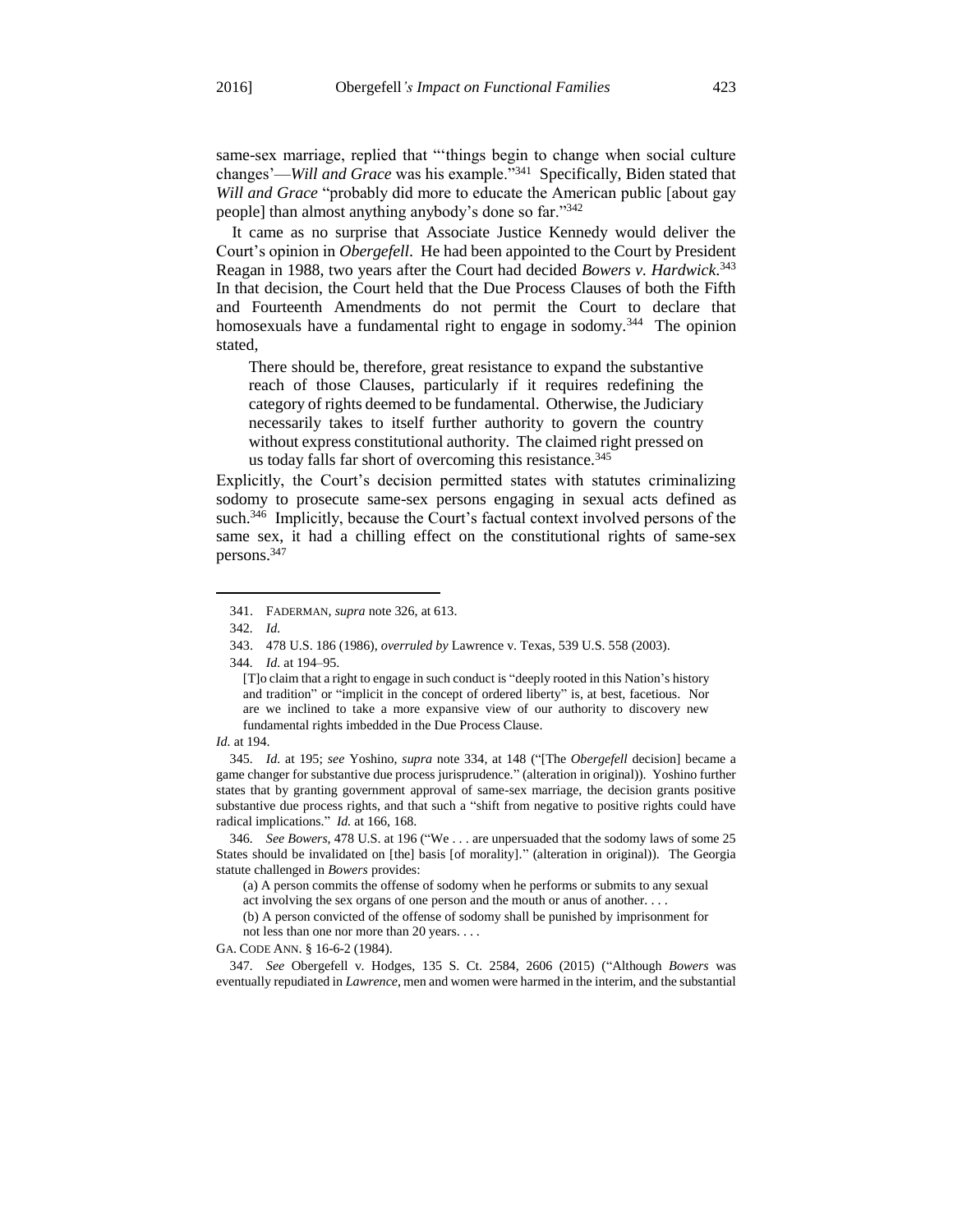same-sex marriage, replied that "'things begin to change when social culture changes'—*Will and Grace* was his example."[341] Specifically, Biden stated that *Will and Grace* "probably did more to educate the American public [about gay people] than almost anything anybody's done so far."[342]

It came as no surprise that Associate Justice Kennedy would deliver the Court's opinion in *Obergefell*. He had been appointed to the Court by President Reagan in 1988, two years after the Court had decided *Bowers v. Hardwick*.[343] In that decision, the Court held that the Due Process Clauses of both the Fifth and Fourteenth Amendments do not permit the Court to declare that homosexuals have a fundamental right to engage in sodomy.[344] The opinion stated,

> There should be, therefore, great resistance to expand the substantive reach of those Clauses, particularly if it requires redefining the category of rights deemed to be fundamental. Otherwise, the Judiciary necessarily takes to itself further authority to govern the country without express constitutional authority. The claimed right pressed on us today falls far short of overcoming this resistance.[345]

Explicitly, the Court's decision permitted states with statutes criminalizing sodomy to prosecute same-sex persons engaging in sexual acts defined as such.[346] Implicitly, because the Court's factual context involved persons of the same sex, it had a chilling effect on the constitutional rights of same-sex persons.[347]

---

341. FADERMAN, *supra* note 326, at 613.

342. *Id.*

343. 478 U.S. 186 (1986), *overruled by* Lawrence v. Texas, 539 U.S. 558 (2003).

344. *Id.* at 194–95.

> [T]o claim that a right to engage in such conduct is "deeply rooted in this Nation's history and tradition" or "implicit in the concept of ordered liberty" is, at best, facetious. Nor are we inclined to take a more expansive view of our authority to discovery new fundamental rights imbedded in the Due Process Clause.

*Id.* at 194.

345. *Id.* at 195; *see* Yoshino, *supra* note 334, at 148 ("[The *Obergefell* decision] became a game changer for substantive due process jurisprudence." (alteration in original)). Yoshino further states that by granting government approval of same-sex marriage, the decision grants positive substantive due process rights, and that such a "shift from negative to positive rights could have radical implications." *Id.* at 166, 168.

346. *See Bowers*, 478 U.S. at 196 ("We . . . are unpersuaded that the sodomy laws of some 25 States should be invalidated on [the] basis [of morality]." (alteration in original)). The Georgia statute challenged in *Bowers* provides:

> (a) A person commits the offense of sodomy when he performs or submits to any sexual act involving the sex organs of one person and the mouth or anus of another. . . .
>
> (b) A person convicted of the offense of sodomy shall be punished by imprisonment for not less than one nor more than 20 years. . . .

GA. CODE ANN. § 16-6-2 (1984).

347. *See* Obergefell v. Hodges, 135 S. Ct. 2584, 2606 (2015) ("Although *Bowers* was eventually repudiated in *Lawrence*, men and women were harmed in the interim, and the substantial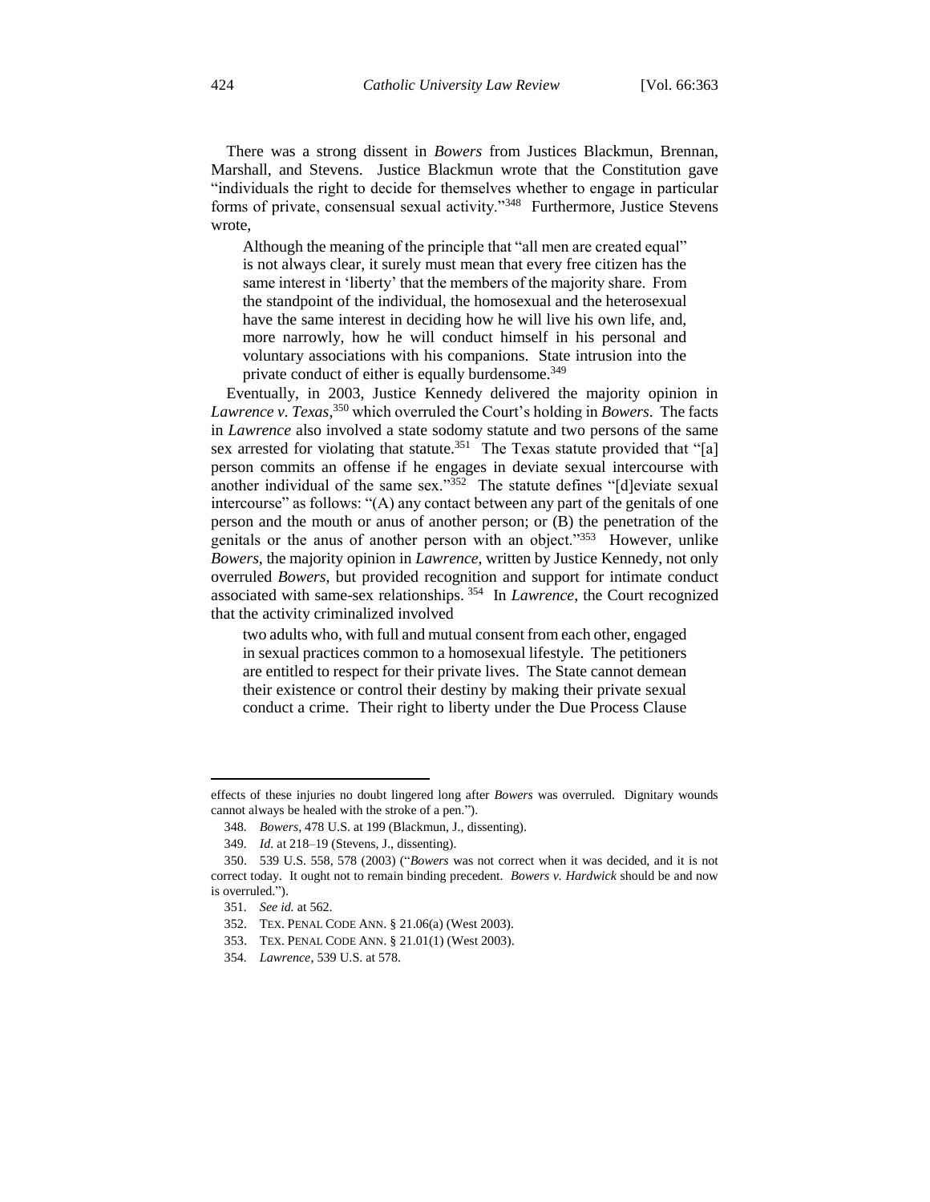There was a strong dissent in *Bowers* from Justices Blackmun, Brennan, Marshall, and Stevens. Justice Blackmun wrote that the Constitution gave "individuals the right to decide for themselves whether to engage in particular forms of private, consensual sexual activity."[348] Furthermore, Justice Stevens wrote,

> Although the meaning of the principle that "all men are created equal" is not always clear, it surely must mean that every free citizen has the same interest in 'liberty' that the members of the majority share. From the standpoint of the individual, the homosexual and the heterosexual have the same interest in deciding how he will live his own life, and, more narrowly, how he will conduct himself in his personal and voluntary associations with his companions. State intrusion into the private conduct of either is equally burdensome.[349]

Eventually, in 2003, Justice Kennedy delivered the majority opinion in *Lawrence v. Texas*,[350] which overruled the Court's holding in *Bowers*. The facts in *Lawrence* also involved a state sodomy statute and two persons of the same sex arrested for violating that statute.[351] The Texas statute provided that "[a] person commits an offense if he engages in deviate sexual intercourse with another individual of the same sex."[352] The statute defines "[d]eviate sexual intercourse" as follows: "(A) any contact between any part of the genitals of one person and the mouth or anus of another person; or (B) the penetration of the genitals or the anus of another person with an object."[353] However, unlike *Bowers*, the majority opinion in *Lawrence*, written by Justice Kennedy, not only overruled *Bowers*, but provided recognition and support for intimate conduct associated with same-sex relationships.[354] In *Lawrence*, the Court recognized that the activity criminalized involved

> two adults who, with full and mutual consent from each other, engaged in sexual practices common to a homosexual lifestyle. The petitioners are entitled to respect for their private lives. The State cannot demean their existence or control their destiny by making their private sexual conduct a crime. Their right to liberty under the Due Process Clause

---

effects of these injuries no doubt lingered long after *Bowers* was overruled. Dignitary wounds cannot always be healed with the stroke of a pen.").

348. *Bowers*, 478 U.S. at 199 (Blackmun, J., dissenting).

349. *Id.* at 218–19 (Stevens, J., dissenting).

350. 539 U.S. 558, 578 (2003) ("*Bowers* was not correct when it was decided, and it is not correct today. It ought not to remain binding precedent. *Bowers v. Hardwick* should be and now is overruled.").

351. *See id.* at 562.

352. TEX. PENAL CODE ANN. § 21.06(a) (West 2003).

353. TEX. PENAL CODE ANN. § 21.01(1) (West 2003).

354. *Lawrence*, 539 U.S. at 578.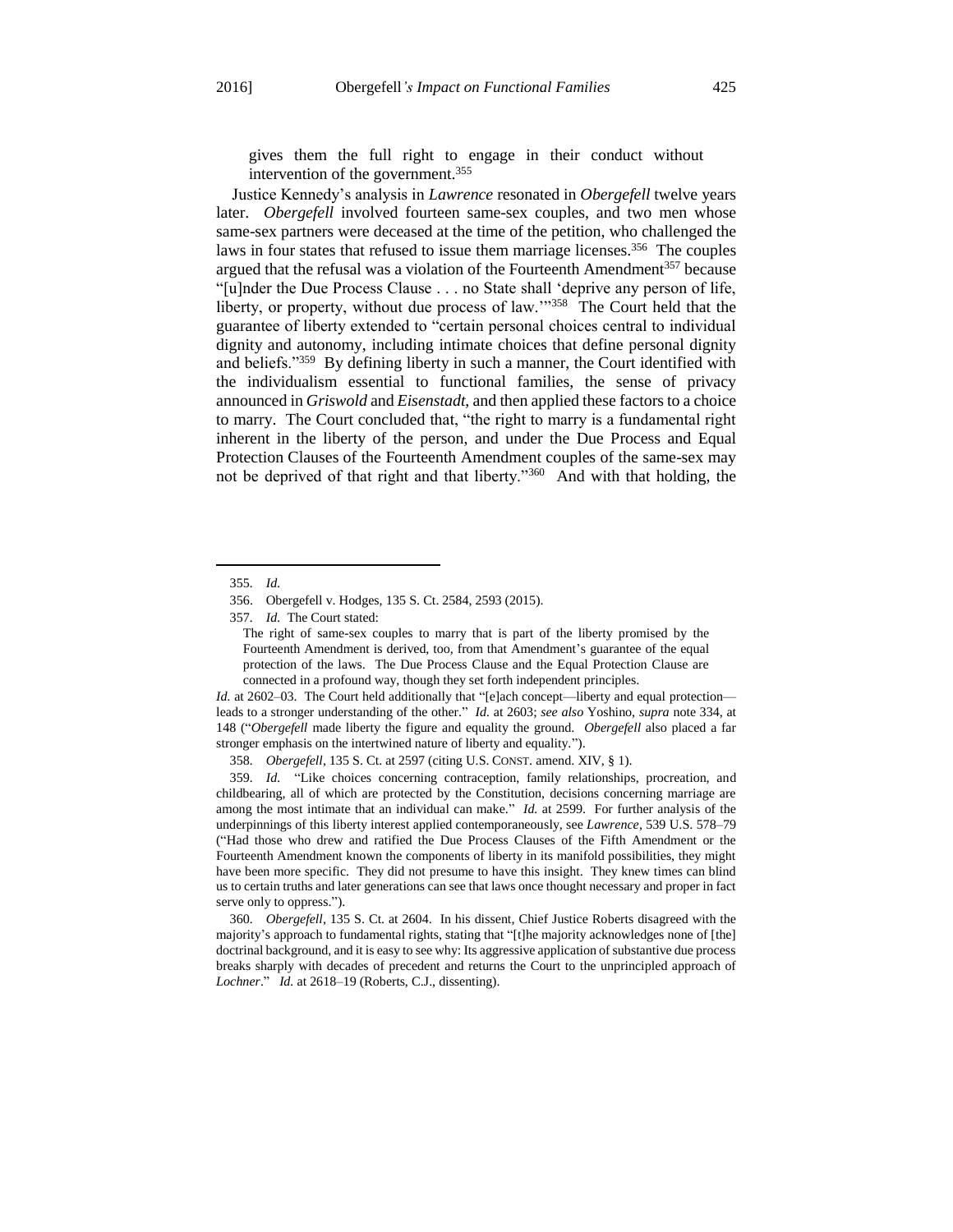gives them the full right to engage in their conduct without intervention of the government.[355]

Justice Kennedy's analysis in *Lawrence* resonated in *Obergefell* twelve years later. *Obergefell* involved fourteen same-sex couples, and two men whose same-sex partners were deceased at the time of the petition, who challenged the laws in four states that refused to issue them marriage licenses.[356] The couples argued that the refusal was a violation of the Fourteenth Amendment[357] because "[u]nder the Due Process Clause . . . no State shall 'deprive any person of life, liberty, or property, without due process of law.'"[358] The Court held that the guarantee of liberty extended to "certain personal choices central to individual dignity and autonomy, including intimate choices that define personal dignity and beliefs."[359] By defining liberty in such a manner, the Court identified with the individualism essential to functional families, the sense of privacy announced in *Griswold* and *Eisenstadt*, and then applied these factors to a choice to marry. The Court concluded that, "the right to marry is a fundamental right inherent in the liberty of the person, and under the Due Process and Equal Protection Clauses of the Fourteenth Amendment couples of the same-sex may not be deprived of that right and that liberty."[360] And with that holding, the

---

355. *Id.*

356. Obergefell v. Hodges, 135 S. Ct. 2584, 2593 (2015).

357. *Id.* The Court stated:

> The right of same-sex couples to marry that is part of the liberty promised by the Fourteenth Amendment is derived, too, from that Amendment's guarantee of the equal protection of the laws. The Due Process Clause and the Equal Protection Clause are connected in a profound way, though they set forth independent principles.

*Id.* at 2602–03. The Court held additionally that "[e]ach concept—liberty and equal protection—leads to a stronger understanding of the other." *Id.* at 2603; *see also* Yoshino, *supra* note 334, at 148 ("*Obergefell* made liberty the figure and equality the ground. *Obergefell* also placed a far stronger emphasis on the intertwined nature of liberty and equality.").

358. *Obergefell*, 135 S. Ct. at 2597 (citing U.S. CONST. amend. XIV, § 1).

359. *Id.* "Like choices concerning contraception, family relationships, procreation, and childbearing, all of which are protected by the Constitution, decisions concerning marriage are among the most intimate that an individual can make." *Id.* at 2599. For further analysis of the underpinnings of this liberty interest applied contemporaneously, see *Lawrence*, 539 U.S. 578–79 ("Had those who drew and ratified the Due Process Clauses of the Fifth Amendment or the Fourteenth Amendment known the components of liberty in its manifold possibilities, they might have been more specific. They did not presume to have this insight. They knew times can blind us to certain truths and later generations can see that laws once thought necessary and proper in fact serve only to oppress.").

360. *Obergefell*, 135 S. Ct. at 2604. In his dissent, Chief Justice Roberts disagreed with the majority's approach to fundamental rights, stating that "[t]he majority acknowledges none of [the] doctrinal background, and it is easy to see why: Its aggressive application of substantive due process breaks sharply with decades of precedent and returns the Court to the unprincipled approach of *Lochner*." *Id.* at 2618–19 (Roberts, C.J., dissenting).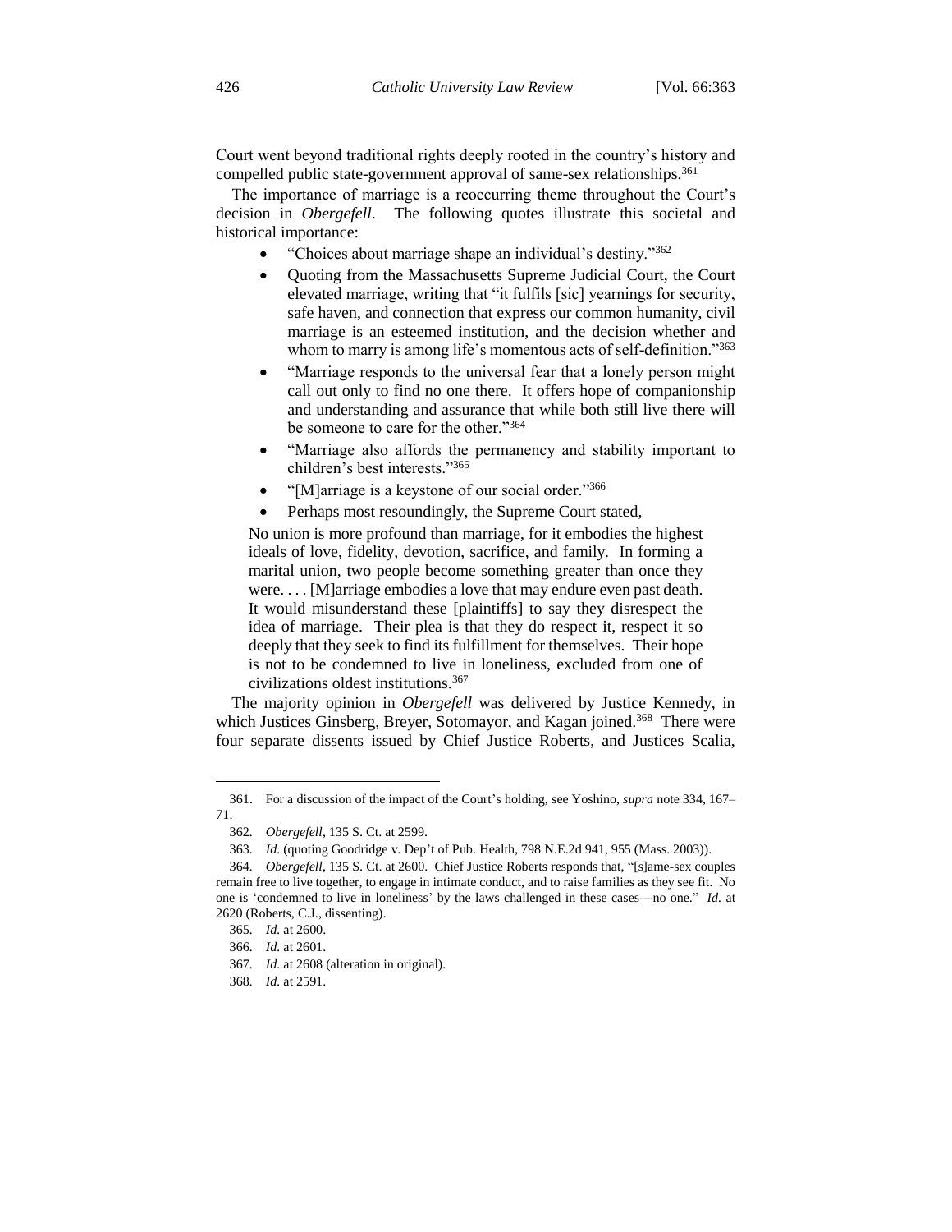Court went beyond traditional rights deeply rooted in the country's history and compelled public state-government approval of same-sex relationships.[361]

The importance of marriage is a reoccurring theme throughout the Court's decision in *Obergefell*. The following quotes illustrate this societal and historical importance:

- "Choices about marriage shape an individual's destiny."[362]
- Quoting from the Massachusetts Supreme Judicial Court, the Court elevated marriage, writing that "it fulfils [sic] yearnings for security, safe haven, and connection that express our common humanity, civil marriage is an esteemed institution, and the decision whether and whom to marry is among life's momentous acts of self-definition."[363]
- "Marriage responds to the universal fear that a lonely person might call out only to find no one there. It offers hope of companionship and understanding and assurance that while both still live there will be someone to care for the other."[364]
- "Marriage also affords the permanency and stability important to children's best interests."[365]
- "[M]arriage is a keystone of our social order."[366]
- Perhaps most resoundingly, the Supreme Court stated,

> No union is more profound than marriage, for it embodies the highest ideals of love, fidelity, devotion, sacrifice, and family. In forming a marital union, two people become something greater than once they were. . . . [M]arriage embodies a love that may endure even past death. It would misunderstand these [plaintiffs] to say they disrespect the idea of marriage. Their plea is that they do respect it, respect it so deeply that they seek to find its fulfillment for themselves. Their hope is not to be condemned to live in loneliness, excluded from one of civilizations oldest institutions.[367]

The majority opinion in *Obergefell* was delivered by Justice Kennedy, in which Justices Ginsberg, Breyer, Sotomayor, and Kagan joined.[368] There were four separate dissents issued by Chief Justice Roberts, and Justices Scalia,

---

361. For a discussion of the impact of the Court's holding, see Yoshino, *supra* note 334, 167–71.

362. *Obergefell*, 135 S. Ct. at 2599.

363. *Id.* (quoting Goodridge v. Dep't of Pub. Health, 798 N.E.2d 941, 955 (Mass. 2003)).

364. *Obergefell*, 135 S. Ct. at 2600. Chief Justice Roberts responds that, "[s]ame-sex couples remain free to live together, to engage in intimate conduct, and to raise families as they see fit. No one is 'condemned to live in loneliness' by the laws challenged in these cases—no one." *Id.* at 2620 (Roberts, C.J., dissenting).

365. *Id.* at 2600.

366. *Id.* at 2601.

367. *Id.* at 2608 (alteration in original).

368. *Id.* at 2591.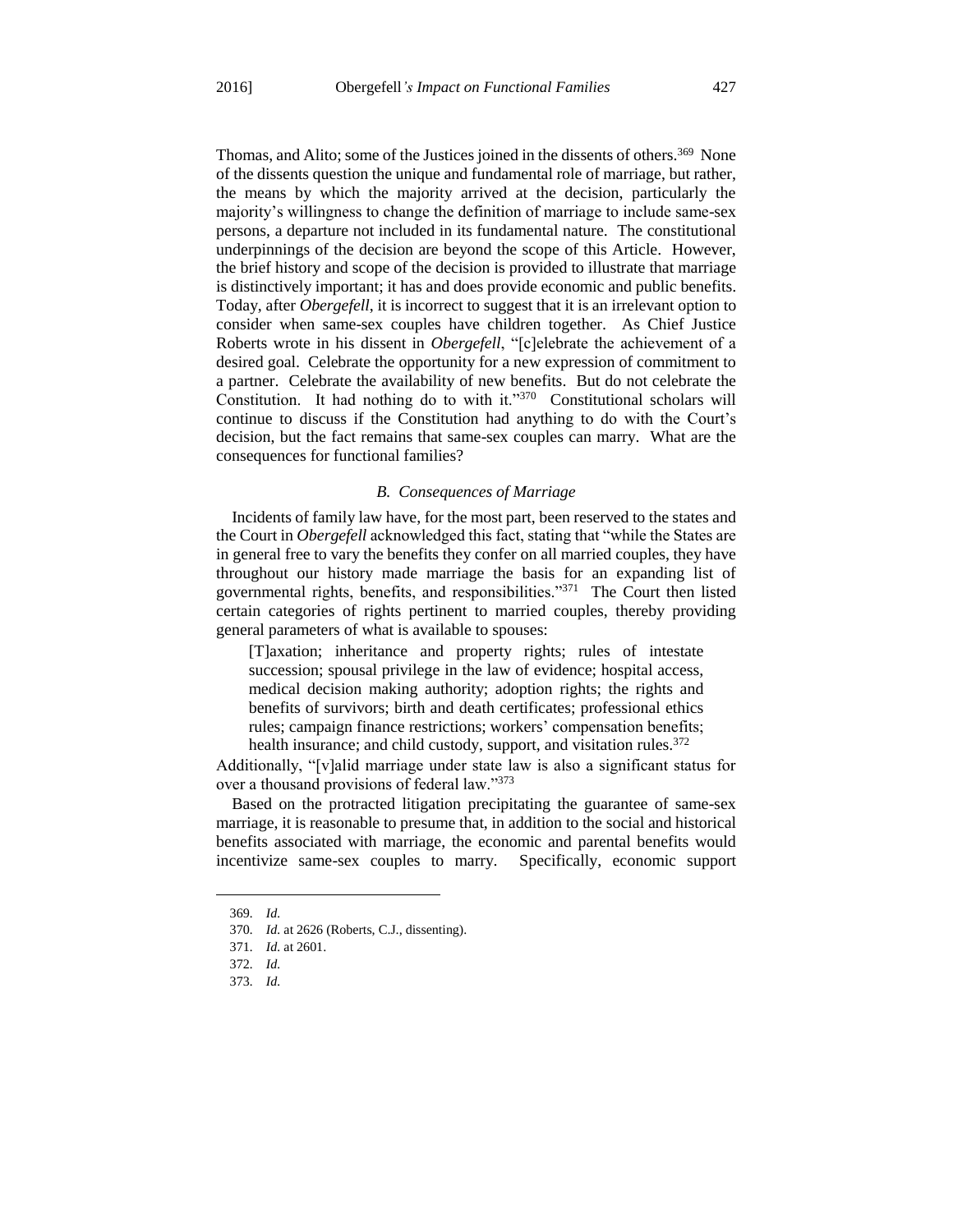Thomas, and Alito; some of the Justices joined in the dissents of others.[369] None of the dissents question the unique and fundamental role of marriage, but rather, the means by which the majority arrived at the decision, particularly the majority's willingness to change the definition of marriage to include same-sex persons, a departure not included in its fundamental nature. The constitutional underpinnings of the decision are beyond the scope of this Article. However, the brief history and scope of the decision is provided to illustrate that marriage is distinctively important; it has and does provide economic and public benefits. Today, after *Obergefell*, it is incorrect to suggest that it is an irrelevant option to consider when same-sex couples have children together. As Chief Justice Roberts wrote in his dissent in *Obergefell*, "[c]elebrate the achievement of a desired goal. Celebrate the opportunity for a new expression of commitment to a partner. Celebrate the availability of new benefits. But do not celebrate the Constitution. It had nothing do to with it."[370] Constitutional scholars will continue to discuss if the Constitution had anything to do with the Court's decision, but the fact remains that same-sex couples can marry. What are the consequences for functional families?

### *B. Consequences of Marriage*

Incidents of family law have, for the most part, been reserved to the states and the Court in *Obergefell* acknowledged this fact, stating that "while the States are in general free to vary the benefits they confer on all married couples, they have throughout our history made marriage the basis for an expanding list of governmental rights, benefits, and responsibilities."[371] The Court then listed certain categories of rights pertinent to married couples, thereby providing general parameters of what is available to spouses:

> [T]axation; inheritance and property rights; rules of intestate succession; spousal privilege in the law of evidence; hospital access, medical decision making authority; adoption rights; the rights and benefits of survivors; birth and death certificates; professional ethics rules; campaign finance restrictions; workers' compensation benefits; health insurance; and child custody, support, and visitation rules.[372]

Additionally, "[v]alid marriage under state law is also a significant status for over a thousand provisions of federal law."[373]

Based on the protracted litigation precipitating the guarantee of same-sex marriage, it is reasonable to presume that, in addition to the social and historical benefits associated with marriage, the economic and parental benefits would incentivize same-sex couples to marry. Specifically, economic support

---

369. *Id.*

370. *Id.* at 2626 (Roberts, C.J., dissenting).

371. *Id.* at 2601.

372. *Id.*

373. *Id.*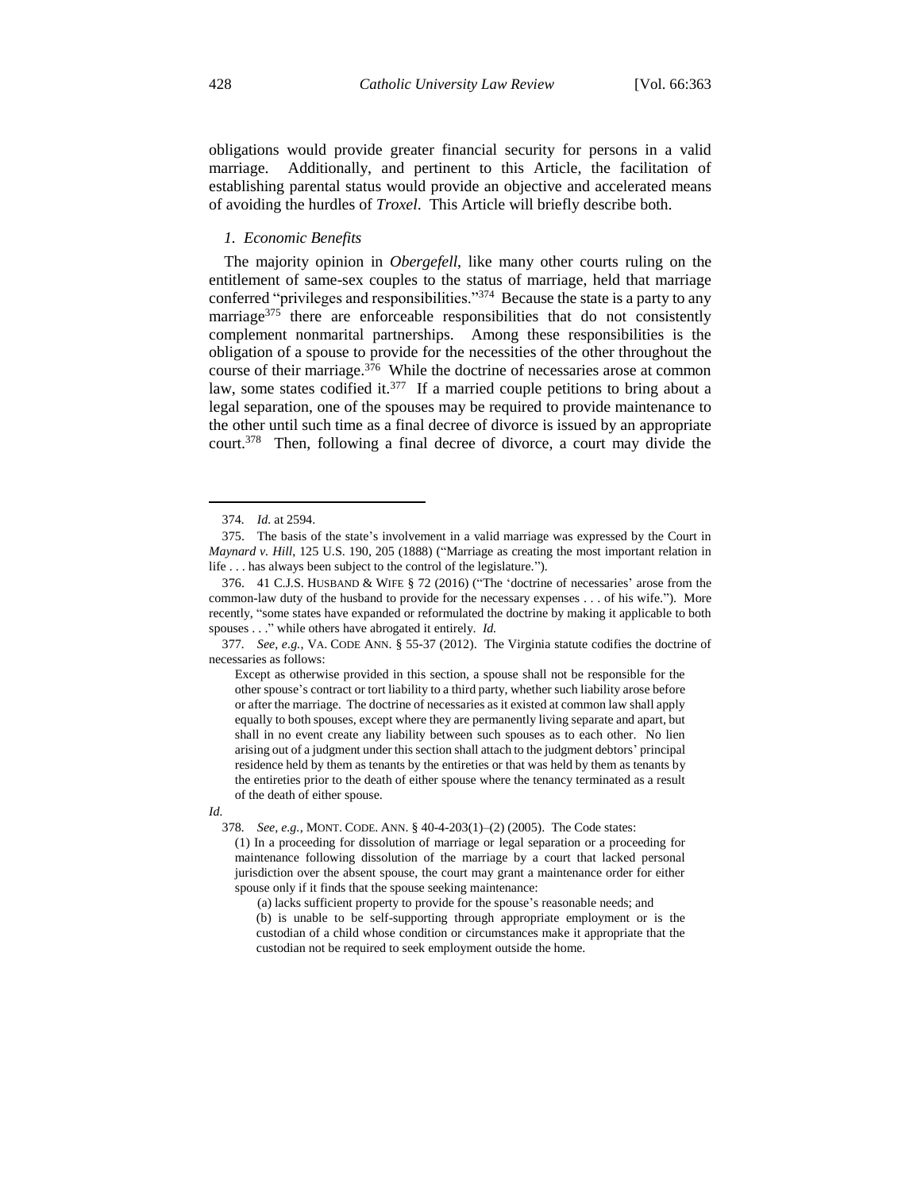obligations would provide greater financial security for persons in a valid marriage. Additionally, and pertinent to this Article, the facilitation of establishing parental status would provide an objective and accelerated means of avoiding the hurdles of *Troxel*. This Article will briefly describe both.

### *1. Economic Benefits*

The majority opinion in *Obergefell*, like many other courts ruling on the entitlement of same-sex couples to the status of marriage, held that marriage conferred "privileges and responsibilities."[374] Because the state is a party to any marriage[375] there are enforceable responsibilities that do not consistently complement nonmarital partnerships. Among these responsibilities is the obligation of a spouse to provide for the necessities of the other throughout the course of their marriage.[376] While the doctrine of necessaries arose at common law, some states codified it.[377] If a married couple petitions to bring about a legal separation, one of the spouses may be required to provide maintenance to the other until such time as a final decree of divorce is issued by an appropriate court.[378] Then, following a final decree of divorce, a court may divide the

---

374. *Id.* at 2594.

375. The basis of the state's involvement in a valid marriage was expressed by the Court in *Maynard v. Hill*, 125 U.S. 190, 205 (1888) ("Marriage as creating the most important relation in life . . . has always been subject to the control of the legislature.").

376. 41 C.J.S. HUSBAND & WIFE § 72 (2016) ("The 'doctrine of necessaries' arose from the common-law duty of the husband to provide for the necessary expenses . . . of his wife."). More recently, "some states have expanded or reformulated the doctrine by making it applicable to both spouses . . ." while others have abrogated it entirely. *Id.*

377. *See, e.g.*, VA. CODE ANN. § 55-37 (2012). The Virginia statute codifies the doctrine of necessaries as follows:

> Except as otherwise provided in this section, a spouse shall not be responsible for the other spouse's contract or tort liability to a third party, whether such liability arose before or after the marriage. The doctrine of necessaries as it existed at common law shall apply equally to both spouses, except where they are permanently living separate and apart, but shall in no event create any liability between such spouses as to each other. No lien arising out of a judgment under this section shall attach to the judgment debtors' principal residence held by them as tenants by the entireties or that was held by them as tenants by the entireties prior to the death of either spouse where the tenancy terminated as a result of the death of either spouse.

*Id.*

378. *See, e.g.*, MONT. CODE. ANN. § 40-4-203(1)–(2) (2005). The Code states:

> (1) In a proceeding for dissolution of marriage or legal separation or a proceeding for maintenance following dissolution of the marriage by a court that lacked personal jurisdiction over the absent spouse, the court may grant a maintenance order for either spouse only if it finds that the spouse seeking maintenance:
>
> (a) lacks sufficient property to provide for the spouse's reasonable needs; and
>
> (b) is unable to be self-supporting through appropriate employment or is the custodian of a child whose condition or circumstances make it appropriate that the custodian not be required to seek employment outside the home.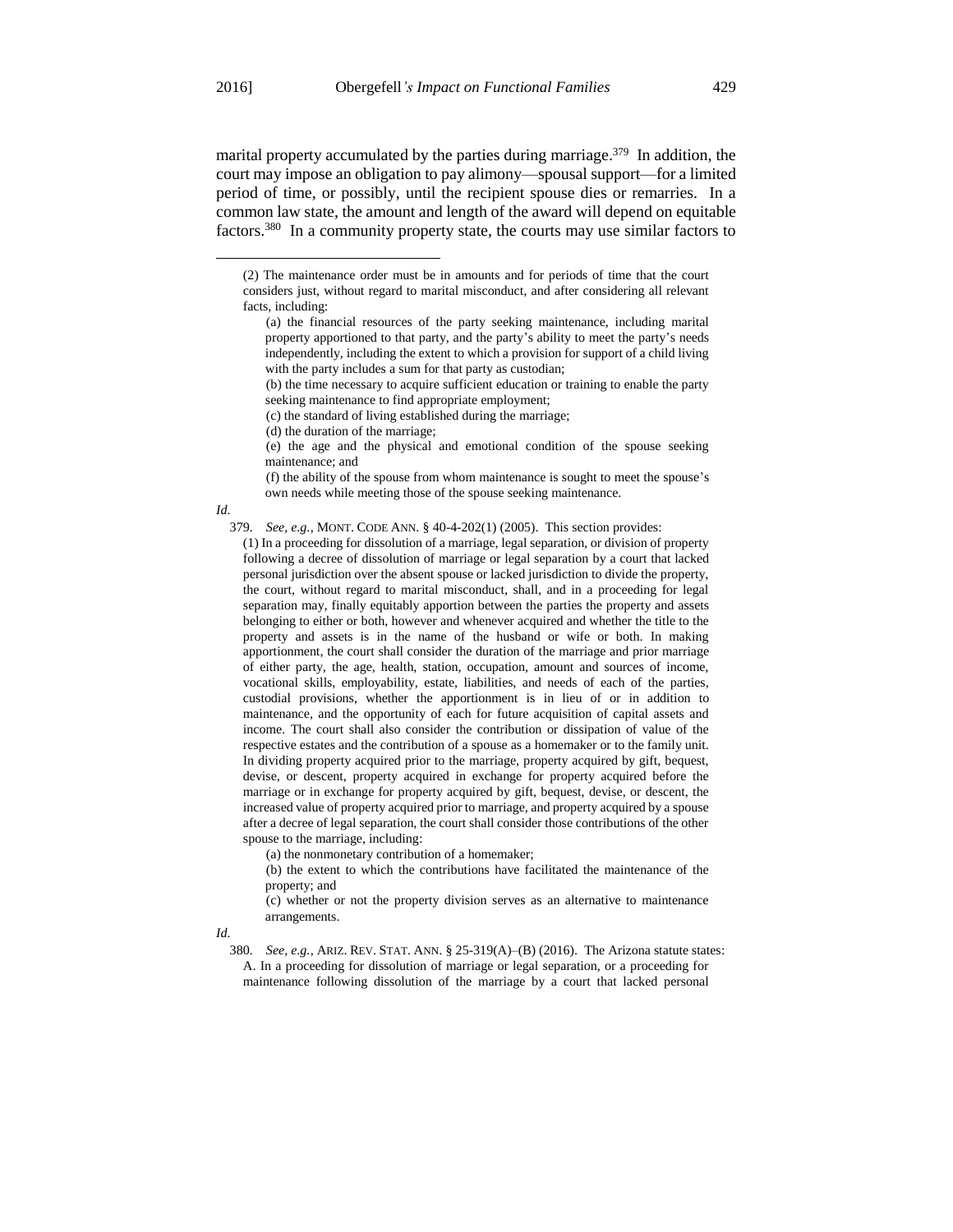marital property accumulated by the parties during marriage.[379] In addition, the court may impose an obligation to pay alimony—spousal support—for a limited period of time, or possibly, until the recipient spouse dies or remarries. In a common law state, the amount and length of the award will depend on equitable factors.[380] In a community property state, the courts may use similar factors to

---

> (2) The maintenance order must be in amounts and for periods of time that the court considers just, without regard to marital misconduct, and after considering all relevant facts, including:
>
> > (a) the financial resources of the party seeking maintenance, including marital property apportioned to that party, and the party's ability to meet the party's needs independently, including the extent to which a provision for support of a child living with the party includes a sum for that party as custodian;
> >
> > (b) the time necessary to acquire sufficient education or training to enable the party seeking maintenance to find appropriate employment;
> >
> > (c) the standard of living established during the marriage;
> >
> > (d) the duration of the marriage;
> >
> > (e) the age and the physical and emotional condition of the spouse seeking maintenance; and
> >
> > (f) the ability of the spouse from whom maintenance is sought to meet the spouse's own needs while meeting those of the spouse seeking maintenance.

*Id.*

379. *See, e.g.*, MONT. CODE ANN. § 40-4-202(1) (2005). This section provides:

> (1) In a proceeding for dissolution of a marriage, legal separation, or division of property following a decree of dissolution of marriage or legal separation by a court that lacked personal jurisdiction over the absent spouse or lacked jurisdiction to divide the property, the court, without regard to marital misconduct, shall, and in a proceeding for legal separation may, finally equitably apportion between the parties the property and assets belonging to either or both, however and whenever acquired and whether the title to the property and assets is in the name of the husband or wife or both. In making apportionment, the court shall consider the duration of the marriage and prior marriage of either party, the age, health, station, occupation, amount and sources of income, vocational skills, employability, estate, liabilities, and needs of each of the parties, custodial provisions, whether the apportionment is in lieu of or in addition to maintenance, and the opportunity of each for future acquisition of capital assets and income. The court shall also consider the contribution or dissipation of value of the respective estates and the contribution of a spouse as a homemaker or to the family unit. In dividing property acquired prior to the marriage, property acquired by gift, bequest, devise, or descent, property acquired in exchange for property acquired before the marriage or in exchange for property acquired by gift, bequest, devise, or descent, the increased value of property acquired prior to marriage, and property acquired by a spouse after a decree of legal separation, the court shall consider those contributions of the other spouse to the marriage, including:
>
> > (a) the nonmonetary contribution of a homemaker;
> >
> > (b) the extent to which the contributions have facilitated the maintenance of the property; and
> >
> > (c) whether or not the property division serves as an alternative to maintenance arrangements.

*Id.*

380. *See, e.g.*, ARIZ. REV. STAT. ANN. § 25-319(A)–(B) (2016). The Arizona statute states:

> A. In a proceeding for dissolution of marriage or legal separation, or a proceeding for maintenance following dissolution of the marriage by a court that lacked personal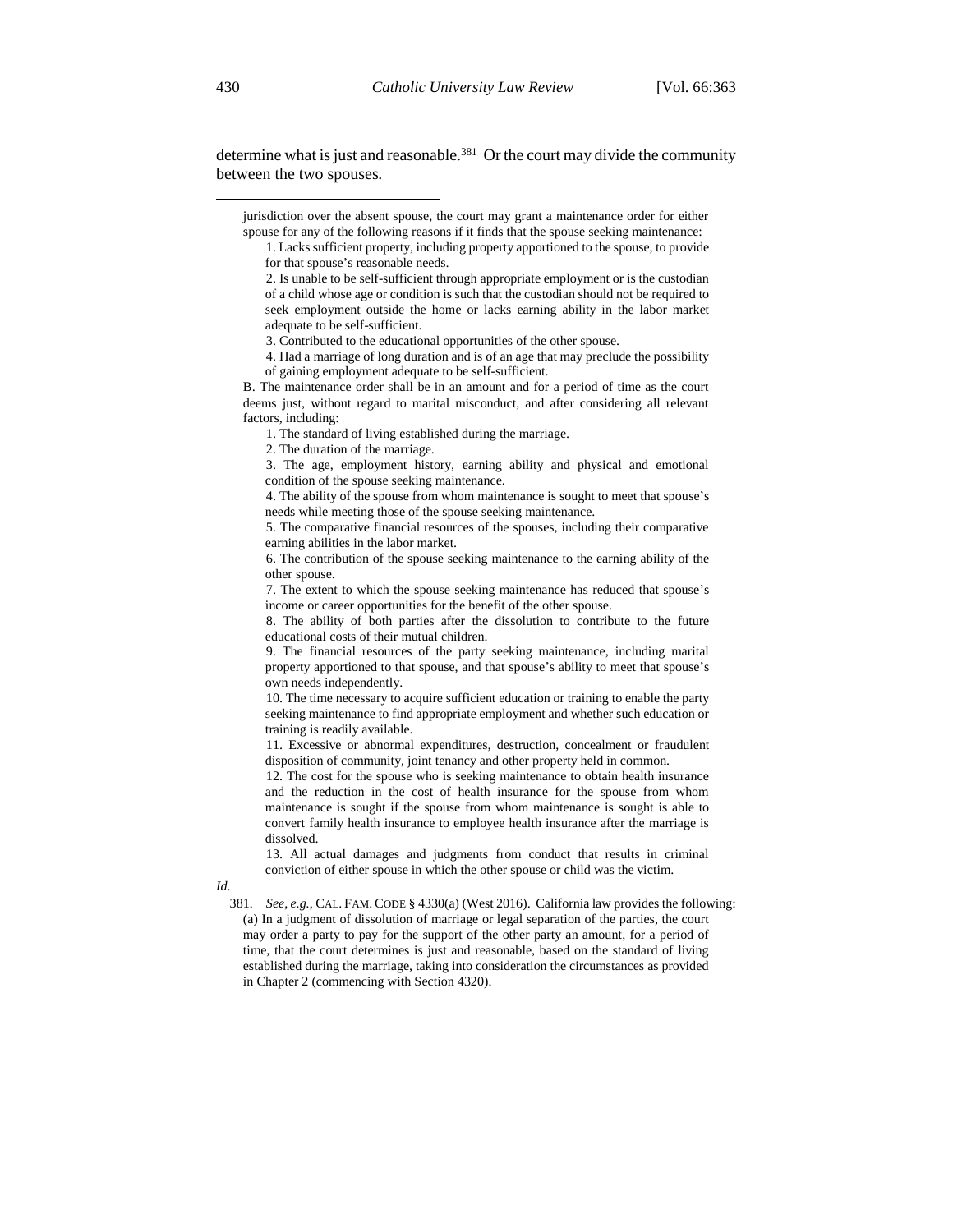determine what is just and reasonable.[381] Or the court may divide the community between the two spouses.

---

jurisdiction over the absent spouse, the court may grant a maintenance order for either spouse for any of the following reasons if it finds that the spouse seeking maintenance:

1. Lacks sufficient property, including property apportioned to the spouse, to provide for that spouse's reasonable needs.

2. Is unable to be self-sufficient through appropriate employment or is the custodian of a child whose age or condition is such that the custodian should not be required to seek employment outside the home or lacks earning ability in the labor market adequate to be self-sufficient.

3. Contributed to the educational opportunities of the other spouse.

4. Had a marriage of long duration and is of an age that may preclude the possibility of gaining employment adequate to be self-sufficient.

B. The maintenance order shall be in an amount and for a period of time as the court deems just, without regard to marital misconduct, and after considering all relevant factors, including:

1. The standard of living established during the marriage.

2. The duration of the marriage.

3. The age, employment history, earning ability and physical and emotional condition of the spouse seeking maintenance.

4. The ability of the spouse from whom maintenance is sought to meet that spouse's needs while meeting those of the spouse seeking maintenance.

5. The comparative financial resources of the spouses, including their comparative earning abilities in the labor market.

6. The contribution of the spouse seeking maintenance to the earning ability of the other spouse.

7. The extent to which the spouse seeking maintenance has reduced that spouse's income or career opportunities for the benefit of the other spouse.

8. The ability of both parties after the dissolution to contribute to the future educational costs of their mutual children.

9. The financial resources of the party seeking maintenance, including marital property apportioned to that spouse, and that spouse's ability to meet that spouse's own needs independently.

10. The time necessary to acquire sufficient education or training to enable the party seeking maintenance to find appropriate employment and whether such education or training is readily available.

11. Excessive or abnormal expenditures, destruction, concealment or fraudulent disposition of community, joint tenancy and other property held in common.

12. The cost for the spouse who is seeking maintenance to obtain health insurance and the reduction in the cost of health insurance for the spouse from whom maintenance is sought if the spouse from whom maintenance is sought is able to convert family health insurance to employee health insurance after the marriage is dissolved.

13. All actual damages and judgments from conduct that results in criminal conviction of either spouse in which the other spouse or child was the victim.

*Id.*

381. *See, e.g.*, CAL. FAM. CODE § 4330(a) (West 2016). California law provides the following:

(a) In a judgment of dissolution of marriage or legal separation of the parties, the court may order a party to pay for the support of the other party an amount, for a period of time, that the court determines is just and reasonable, based on the standard of living established during the marriage, taking into consideration the circumstances as provided in Chapter 2 (commencing with Section 4320).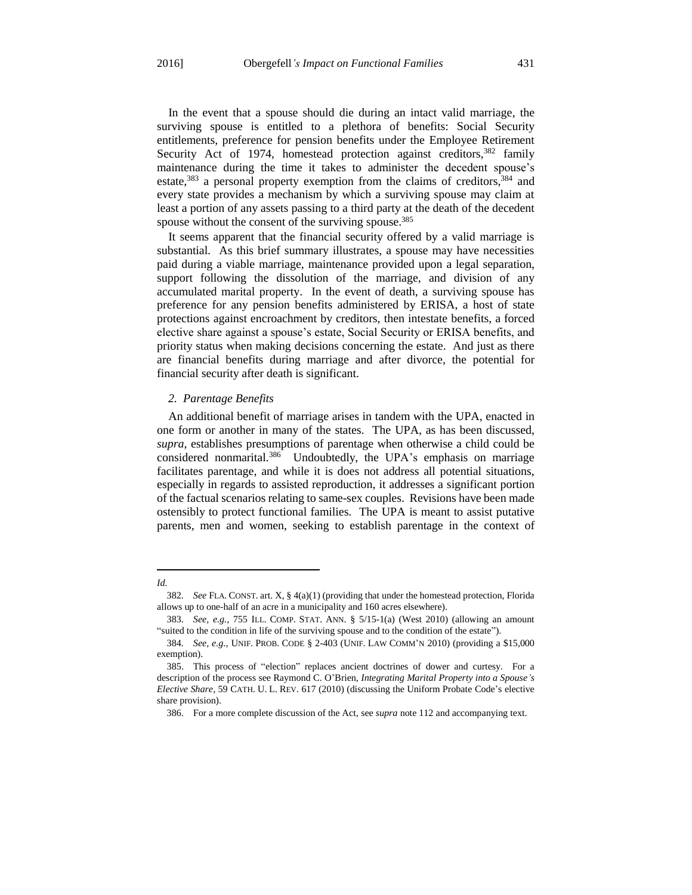In the event that a spouse should die during an intact valid marriage, the surviving spouse is entitled to a plethora of benefits: Social Security entitlements, preference for pension benefits under the Employee Retirement Security Act of 1974, homestead protection against creditors,[382] family maintenance during the time it takes to administer the decedent spouse's estate,[383] a personal property exemption from the claims of creditors,[384] and every state provides a mechanism by which a surviving spouse may claim at least a portion of any assets passing to a third party at the death of the decedent spouse without the consent of the surviving spouse.[385]

It seems apparent that the financial security offered by a valid marriage is substantial. As this brief summary illustrates, a spouse may have necessities paid during a viable marriage, maintenance provided upon a legal separation, support following the dissolution of the marriage, and division of any accumulated marital property. In the event of death, a surviving spouse has preference for any pension benefits administered by ERISA, a host of state protections against encroachment by creditors, then intestate benefits, a forced elective share against a spouse's estate, Social Security or ERISA benefits, and priority status when making decisions concerning the estate. And just as there are financial benefits during marriage and after divorce, the potential for financial security after death is significant.

### *2. Parentage Benefits*

An additional benefit of marriage arises in tandem with the UPA, enacted in one form or another in many of the states. The UPA, as has been discussed, *supra*, establishes presumptions of parentage when otherwise a child could be considered nonmarital.[386] Undoubtedly, the UPA's emphasis on marriage facilitates parentage, and while it is does not address all potential situations, especially in regards to assisted reproduction, it addresses a significant portion of the factual scenarios relating to same-sex couples. Revisions have been made ostensibly to protect functional families. The UPA is meant to assist putative parents, men and women, seeking to establish parentage in the context of

---

*Id.*

382. *See* FLA. CONST. art. X, § 4(a)(1) (providing that under the homestead protection, Florida allows up to one-half of an acre in a municipality and 160 acres elsewhere).

383. *See, e.g.*, 755 ILL. COMP. STAT. ANN. § 5/15-1(a) (West 2010) (allowing an amount "suited to the condition in life of the surviving spouse and to the condition of the estate").

384. *See, e.g.*, UNIF. PROB. CODE § 2-403 (UNIF. LAW COMM'N 2010) (providing a $15,000 exemption).

385. This process of "election" replaces ancient doctrines of dower and curtesy. For a description of the process see Raymond C. O'Brien, *Integrating Marital Property into a Spouse's Elective Share*, 59 CATH. U. L. REV. 617 (2010) (discussing the Uniform Probate Code's elective share provision).

386. For a more complete discussion of the Act, see *supra* note 112 and accompanying text.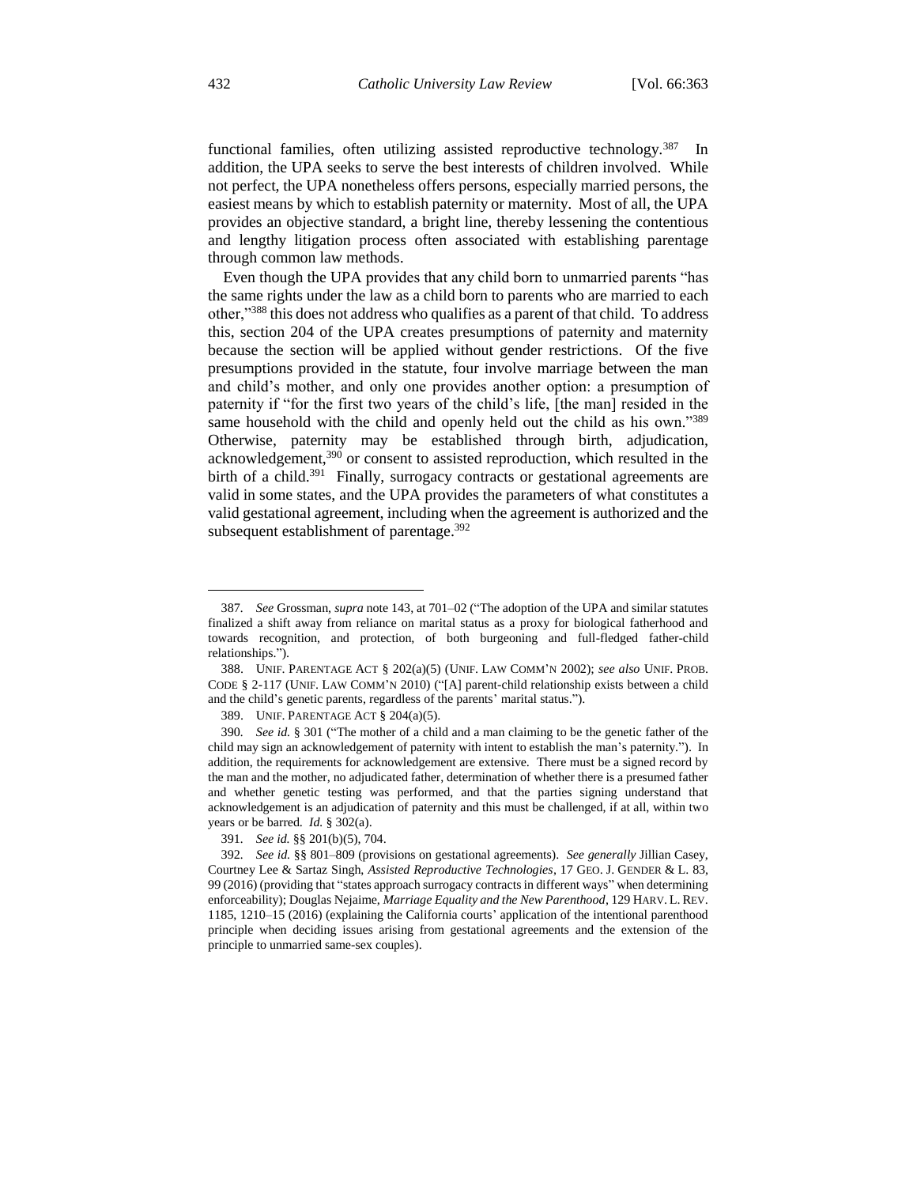functional families, often utilizing assisted reproductive technology.[387] In addition, the UPA seeks to serve the best interests of children involved. While not perfect, the UPA nonetheless offers persons, especially married persons, the easiest means by which to establish paternity or maternity. Most of all, the UPA provides an objective standard, a bright line, thereby lessening the contentious and lengthy litigation process often associated with establishing parentage through common law methods.

Even though the UPA provides that any child born to unmarried parents "has the same rights under the law as a child born to parents who are married to each other,"[388] this does not address who qualifies as a parent of that child. To address this, section 204 of the UPA creates presumptions of paternity and maternity because the section will be applied without gender restrictions. Of the five presumptions provided in the statute, four involve marriage between the man and child's mother, and only one provides another option: a presumption of paternity if "for the first two years of the child's life, [the man] resided in the same household with the child and openly held out the child as his own."[389] Otherwise, paternity may be established through birth, adjudication, acknowledgement,[390] or consent to assisted reproduction, which resulted in the birth of a child.[391] Finally, surrogacy contracts or gestational agreements are valid in some states, and the UPA provides the parameters of what constitutes a valid gestational agreement, including when the agreement is authorized and the subsequent establishment of parentage.[392]

---

387. *See* Grossman, *supra* note 143, at 701–02 ("The adoption of the UPA and similar statutes finalized a shift away from reliance on marital status as a proxy for biological fatherhood and towards recognition, and protection, of both burgeoning and full-fledged father-child relationships.").

388. UNIF. PARENTAGE ACT § 202(a)(5) (UNIF. LAW COMM'N 2002); *see also* UNIF. PROB. CODE § 2-117 (UNIF. LAW COMM'N 2010) ("[A] parent-child relationship exists between a child and the child's genetic parents, regardless of the parents' marital status.").

389. UNIF. PARENTAGE ACT § 204(a)(5).

390. *See id.* § 301 ("The mother of a child and a man claiming to be the genetic father of the child may sign an acknowledgement of paternity with intent to establish the man's paternity."). In addition, the requirements for acknowledgement are extensive. There must be a signed record by the man and the mother, no adjudicated father, determination of whether there is a presumed father and whether genetic testing was performed, and that the parties signing understand that acknowledgement is an adjudication of paternity and this must be challenged, if at all, within two years or be barred. *Id.* § 302(a).

391. *See id.* §§ 201(b)(5), 704.

392. *See id.* §§ 801–809 (provisions on gestational agreements). *See generally* Jillian Casey, Courtney Lee & Sartaz Singh, *Assisted Reproductive Technologies*, 17 GEO. J. GENDER & L. 83, 99 (2016) (providing that "states approach surrogacy contracts in different ways" when determining enforceability); Douglas Nejaime, *Marriage Equality and the New Parenthood*, 129 HARV. L. REV. 1185, 1210–15 (2016) (explaining the California courts' application of the intentional parenthood principle when deciding issues arising from gestational agreements and the extension of the principle to unmarried same-sex couples).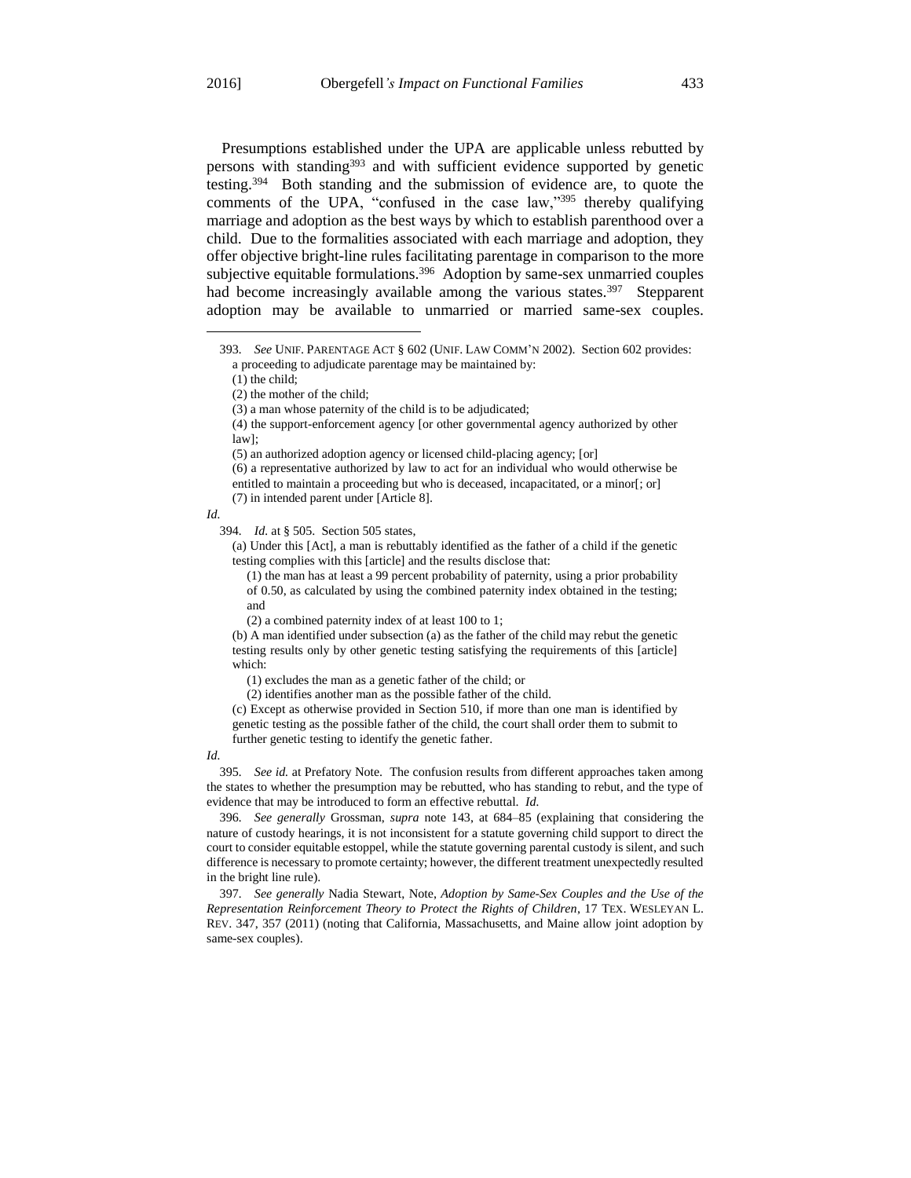Presumptions established under the UPA are applicable unless rebutted by persons with standing[393] and with sufficient evidence supported by genetic testing.[394] Both standing and the submission of evidence are, to quote the comments of the UPA, "confused in the case law,"[395] thereby qualifying marriage and adoption as the best ways by which to establish parenthood over a child. Due to the formalities associated with each marriage and adoption, they offer objective bright-line rules facilitating parentage in comparison to the more subjective equitable formulations.[396] Adoption by same-sex unmarried couples had become increasingly available among the various states.[397] Stepparent adoption may be available to unmarried or married same-sex couples.

---

393. *See* UNIF. PARENTAGE ACT § 602 (UNIF. LAW COMM'N 2002). Section 602 provides:

> a proceeding to adjudicate parentage may be maintained by:
>
> (1) the child;
>
> (2) the mother of the child;
>
> (3) a man whose paternity of the child is to be adjudicated;
>
> (4) the support-enforcement agency [or other governmental agency authorized by other law];
>
> (5) an authorized adoption agency or licensed child-placing agency; [or]
>
> (6) a representative authorized by law to act for an individual who would otherwise be entitled to maintain a proceeding but who is deceased, incapacitated, or a minor[; or]
>
> (7) in intended parent under [Article 8].

*Id.*

394. *Id.* at § 505. Section 505 states,

> (a) Under this [Act], a man is rebuttably identified as the father of a child if the genetic testing complies with this [article] and the results disclose that:
>
> > (1) the man has at least a 99 percent probability of paternity, using a prior probability of 0.50, as calculated by using the combined paternity index obtained in the testing; and
> >
> > (2) a combined paternity index of at least 100 to 1;
>
> (b) A man identified under subsection (a) as the father of the child may rebut the genetic testing results only by other genetic testing satisfying the requirements of this [article] which:
>
> > (1) excludes the man as a genetic father of the child; or
> >
> > (2) identifies another man as the possible father of the child.
>
> (c) Except as otherwise provided in Section 510, if more than one man is identified by genetic testing as the possible father of the child, the court shall order them to submit to further genetic testing to identify the genetic father.

*Id.*

395. *See id.* at Prefatory Note. The confusion results from different approaches taken among the states to whether the presumption may be rebutted, who has standing to rebut, and the type of evidence that may be introduced to form an effective rebuttal. *Id.*

396. *See generally* Grossman, *supra* note 143, at 684–85 (explaining that considering the nature of custody hearings, it is not inconsistent for a statute governing child support to direct the court to consider equitable estoppel, while the statute governing parental custody is silent, and such difference is necessary to promote certainty; however, the different treatment unexpectedly resulted in the bright line rule).

397. *See generally* Nadia Stewart, Note, *Adoption by Same-Sex Couples and the Use of the Representation Reinforcement Theory to Protect the Rights of Children*, 17 TEX. WESLEYAN L. REV. 347, 357 (2011) (noting that California, Massachusetts, and Maine allow joint adoption by same-sex couples).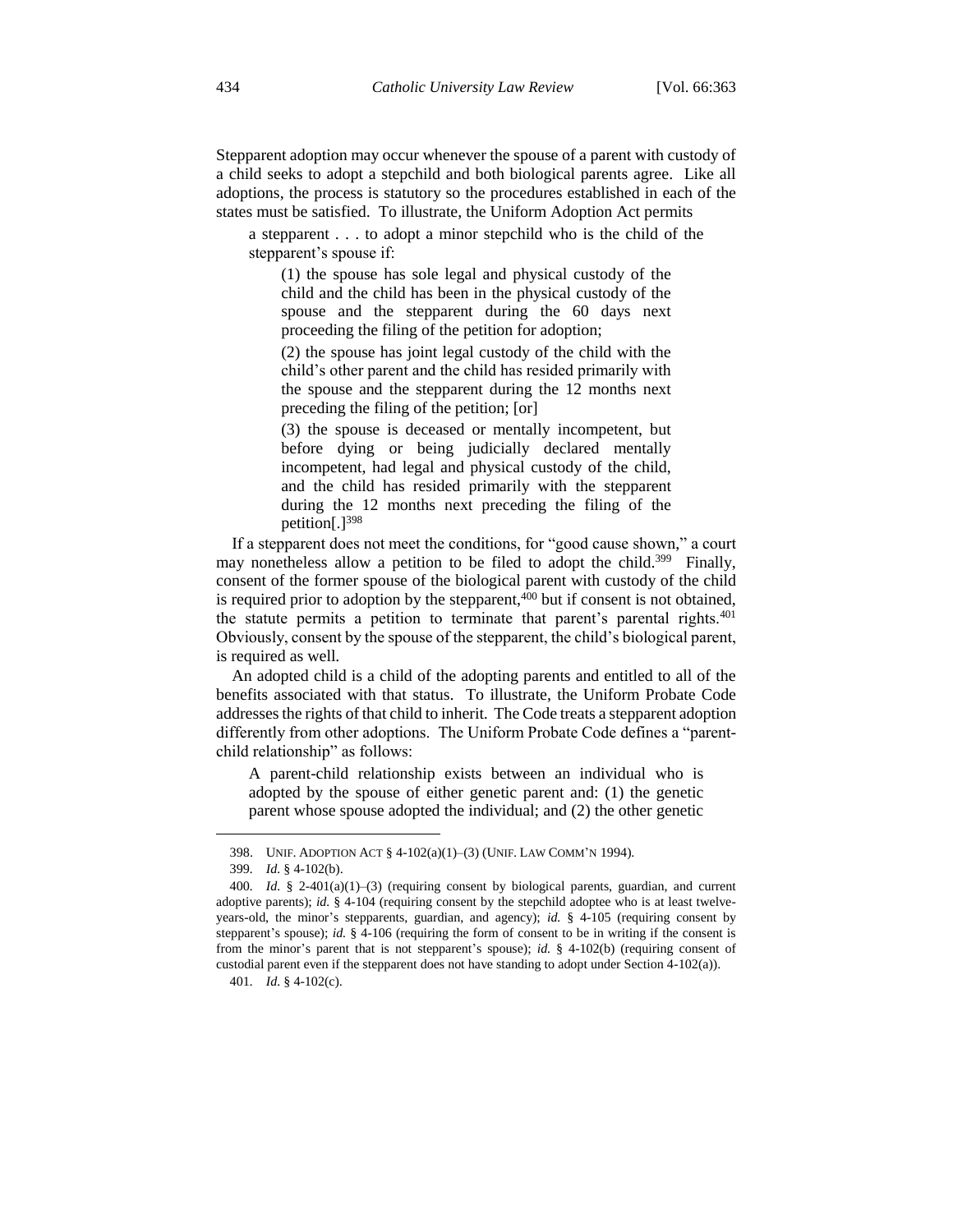Stepparent adoption may occur whenever the spouse of a parent with custody of a child seeks to adopt a stepchild and both biological parents agree. Like all adoptions, the process is statutory so the procedures established in each of the states must be satisfied. To illustrate, the Uniform Adoption Act permits

> a stepparent . . . to adopt a minor stepchild who is the child of the stepparent's spouse if:
>
> > (1) the spouse has sole legal and physical custody of the child and the child has been in the physical custody of the spouse and the stepparent during the 60 days next proceeding the filing of the petition for adoption;
> >
> > (2) the spouse has joint legal custody of the child with the child's other parent and the child has resided primarily with the spouse and the stepparent during the 12 months next preceding the filing of the petition; [or]
> >
> > (3) the spouse is deceased or mentally incompetent, but before dying or being judicially declared mentally incompetent, had legal and physical custody of the child, and the child has resided primarily with the stepparent during the 12 months next preceding the filing of the petition[.][398]

If a stepparent does not meet the conditions, for "good cause shown," a court may nonetheless allow a petition to be filed to adopt the child.[399] Finally, consent of the former spouse of the biological parent with custody of the child is required prior to adoption by the stepparent,[400] but if consent is not obtained, the statute permits a petition to terminate that parent's parental rights.[401] Obviously, consent by the spouse of the stepparent, the child's biological parent, is required as well.

An adopted child is a child of the adopting parents and entitled to all of the benefits associated with that status. To illustrate, the Uniform Probate Code addresses the rights of that child to inherit. The Code treats a stepparent adoption differently from other adoptions. The Uniform Probate Code defines a "parent-child relationship" as follows:

> A parent-child relationship exists between an individual who is adopted by the spouse of either genetic parent and: (1) the genetic parent whose spouse adopted the individual; and (2) the other genetic

---

398. UNIF. ADOPTION ACT § 4-102(a)(1)–(3) (UNIF. LAW COMM'N 1994).

399. *Id.* § 4-102(b).

400. *Id.* § 2-401(a)(1)–(3) (requiring consent by biological parents, guardian, and current adoptive parents); *id.* § 4-104 (requiring consent by the stepchild adoptee who is at least twelve-years-old, the minor's stepparents, guardian, and agency); *id.* § 4-105 (requiring consent by stepparent's spouse); *id.* § 4-106 (requiring the form of consent to be in writing if the consent is from the minor's parent that is not stepparent's spouse); *id.* § 4-102(b) (requiring consent of custodial parent even if the stepparent does not have standing to adopt under Section 4-102(a)).

401. *Id.* § 4-102(c).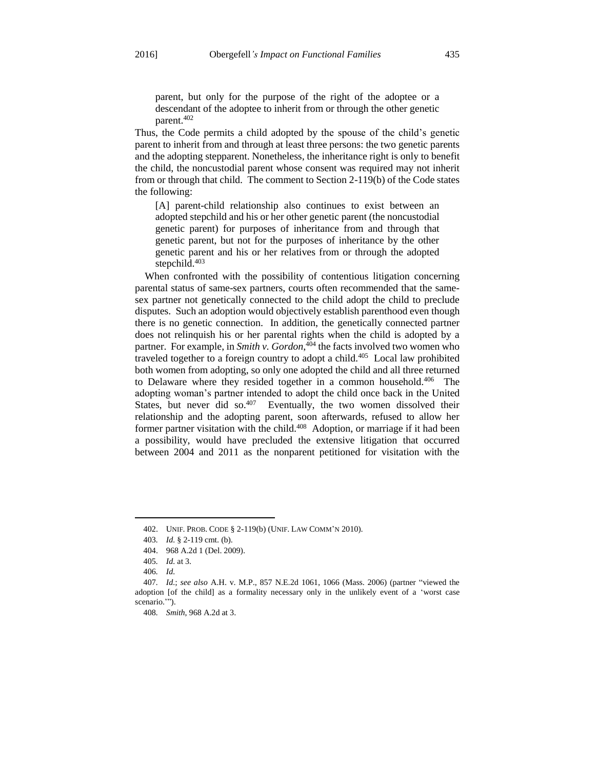> parent, but only for the purpose of the right of the adoptee or a descendant of the adoptee to inherit from or through the other genetic parent.[402]

Thus, the Code permits a child adopted by the spouse of the child's genetic parent to inherit from and through at least three persons: the two genetic parents and the adopting stepparent. Nonetheless, the inheritance right is only to benefit the child, the noncustodial parent whose consent was required may not inherit from or through that child. The comment to Section 2-119(b) of the Code states the following:

> [A] parent-child relationship also continues to exist between an adopted stepchild and his or her other genetic parent (the noncustodial genetic parent) for purposes of inheritance from and through that genetic parent, but not for the purposes of inheritance by the other genetic parent and his or her relatives from or through the adopted stepchild.[403]

When confronted with the possibility of contentious litigation concerning parental status of same-sex partners, courts often recommended that the same-sex partner not genetically connected to the child adopt the child to preclude disputes. Such an adoption would objectively establish parenthood even though there is no genetic connection. In addition, the genetically connected partner does not relinquish his or her parental rights when the child is adopted by a partner. For example, in *Smith v. Gordon*,[404] the facts involved two women who traveled together to a foreign country to adopt a child.[405] Local law prohibited both women from adopting, so only one adopted the child and all three returned to Delaware where they resided together in a common household.[406] The adopting woman's partner intended to adopt the child once back in the United States, but never did so.[407] Eventually, the two women dissolved their relationship and the adopting parent, soon afterwards, refused to allow her former partner visitation with the child.[408] Adoption, or marriage if it had been a possibility, would have precluded the extensive litigation that occurred between 2004 and 2011 as the nonparent petitioned for visitation with the

---

402. UNIF. PROB. CODE § 2-119(b) (UNIF. LAW COMM'N 2010).

403. *Id.* § 2-119 cmt. (b).

404. 968 A.2d 1 (Del. 2009).

405. *Id.* at 3.

406. *Id.*

407. *Id.*; *see also* A.H. v. M.P., 857 N.E.2d 1061, 1066 (Mass. 2006) (partner "viewed the adoption [of the child] as a formality necessary only in the unlikely event of a 'worst case scenario.'").

408. *Smith*, 968 A.2d at 3.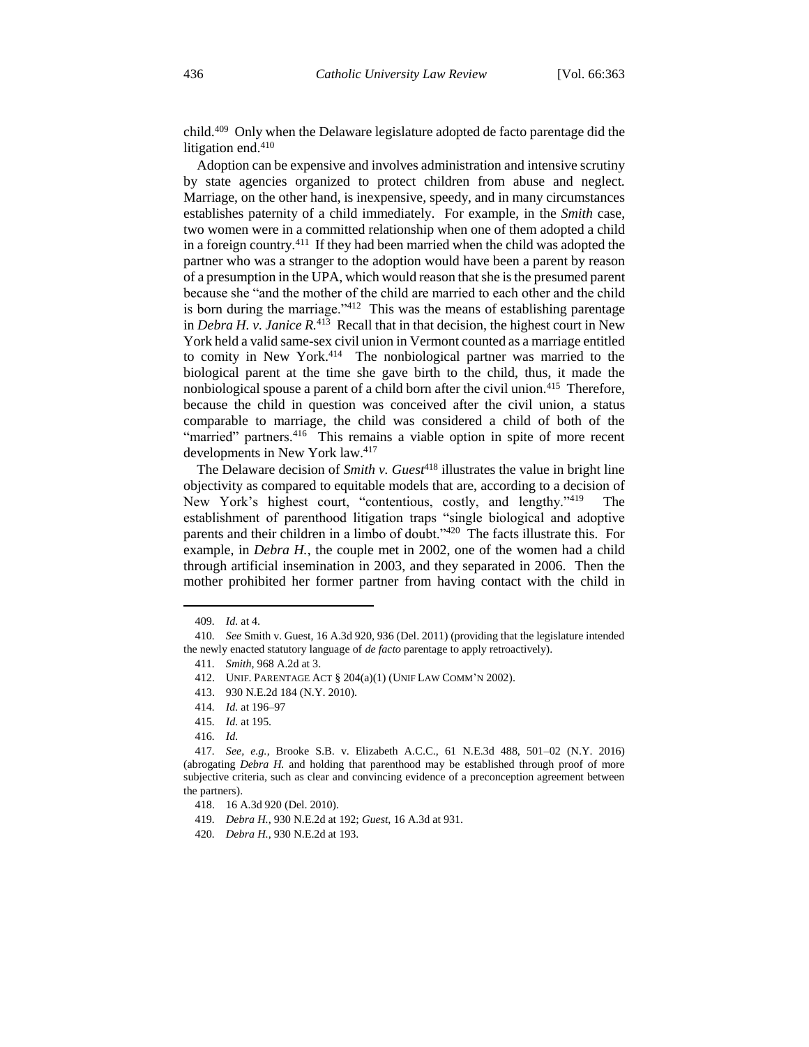child.[409] Only when the Delaware legislature adopted de facto parentage did the litigation end.[410]

Adoption can be expensive and involves administration and intensive scrutiny by state agencies organized to protect children from abuse and neglect. Marriage, on the other hand, is inexpensive, speedy, and in many circumstances establishes paternity of a child immediately. For example, in the *Smith* case, two women were in a committed relationship when one of them adopted a child in a foreign country.[411] If they had been married when the child was adopted the partner who was a stranger to the adoption would have been a parent by reason of a presumption in the UPA, which would reason that she is the presumed parent because she "and the mother of the child are married to each other and the child is born during the marriage."[412] This was the means of establishing parentage in *Debra H. v. Janice R.*[413] Recall that in that decision, the highest court in New York held a valid same-sex civil union in Vermont counted as a marriage entitled to comity in New York.[414] The nonbiological partner was married to the biological parent at the time she gave birth to the child, thus, it made the nonbiological spouse a parent of a child born after the civil union.[415] Therefore, because the child in question was conceived after the civil union, a status comparable to marriage, the child was considered a child of both of the "married" partners.[416] This remains a viable option in spite of more recent developments in New York law.[417]

The Delaware decision of *Smith v. Guest*[418] illustrates the value in bright line objectivity as compared to equitable models that are, according to a decision of New York's highest court, "contentious, costly, and lengthy."[419] The establishment of parenthood litigation traps "single biological and adoptive parents and their children in a limbo of doubt."[420] The facts illustrate this. For example, in *Debra H.*, the couple met in 2002, one of the women had a child through artificial insemination in 2003, and they separated in 2006. Then the mother prohibited her former partner from having contact with the child in

---

409. *Id.* at 4.

410. *See* Smith v. Guest, 16 A.3d 920, 936 (Del. 2011) (providing that the legislature intended the newly enacted statutory language of *de facto* parentage to apply retroactively).

411. *Smith*, 968 A.2d at 3.

412. UNIF. PARENTAGE ACT § 204(a)(1) (UNIF LAW COMM'N 2002).

413. 930 N.E.2d 184 (N.Y. 2010).

414. *Id.* at 196–97

415. *Id.* at 195.

416. *Id.*

417. *See, e.g.*, Brooke S.B. v. Elizabeth A.C.C., 61 N.E.3d 488, 501–02 (N.Y. 2016) (abrogating *Debra H.* and holding that parenthood may be established through proof of more subjective criteria, such as clear and convincing evidence of a preconception agreement between the partners).

418. 16 A.3d 920 (Del. 2010).

419. *Debra H.*, 930 N.E.2d at 192; *Guest*, 16 A.3d at 931.

420. *Debra H.*, 930 N.E.2d at 193.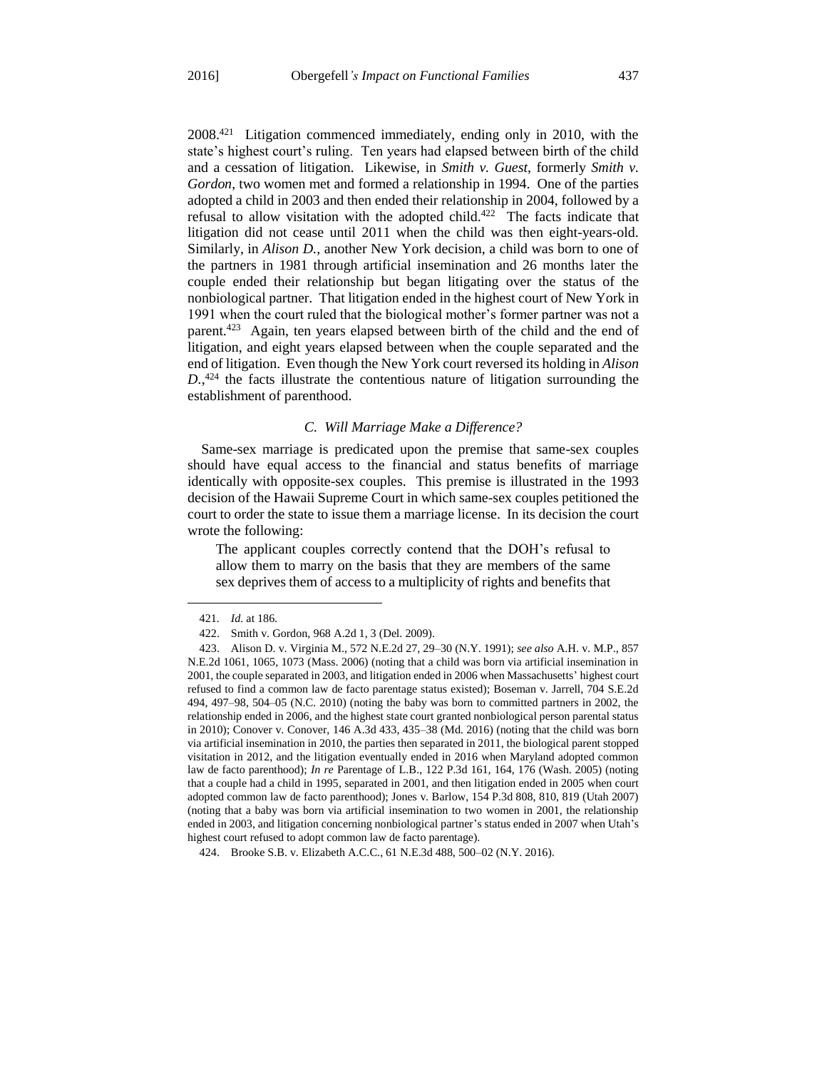2008.[421] Litigation commenced immediately, ending only in 2010, with the state's highest court's ruling. Ten years had elapsed between birth of the child and a cessation of litigation. Likewise, in *Smith v. Guest*, formerly *Smith v. Gordon*, two women met and formed a relationship in 1994. One of the parties adopted a child in 2003 and then ended their relationship in 2004, followed by a refusal to allow visitation with the adopted child.[422] The facts indicate that litigation did not cease until 2011 when the child was then eight-years-old. Similarly, in *Alison D.*, another New York decision, a child was born to one of the partners in 1981 through artificial insemination and 26 months later the couple ended their relationship but began litigating over the status of the nonbiological partner. That litigation ended in the highest court of New York in 1991 when the court ruled that the biological mother's former partner was not a parent.[423] Again, ten years elapsed between birth of the child and the end of litigation, and eight years elapsed between when the couple separated and the end of litigation. Even though the New York court reversed its holding in *Alison D.*,[424] the facts illustrate the contentious nature of litigation surrounding the establishment of parenthood.

### C. Will Marriage Make a Difference?

Same-sex marriage is predicated upon the premise that same-sex couples should have equal access to the financial and status benefits of marriage identically with opposite-sex couples. This premise is illustrated in the 1993 decision of the Hawaii Supreme Court in which same-sex couples petitioned the court to order the state to issue them a marriage license. In its decision the court wrote the following:

> The applicant couples correctly contend that the DOH's refusal to allow them to marry on the basis that they are members of the same sex deprives them of access to a multiplicity of rights and benefits that

---

421. *Id.* at 186.

422. Smith v. Gordon, 968 A.2d 1, 3 (Del. 2009).

423. Alison D. v. Virginia M., 572 N.E.2d 27, 29–30 (N.Y. 1991); *see also* A.H. v. M.P., 857 N.E.2d 1061, 1065, 1073 (Mass. 2006) (noting that a child was born via artificial insemination in 2001, the couple separated in 2003, and litigation ended in 2006 when Massachusetts' highest court refused to find a common law de facto parentage status existed); Boseman v. Jarrell, 704 S.E.2d 494, 497–98, 504–05 (N.C. 2010) (noting the baby was born to committed partners in 2002, the relationship ended in 2006, and the highest state court granted nonbiological person parental status in 2010); Conover v. Conover, 146 A.3d 433, 435–38 (Md. 2016) (noting that the child was born via artificial insemination in 2010, the parties then separated in 2011, the biological parent stopped visitation in 2012, and the litigation eventually ended in 2016 when Maryland adopted common law de facto parenthood); *In re* Parentage of L.B., 122 P.3d 161, 164, 176 (Wash. 2005) (noting that a couple had a child in 1995, separated in 2001, and then litigation ended in 2005 when court adopted common law de facto parenthood); Jones v. Barlow, 154 P.3d 808, 810, 819 (Utah 2007) (noting that a baby was born via artificial insemination to two women in 2001, the relationship ended in 2003, and litigation concerning nonbiological partner's status ended in 2007 when Utah's highest court refused to adopt common law de facto parentage).

424. Brooke S.B. v. Elizabeth A.C.C., 61 N.E.3d 488, 500–02 (N.Y. 2016).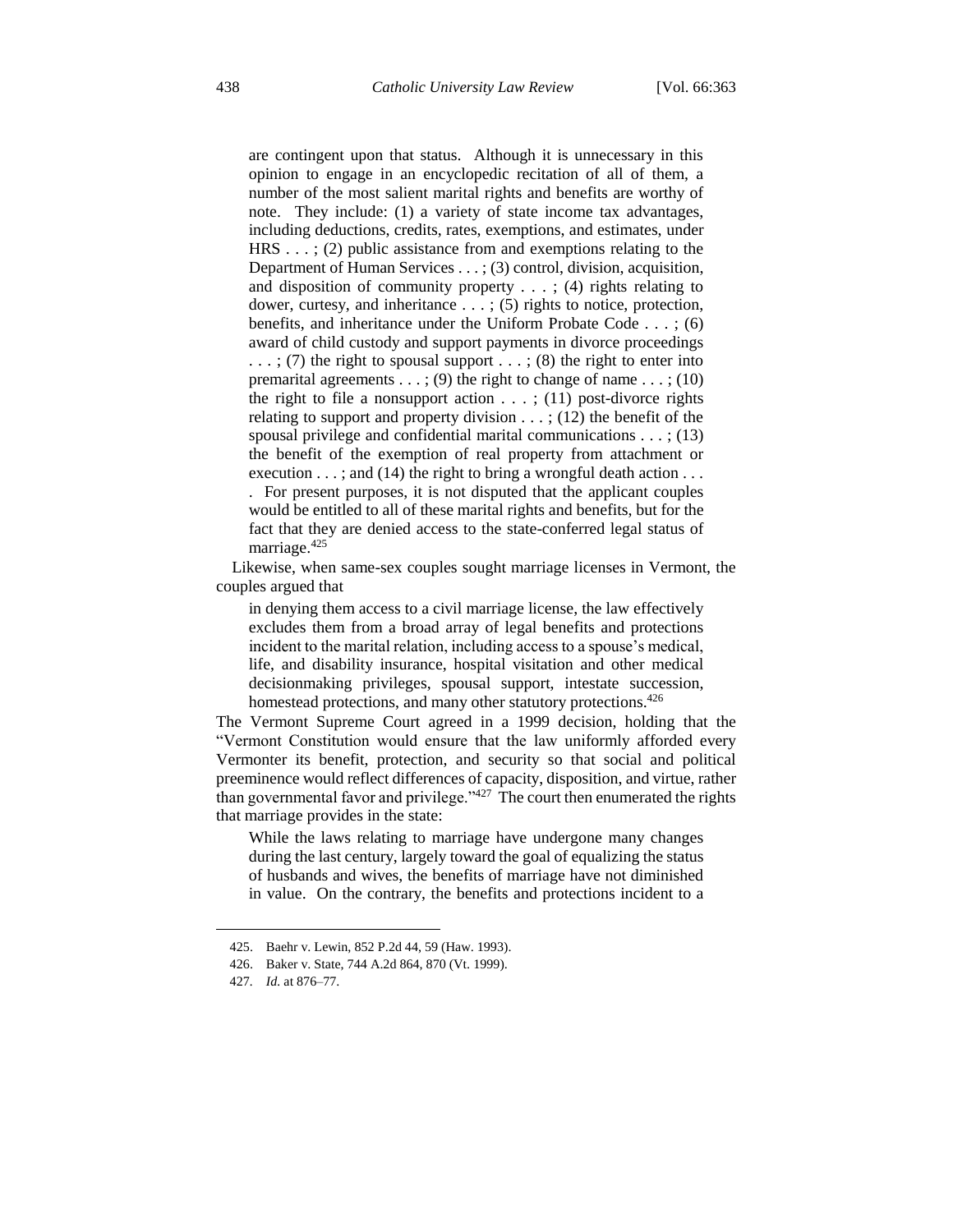> are contingent upon that status. Although it is unnecessary in this opinion to engage in an encyclopedic recitation of all of them, a number of the most salient marital rights and benefits are worthy of note. They include: (1) a variety of state income tax advantages, including deductions, credits, rates, exemptions, and estimates, under HRS . . . ; (2) public assistance from and exemptions relating to the Department of Human Services . . . ; (3) control, division, acquisition, and disposition of community property . . . ; (4) rights relating to dower, curtesy, and inheritance . . . ; (5) rights to notice, protection, benefits, and inheritance under the Uniform Probate Code . . . ; (6) award of child custody and support payments in divorce proceedings . . . ; (7) the right to spousal support . . . ; (8) the right to enter into premarital agreements . . . ; (9) the right to change of name . . . ; (10) the right to file a nonsupport action . . . ; (11) post-divorce rights relating to support and property division . . . ; (12) the benefit of the spousal privilege and confidential marital communications . . . ; (13) the benefit of the exemption of real property from attachment or execution . . . ; and (14) the right to bring a wrongful death action . . . . For present purposes, it is not disputed that the applicant couples would be entitled to all of these marital rights and benefits, but for the fact that they are denied access to the state-conferred legal status of marriage.[425]

Likewise, when same-sex couples sought marriage licenses in Vermont, the couples argued that

> in denying them access to a civil marriage license, the law effectively excludes them from a broad array of legal benefits and protections incident to the marital relation, including access to a spouse's medical, life, and disability insurance, hospital visitation and other medical decisionmaking privileges, spousal support, intestate succession, homestead protections, and many other statutory protections.[426]

The Vermont Supreme Court agreed in a 1999 decision, holding that the "Vermont Constitution would ensure that the law uniformly afforded every Vermonter its benefit, protection, and security so that social and political preeminence would reflect differences of capacity, disposition, and virtue, rather than governmental favor and privilege."[427] The court then enumerated the rights that marriage provides in the state:

> While the laws relating to marriage have undergone many changes during the last century, largely toward the goal of equalizing the status of husbands and wives, the benefits of marriage have not diminished in value. On the contrary, the benefits and protections incident to a

---

425. Baehr v. Lewin, 852 P.2d 44, 59 (Haw. 1993).

426. Baker v. State, 744 A.2d 864, 870 (Vt. 1999).

427. *Id.* at 876–77.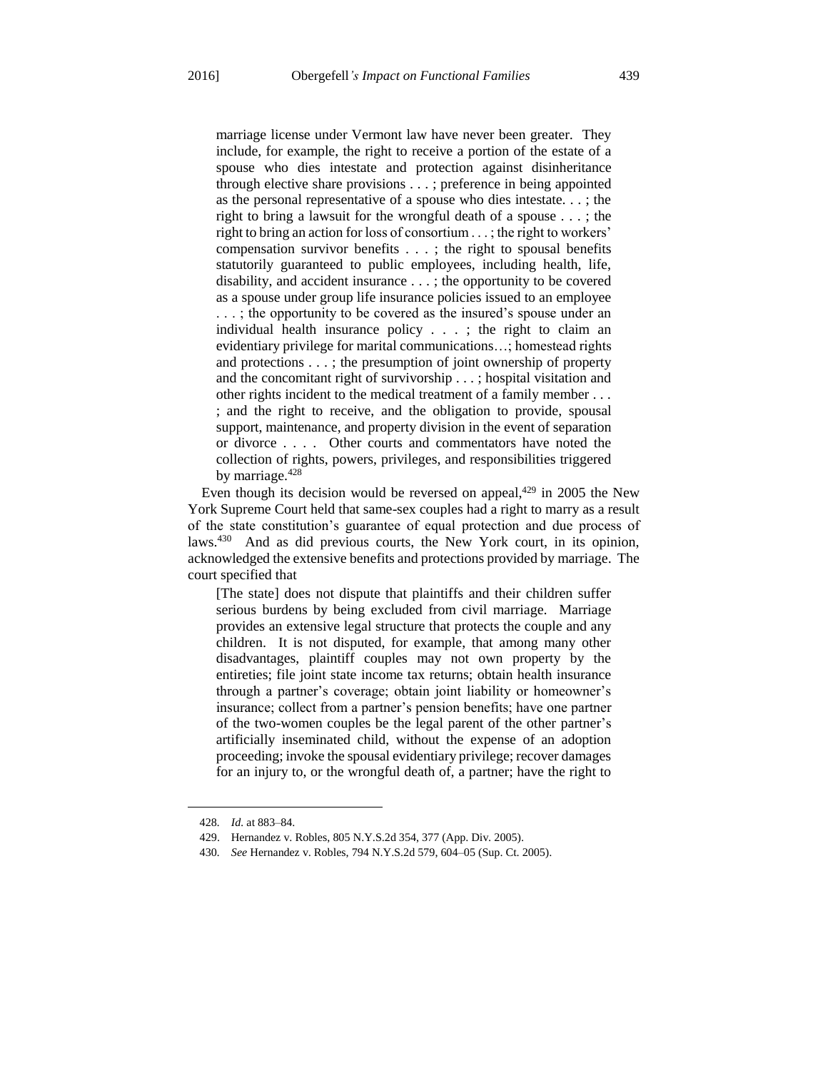> marriage license under Vermont law have never been greater. They include, for example, the right to receive a portion of the estate of a spouse who dies intestate and protection against disinheritance through elective share provisions . . . ; preference in being appointed as the personal representative of a spouse who dies intestate. . . ; the right to bring a lawsuit for the wrongful death of a spouse . . . ; the right to bring an action for loss of consortium . . . ; the right to workers' compensation survivor benefits . . . ; the right to spousal benefits statutorily guaranteed to public employees, including health, life, disability, and accident insurance . . . ; the opportunity to be covered as a spouse under group life insurance policies issued to an employee . . . ; the opportunity to be covered as the insured's spouse under an individual health insurance policy . . . ; the right to claim an evidentiary privilege for marital communications…; homestead rights and protections . . . ; the presumption of joint ownership of property and the concomitant right of survivorship . . . ; hospital visitation and other rights incident to the medical treatment of a family member . . . ; and the right to receive, and the obligation to provide, spousal support, maintenance, and property division in the event of separation or divorce . . . . Other courts and commentators have noted the collection of rights, powers, privileges, and responsibilities triggered by marriage.[428]

Even though its decision would be reversed on appeal,[429] in 2005 the New York Supreme Court held that same-sex couples had a right to marry as a result of the state constitution's guarantee of equal protection and due process of laws.[430] And as did previous courts, the New York court, in its opinion, acknowledged the extensive benefits and protections provided by marriage. The court specified that

> [The state] does not dispute that plaintiffs and their children suffer serious burdens by being excluded from civil marriage. Marriage provides an extensive legal structure that protects the couple and any children. It is not disputed, for example, that among many other disadvantages, plaintiff couples may not own property by the entireties; file joint state income tax returns; obtain health insurance through a partner's coverage; obtain joint liability or homeowner's insurance; collect from a partner's pension benefits; have one partner of the two-women couples be the legal parent of the other partner's artificially inseminated child, without the expense of an adoption proceeding; invoke the spousal evidentiary privilege; recover damages for an injury to, or the wrongful death of, a partner; have the right to

---

428. *Id.* at 883–84.

429. Hernandez v. Robles, 805 N.Y.S.2d 354, 377 (App. Div. 2005).

430. *See* Hernandez v. Robles, 794 N.Y.S.2d 579, 604–05 (Sup. Ct. 2005).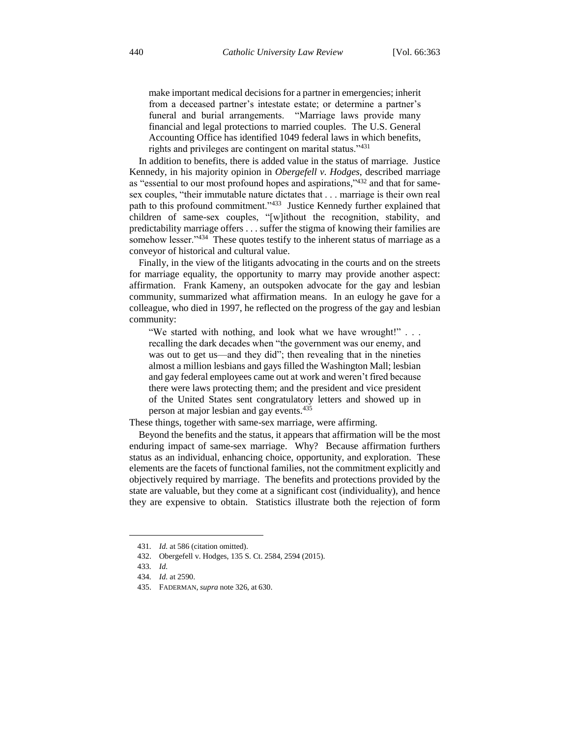> make important medical decisions for a partner in emergencies; inherit from a deceased partner's intestate estate; or determine a partner's funeral and burial arrangements. "Marriage laws provide many financial and legal protections to married couples. The U.S. General Accounting Office has identified 1049 federal laws in which benefits, rights and privileges are contingent on marital status."[431]

In addition to benefits, there is added value in the status of marriage. Justice Kennedy, in his majority opinion in *Obergefell v. Hodges*, described marriage as "essential to our most profound hopes and aspirations,"[432] and that for same-sex couples, "their immutable nature dictates that . . . marriage is their own real path to this profound commitment."[433] Justice Kennedy further explained that children of same-sex couples, "[w]ithout the recognition, stability, and predictability marriage offers . . . suffer the stigma of knowing their families are somehow lesser."[434] These quotes testify to the inherent status of marriage as a conveyor of historical and cultural value.

Finally, in the view of the litigants advocating in the courts and on the streets for marriage equality, the opportunity to marry may provide another aspect: affirmation. Frank Kameny, an outspoken advocate for the gay and lesbian community, summarized what affirmation means. In an eulogy he gave for a colleague, who died in 1997, he reflected on the progress of the gay and lesbian community:

> "We started with nothing, and look what we have wrought!" . . . recalling the dark decades when "the government was our enemy, and was out to get us—and they did"; then revealing that in the nineties almost a million lesbians and gays filled the Washington Mall; lesbian and gay federal employees came out at work and weren't fired because there were laws protecting them; and the president and vice president of the United States sent congratulatory letters and showed up in person at major lesbian and gay events.[435]

These things, together with same-sex marriage, were affirming.

Beyond the benefits and the status, it appears that affirmation will be the most enduring impact of same-sex marriage. Why? Because affirmation furthers status as an individual, enhancing choice, opportunity, and exploration. These elements are the facets of functional families, not the commitment explicitly and objectively required by marriage. The benefits and protections provided by the state are valuable, but they come at a significant cost (individuality), and hence they are expensive to obtain. Statistics illustrate both the rejection of form

---

431. *Id.* at 586 (citation omitted).

432. Obergefell v. Hodges, 135 S. Ct. 2584, 2594 (2015).

433. *Id.*

434. *Id.* at 2590.

435. FADERMAN, *supra* note 326, at 630.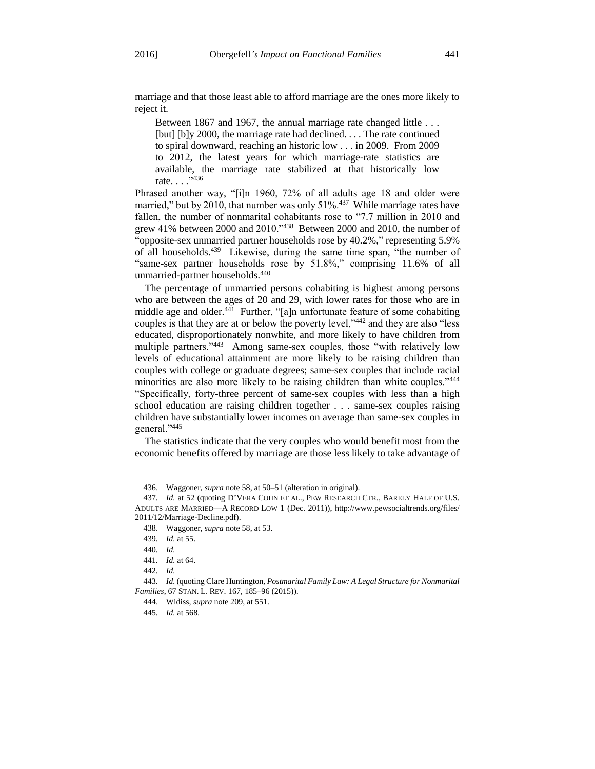marriage and that those least able to afford marriage are the ones more likely to reject it.

> Between 1867 and 1967, the annual marriage rate changed little . . . [but] [b]y 2000, the marriage rate had declined. . . . The rate continued to spiral downward, reaching an historic low . . . in 2009. From 2009 to 2012, the latest years for which marriage-rate statistics are available, the marriage rate stabilized at that historically low rate. . . ."[436]

Phrased another way, "[i]n 1960, 72% of all adults age 18 and older were married," but by 2010, that number was only 51%.[437] While marriage rates have fallen, the number of nonmarital cohabitants rose to "7.7 million in 2010 and grew 41% between 2000 and 2010."[438] Between 2000 and 2010, the number of "opposite-sex unmarried partner households rose by 40.2%," representing 5.9% of all households.[439] Likewise, during the same time span, "the number of "same-sex partner households rose by 51.8%," comprising 11.6% of all unmarried-partner households.[440]

The percentage of unmarried persons cohabiting is highest among persons who are between the ages of 20 and 29, with lower rates for those who are in middle age and older.[441] Further, "[a]n unfortunate feature of some cohabiting couples is that they are at or below the poverty level,"[442] and they are also "less educated, disproportionately nonwhite, and more likely to have children from multiple partners."[443] Among same-sex couples, those "with relatively low levels of educational attainment are more likely to be raising children than couples with college or graduate degrees; same-sex couples that include racial minorities are also more likely to be raising children than white couples."[444] "Specifically, forty-three percent of same-sex couples with less than a high school education are raising children together . . . same-sex couples raising children have substantially lower incomes on average than same-sex couples in general."[445]

The statistics indicate that the very couples who would benefit most from the economic benefits offered by marriage are those less likely to take advantage of

---

436. Waggoner, *supra* note 58, at 50–51 (alteration in original).

437. *Id.* at 52 (quoting D'VERA COHN ET AL., PEW RESEARCH CTR., BARELY HALF OF U.S. ADULTS ARE MARRIED—A RECORD LOW 1 (Dec. 2011)), http://www.pewsocialtrends.org/files/2011/12/Marriage-Decline.pdf).

438. Waggoner, *supra* note 58, at 53.

439. *Id.* at 55.

440. *Id.*

441. *Id.* at 64.

442. *Id.*

443. *Id.* (quoting Clare Huntington, *Postmarital Family Law: A Legal Structure for Nonmarital Families*, 67 STAN. L. REV. 167, 185–96 (2015)).

444. Widiss, *supra* note 209, at 551.

445. *Id.* at 568.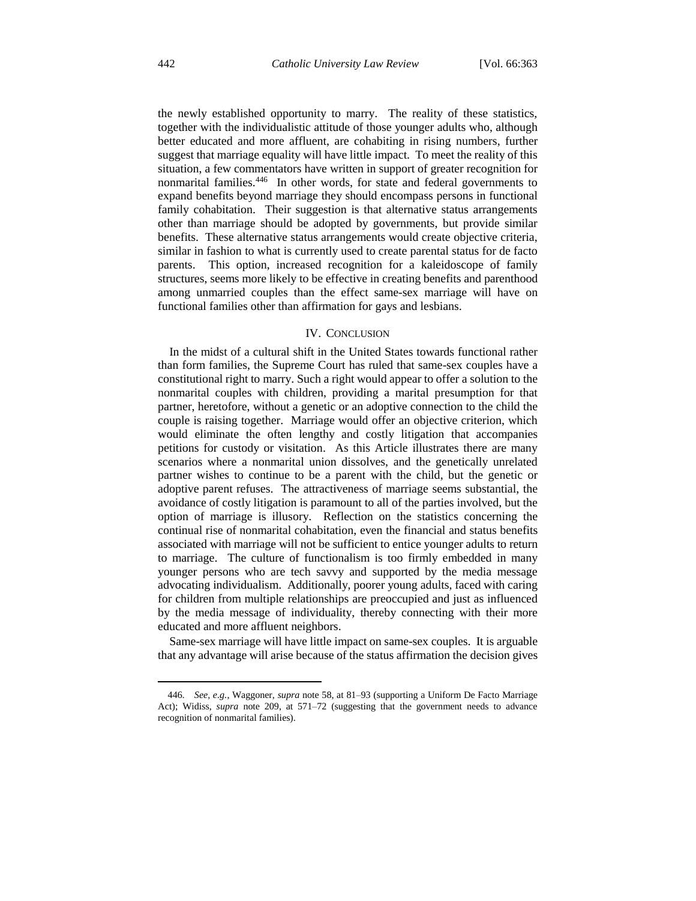the newly established opportunity to marry. The reality of these statistics, together with the individualistic attitude of those younger adults who, although better educated and more affluent, are cohabiting in rising numbers, further suggest that marriage equality will have little impact. To meet the reality of this situation, a few commentators have written in support of greater recognition for nonmarital families.[446] In other words, for state and federal governments to expand benefits beyond marriage they should encompass persons in functional family cohabitation. Their suggestion is that alternative status arrangements other than marriage should be adopted by governments, but provide similar benefits. These alternative status arrangements would create objective criteria, similar in fashion to what is currently used to create parental status for de facto parents. This option, increased recognition for a kaleidoscope of family structures, seems more likely to be effective in creating benefits and parenthood among unmarried couples than the effect same-sex marriage will have on functional families other than affirmation for gays and lesbians.

## IV. CONCLUSION

In the midst of a cultural shift in the United States towards functional rather than form families, the Supreme Court has ruled that same-sex couples have a constitutional right to marry. Such a right would appear to offer a solution to the nonmarital couples with children, providing a marital presumption for that partner, heretofore, without a genetic or an adoptive connection to the child the couple is raising together. Marriage would offer an objective criterion, which would eliminate the often lengthy and costly litigation that accompanies petitions for custody or visitation. As this Article illustrates there are many scenarios where a nonmarital union dissolves, and the genetically unrelated partner wishes to continue to be a parent with the child, but the genetic or adoptive parent refuses. The attractiveness of marriage seems substantial, the avoidance of costly litigation is paramount to all of the parties involved, but the option of marriage is illusory. Reflection on the statistics concerning the continual rise of nonmarital cohabitation, even the financial and status benefits associated with marriage will not be sufficient to entice younger adults to return to marriage. The culture of functionalism is too firmly embedded in many younger persons who are tech savvy and supported by the media message advocating individualism. Additionally, poorer young adults, faced with caring for children from multiple relationships are preoccupied and just as influenced by the media message of individuality, thereby connecting with their more educated and more affluent neighbors.

Same-sex marriage will have little impact on same-sex couples. It is arguable that any advantage will arise because of the status affirmation the decision gives

---

446. *See, e.g.*, Waggoner, *supra* note 58, at 81–93 (supporting a Uniform De Facto Marriage Act); Widiss, *supra* note 209, at 571–72 (suggesting that the government needs to advance recognition of nonmarital families).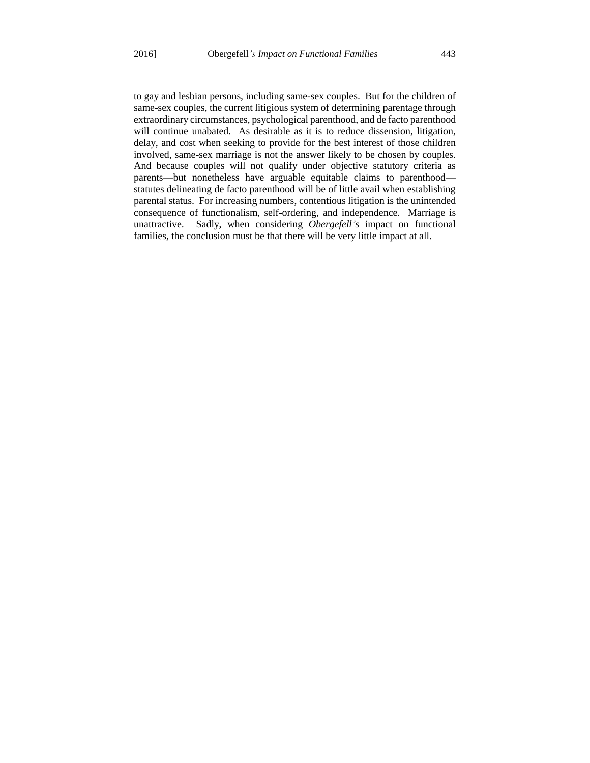to gay and lesbian persons, including same-sex couples. But for the children of same-sex couples, the current litigious system of determining parentage through extraordinary circumstances, psychological parenthood, and de facto parenthood will continue unabated. As desirable as it is to reduce dissension, litigation, delay, and cost when seeking to provide for the best interest of those children involved, same-sex marriage is not the answer likely to be chosen by couples. And because couples will not qualify under objective statutory criteria as parents—but nonetheless have arguable equitable claims to parenthood—statutes delineating de facto parenthood will be of little avail when establishing parental status. For increasing numbers, contentious litigation is the unintended consequence of functionalism, self-ordering, and independence. Marriage is unattractive. Sadly, when considering *Obergefell's* impact on functional families, the conclusion must be that there will be very little impact at all.